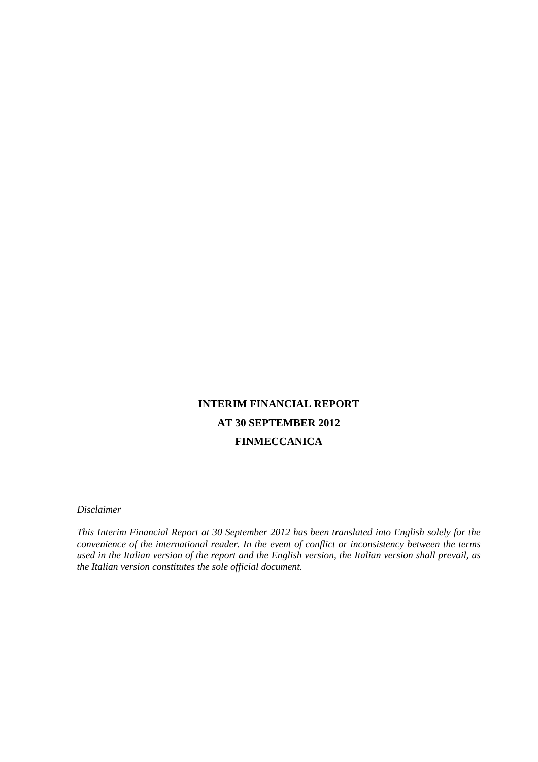# INTERIM FINANCIAL REPORT
# AT 30 SEPTEMBER 2012
# FINMECCANICA

*Disclaimer*

*This Interim Financial Report at 30 September 2012 has been translated into English solely for the convenience of the international reader. In the event of conflict or inconsistency between the terms used in the Italian version of the report and the English version, the Italian version shall prevail, as the Italian version constitutes the sole official document.*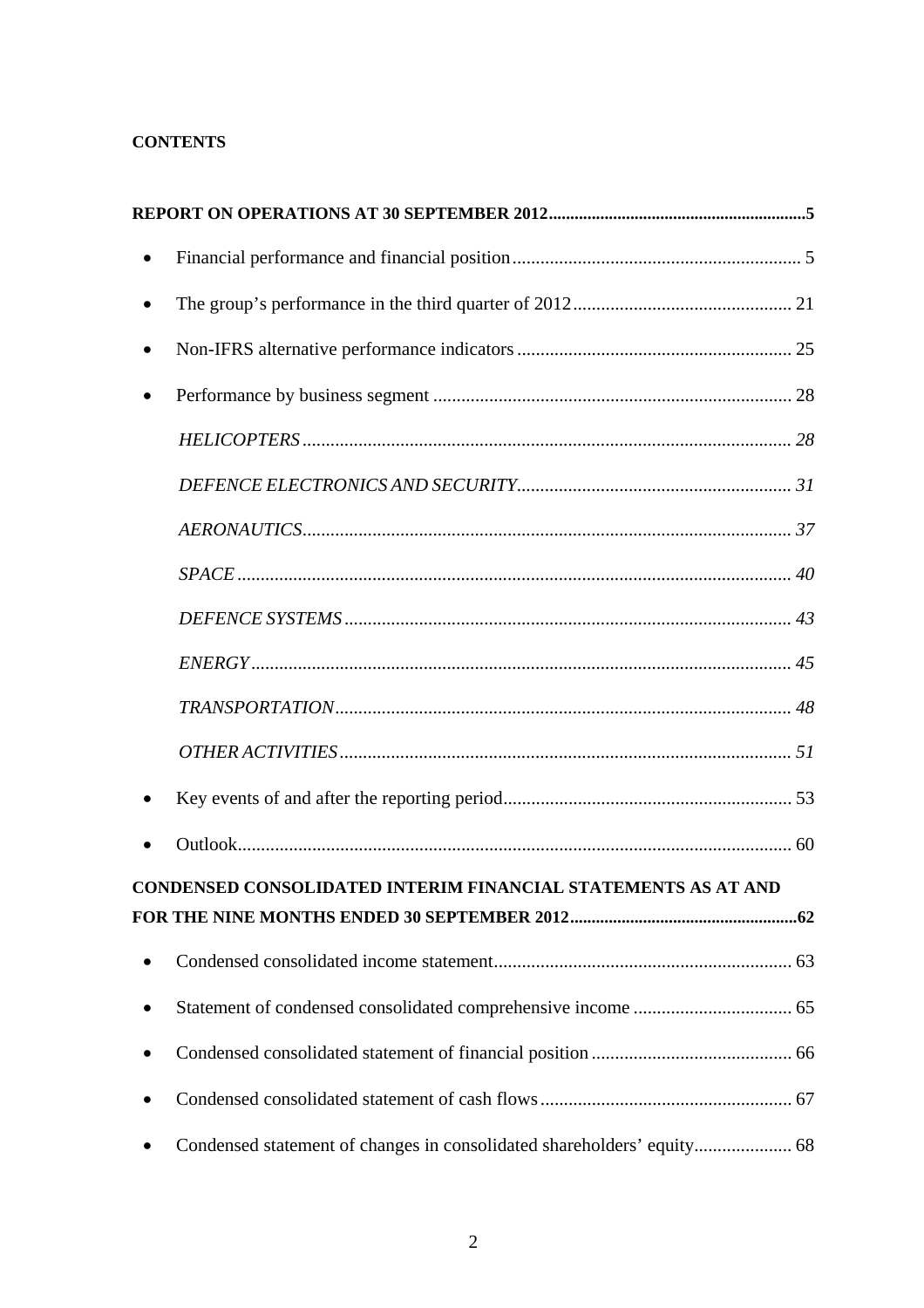**CONTENTS**

**REPORT ON OPERATIONS AT 30 SEPTEMBER 2012 .......... 5**

- Financial performance and financial position .......... 5
- The group's performance in the third quarter of 2012 .......... 21
- Non-IFRS alternative performance indicators .......... 25
- Performance by business segment .......... 28

  *HELICOPTERS* .......... *28*

  *DEFENCE ELECTRONICS AND SECURITY* .......... *31*

  *AERONAUTICS* .......... *37*

  *SPACE* .......... *40*

  *DEFENCE SYSTEMS* .......... *43*

  *ENERGY* .......... *45*

  *TRANSPORTATION* .......... *48*

  *OTHER ACTIVITIES* .......... *51*

- Key events of and after the reporting period .......... 53
- Outlook .......... 60

**CONDENSED CONSOLIDATED INTERIM FINANCIAL STATEMENTS AS AT AND FOR THE NINE MONTHS ENDED 30 SEPTEMBER 2012 .......... 62**

- Condensed consolidated income statement .......... 63
- Statement of condensed consolidated comprehensive income .......... 65
- Condensed consolidated statement of financial position .......... 66
- Condensed consolidated statement of cash flows .......... 67
- Condensed statement of changes in consolidated shareholders' equity .......... 68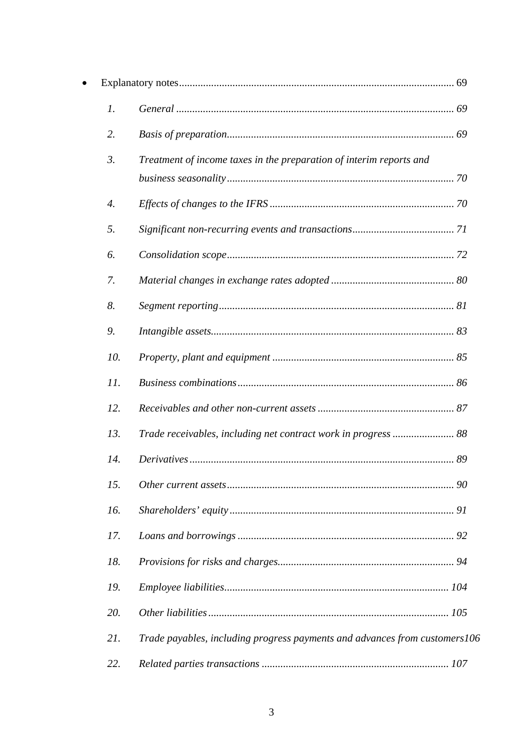- Explanatory notes ...................................................................................................... 69

    1. *General* ....................................................................................................... *69*
    2. *Basis of preparation* .................................................................................... *69*
    3. *Treatment of income taxes in the preparation of interim reports and business seasonality* .................................................................................... *70*
    4. *Effects of changes to the IFRS* .................................................................... *70*
    5. *Significant non-recurring events and transactions* ...................................... *71*
    6. *Consolidation scope* .................................................................................... *72*
    7. *Material changes in exchange rates adopted* .............................................. *80*
    8. *Segment reporting* ....................................................................................... *81*
    9. *Intangible assets* .......................................................................................... *83*
    10. *Property, plant and equipment* ................................................................... *85*
    11. *Business combinations* ................................................................................ *86*
    12. *Receivables and other non-current assets* .................................................. *87*
    13. *Trade receivables, including net contract work in progress* ....................... *88*
    14. *Derivatives* .................................................................................................. *89*
    15. *Other current assets* .................................................................................... *90*
    16. *Shareholders' equity* ................................................................................... *91*
    17. *Loans and borrowings* ................................................................................ *92*
    18. *Provisions for risks and charges* ................................................................. *94*
    19. *Employee liabilities* ................................................................................... *104*
    20. *Other liabilities* ......................................................................................... *105*
    21. *Trade payables, including progress payments and advances from customers* *106*
    22. *Related parties transactions* ..................................................................... *107*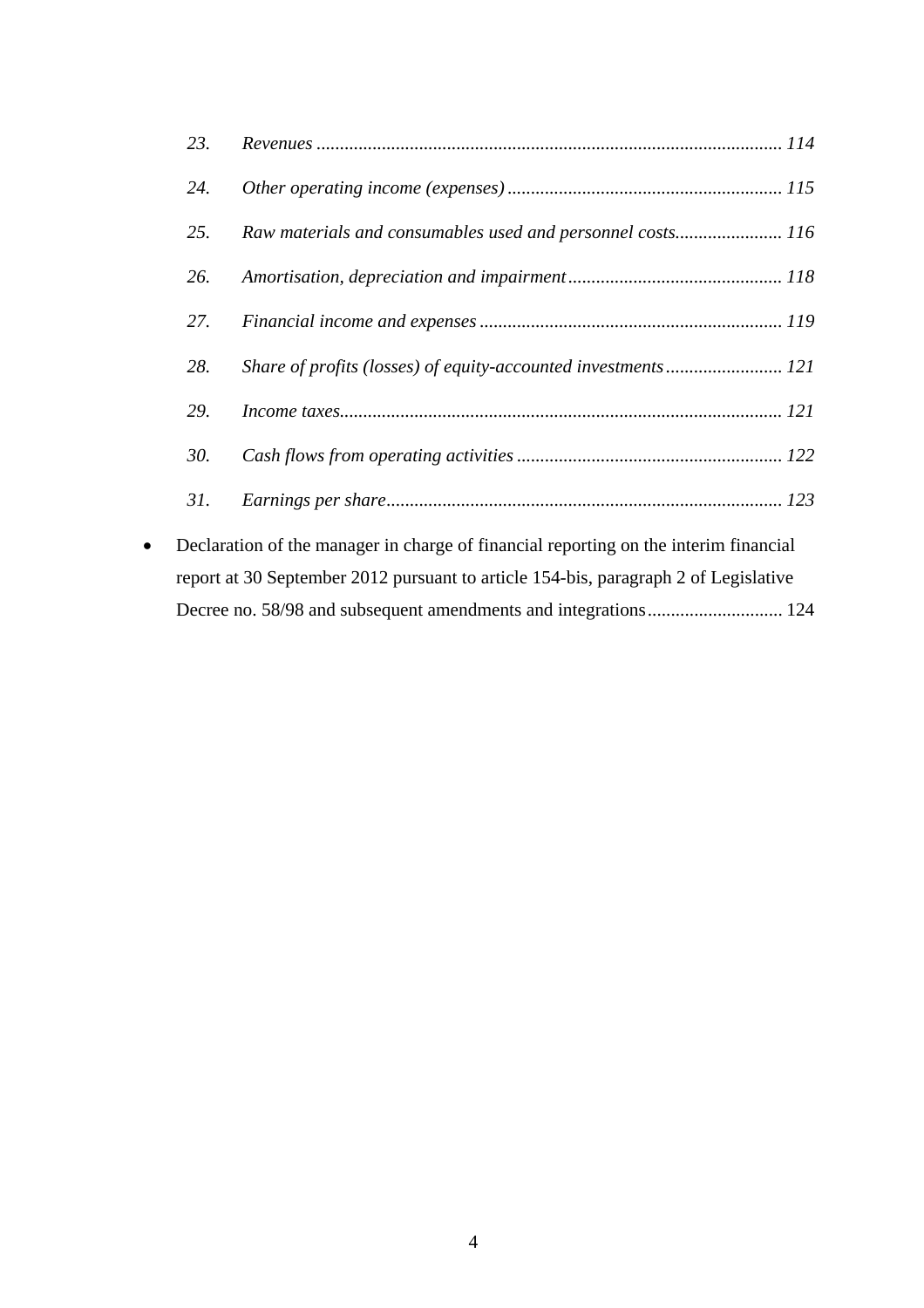*23. Revenues ..................................................................................................... 114*

*24. Other operating income (expenses) ........................................................... 115*

*25. Raw materials and consumables used and personnel costs....................... 116*

*26. Amortisation, depreciation and impairment .............................................. 118*

*27. Financial income and expenses ................................................................. 119*

*28. Share of profits (losses) of equity-accounted investments ......................... 121*

*29. Income taxes............................................................................................... 121*

*30. Cash flows from operating activities ......................................................... 122*

*31. Earnings per share...................................................................................... 123*

- Declaration of the manager in charge of financial reporting on the interim financial report at 30 September 2012 pursuant to article 154-bis, paragraph 2 of Legislative Decree no. 58/98 and subsequent amendments and integrations............................ 124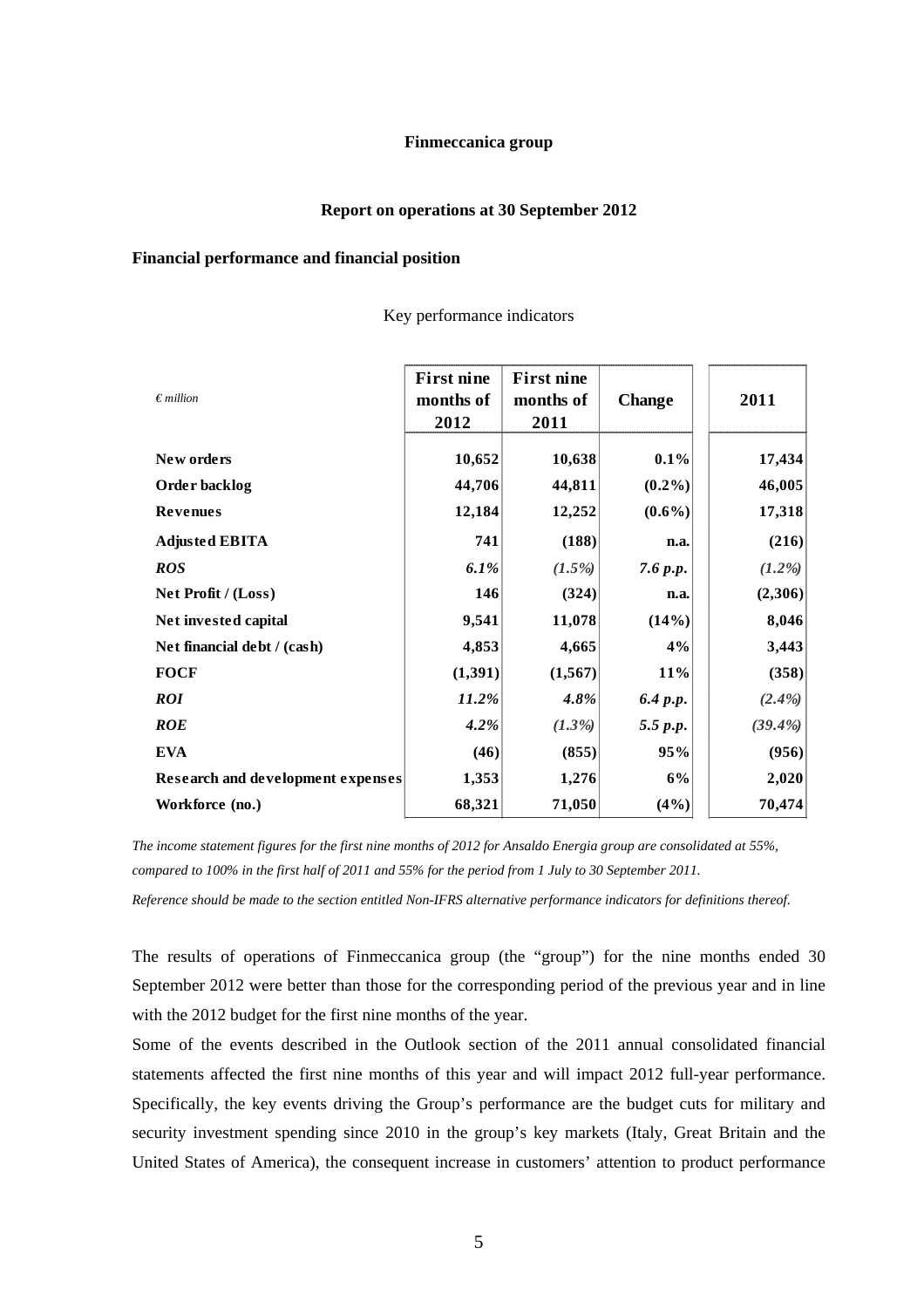**Finmeccanica group**

**Report on operations at 30 September 2012**

## Financial performance and financial position

Key performance indicators

| *€ million* | **First nine months of 2012** | **First nine months of 2011** | **Change** | **2011** |
|---|---|---|---|---|
| **New orders** | **10,652** | **10,638** | **0.1%** | **17,434** |
| **Order backlog** | **44,706** | **44,811** | **(0.2%)** | **46,005** |
| **Revenues** | **12,184** | **12,252** | **(0.6%)** | **17,318** |
| **Adjusted EBITA** | **741** | **(188)** | **n.a.** | **(216)** |
| ***ROS*** | ***6.1%*** | ***(1.5%)*** | ***7.6 p.p.*** | ***(1.2%)*** |
| **Net Profit / (Loss)** | **146** | **(324)** | **n.a.** | **(2,306)** |
| **Net invested capital** | **9,541** | **11,078** | **(14%)** | **8,046** |
| **Net financial debt / (cash)** | **4,853** | **4,665** | **4%** | **3,443** |
| **FOCF** | **(1,391)** | **(1,567)** | **11%** | **(358)** |
| ***ROI*** | ***11.2%*** | ***4.8%*** | ***6.4 p.p.*** | ***(2.4%)*** |
| ***ROE*** | ***4.2%*** | ***(1.3%)*** | ***5.5 p.p.*** | ***(39.4%)*** |
| **EVA** | **(46)** | **(855)** | **95%** | **(956)** |
| **Research and development expenses** | **1,353** | **1,276** | **6%** | **2,020** |
| **Workforce (no.)** | **68,321** | **71,050** | **(4%)** | **70,474** |

*The income statement figures for the first nine months of 2012 for Ansaldo Energia group are consolidated at 55%, compared to 100% in the first half of 2011 and 55% for the period from 1 July to 30 September 2011.*

*Reference should be made to the section entitled Non-IFRS alternative performance indicators for definitions thereof.*

The results of operations of Finmeccanica group (the "group") for the nine months ended 30 September 2012 were better than those for the corresponding period of the previous year and in line with the 2012 budget for the first nine months of the year.

Some of the events described in the Outlook section of the 2011 annual consolidated financial statements affected the first nine months of this year and will impact 2012 full-year performance. Specifically, the key events driving the Group's performance are the budget cuts for military and security investment spending since 2010 in the group's key markets (Italy, Great Britain and the United States of America), the consequent increase in customers' attention to product performance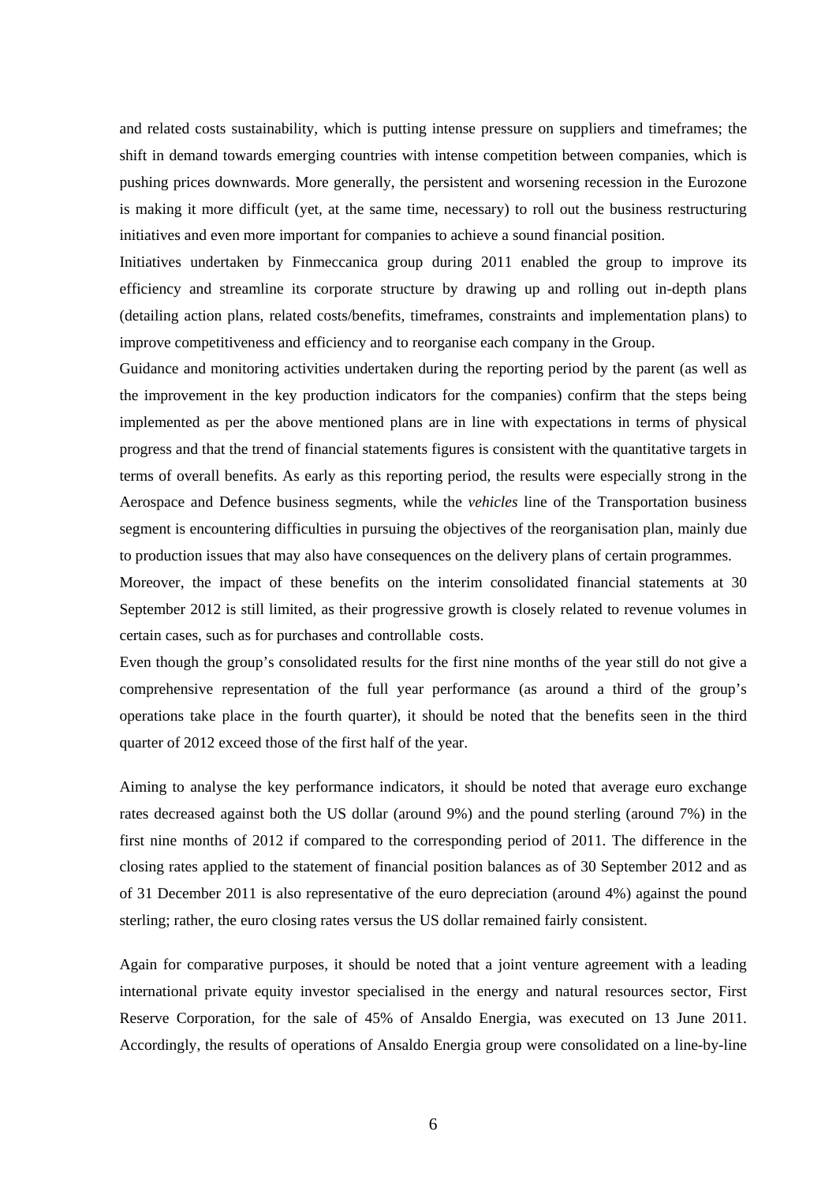and related costs sustainability, which is putting intense pressure on suppliers and timeframes; the shift in demand towards emerging countries with intense competition between companies, which is pushing prices downwards. More generally, the persistent and worsening recession in the Eurozone is making it more difficult (yet, at the same time, necessary) to roll out the business restructuring initiatives and even more important for companies to achieve a sound financial position.

Initiatives undertaken by Finmeccanica group during 2011 enabled the group to improve its efficiency and streamline its corporate structure by drawing up and rolling out in-depth plans (detailing action plans, related costs/benefits, timeframes, constraints and implementation plans) to improve competitiveness and efficiency and to reorganise each company in the Group.

Guidance and monitoring activities undertaken during the reporting period by the parent (as well as the improvement in the key production indicators for the companies) confirm that the steps being implemented as per the above mentioned plans are in line with expectations in terms of physical progress and that the trend of financial statements figures is consistent with the quantitative targets in terms of overall benefits. As early as this reporting period, the results were especially strong in the Aerospace and Defence business segments, while the *vehicles* line of the Transportation business segment is encountering difficulties in pursuing the objectives of the reorganisation plan, mainly due to production issues that may also have consequences on the delivery plans of certain programmes.

Moreover, the impact of these benefits on the interim consolidated financial statements at 30 September 2012 is still limited, as their progressive growth is closely related to revenue volumes in certain cases, such as for purchases and controllable costs.

Even though the group's consolidated results for the first nine months of the year still do not give a comprehensive representation of the full year performance (as around a third of the group's operations take place in the fourth quarter), it should be noted that the benefits seen in the third quarter of 2012 exceed those of the first half of the year.

Aiming to analyse the key performance indicators, it should be noted that average euro exchange rates decreased against both the US dollar (around 9%) and the pound sterling (around 7%) in the first nine months of 2012 if compared to the corresponding period of 2011. The difference in the closing rates applied to the statement of financial position balances as of 30 September 2012 and as of 31 December 2011 is also representative of the euro depreciation (around 4%) against the pound sterling; rather, the euro closing rates versus the US dollar remained fairly consistent.

Again for comparative purposes, it should be noted that a joint venture agreement with a leading international private equity investor specialised in the energy and natural resources sector, First Reserve Corporation, for the sale of 45% of Ansaldo Energia, was executed on 13 June 2011. Accordingly, the results of operations of Ansaldo Energia group were consolidated on a line-by-line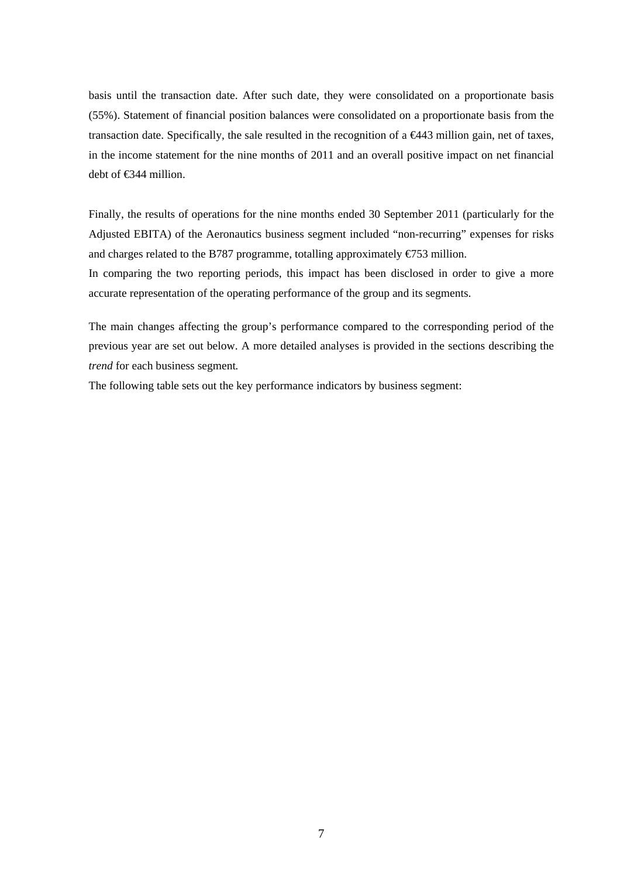basis until the transaction date. After such date, they were consolidated on a proportionate basis (55%). Statement of financial position balances were consolidated on a proportionate basis from the transaction date. Specifically, the sale resulted in the recognition of a €443 million gain, net of taxes, in the income statement for the nine months of 2011 and an overall positive impact on net financial debt of €344 million.

Finally, the results of operations for the nine months ended 30 September 2011 (particularly for the Adjusted EBITA) of the Aeronautics business segment included "non-recurring" expenses for risks and charges related to the B787 programme, totalling approximately €753 million.
In comparing the two reporting periods, this impact has been disclosed in order to give a more accurate representation of the operating performance of the group and its segments.

The main changes affecting the group's performance compared to the corresponding period of the previous year are set out below. A more detailed analyses is provided in the sections describing the *trend* for each business segment.
The following table sets out the key performance indicators by business segment: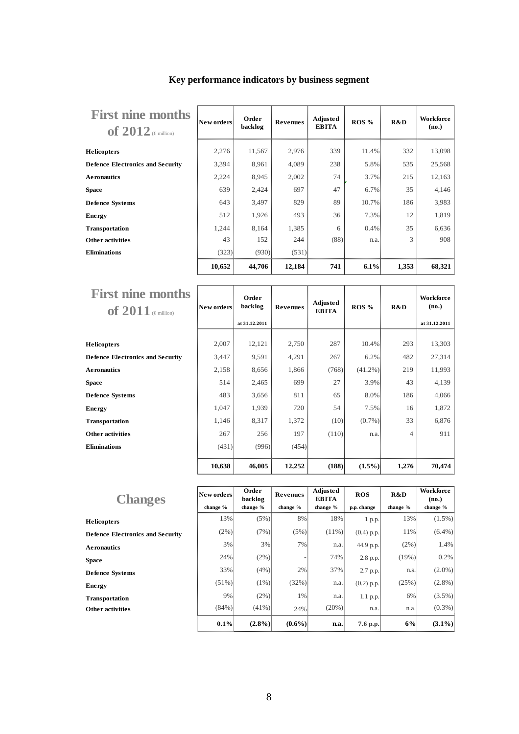## Key performance indicators by business segment

| First nine months of 2012 (€ million) | New orders | Order backlog | Revenues | Adjusted EBITA | ROS % | R&D | Workforce (no.) |
|---|---|---|---|---|---|---|---|
| **Helicopters** | 2,276 | 11,567 | 2,976 | 339 | 11.4% | 332 | 13,098 |
| **Defence Electronics and Security** | 3,394 | 8,961 | 4,089 | 238 | 5.8% | 535 | 25,568 |
| **Aeronautics** | 2,224 | 8,945 | 2,002 | 74 | 3.7% | 215 | 12,163 |
| **Space** | 639 | 2,424 | 697 | 47 | 6.7% | 35 | 4,146 |
| **Defence Systems** | 643 | 3,497 | 829 | 89 | 10.7% | 186 | 3,983 |
| **Energy** | 512 | 1,926 | 493 | 36 | 7.3% | 12 | 1,819 |
| **Transportation** | 1,244 | 8,164 | 1,385 | 6 | 0.4% | 35 | 6,636 |
| **Other activities** | 43 | 152 | 244 | (88) | n.a. | 3 | 908 |
| **Eliminations** | (323) | (930) | (531) | | | | |
| | **10,652** | **44,706** | **12,184** | **741** | **6.1%** | **1,353** | **68,321** |

| First nine months of 2011 (€ million) | New orders | Order backlog at 31.12.2011 | Revenues | Adjusted EBITA | ROS % | R&D | Workforce (no.) at 31.12.2011 |
|---|---|---|---|---|---|---|---|
| **Helicopters** | 2,007 | 12,121 | 2,750 | 287 | 10.4% | 293 | 13,303 |
| **Defence Electronics and Security** | 3,447 | 9,591 | 4,291 | 267 | 6.2% | 482 | 27,314 |
| **Aeronautics** | 2,158 | 8,656 | 1,866 | (768) | (41.2%) | 219 | 11,993 |
| **Space** | 514 | 2,465 | 699 | 27 | 3.9% | 43 | 4,139 |
| **Defence Systems** | 483 | 3,656 | 811 | 65 | 8.0% | 186 | 4,066 |
| **Energy** | 1,047 | 1,939 | 720 | 54 | 7.5% | 16 | 1,872 |
| **Transportation** | 1,146 | 8,317 | 1,372 | (10) | (0.7%) | 33 | 6,876 |
| **Other activities** | 267 | 256 | 197 | (110) | n.a. | 4 | 911 |
| **Eliminations** | (431) | (996) | (454) | | | | |
| | **10,638** | **46,005** | **12,252** | **(188)** | **(1.5%)** | **1,276** | **70,474** |

| Changes | New orders change % | Order backlog change % | Revenues change % | Adjusted EBITA change % | ROS p.p. change | R&D change % | Workforce (no.) change % |
|---|---|---|---|---|---|---|---|
| **Helicopters** | 13% | (5%) | 8% | 18% | 1 p.p. | 13% | (1.5%) |
| **Defence Electronics and Security** | (2%) | (7%) | (5%) | (11%) | (0.4) p.p. | 11% | (6.4%) |
| **Aeronautics** | 3% | 3% | 7% | n.a. | 44.9 p.p. | (2%) | 1.4% |
| **Space** | 24% | (2%) | - | 74% | 2.8 p.p. | (19%) | 0.2% |
| **Defence Systems** | 33% | (4%) | 2% | 37% | 2.7 p.p. | n.s. | (2.0%) |
| **Energy** | (51%) | (1%) | (32%) | n.a. | (0.2) p.p. | (25%) | (2.8%) |
| **Transportation** | 9% | (2%) | 1% | n.a. | 1.1 p.p. | 6% | (3.5%) |
| **Other activities** | (84%) | (41%) | 24% | (20%) | n.a. | n.a. | (0.3%) |
| | **0.1%** | **(2.8%)** | **(0.6%)** | **n.a.** | **7.6 p.p.** | **6%** | **(3.1%)** |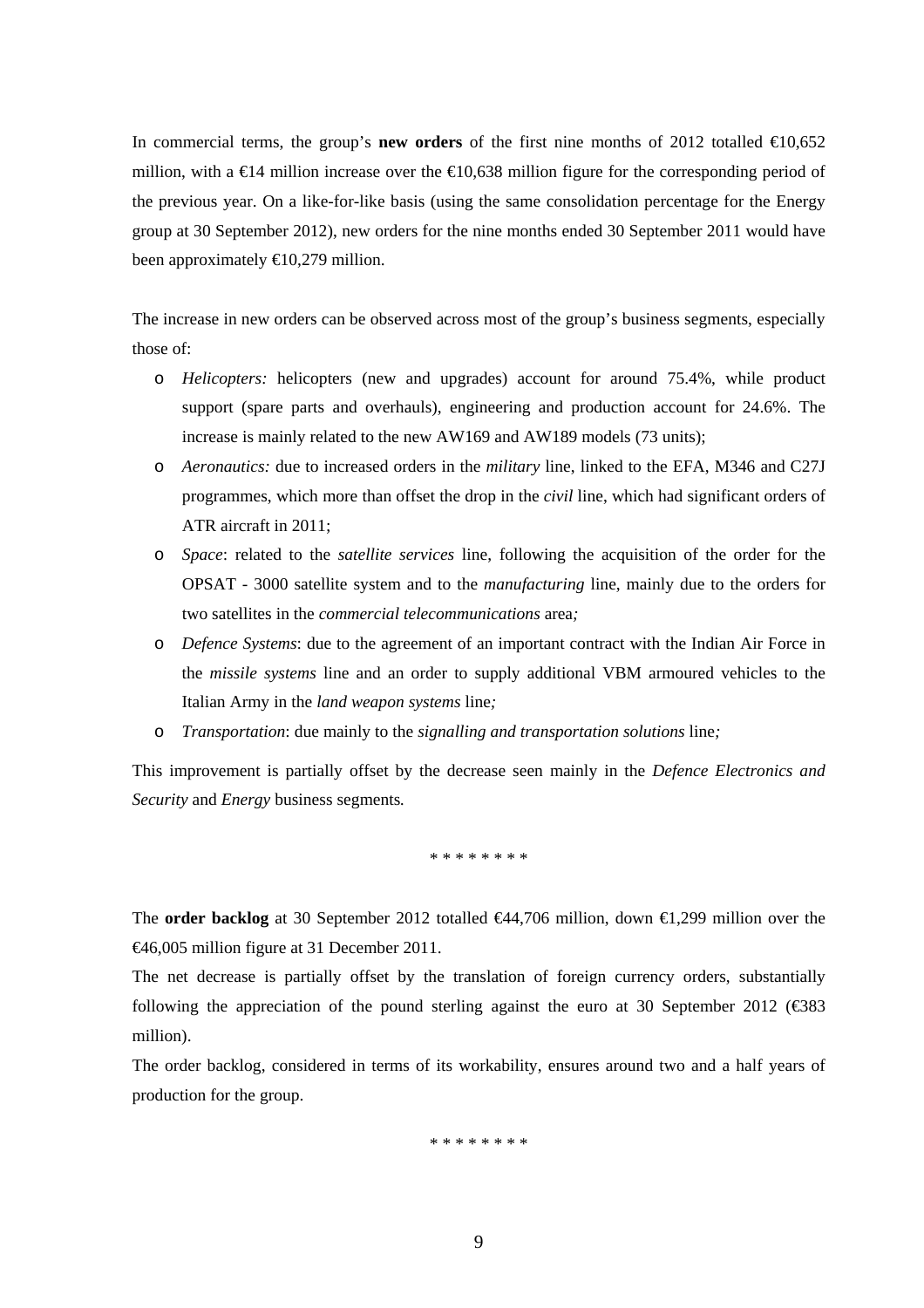In commercial terms, the group's **new orders** of the first nine months of 2012 totalled €10,652 million, with a €14 million increase over the €10,638 million figure for the corresponding period of the previous year. On a like-for-like basis (using the same consolidation percentage for the Energy group at 30 September 2012), new orders for the nine months ended 30 September 2011 would have been approximately €10,279 million.

The increase in new orders can be observed across most of the group's business segments, especially those of:

- *Helicopters:* helicopters (new and upgrades) account for around 75.4%, while product support (spare parts and overhauls), engineering and production account for 24.6%. The increase is mainly related to the new AW169 and AW189 models (73 units);
- *Aeronautics:* due to increased orders in the *military* line, linked to the EFA, M346 and C27J programmes, which more than offset the drop in the *civil* line, which had significant orders of ATR aircraft in 2011;
- *Space*: related to the *satellite services* line, following the acquisition of the order for the OPSAT - 3000 satellite system and to the *manufacturing* line, mainly due to the orders for two satellites in the *commercial telecommunications* area*;*
- *Defence Systems*: due to the agreement of an important contract with the Indian Air Force in the *missile systems* line and an order to supply additional VBM armoured vehicles to the Italian Army in the *land weapon systems* line*;*
- *Transportation*: due mainly to the *signalling and transportation solutions* line*;*

This improvement is partially offset by the decrease seen mainly in the *Defence Electronics and Security* and *Energy* business segments*.*

\* \* \* \* \* \* \* \*

The **order backlog** at 30 September 2012 totalled €44,706 million, down €1,299 million over the €46,005 million figure at 31 December 2011.

The net decrease is partially offset by the translation of foreign currency orders, substantially following the appreciation of the pound sterling against the euro at 30 September 2012 (€383 million).

The order backlog, considered in terms of its workability, ensures around two and a half years of production for the group.

\* \* \* \* \* \* \* \*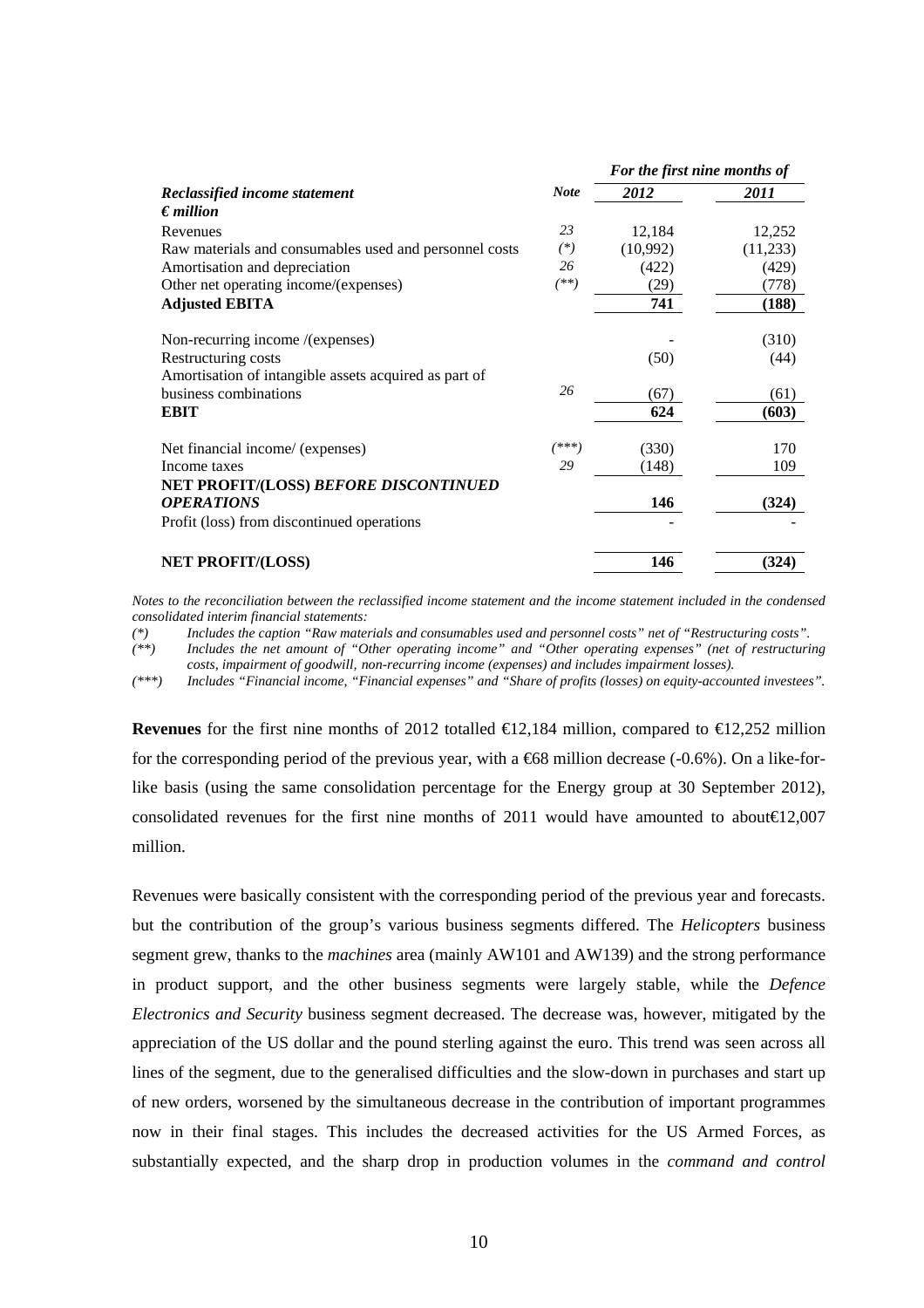| *Reclassified income statement* | *Note* | *For the first nine months of* | |
|---|---|---|---|
| ***€ million*** | | ***2012*** | ***2011*** |
| Revenues | *23* | 12,184 | 12,252 |
| Raw materials and consumables used and personnel costs | *(\*)* | (10,992) | (11,233) |
| Amortisation and depreciation | *26* | (422) | (429) |
| Other net operating income/(expenses) | *(\*\*)* | (29) | (778) |
| **Adjusted EBITA** | | **741** | **(188)** |
| Non-recurring income /(expenses) | | - | (310) |
| Restructuring costs | | (50) | (44) |
| Amortisation of intangible assets acquired as part of business combinations | *26* | (67) | (61) |
| **EBIT** | | **624** | **(603)** |
| Net financial income/ (expenses) | *(\*\*\*)* | (330) | 170 |
| Income taxes | *29* | (148) | 109 |
| **NET PROFIT/(LOSS) *BEFORE DISCONTINUED OPERATIONS*** | | **146** | **(324)** |
| Profit (loss) from discontinued operations | | - | - |
| **NET PROFIT/(LOSS)** | | **146** | **(324)** |

*Notes to the reconciliation between the reclassified income statement and the income statement included in the condensed consolidated interim financial statements:*

*(\*) Includes the caption "Raw materials and consumables used and personnel costs" net of "Restructuring costs".*

*(\*\*) Includes the net amount of "Other operating income" and "Other operating expenses" (net of restructuring costs, impairment of goodwill, non-recurring income (expenses) and includes impairment losses).*

*(\*\*\*) Includes "Financial income, "Financial expenses" and "Share of profits (losses) on equity-accounted investees".*

**Revenues** for the first nine months of 2012 totalled €12,184 million, compared to €12,252 million for the corresponding period of the previous year, with a €68 million decrease (-0.6%). On a like-for-like basis (using the same consolidation percentage for the Energy group at 30 September 2012), consolidated revenues for the first nine months of 2011 would have amounted to about€12,007 million.

Revenues were basically consistent with the corresponding period of the previous year and forecasts. but the contribution of the group's various business segments differed. The *Helicopters* business segment grew, thanks to the *machines* area (mainly AW101 and AW139) and the strong performance in product support, and the other business segments were largely stable, while the *Defence Electronics and Security* business segment decreased. The decrease was, however, mitigated by the appreciation of the US dollar and the pound sterling against the euro. This trend was seen across all lines of the segment, due to the generalised difficulties and the slow-down in purchases and start up of new orders, worsened by the simultaneous decrease in the contribution of important programmes now in their final stages. This includes the decreased activities for the US Armed Forces, as substantially expected, and the sharp drop in production volumes in the *command and control*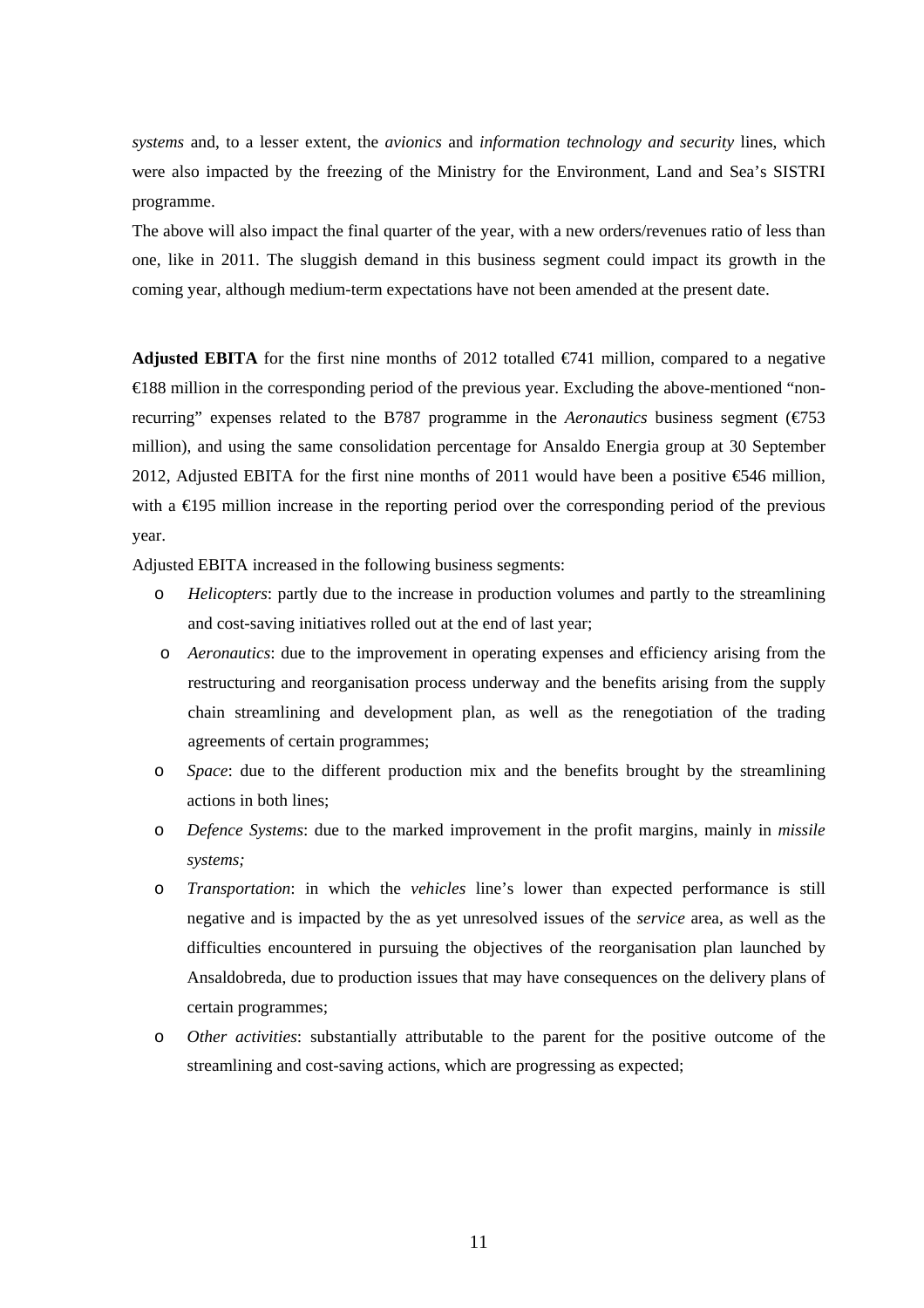*systems* and, to a lesser extent, the *avionics* and *information technology and security* lines, which were also impacted by the freezing of the Ministry for the Environment, Land and Sea's SISTRI programme.

The above will also impact the final quarter of the year, with a new orders/revenues ratio of less than one, like in 2011. The sluggish demand in this business segment could impact its growth in the coming year, although medium-term expectations have not been amended at the present date.

**Adjusted EBITA** for the first nine months of 2012 totalled €741 million, compared to a negative €188 million in the corresponding period of the previous year. Excluding the above-mentioned "non-recurring" expenses related to the B787 programme in the *Aeronautics* business segment (€753 million), and using the same consolidation percentage for Ansaldo Energia group at 30 September 2012, Adjusted EBITA for the first nine months of 2011 would have been a positive €546 million, with a €195 million increase in the reporting period over the corresponding period of the previous year.

Adjusted EBITA increased in the following business segments:

- *Helicopters*: partly due to the increase in production volumes and partly to the streamlining and cost-saving initiatives rolled out at the end of last year;
- *Aeronautics*: due to the improvement in operating expenses and efficiency arising from the restructuring and reorganisation process underway and the benefits arising from the supply chain streamlining and development plan, as well as the renegotiation of the trading agreements of certain programmes;
- *Space*: due to the different production mix and the benefits brought by the streamlining actions in both lines;
- *Defence Systems*: due to the marked improvement in the profit margins, mainly in *missile systems;*
- *Transportation*: in which the *vehicles* line's lower than expected performance is still negative and is impacted by the as yet unresolved issues of the *service* area, as well as the difficulties encountered in pursuing the objectives of the reorganisation plan launched by Ansaldobreda, due to production issues that may have consequences on the delivery plans of certain programmes;
- *Other activities*: substantially attributable to the parent for the positive outcome of the streamlining and cost-saving actions, which are progressing as expected;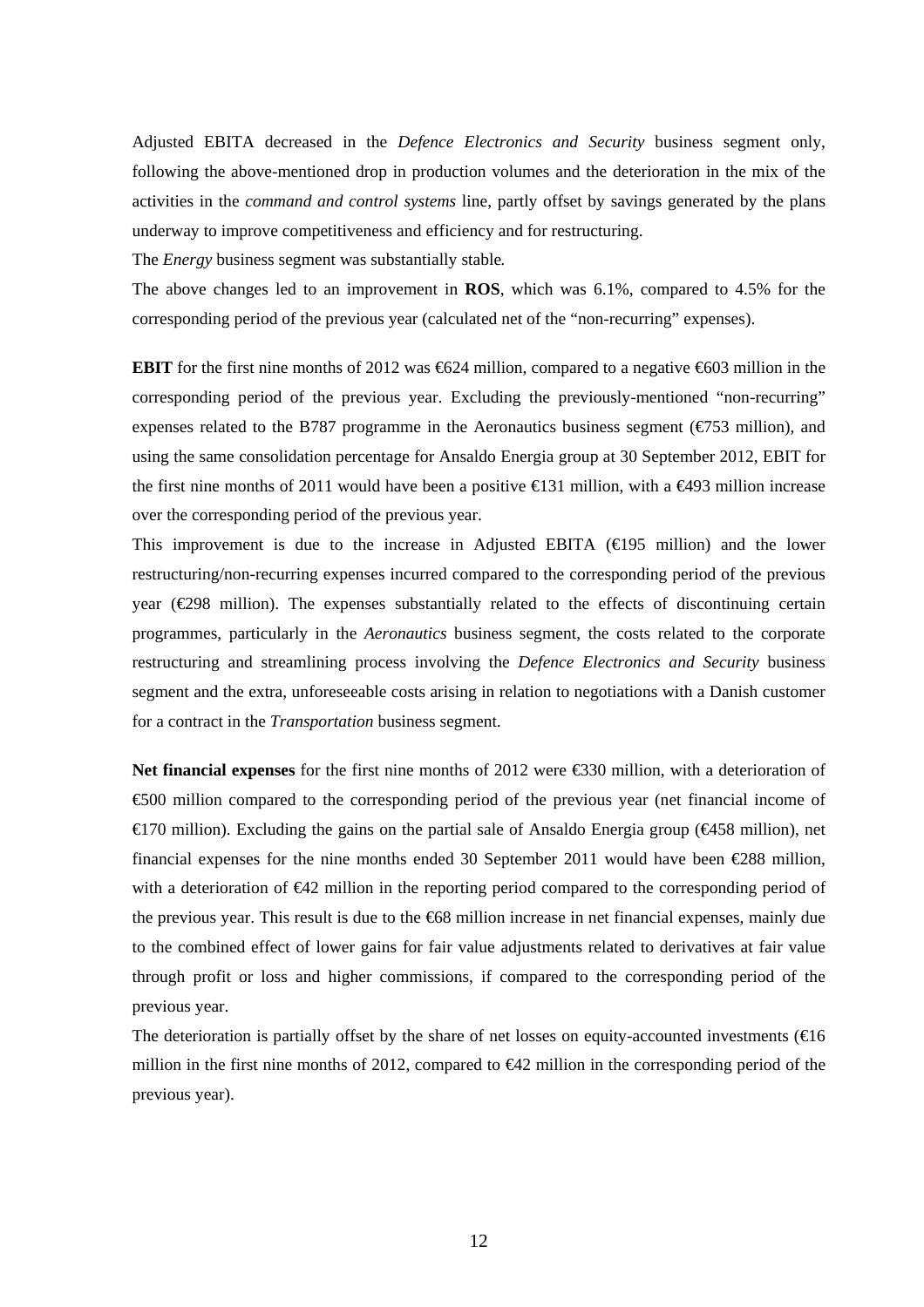Adjusted EBITA decreased in the *Defence Electronics and Security* business segment only, following the above-mentioned drop in production volumes and the deterioration in the mix of the activities in the *command and control systems* line, partly offset by savings generated by the plans underway to improve competitiveness and efficiency and for restructuring.

The *Energy* business segment was substantially stable.

The above changes led to an improvement in **ROS**, which was 6.1%, compared to 4.5% for the corresponding period of the previous year (calculated net of the "non-recurring" expenses).

**EBIT** for the first nine months of 2012 was €624 million, compared to a negative €603 million in the corresponding period of the previous year. Excluding the previously-mentioned "non-recurring" expenses related to the B787 programme in the Aeronautics business segment (€753 million), and using the same consolidation percentage for Ansaldo Energia group at 30 September 2012, EBIT for the first nine months of 2011 would have been a positive €131 million, with a €493 million increase over the corresponding period of the previous year.

This improvement is due to the increase in Adjusted EBITA (€195 million) and the lower restructuring/non-recurring expenses incurred compared to the corresponding period of the previous year (€298 million). The expenses substantially related to the effects of discontinuing certain programmes, particularly in the *Aeronautics* business segment, the costs related to the corporate restructuring and streamlining process involving the *Defence Electronics and Security* business segment and the extra, unforeseeable costs arising in relation to negotiations with a Danish customer for a contract in the *Transportation* business segment.

**Net financial expenses** for the first nine months of 2012 were €330 million, with a deterioration of €500 million compared to the corresponding period of the previous year (net financial income of €170 million). Excluding the gains on the partial sale of Ansaldo Energia group (€458 million), net financial expenses for the nine months ended 30 September 2011 would have been €288 million, with a deterioration of €42 million in the reporting period compared to the corresponding period of the previous year. This result is due to the €68 million increase in net financial expenses, mainly due to the combined effect of lower gains for fair value adjustments related to derivatives at fair value through profit or loss and higher commissions, if compared to the corresponding period of the previous year.

The deterioration is partially offset by the share of net losses on equity-accounted investments (€16 million in the first nine months of 2012, compared to €42 million in the corresponding period of the previous year).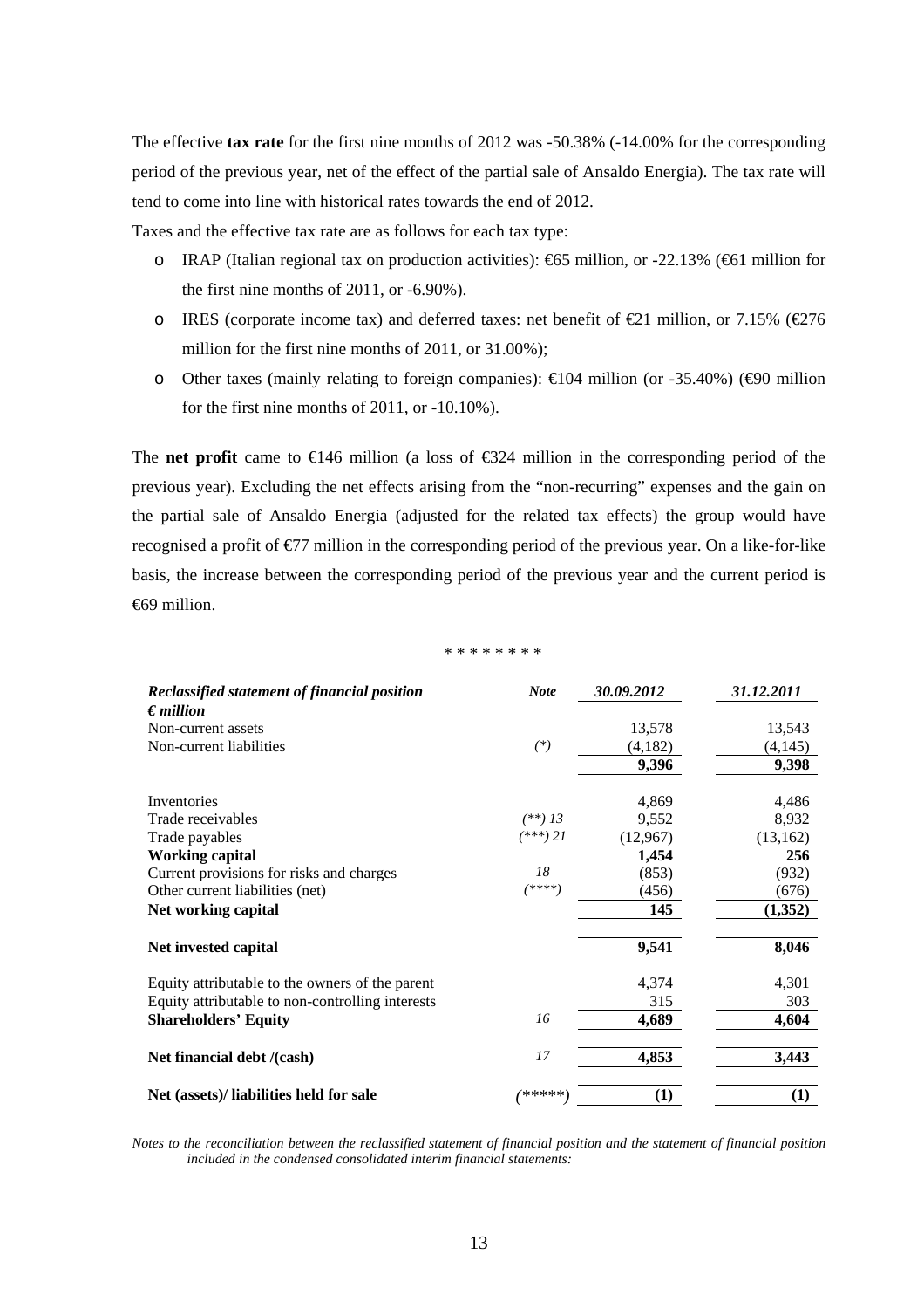The effective **tax rate** for the first nine months of 2012 was -50.38% (-14.00% for the corresponding period of the previous year, net of the effect of the partial sale of Ansaldo Energia). The tax rate will tend to come into line with historical rates towards the end of 2012.

Taxes and the effective tax rate are as follows for each tax type:

- IRAP (Italian regional tax on production activities): €65 million, or -22.13% (€61 million for the first nine months of 2011, or -6.90%).
- IRES (corporate income tax) and deferred taxes: net benefit of €21 million, or 7.15% (€276 million for the first nine months of 2011, or 31.00%);
- Other taxes (mainly relating to foreign companies): €104 million (or -35.40%) (€90 million for the first nine months of 2011, or -10.10%).

The **net profit** came to €146 million (a loss of €324 million in the corresponding period of the previous year). Excluding the net effects arising from the "non-recurring" expenses and the gain on the partial sale of Ansaldo Energia (adjusted for the related tax effects) the group would have recognised a profit of €77 million in the corresponding period of the previous year. On a like-for-like basis, the increase between the corresponding period of the previous year and the current period is €69 million.

\* \* \* \* \* \* \* \*

| ***Reclassified statement of financial position*** ***€ million*** | ***Note*** | ***30.09.2012*** | ***31.12.2011*** |
|---|---|---|---|
| Non-current assets | | 13,578 | 13,543 |
| Non-current liabilities | *(\*)* | (4,182) | (4,145) |
| | | **9,396** | **9,398** |
| Inventories | | 4,869 | 4,486 |
| Trade receivables | *(\*\*) 13* | 9,552 | 8,932 |
| Trade payables | *(\*\*\*) 21* | (12,967) | (13,162) |
| **Working capital** | | **1,454** | **256** |
| Current provisions for risks and charges | *18* | (853) | (932) |
| Other current liabilities (net) | *(\*\*\*\*)* | (456) | (676) |
| **Net working capital** | | **145** | **(1,352)** |
| **Net invested capital** | | **9,541** | **8,046** |
| Equity attributable to the owners of the parent | | 4,374 | 4,301 |
| Equity attributable to non-controlling interests | | 315 | 303 |
| **Shareholders' Equity** | *16* | **4,689** | **4,604** |
| **Net financial debt /(cash)** | *17* | **4,853** | **3,443** |
| **Net (assets)/ liabilities held for sale** | *(\*\*\*\*\*)* | **(1)** | **(1)** |

*Notes to the reconciliation between the reclassified statement of financial position and the statement of financial position included in the condensed consolidated interim financial statements:*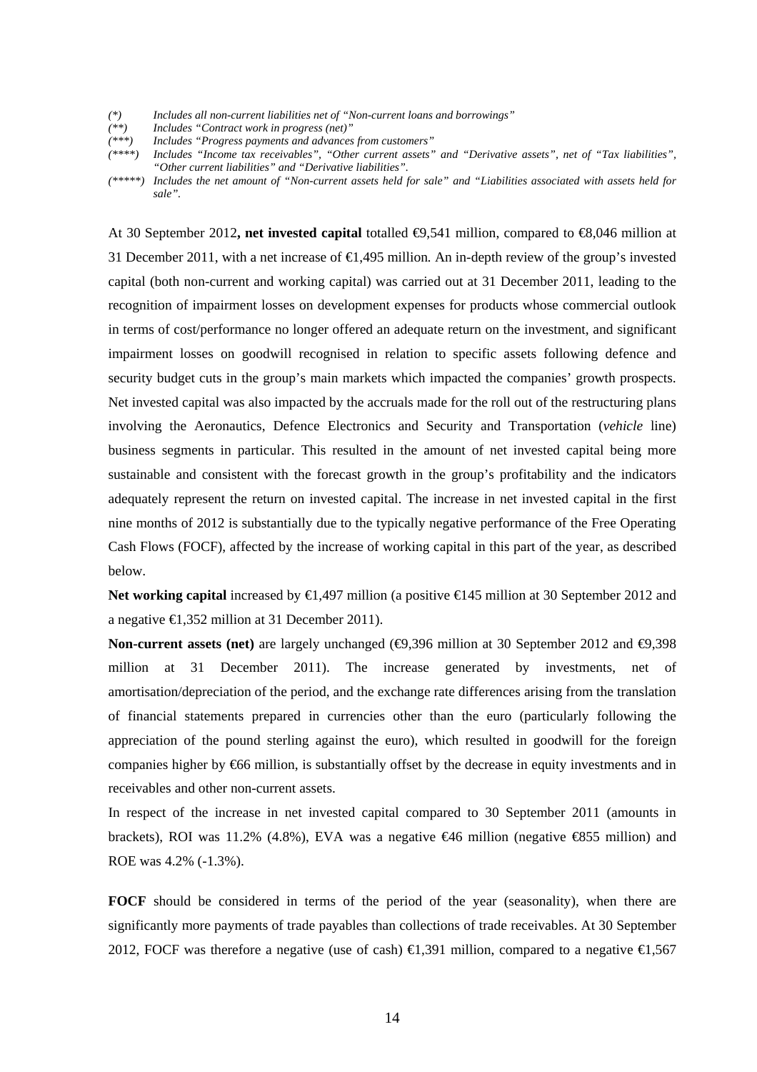*(\*) Includes all non-current liabilities net of "Non-current loans and borrowings"*

*(\*\*) Includes "Contract work in progress (net)"*

*(\*\*\*) Includes "Progress payments and advances from customers"*

*(\*\*\*\*) Includes "Income tax receivables", "Other current assets" and "Derivative assets", net of "Tax liabilities", "Other current liabilities" and "Derivative liabilities".*

*(\*\*\*\*\*) Includes the net amount of "Non-current assets held for sale" and "Liabilities associated with assets held for sale".*

At 30 September 2012**, net invested capital** totalled €9,541 million, compared to €8,046 million at 31 December 2011, with a net increase of €1,495 million. An in-depth review of the group's invested capital (both non-current and working capital) was carried out at 31 December 2011, leading to the recognition of impairment losses on development expenses for products whose commercial outlook in terms of cost/performance no longer offered an adequate return on the investment, and significant impairment losses on goodwill recognised in relation to specific assets following defence and security budget cuts in the group's main markets which impacted the companies' growth prospects. Net invested capital was also impacted by the accruals made for the roll out of the restructuring plans involving the Aeronautics, Defence Electronics and Security and Transportation (*vehicle* line) business segments in particular. This resulted in the amount of net invested capital being more sustainable and consistent with the forecast growth in the group's profitability and the indicators adequately represent the return on invested capital. The increase in net invested capital in the first nine months of 2012 is substantially due to the typically negative performance of the Free Operating Cash Flows (FOCF), affected by the increase of working capital in this part of the year, as described below.

**Net working capital** increased by €1,497 million (a positive €145 million at 30 September 2012 and a negative €1,352 million at 31 December 2011).

**Non-current assets (net)** are largely unchanged (€9,396 million at 30 September 2012 and €9,398 million at 31 December 2011). The increase generated by investments, net of amortisation/depreciation of the period, and the exchange rate differences arising from the translation of financial statements prepared in currencies other than the euro (particularly following the appreciation of the pound sterling against the euro), which resulted in goodwill for the foreign companies higher by €66 million, is substantially offset by the decrease in equity investments and in receivables and other non-current assets.

In respect of the increase in net invested capital compared to 30 September 2011 (amounts in brackets), ROI was 11.2% (4.8%), EVA was a negative €46 million (negative €855 million) and ROE was 4.2% (-1.3%).

**FOCF** should be considered in terms of the period of the year (seasonality), when there are significantly more payments of trade payables than collections of trade receivables. At 30 September 2012, FOCF was therefore a negative (use of cash) €1,391 million, compared to a negative €1,567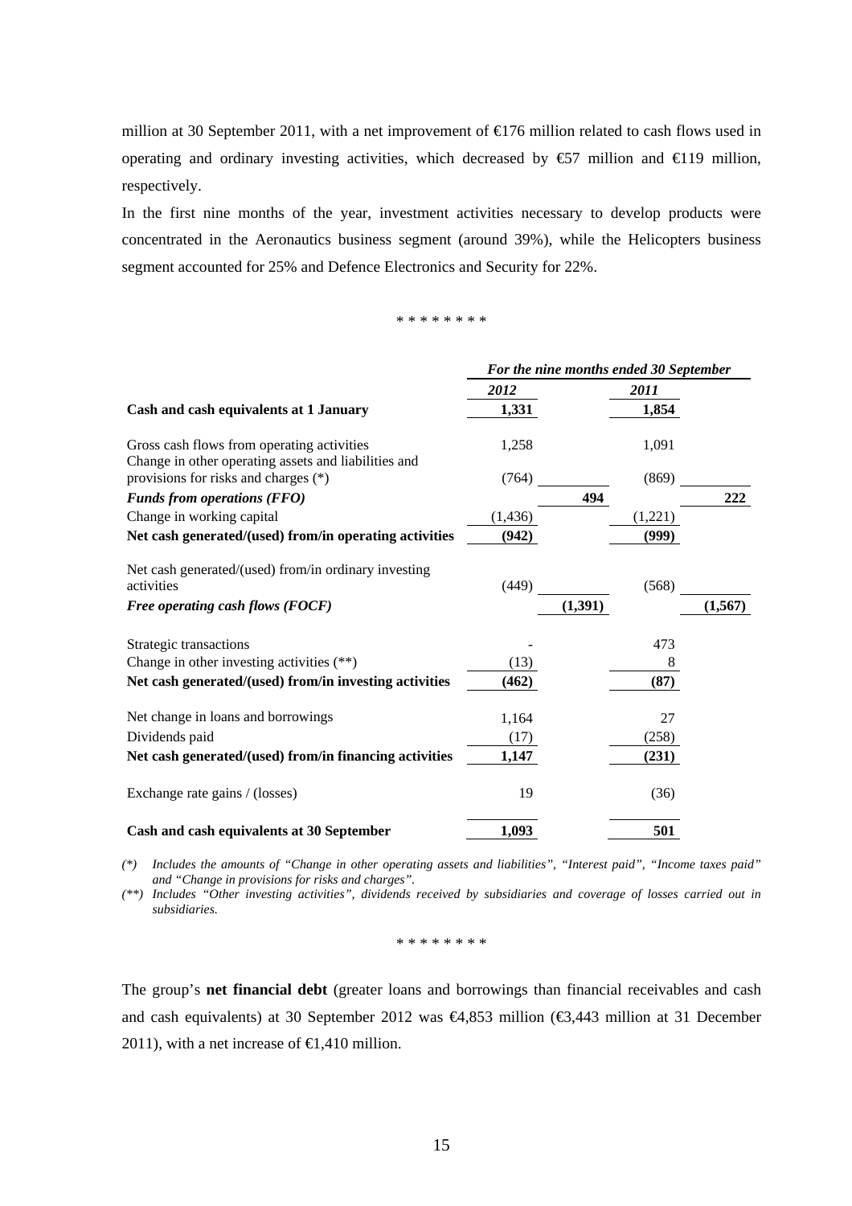million at 30 September 2011, with a net improvement of €176 million related to cash flows used in operating and ordinary investing activities, which decreased by €57 million and €119 million, respectively.

In the first nine months of the year, investment activities necessary to develop products were concentrated in the Aeronautics business segment (around 39%), while the Helicopters business segment accounted for 25% and Defence Electronics and Security for 22%.

\* \* \* \* \* \* \* \*

| | *For the nine months ended 30 September* | | | |
|---|---|---|---|---|
| | ***2012*** | | ***2011*** | |
| **Cash and cash equivalents at 1 January** | **1,331** | | **1,854** | |
| Gross cash flows from operating activities | 1,258 | | 1,091 | |
| Change in other operating assets and liabilities and provisions for risks and charges (*) | (764) | | (869) | |
| ***Funds from operations (FFO)*** | | **494** | | **222** |
| Change in working capital | (1,436) | | (1,221) | |
| **Net cash generated/(used) from/in operating activities** | **(942)** | | **(999)** | |
| Net cash generated/(used) from/in ordinary investing activities | (449) | | (568) | |
| ***Free operating cash flows (FOCF)*** | | **(1,391)** | | **(1,567)** |
| Strategic transactions | - | | 473 | |
| Change in other investing activities (**) | (13) | | 8 | |
| **Net cash generated/(used) from/in investing activities** | **(462)** | | **(87)** | |
| Net change in loans and borrowings | 1,164 | | 27 | |
| Dividends paid | (17) | | (258) | |
| **Net cash generated/(used) from/in financing activities** | **1,147** | | **(231)** | |
| Exchange rate gains / (losses) | 19 | | (36) | |
| **Cash and cash equivalents at 30 September** | **1,093** | | **501** | |

*(\*) Includes the amounts of "Change in other operating assets and liabilities", "Interest paid", "Income taxes paid" and "Change in provisions for risks and charges".*

*(\*\*) Includes "Other investing activities", dividends received by subsidiaries and coverage of losses carried out in subsidiaries.*

\* \* \* \* \* \* \* \*

The group's **net financial debt** (greater loans and borrowings than financial receivables and cash and cash equivalents) at 30 September 2012 was €4,853 million (€3,443 million at 31 December 2011), with a net increase of €1,410 million.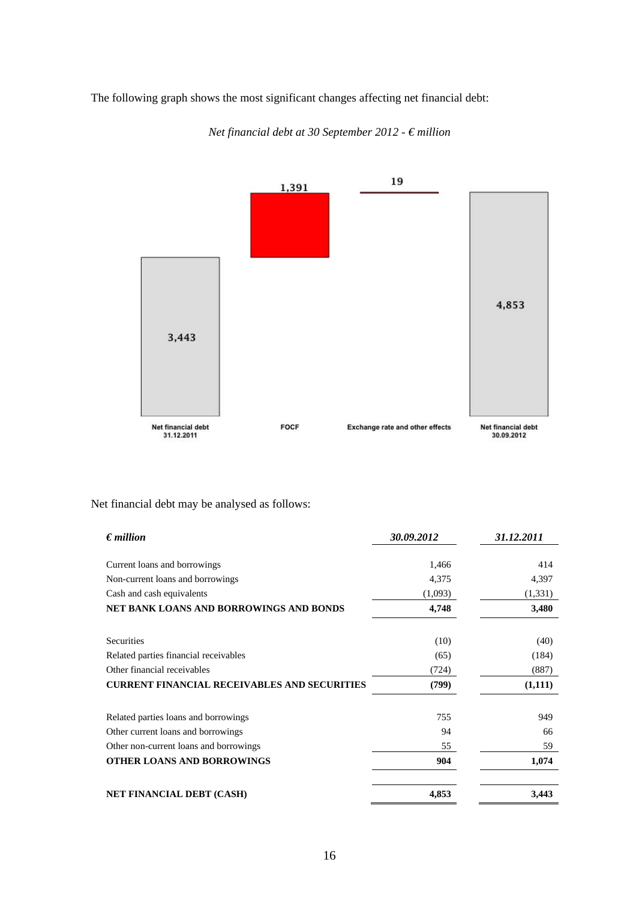The following graph shows the most significant changes affecting net financial debt:

*Net financial debt at 30 September 2012 - € million*

| Net financial debt 31.12.2011 | FOCF | Exchange rate and other effects | Net financial debt 30.09.2012 |
|---|---|---|---|
| 3,443 | 1,391 | 19 | 4,853 |

Net financial debt may be analysed as follows:

| *€ million* | *30.09.2012* | *31.12.2011* |
|---|---|---|
| Current loans and borrowings | 1,466 | 414 |
| Non-current loans and borrowings | 4,375 | 4,397 |
| Cash and cash equivalents | (1,093) | (1,331) |
| **NET BANK LOANS AND BORROWINGS AND BONDS** | **4,748** | **3,480** |
| Securities | (10) | (40) |
| Related parties financial receivables | (65) | (184) |
| Other financial receivables | (724) | (887) |
| **CURRENT FINANCIAL RECEIVABLES AND SECURITIES** | **(799)** | **(1,111)** |
| Related parties loans and borrowings | 755 | 949 |
| Other current loans and borrowings | 94 | 66 |
| Other non-current loans and borrowings | 55 | 59 |
| **OTHER LOANS AND BORROWINGS** | **904** | **1,074** |
| **NET FINANCIAL DEBT (CASH)** | **4,853** | **3,443** |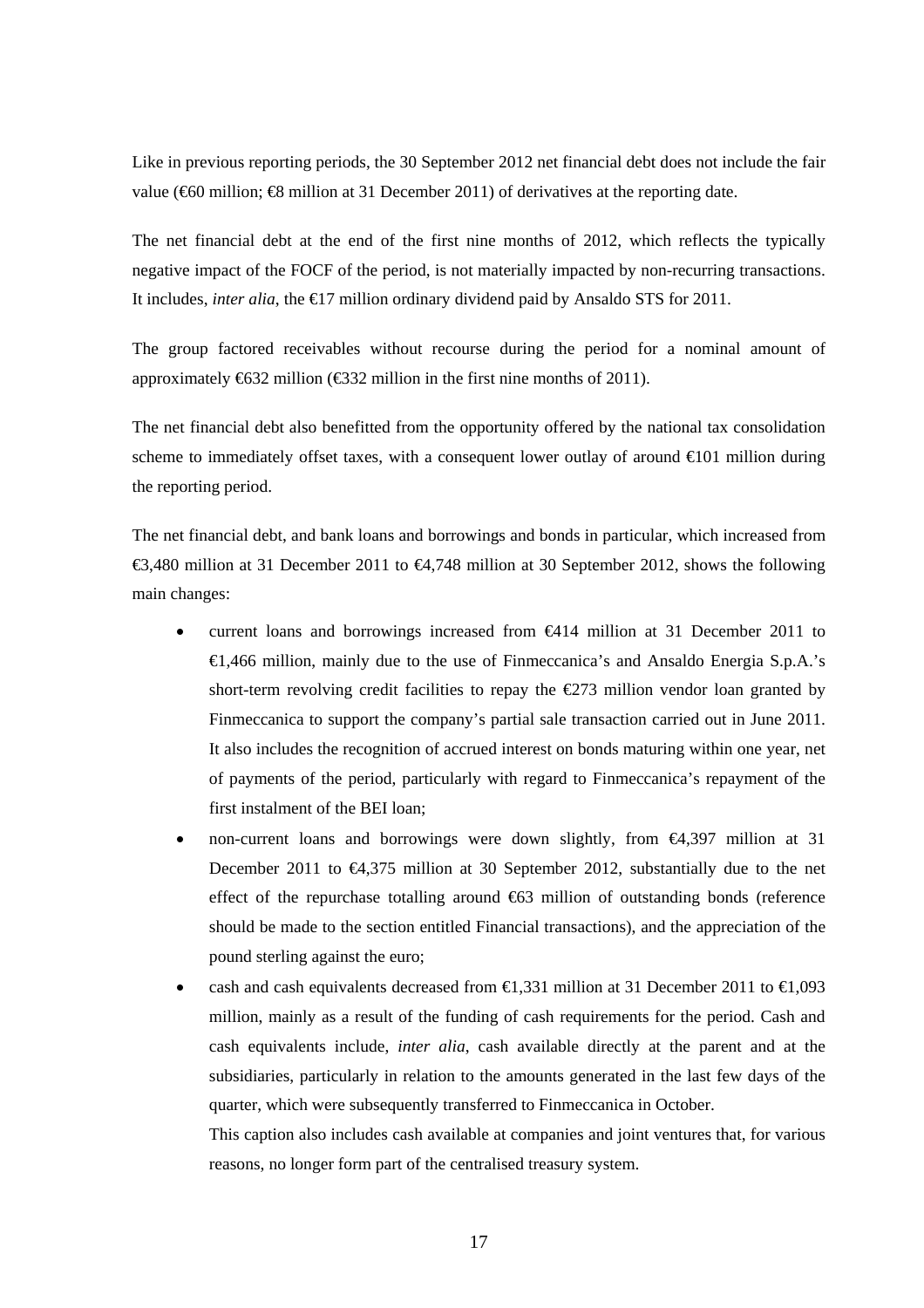Like in previous reporting periods, the 30 September 2012 net financial debt does not include the fair value (€60 million; €8 million at 31 December 2011) of derivatives at the reporting date.

The net financial debt at the end of the first nine months of 2012, which reflects the typically negative impact of the FOCF of the period, is not materially impacted by non-recurring transactions. It includes, *inter alia*, the €17 million ordinary dividend paid by Ansaldo STS for 2011.

The group factored receivables without recourse during the period for a nominal amount of approximately €632 million (€332 million in the first nine months of 2011).

The net financial debt also benefitted from the opportunity offered by the national tax consolidation scheme to immediately offset taxes, with a consequent lower outlay of around €101 million during the reporting period.

The net financial debt, and bank loans and borrowings and bonds in particular, which increased from €3,480 million at 31 December 2011 to €4,748 million at 30 September 2012, shows the following main changes:

- current loans and borrowings increased from €414 million at 31 December 2011 to €1,466 million, mainly due to the use of Finmeccanica's and Ansaldo Energia S.p.A.'s short-term revolving credit facilities to repay the €273 million vendor loan granted by Finmeccanica to support the company's partial sale transaction carried out in June 2011. It also includes the recognition of accrued interest on bonds maturing within one year, net of payments of the period, particularly with regard to Finmeccanica's repayment of the first instalment of the BEI loan;
- non-current loans and borrowings were down slightly, from €4,397 million at 31 December 2011 to €4,375 million at 30 September 2012, substantially due to the net effect of the repurchase totalling around €63 million of outstanding bonds (reference should be made to the section entitled Financial transactions), and the appreciation of the pound sterling against the euro;
- cash and cash equivalents decreased from €1,331 million at 31 December 2011 to €1,093 million, mainly as a result of the funding of cash requirements for the period. Cash and cash equivalents include, *inter alia*, cash available directly at the parent and at the subsidiaries, particularly in relation to the amounts generated in the last few days of the quarter, which were subsequently transferred to Finmeccanica in October.

  This caption also includes cash available at companies and joint ventures that, for various reasons, no longer form part of the centralised treasury system.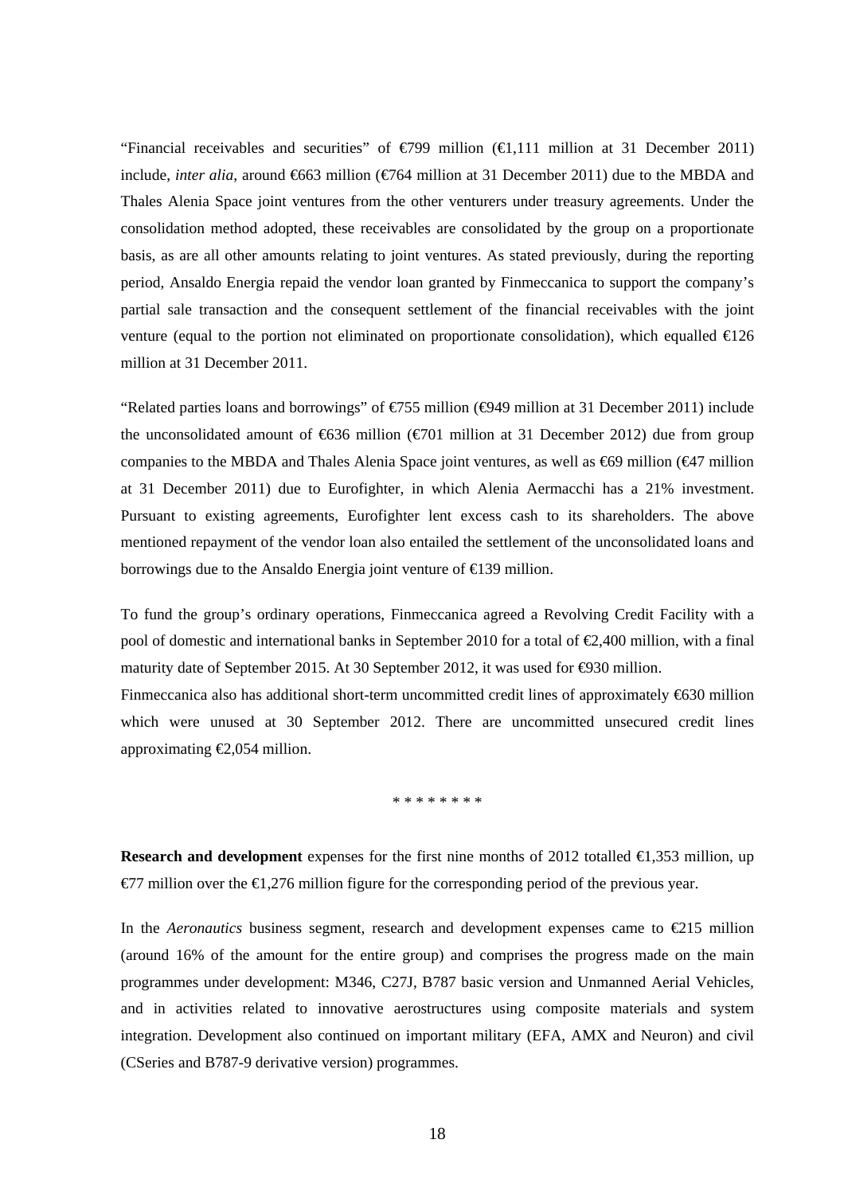"Financial receivables and securities" of €799 million (€1,111 million at 31 December 2011) include, *inter alia*, around €663 million (€764 million at 31 December 2011) due to the MBDA and Thales Alenia Space joint ventures from the other venturers under treasury agreements. Under the consolidation method adopted, these receivables are consolidated by the group on a proportionate basis, as are all other amounts relating to joint ventures. As stated previously, during the reporting period, Ansaldo Energia repaid the vendor loan granted by Finmeccanica to support the company's partial sale transaction and the consequent settlement of the financial receivables with the joint venture (equal to the portion not eliminated on proportionate consolidation), which equalled €126 million at 31 December 2011.

"Related parties loans and borrowings" of €755 million (€949 million at 31 December 2011) include the unconsolidated amount of €636 million (€701 million at 31 December 2012) due from group companies to the MBDA and Thales Alenia Space joint ventures, as well as €69 million (€47 million at 31 December 2011) due to Eurofighter, in which Alenia Aermacchi has a 21% investment. Pursuant to existing agreements, Eurofighter lent excess cash to its shareholders. The above mentioned repayment of the vendor loan also entailed the settlement of the unconsolidated loans and borrowings due to the Ansaldo Energia joint venture of €139 million.

To fund the group's ordinary operations, Finmeccanica agreed a Revolving Credit Facility with a pool of domestic and international banks in September 2010 for a total of €2,400 million, with a final maturity date of September 2015. At 30 September 2012, it was used for €930 million.
Finmeccanica also has additional short-term uncommitted credit lines of approximately €630 million which were unused at 30 September 2012. There are uncommitted unsecured credit lines approximating €2,054 million.

\* \* \* \* \* \* \* \*

**Research and development** expenses for the first nine months of 2012 totalled €1,353 million, up €77 million over the €1,276 million figure for the corresponding period of the previous year.

In the *Aeronautics* business segment, research and development expenses came to €215 million (around 16% of the amount for the entire group) and comprises the progress made on the main programmes under development: M346, C27J, B787 basic version and Unmanned Aerial Vehicles, and in activities related to innovative aerostructures using composite materials and system integration. Development also continued on important military (EFA, AMX and Neuron) and civil (CSeries and B787-9 derivative version) programmes.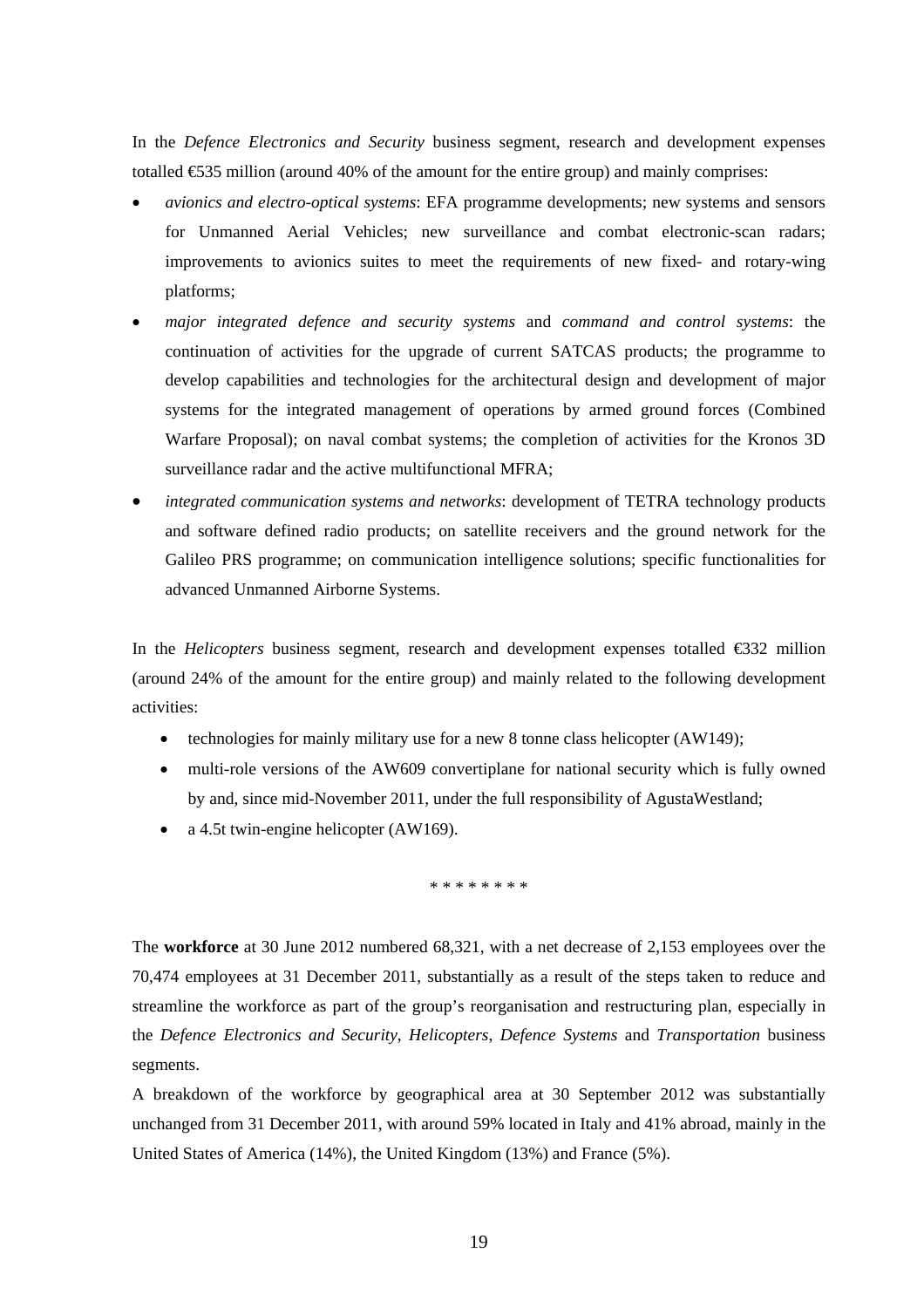In the *Defence Electronics and Security* business segment, research and development expenses totalled €535 million (around 40% of the amount for the entire group) and mainly comprises:

- *avionics and electro-optical systems*: EFA programme developments; new systems and sensors for Unmanned Aerial Vehicles; new surveillance and combat electronic-scan radars; improvements to avionics suites to meet the requirements of new fixed- and rotary-wing platforms;
- *major integrated defence and security systems* and *command and control systems*: the continuation of activities for the upgrade of current SATCAS products; the programme to develop capabilities and technologies for the architectural design and development of major systems for the integrated management of operations by armed ground forces (Combined Warfare Proposal); on naval combat systems; the completion of activities for the Kronos 3D surveillance radar and the active multifunctional MFRA;
- *integrated communication systems and networks*: development of TETRA technology products and software defined radio products; on satellite receivers and the ground network for the Galileo PRS programme; on communication intelligence solutions; specific functionalities for advanced Unmanned Airborne Systems.

In the *Helicopters* business segment, research and development expenses totalled €332 million (around 24% of the amount for the entire group) and mainly related to the following development activities:

- technologies for mainly military use for a new 8 tonne class helicopter (AW149);
- multi-role versions of the AW609 convertiplane for national security which is fully owned by and, since mid-November 2011, under the full responsibility of AgustaWestland;
- a 4.5t twin-engine helicopter (AW169).

\* \* \* \* \* \* \* \*

The **workforce** at 30 June 2012 numbered 68,321, with a net decrease of 2,153 employees over the 70,474 employees at 31 December 2011, substantially as a result of the steps taken to reduce and streamline the workforce as part of the group's reorganisation and restructuring plan, especially in the *Defence Electronics and Security*, *Helicopters*, *Defence Systems* and *Transportation* business segments.

A breakdown of the workforce by geographical area at 30 September 2012 was substantially unchanged from 31 December 2011, with around 59% located in Italy and 41% abroad, mainly in the United States of America (14%), the United Kingdom (13%) and France (5%).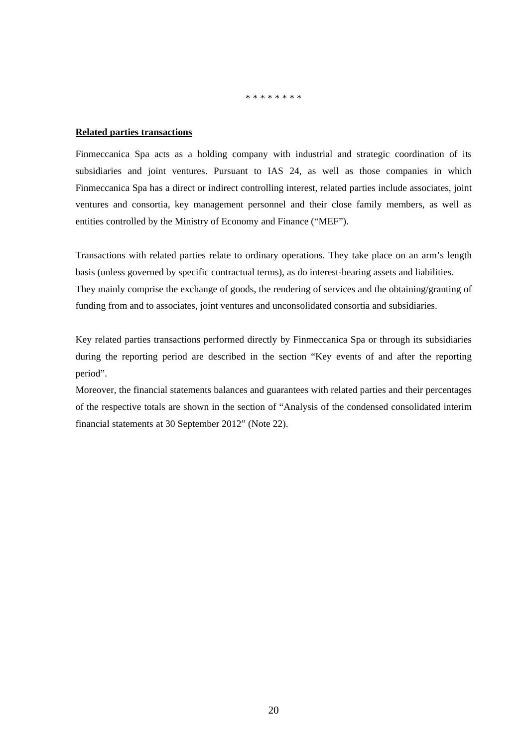\* \* \* \* \* \* \* \*

**Related parties transactions**

Finmeccanica Spa acts as a holding company with industrial and strategic coordination of its subsidiaries and joint ventures. Pursuant to IAS 24, as well as those companies in which Finmeccanica Spa has a direct or indirect controlling interest, related parties include associates, joint ventures and consortia, key management personnel and their close family members, as well as entities controlled by the Ministry of Economy and Finance ("MEF").

Transactions with related parties relate to ordinary operations. They take place on an arm's length basis (unless governed by specific contractual terms), as do interest-bearing assets and liabilities. They mainly comprise the exchange of goods, the rendering of services and the obtaining/granting of funding from and to associates, joint ventures and unconsolidated consortia and subsidiaries.

Key related parties transactions performed directly by Finmeccanica Spa or through its subsidiaries during the reporting period are described in the section "Key events of and after the reporting period".

Moreover, the financial statements balances and guarantees with related parties and their percentages of the respective totals are shown in the section of "Analysis of the condensed consolidated interim financial statements at 30 September 2012" (Note 22).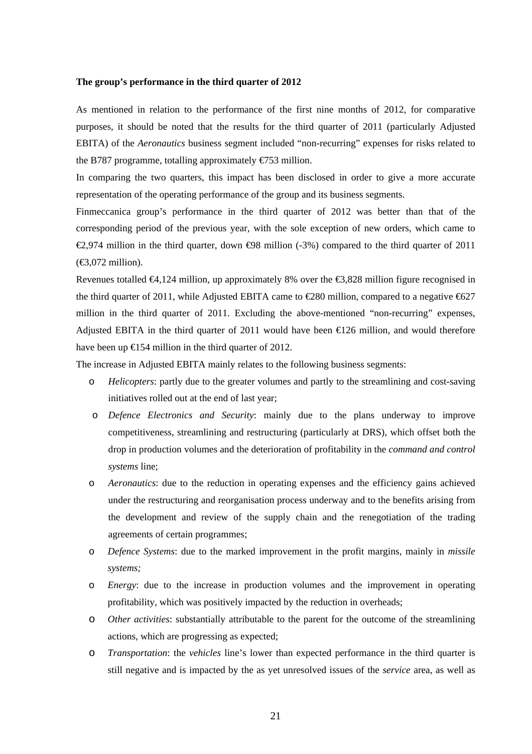**The group's performance in the third quarter of 2012**

As mentioned in relation to the performance of the first nine months of 2012, for comparative purposes, it should be noted that the results for the third quarter of 2011 (particularly Adjusted EBITA) of the *Aeronautics* business segment included "non-recurring" expenses for risks related to the B787 programme, totalling approximately €753 million.

In comparing the two quarters, this impact has been disclosed in order to give a more accurate representation of the operating performance of the group and its business segments.

Finmeccanica group's performance in the third quarter of 2012 was better than that of the corresponding period of the previous year, with the sole exception of new orders, which came to €2,974 million in the third quarter, down €98 million (-3%) compared to the third quarter of 2011 (€3,072 million).

Revenues totalled €4,124 million, up approximately 8% over the €3,828 million figure recognised in the third quarter of 2011, while Adjusted EBITA came to €280 million, compared to a negative €627 million in the third quarter of 2011. Excluding the above-mentioned "non-recurring" expenses, Adjusted EBITA in the third quarter of 2011 would have been €126 million, and would therefore have been up €154 million in the third quarter of 2012.

The increase in Adjusted EBITA mainly relates to the following business segments:

- *Helicopters*: partly due to the greater volumes and partly to the streamlining and cost-saving initiatives rolled out at the end of last year;
- *Defence Electronics and Security*: mainly due to the plans underway to improve competitiveness, streamlining and restructuring (particularly at DRS), which offset both the drop in production volumes and the deterioration of profitability in the *command and control systems* line;
- *Aeronautics*: due to the reduction in operating expenses and the efficiency gains achieved under the restructuring and reorganisation process underway and to the benefits arising from the development and review of the supply chain and the renegotiation of the trading agreements of certain programmes;
- *Defence Systems*: due to the marked improvement in the profit margins, mainly in *missile systems;*
- *Energy*: due to the increase in production volumes and the improvement in operating profitability, which was positively impacted by the reduction in overheads;
- *Other activities*: substantially attributable to the parent for the outcome of the streamlining actions, which are progressing as expected;
- *Transportation*: the *vehicles* line's lower than expected performance in the third quarter is still negative and is impacted by the as yet unresolved issues of the *service* area, as well as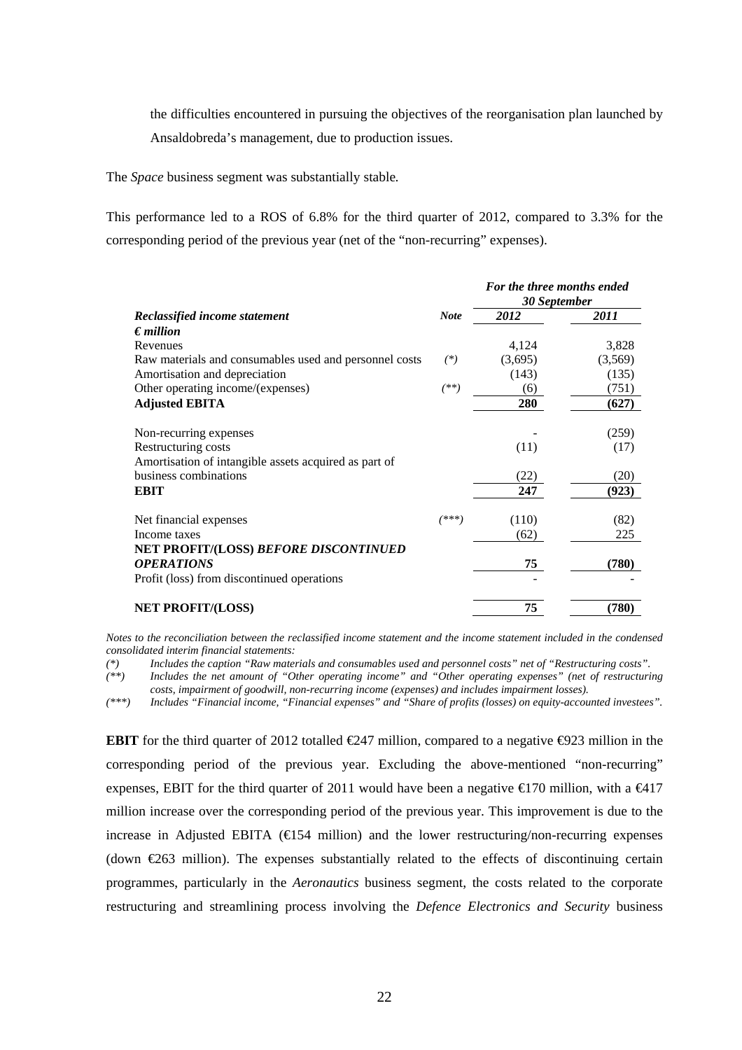the difficulties encountered in pursuing the objectives of the reorganisation plan launched by Ansaldobreda's management, due to production issues.

The *Space* business segment was substantially stable.

This performance led to a ROS of 6.8% for the third quarter of 2012, compared to 3.3% for the corresponding period of the previous year (net of the "non-recurring" expenses).

| | | *For the three months ended 30 September* | |
|---|---|---|---|
| ***Reclassified income statement*** | ***Note*** | ***2012*** | ***2011*** |
| ***€ million*** | | | |
| Revenues | | 4,124 | 3,828 |
| Raw materials and consumables used and personnel costs | *(\*)* | (3,695) | (3,569) |
| Amortisation and depreciation | | (143) | (135) |
| Other operating income/(expenses) | *(\*\*)* | (6) | (751) |
| **Adjusted EBITA** | | **280** | **(627)** |
| Non-recurring expenses | | - | (259) |
| Restructuring costs | | (11) | (17) |
| Amortisation of intangible assets acquired as part of business combinations | | (22) | (20) |
| **EBIT** | | **247** | **(923)** |
| Net financial expenses | *(\*\*\*)* | (110) | (82) |
| Income taxes | | (62) | 225 |
| **NET PROFIT/(LOSS) *BEFORE DISCONTINUED OPERATIONS*** | | **75** | **(780)** |
| Profit (loss) from discontinued operations | | - | - |
| **NET PROFIT/(LOSS)** | | **75** | **(780)** |

*Notes to the reconciliation between the reclassified income statement and the income statement included in the condensed consolidated interim financial statements:*

*(\*) Includes the caption "Raw materials and consumables used and personnel costs" net of "Restructuring costs".*

*(\*\*) Includes the net amount of "Other operating income" and "Other operating expenses" (net of restructuring costs, impairment of goodwill, non-recurring income (expenses) and includes impairment losses).*

*(\*\*\*) Includes "Financial income, "Financial expenses" and "Share of profits (losses) on equity-accounted investees".*

**EBIT** for the third quarter of 2012 totalled €247 million, compared to a negative €923 million in the corresponding period of the previous year. Excluding the above-mentioned "non-recurring" expenses, EBIT for the third quarter of 2011 would have been a negative €170 million, with a €417 million increase over the corresponding period of the previous year. This improvement is due to the increase in Adjusted EBITA (€154 million) and the lower restructuring/non-recurring expenses (down €263 million). The expenses substantially related to the effects of discontinuing certain programmes, particularly in the *Aeronautics* business segment, the costs related to the corporate restructuring and streamlining process involving the *Defence Electronics and Security* business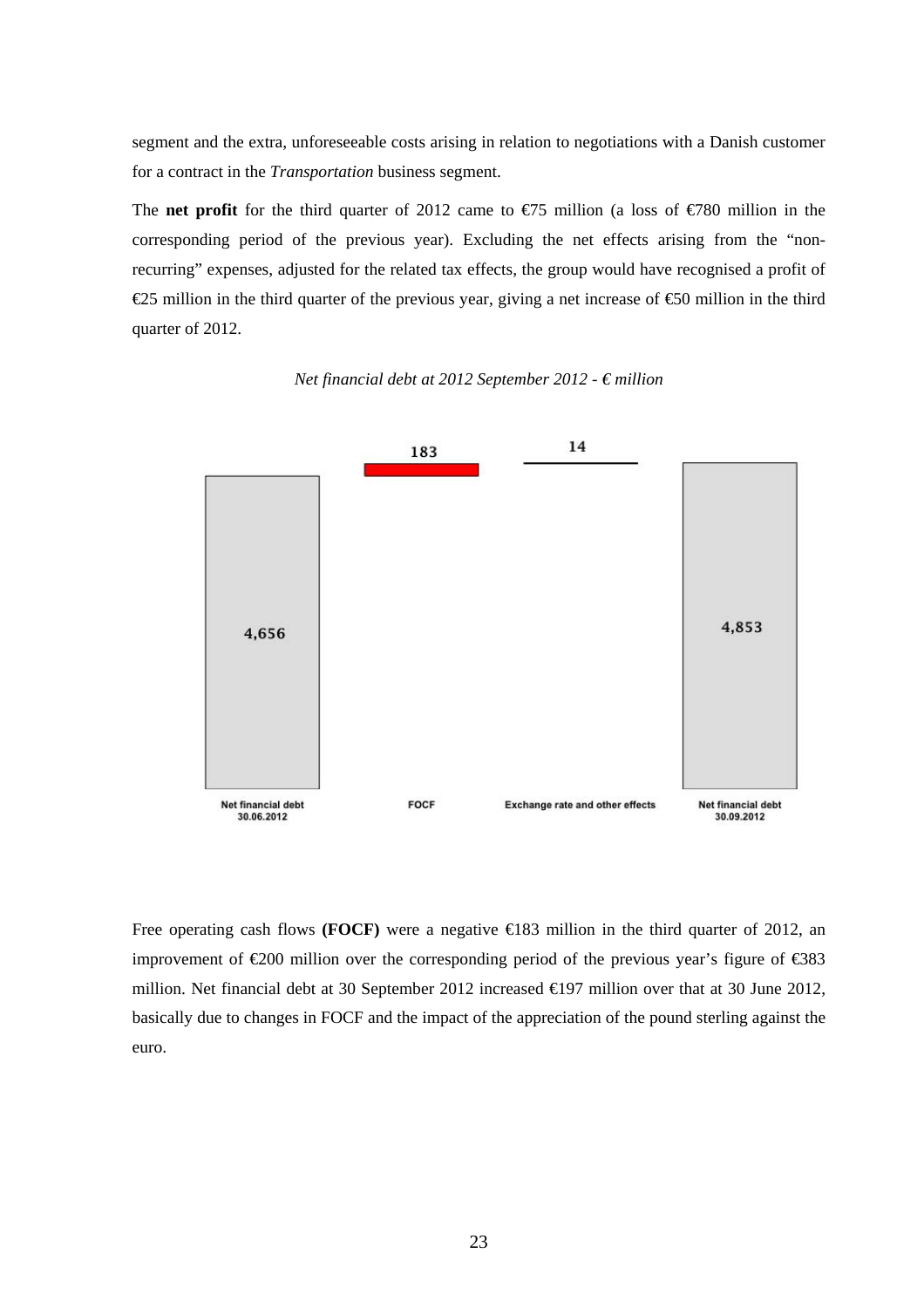segment and the extra, unforeseeable costs arising in relation to negotiations with a Danish customer for a contract in the *Transportation* business segment.

The **net profit** for the third quarter of 2012 came to €75 million (a loss of €780 million in the corresponding period of the previous year). Excluding the net effects arising from the "non-recurring" expenses, adjusted for the related tax effects, the group would have recognised a profit of €25 million in the third quarter of the previous year, giving a net increase of €50 million in the third quarter of 2012.

*Net financial debt at 2012 September 2012 - € million*

| Net financial debt 30.06.2012 | FOCF | Exchange rate and other effects | Net financial debt 30.09.2012 |
|---|---|---|---|
| 4,656 | 183 | 14 | 4,853 |

Free operating cash flows **(FOCF)** were a negative €183 million in the third quarter of 2012, an improvement of €200 million over the corresponding period of the previous year's figure of €383 million. Net financial debt at 30 September 2012 increased €197 million over that at 30 June 2012, basically due to changes in FOCF and the impact of the appreciation of the pound sterling against the euro.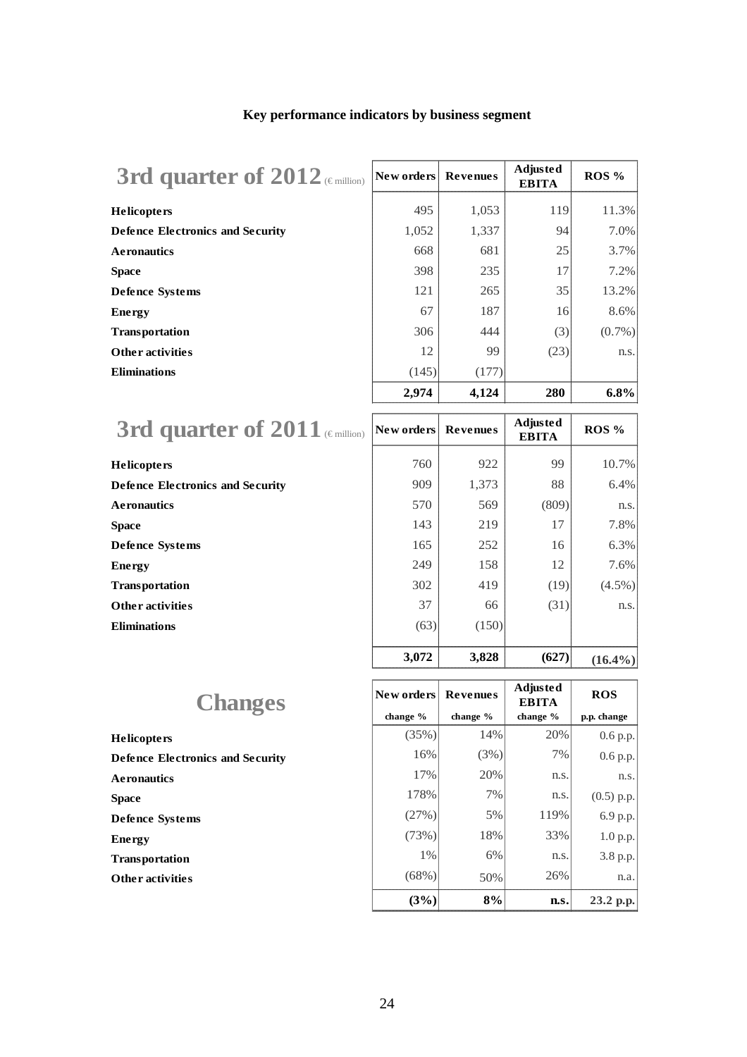**Key performance indicators by business segment**

| 3rd quarter of 2012 (€ million) | New orders | Revenues | Adjusted EBITA | ROS % |
|---|---|---|---|---|
| **Helicopters** | 495 | 1,053 | 119 | 11.3% |
| **Defence Electronics and Security** | 1,052 | 1,337 | 94 | 7.0% |
| **Aeronautics** | 668 | 681 | 25 | 3.7% |
| **Space** | 398 | 235 | 17 | 7.2% |
| **Defence Systems** | 121 | 265 | 35 | 13.2% |
| **Energy** | 67 | 187 | 16 | 8.6% |
| **Transportation** | 306 | 444 | (3) | (0.7%) |
| **Other activities** | 12 | 99 | (23) | n.s. |
| **Eliminations** | (145) | (177) | | |
| | **2,974** | **4,124** | **280** | **6.8%** |

| 3rd quarter of 2011 (€ million) | New orders | Revenues | Adjusted EBITA | ROS % |
|---|---|---|---|---|
| **Helicopters** | 760 | 922 | 99 | 10.7% |
| **Defence Electronics and Security** | 909 | 1,373 | 88 | 6.4% |
| **Aeronautics** | 570 | 569 | (809) | n.s. |
| **Space** | 143 | 219 | 17 | 7.8% |
| **Defence Systems** | 165 | 252 | 16 | 6.3% |
| **Energy** | 249 | 158 | 12 | 7.6% |
| **Transportation** | 302 | 419 | (19) | (4.5%) |
| **Other activities** | 37 | 66 | (31) | n.s. |
| **Eliminations** | (63) | (150) | | |
| | **3,072** | **3,828** | **(627)** | **(16.4%)** |

| Changes | New orders change % | Revenues change % | Adjusted EBITA change % | ROS p.p. change |
|---|---|---|---|---|
| **Helicopters** | (35%) | 14% | 20% | 0.6 p.p. |
| **Defence Electronics and Security** | 16% | (3%) | 7% | 0.6 p.p. |
| **Aeronautics** | 17% | 20% | n.s. | n.s. |
| **Space** | 178% | 7% | n.s. | (0.5) p.p. |
| **Defence Systems** | (27%) | 5% | 119% | 6.9 p.p. |
| **Energy** | (73%) | 18% | 33% | 1.0 p.p. |
| **Transportation** | 1% | 6% | n.s. | 3.8 p.p. |
| **Other activities** | (68%) | 50% | 26% | n.a. |
| | **(3%)** | **8%** | **n.s.** | **23.2 p.p.** |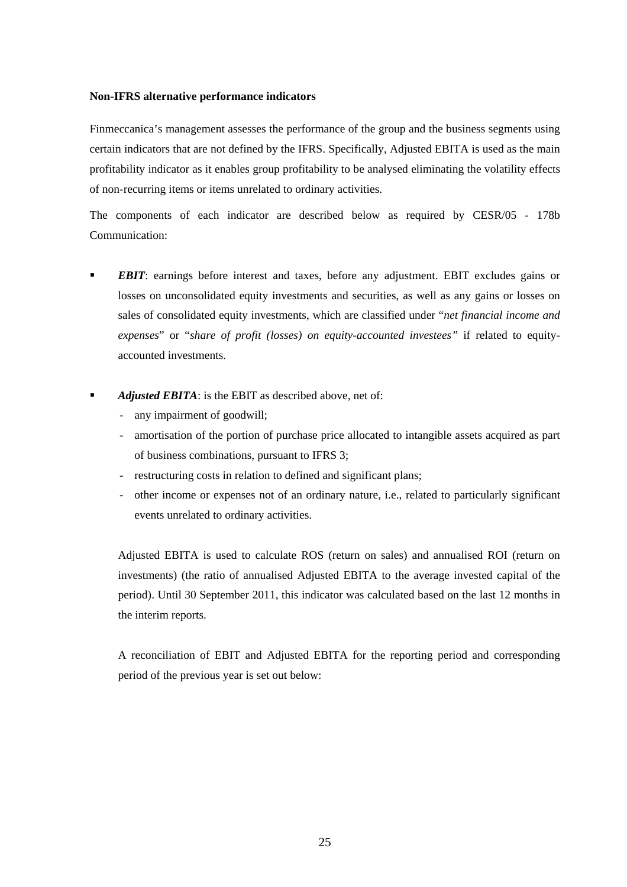**Non-IFRS alternative performance indicators**

Finmeccanica's management assesses the performance of the group and the business segments using certain indicators that are not defined by the IFRS. Specifically, Adjusted EBITA is used as the main profitability indicator as it enables group profitability to be analysed eliminating the volatility effects of non-recurring items or items unrelated to ordinary activities.

The components of each indicator are described below as required by CESR/05 - 178b Communication:

- ***EBIT***: earnings before interest and taxes, before any adjustment. EBIT excludes gains or losses on unconsolidated equity investments and securities, as well as any gains or losses on sales of consolidated equity investments, which are classified under "*net financial income and expenses*" or "*share of profit (losses) on equity-accounted investees"* if related to equity-accounted investments.

- ***Adjusted EBITA***: is the EBIT as described above, net of:
  - any impairment of goodwill;
  - amortisation of the portion of purchase price allocated to intangible assets acquired as part of business combinations, pursuant to IFRS 3;
  - restructuring costs in relation to defined and significant plans;
  - other income or expenses not of an ordinary nature, i.e., related to particularly significant events unrelated to ordinary activities.

  Adjusted EBITA is used to calculate ROS (return on sales) and annualised ROI (return on investments) (the ratio of annualised Adjusted EBITA to the average invested capital of the period). Until 30 September 2011, this indicator was calculated based on the last 12 months in the interim reports.

  A reconciliation of EBIT and Adjusted EBITA for the reporting period and corresponding period of the previous year is set out below: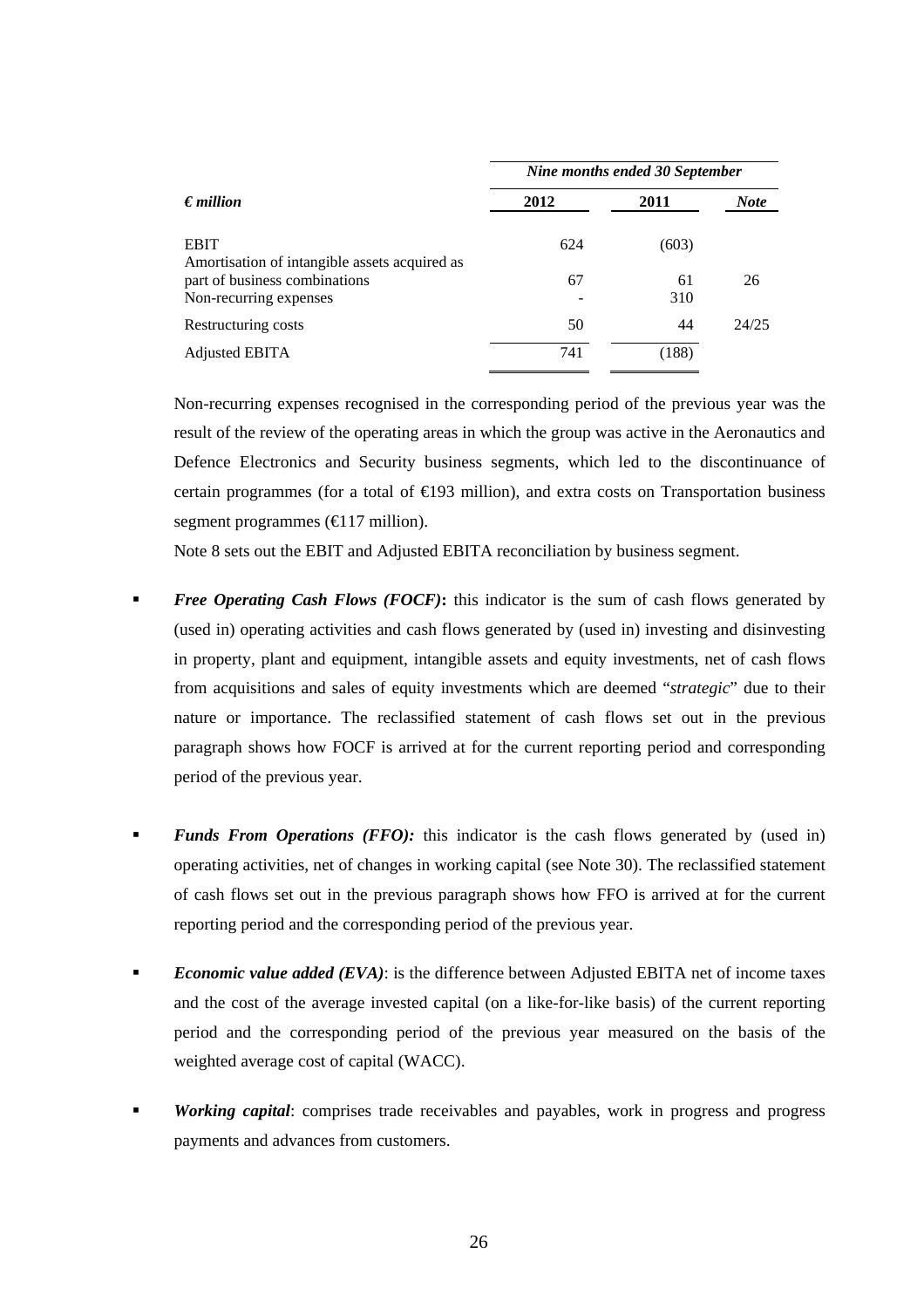| *€ million* | *Nine months ended 30 September* | | |
|---|---|---|---|
| | **2012** | **2011** | ***Note*** |
| EBIT | 624 | (603) | |
| Amortisation of intangible assets acquired as part of business combinations | 67 | 61 | 26 |
| Non-recurring expenses | - | 310 | |
| Restructuring costs | 50 | 44 | 24/25 |
| Adjusted EBITA | 741 | (188) | |

Non-recurring expenses recognised in the corresponding period of the previous year was the result of the review of the operating areas in which the group was active in the Aeronautics and Defence Electronics and Security business segments, which led to the discontinuance of certain programmes (for a total of €193 million), and extra costs on Transportation business segment programmes (€117 million).

Note 8 sets out the EBIT and Adjusted EBITA reconciliation by business segment.

- ***Free Operating Cash Flows (FOCF)*****:** this indicator is the sum of cash flows generated by (used in) operating activities and cash flows generated by (used in) investing and disinvesting in property, plant and equipment, intangible assets and equity investments, net of cash flows from acquisitions and sales of equity investments which are deemed "*strategic*" due to their nature or importance. The reclassified statement of cash flows set out in the previous paragraph shows how FOCF is arrived at for the current reporting period and corresponding period of the previous year.

- ***Funds From Operations (FFO):*** this indicator is the cash flows generated by (used in) operating activities, net of changes in working capital (see Note 30). The reclassified statement of cash flows set out in the previous paragraph shows how FFO is arrived at for the current reporting period and the corresponding period of the previous year.

- ***Economic value added (EVA)***: is the difference between Adjusted EBITA net of income taxes and the cost of the average invested capital (on a like-for-like basis) of the current reporting period and the corresponding period of the previous year measured on the basis of the weighted average cost of capital (WACC).

- ***Working capital***: comprises trade receivables and payables, work in progress and progress payments and advances from customers.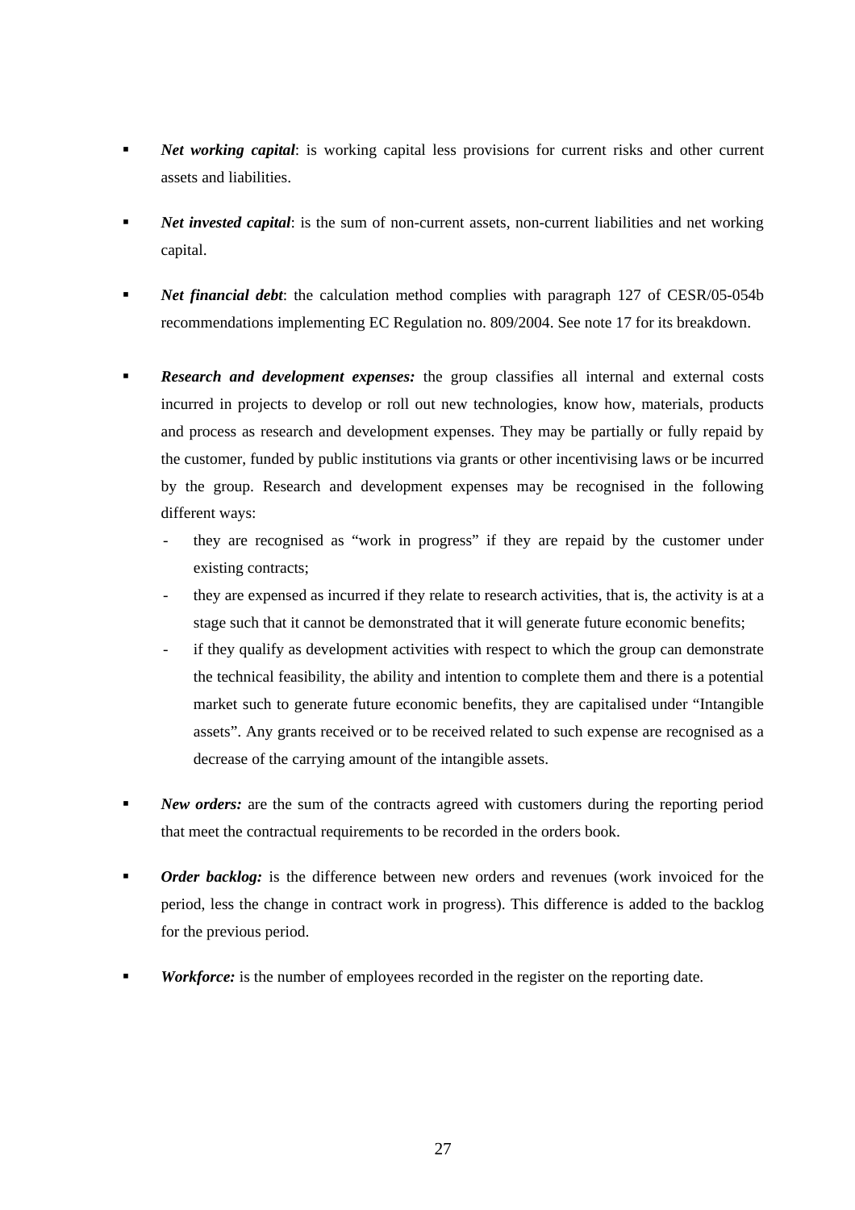- ***Net working capital***: is working capital less provisions for current risks and other current assets and liabilities.

- ***Net invested capital***: is the sum of non-current assets, non-current liabilities and net working capital.

- ***Net financial debt***: the calculation method complies with paragraph 127 of CESR/05-054b recommendations implementing EC Regulation no. 809/2004. See note 17 for its breakdown.

- ***Research and development expenses:*** the group classifies all internal and external costs incurred in projects to develop or roll out new technologies, know how, materials, products and process as research and development expenses. They may be partially or fully repaid by the customer, funded by public institutions via grants or other incentivising laws or be incurred by the group. Research and development expenses may be recognised in the following different ways:
  - they are recognised as "work in progress" if they are repaid by the customer under existing contracts;
  - they are expensed as incurred if they relate to research activities, that is, the activity is at a stage such that it cannot be demonstrated that it will generate future economic benefits;
  - if they qualify as development activities with respect to which the group can demonstrate the technical feasibility, the ability and intention to complete them and there is a potential market such to generate future economic benefits, they are capitalised under "Intangible assets". Any grants received or to be received related to such expense are recognised as a decrease of the carrying amount of the intangible assets.

- ***New orders:*** are the sum of the contracts agreed with customers during the reporting period that meet the contractual requirements to be recorded in the orders book.

- ***Order backlog:*** is the difference between new orders and revenues (work invoiced for the period, less the change in contract work in progress). This difference is added to the backlog for the previous period.

- ***Workforce:*** is the number of employees recorded in the register on the reporting date.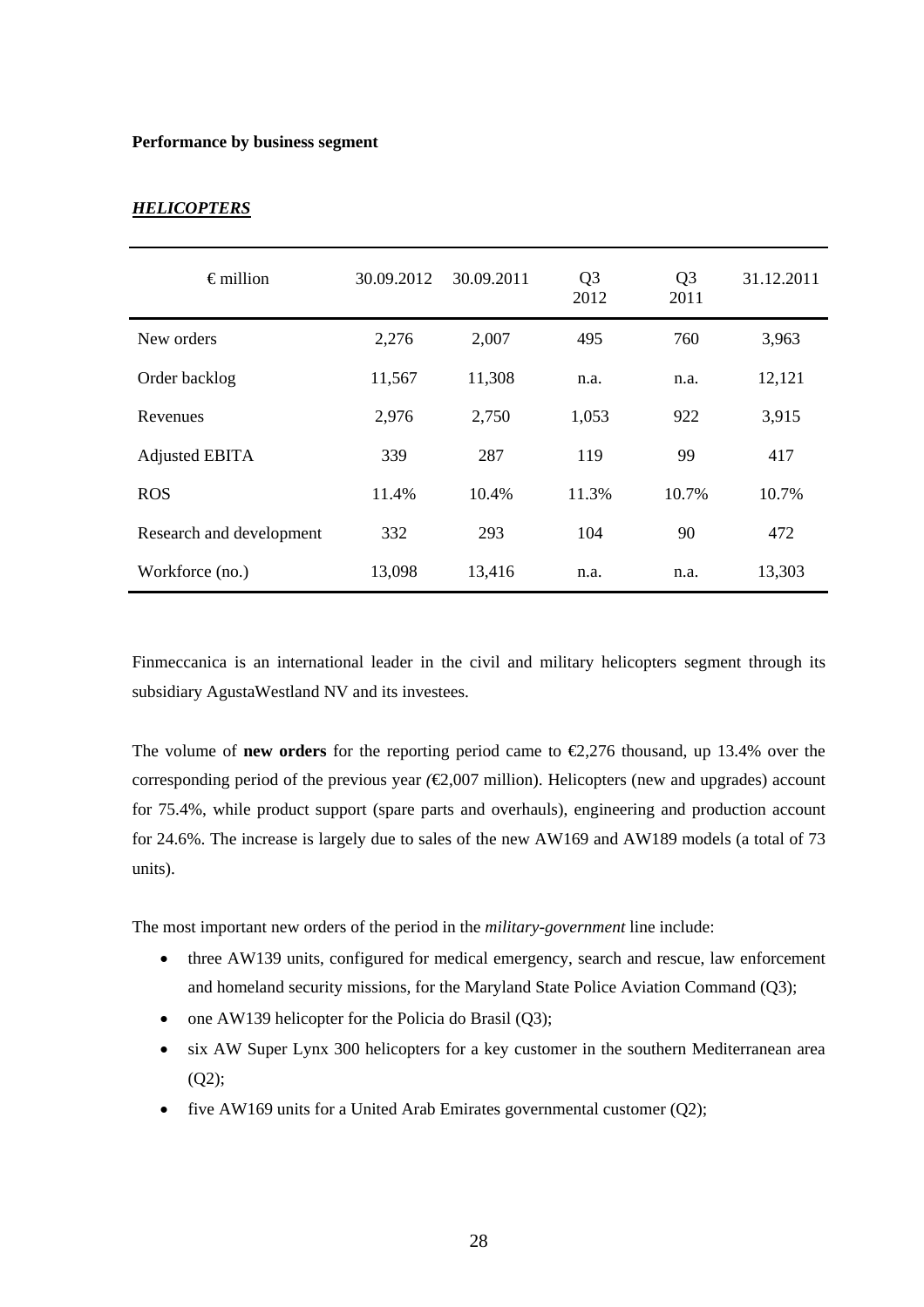**Performance by business segment**

***HELICOPTERS***

| € million | 30.09.2012 | 30.09.2011 | Q3 2012 | Q3 2011 | 31.12.2011 |
|---|---|---|---|---|---|
| New orders | 2,276 | 2,007 | 495 | 760 | 3,963 |
| Order backlog | 11,567 | 11,308 | n.a. | n.a. | 12,121 |
| Revenues | 2,976 | 2,750 | 1,053 | 922 | 3,915 |
| Adjusted EBITA | 339 | 287 | 119 | 99 | 417 |
| ROS | 11.4% | 10.4% | 11.3% | 10.7% | 10.7% |
| Research and development | 332 | 293 | 104 | 90 | 472 |
| Workforce (no.) | 13,098 | 13,416 | n.a. | n.a. | 13,303 |

Finmeccanica is an international leader in the civil and military helicopters segment through its subsidiary AgustaWestland NV and its investees.

The volume of **new orders** for the reporting period came to €2,276 thousand, up 13.4% over the corresponding period of the previous year *(*€2,007 million). Helicopters (new and upgrades) account for 75.4%, while product support (spare parts and overhauls), engineering and production account for 24.6%. The increase is largely due to sales of the new AW169 and AW189 models (a total of 73 units).

The most important new orders of the period in the *military-government* line include:

- three AW139 units, configured for medical emergency, search and rescue, law enforcement and homeland security missions, for the Maryland State Police Aviation Command (Q3);
- one AW139 helicopter for the Policia do Brasil (Q3);
- six AW Super Lynx 300 helicopters for a key customer in the southern Mediterranean area (Q2);
- five AW169 units for a United Arab Emirates governmental customer (Q2);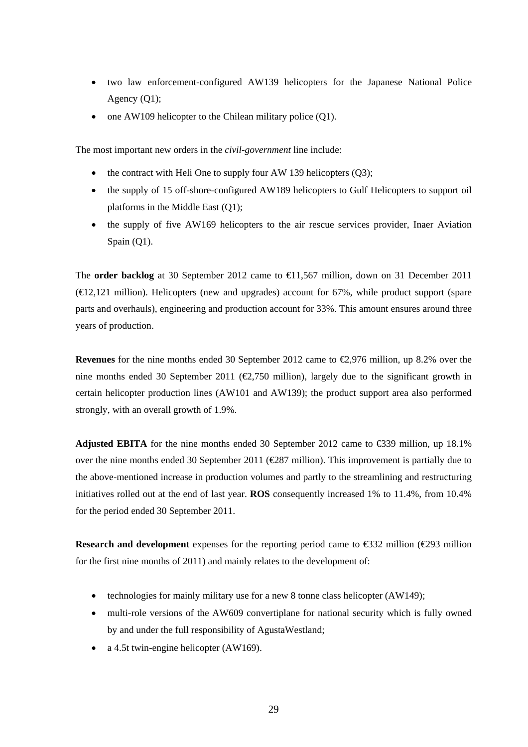- two law enforcement-configured AW139 helicopters for the Japanese National Police Agency (Q1);
- one AW109 helicopter to the Chilean military police (Q1).

The most important new orders in the *civil-government* line include:

- the contract with Heli One to supply four AW 139 helicopters (Q3);
- the supply of 15 off-shore-configured AW189 helicopters to Gulf Helicopters to support oil platforms in the Middle East (Q1);
- the supply of five AW169 helicopters to the air rescue services provider, Inaer Aviation Spain (Q1).

The **order backlog** at 30 September 2012 came to €11,567 million, down on 31 December 2011 (€12,121 million). Helicopters (new and upgrades) account for 67%, while product support (spare parts and overhauls), engineering and production account for 33%. This amount ensures around three years of production.

**Revenues** for the nine months ended 30 September 2012 came to €2,976 million, up 8.2% over the nine months ended 30 September 2011 (€2,750 million), largely due to the significant growth in certain helicopter production lines (AW101 and AW139); the product support area also performed strongly, with an overall growth of 1.9%.

**Adjusted EBITA** for the nine months ended 30 September 2012 came to €339 million, up 18.1% over the nine months ended 30 September 2011 (€287 million). This improvement is partially due to the above-mentioned increase in production volumes and partly to the streamlining and restructuring initiatives rolled out at the end of last year. **ROS** consequently increased 1% to 11.4%, from 10.4% for the period ended 30 September 2011.

**Research and development** expenses for the reporting period came to €332 million (€293 million for the first nine months of 2011) and mainly relates to the development of:

- technologies for mainly military use for a new 8 tonne class helicopter (AW149);
- multi-role versions of the AW609 convertiplane for national security which is fully owned by and under the full responsibility of AgustaWestland;
- a 4.5t twin-engine helicopter (AW169).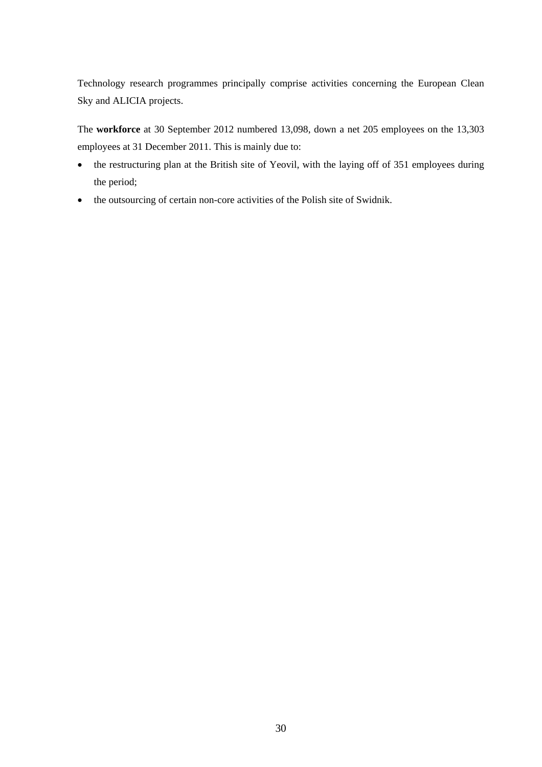Technology research programmes principally comprise activities concerning the European Clean Sky and ALICIA projects.

The **workforce** at 30 September 2012 numbered 13,098, down a net 205 employees on the 13,303 employees at 31 December 2011. This is mainly due to:

- the restructuring plan at the British site of Yeovil, with the laying off of 351 employees during the period;
- the outsourcing of certain non-core activities of the Polish site of Swidnik.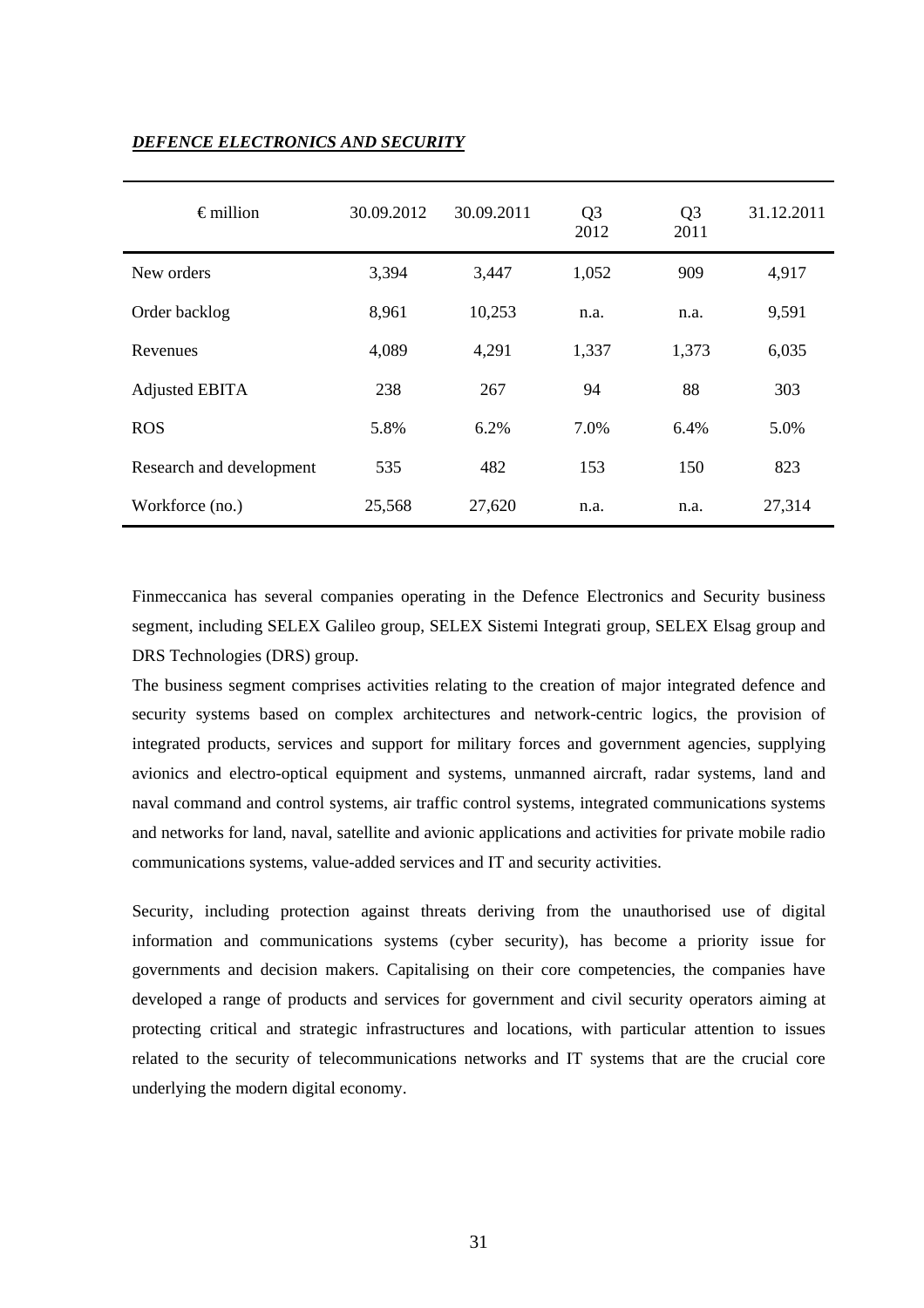***DEFENCE ELECTRONICS AND SECURITY***

| € million | 30.09.2012 | 30.09.2011 | Q3 2012 | Q3 2011 | 31.12.2011 |
|---|---|---|---|---|---|
| New orders | 3,394 | 3,447 | 1,052 | 909 | 4,917 |
| Order backlog | 8,961 | 10,253 | n.a. | n.a. | 9,591 |
| Revenues | 4,089 | 4,291 | 1,337 | 1,373 | 6,035 |
| Adjusted EBITA | 238 | 267 | 94 | 88 | 303 |
| ROS | 5.8% | 6.2% | 7.0% | 6.4% | 5.0% |
| Research and development | 535 | 482 | 153 | 150 | 823 |
| Workforce (no.) | 25,568 | 27,620 | n.a. | n.a. | 27,314 |

Finmeccanica has several companies operating in the Defence Electronics and Security business segment, including SELEX Galileo group, SELEX Sistemi Integrati group, SELEX Elsag group and DRS Technologies (DRS) group.

The business segment comprises activities relating to the creation of major integrated defence and security systems based on complex architectures and network-centric logics, the provision of integrated products, services and support for military forces and government agencies, supplying avionics and electro-optical equipment and systems, unmanned aircraft, radar systems, land and naval command and control systems, air traffic control systems, integrated communications systems and networks for land, naval, satellite and avionic applications and activities for private mobile radio communications systems, value-added services and IT and security activities.

Security, including protection against threats deriving from the unauthorised use of digital information and communications systems (cyber security), has become a priority issue for governments and decision makers. Capitalising on their core competencies, the companies have developed a range of products and services for government and civil security operators aiming at protecting critical and strategic infrastructures and locations, with particular attention to issues related to the security of telecommunications networks and IT systems that are the crucial core underlying the modern digital economy.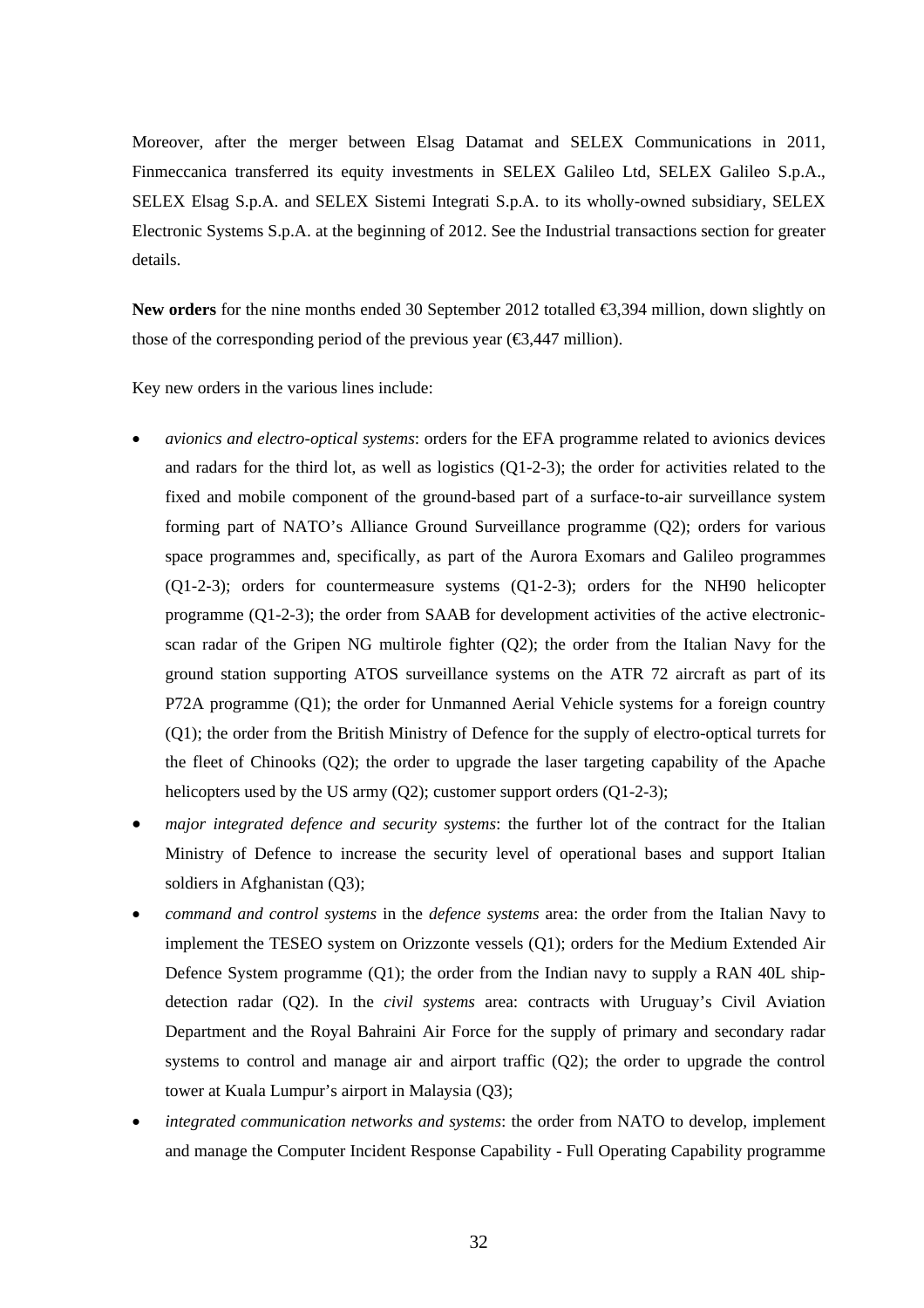Moreover, after the merger between Elsag Datamat and SELEX Communications in 2011, Finmeccanica transferred its equity investments in SELEX Galileo Ltd, SELEX Galileo S.p.A., SELEX Elsag S.p.A. and SELEX Sistemi Integrati S.p.A. to its wholly-owned subsidiary, SELEX Electronic Systems S.p.A. at the beginning of 2012. See the Industrial transactions section for greater details.

**New orders** for the nine months ended 30 September 2012 totalled €3,394 million, down slightly on those of the corresponding period of the previous year (€3,447 million).

Key new orders in the various lines include:

- *avionics and electro-optical systems*: orders for the EFA programme related to avionics devices and radars for the third lot, as well as logistics (Q1-2-3); the order for activities related to the fixed and mobile component of the ground-based part of a surface-to-air surveillance system forming part of NATO's Alliance Ground Surveillance programme (Q2); orders for various space programmes and, specifically, as part of the Aurora Exomars and Galileo programmes (Q1-2-3); orders for countermeasure systems (Q1-2-3); orders for the NH90 helicopter programme (Q1-2-3); the order from SAAB for development activities of the active electronic-scan radar of the Gripen NG multirole fighter (Q2); the order from the Italian Navy for the ground station supporting ATOS surveillance systems on the ATR 72 aircraft as part of its P72A programme (Q1); the order for Unmanned Aerial Vehicle systems for a foreign country (Q1); the order from the British Ministry of Defence for the supply of electro-optical turrets for the fleet of Chinooks (Q2); the order to upgrade the laser targeting capability of the Apache helicopters used by the US army (Q2); customer support orders (Q1-2-3);
- *major integrated defence and security systems*: the further lot of the contract for the Italian Ministry of Defence to increase the security level of operational bases and support Italian soldiers in Afghanistan (Q3);
- *command and control systems* in the *defence systems* area: the order from the Italian Navy to implement the TESEO system on Orizzonte vessels (Q1); orders for the Medium Extended Air Defence System programme (Q1); the order from the Indian navy to supply a RAN 40L ship-detection radar (Q2). In the *civil systems* area: contracts with Uruguay's Civil Aviation Department and the Royal Bahraini Air Force for the supply of primary and secondary radar systems to control and manage air and airport traffic (Q2); the order to upgrade the control tower at Kuala Lumpur's airport in Malaysia (Q3);
- *integrated communication networks and systems*: the order from NATO to develop, implement and manage the Computer Incident Response Capability - Full Operating Capability programme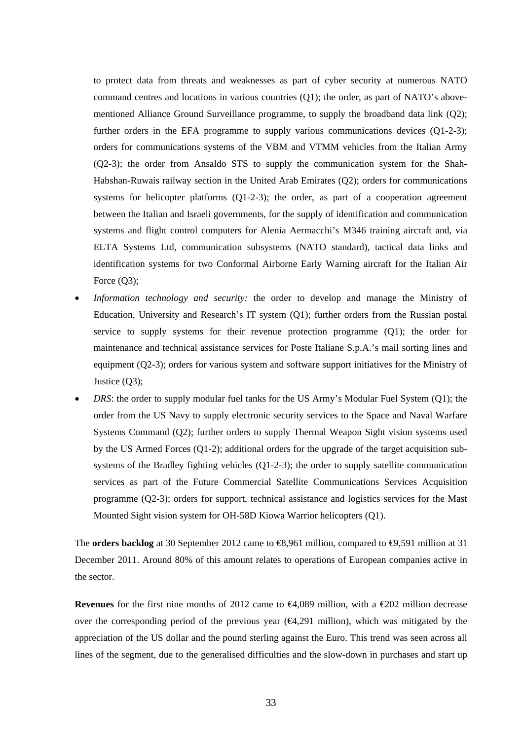to protect data from threats and weaknesses as part of cyber security at numerous NATO command centres and locations in various countries (Q1); the order, as part of NATO's above-mentioned Alliance Ground Surveillance programme, to supply the broadband data link (Q2); further orders in the EFA programme to supply various communications devices (Q1-2-3); orders for communications systems of the VBM and VTMM vehicles from the Italian Army (Q2-3); the order from Ansaldo STS to supply the communication system for the Shah-Habshan-Ruwais railway section in the United Arab Emirates (Q2); orders for communications systems for helicopter platforms (Q1-2-3); the order, as part of a cooperation agreement between the Italian and Israeli governments, for the supply of identification and communication systems and flight control computers for Alenia Aermacchi's M346 training aircraft and, via ELTA Systems Ltd, communication subsystems (NATO standard), tactical data links and identification systems for two Conformal Airborne Early Warning aircraft for the Italian Air Force (Q3);

- *Information technology and security:* the order to develop and manage the Ministry of Education, University and Research's IT system (Q1); further orders from the Russian postal service to supply systems for their revenue protection programme (Q1); the order for maintenance and technical assistance services for Poste Italiane S.p.A.'s mail sorting lines and equipment (Q2-3); orders for various system and software support initiatives for the Ministry of Justice (Q3);
- *DRS*: the order to supply modular fuel tanks for the US Army's Modular Fuel System (Q1); the order from the US Navy to supply electronic security services to the Space and Naval Warfare Systems Command (Q2); further orders to supply Thermal Weapon Sight vision systems used by the US Armed Forces (Q1-2); additional orders for the upgrade of the target acquisition sub-systems of the Bradley fighting vehicles (Q1-2-3); the order to supply satellite communication services as part of the Future Commercial Satellite Communications Services Acquisition programme (Q2-3); orders for support, technical assistance and logistics services for the Mast Mounted Sight vision system for OH-58D Kiowa Warrior helicopters (Q1).

The **orders backlog** at 30 September 2012 came to €8,961 million, compared to €9,591 million at 31 December 2011. Around 80% of this amount relates to operations of European companies active in the sector.

**Revenues** for the first nine months of 2012 came to €4,089 million, with a €202 million decrease over the corresponding period of the previous year (€4,291 million), which was mitigated by the appreciation of the US dollar and the pound sterling against the Euro. This trend was seen across all lines of the segment, due to the generalised difficulties and the slow-down in purchases and start up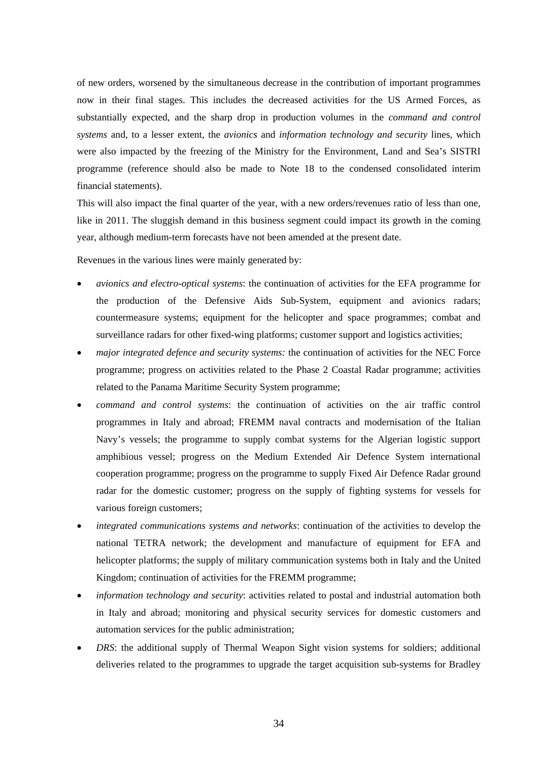of new orders, worsened by the simultaneous decrease in the contribution of important programmes now in their final stages. This includes the decreased activities for the US Armed Forces, as substantially expected, and the sharp drop in production volumes in the *command and control systems* and, to a lesser extent, the *avionics* and *information technology and security* lines, which were also impacted by the freezing of the Ministry for the Environment, Land and Sea's SISTRI programme (reference should also be made to Note 18 to the condensed consolidated interim financial statements).

This will also impact the final quarter of the year, with a new orders/revenues ratio of less than one, like in 2011. The sluggish demand in this business segment could impact its growth in the coming year, although medium-term forecasts have not been amended at the present date.

Revenues in the various lines were mainly generated by:

- *avionics and electro-optical systems*: the continuation of activities for the EFA programme for the production of the Defensive Aids Sub-System, equipment and avionics radars; countermeasure systems; equipment for the helicopter and space programmes; combat and surveillance radars for other fixed-wing platforms; customer support and logistics activities;
- *major integrated defence and security systems:* the continuation of activities for the NEC Force programme; progress on activities related to the Phase 2 Coastal Radar programme; activities related to the Panama Maritime Security System programme;
- *command and control systems*: the continuation of activities on the air traffic control programmes in Italy and abroad; FREMM naval contracts and modernisation of the Italian Navy's vessels; the programme to supply combat systems for the Algerian logistic support amphibious vessel; progress on the Medium Extended Air Defence System international cooperation programme; progress on the programme to supply Fixed Air Defence Radar ground radar for the domestic customer; progress on the supply of fighting systems for vessels for various foreign customers;
- *integrated communications systems and networks*: continuation of the activities to develop the national TETRA network; the development and manufacture of equipment for EFA and helicopter platforms; the supply of military communication systems both in Italy and the United Kingdom; continuation of activities for the FREMM programme;
- *information technology and security*: activities related to postal and industrial automation both in Italy and abroad; monitoring and physical security services for domestic customers and automation services for the public administration;
- *DRS*: the additional supply of Thermal Weapon Sight vision systems for soldiers; additional deliveries related to the programmes to upgrade the target acquisition sub-systems for Bradley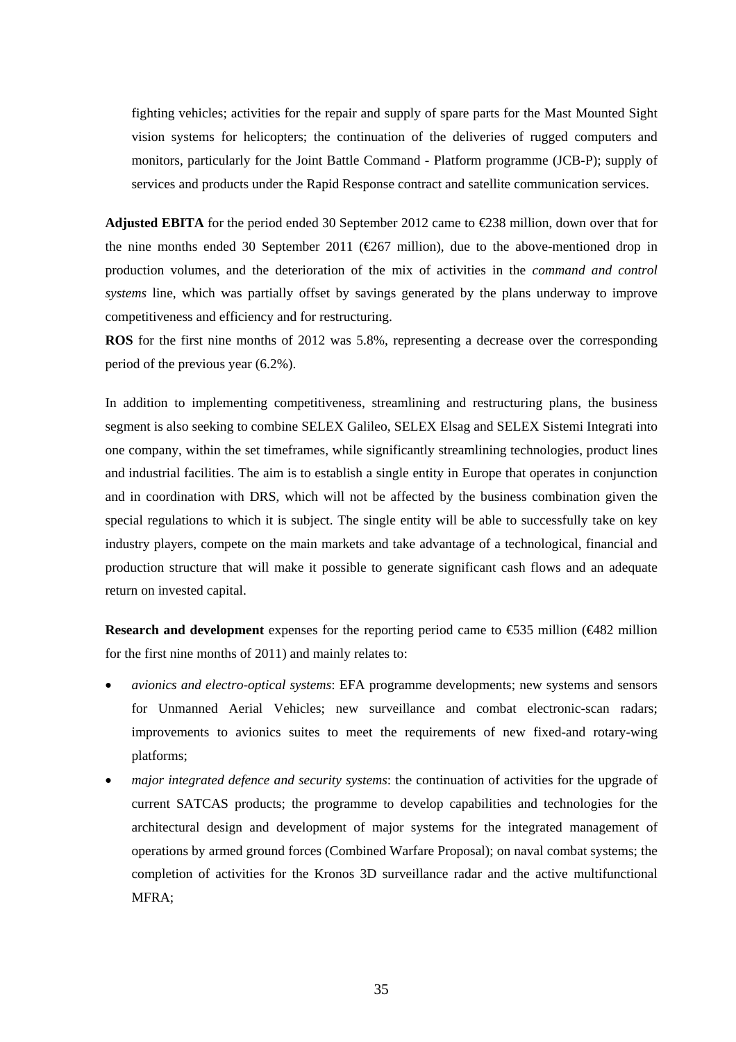fighting vehicles; activities for the repair and supply of spare parts for the Mast Mounted Sight vision systems for helicopters; the continuation of the deliveries of rugged computers and monitors, particularly for the Joint Battle Command - Platform programme (JCB-P); supply of services and products under the Rapid Response contract and satellite communication services.

**Adjusted EBITA** for the period ended 30 September 2012 came to €238 million, down over that for the nine months ended 30 September 2011 (€267 million), due to the above-mentioned drop in production volumes, and the deterioration of the mix of activities in the *command and control systems* line, which was partially offset by savings generated by the plans underway to improve competitiveness and efficiency and for restructuring.

**ROS** for the first nine months of 2012 was 5.8%, representing a decrease over the corresponding period of the previous year (6.2%).

In addition to implementing competitiveness, streamlining and restructuring plans, the business segment is also seeking to combine SELEX Galileo, SELEX Elsag and SELEX Sistemi Integrati into one company, within the set timeframes, while significantly streamlining technologies, product lines and industrial facilities. The aim is to establish a single entity in Europe that operates in conjunction and in coordination with DRS, which will not be affected by the business combination given the special regulations to which it is subject. The single entity will be able to successfully take on key industry players, compete on the main markets and take advantage of a technological, financial and production structure that will make it possible to generate significant cash flows and an adequate return on invested capital.

**Research and development** expenses for the reporting period came to €535 million (€482 million for the first nine months of 2011) and mainly relates to:

- *avionics and electro-optical systems*: EFA programme developments; new systems and sensors for Unmanned Aerial Vehicles; new surveillance and combat electronic-scan radars; improvements to avionics suites to meet the requirements of new fixed-and rotary-wing platforms;
- *major integrated defence and security systems*: the continuation of activities for the upgrade of current SATCAS products; the programme to develop capabilities and technologies for the architectural design and development of major systems for the integrated management of operations by armed ground forces (Combined Warfare Proposal); on naval combat systems; the completion of activities for the Kronos 3D surveillance radar and the active multifunctional MFRA;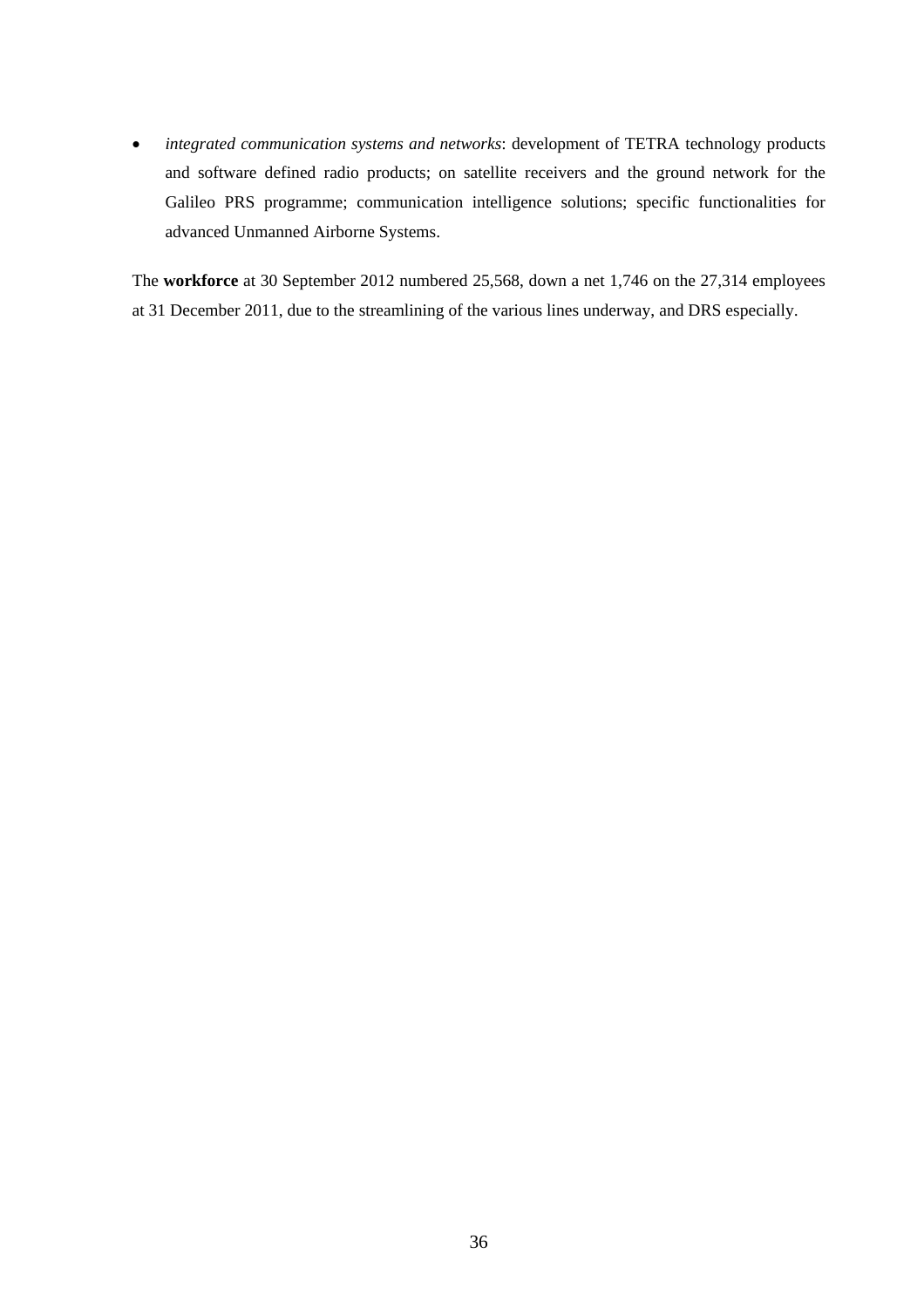- *integrated communication systems and networks*: development of TETRA technology products and software defined radio products; on satellite receivers and the ground network for the Galileo PRS programme; communication intelligence solutions; specific functionalities for advanced Unmanned Airborne Systems.

The **workforce** at 30 September 2012 numbered 25,568, down a net 1,746 on the 27,314 employees at 31 December 2011, due to the streamlining of the various lines underway, and DRS especially.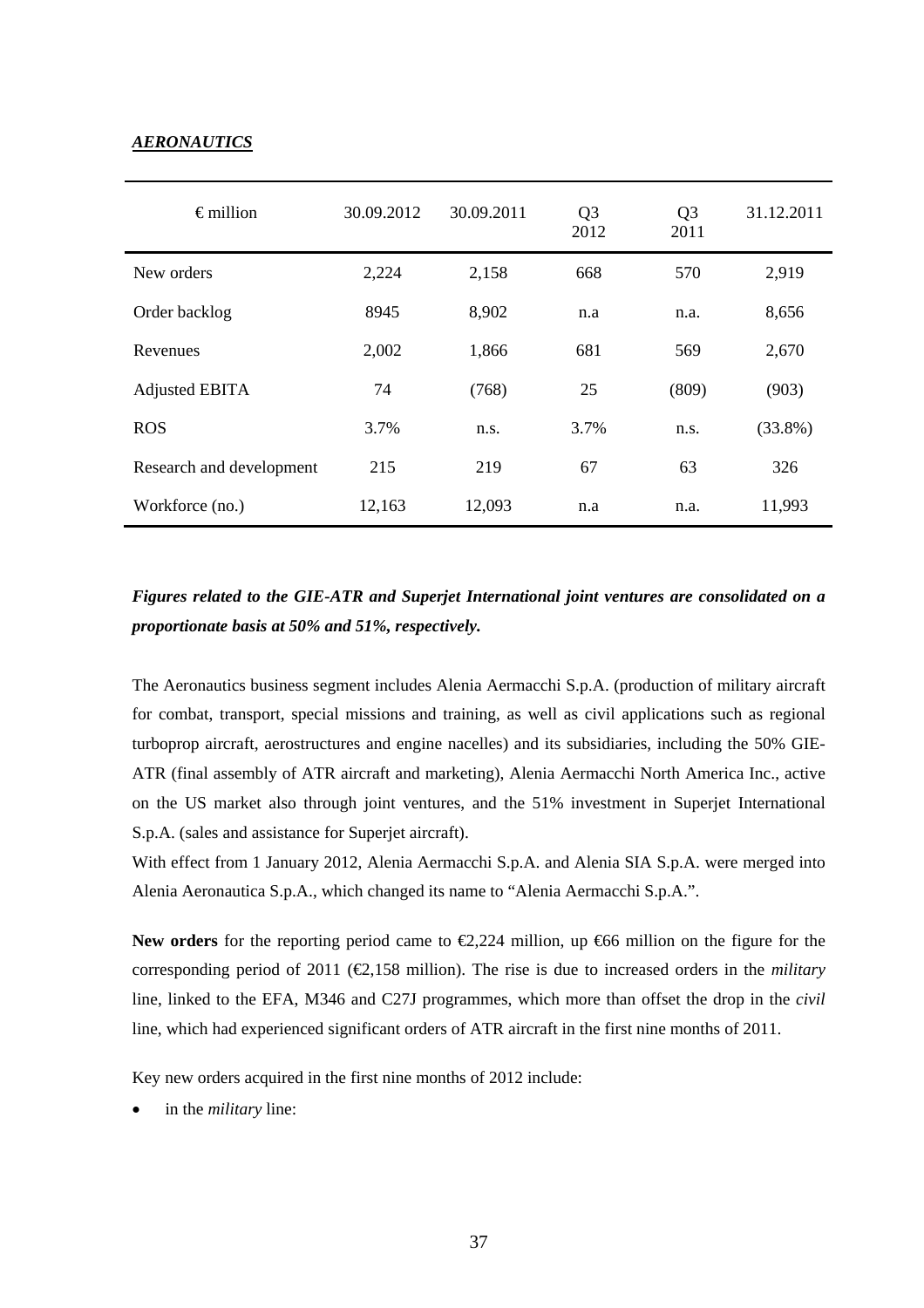***AERONAUTICS***

| € million | 30.09.2012 | 30.09.2011 | Q3 2012 | Q3 2011 | 31.12.2011 |
|---|---|---|---|---|---|
| New orders | 2,224 | 2,158 | 668 | 570 | 2,919 |
| Order backlog | 8945 | 8,902 | n.a | n.a. | 8,656 |
| Revenues | 2,002 | 1,866 | 681 | 569 | 2,670 |
| Adjusted EBITA | 74 | (768) | 25 | (809) | (903) |
| ROS | 3.7% | n.s. | 3.7% | n.s. | (33.8%) |
| Research and development | 215 | 219 | 67 | 63 | 326 |
| Workforce (no.) | 12,163 | 12,093 | n.a | n.a. | 11,993 |

***Figures related to the GIE-ATR and Superjet International joint ventures are consolidated on a proportionate basis at 50% and 51%, respectively.***

The Aeronautics business segment includes Alenia Aermacchi S.p.A. (production of military aircraft for combat, transport, special missions and training, as well as civil applications such as regional turboprop aircraft, aerostructures and engine nacelles) and its subsidiaries, including the 50% GIE-ATR (final assembly of ATR aircraft and marketing), Alenia Aermacchi North America Inc., active on the US market also through joint ventures, and the 51% investment in Superjet International S.p.A. (sales and assistance for Superjet aircraft).

With effect from 1 January 2012, Alenia Aermacchi S.p.A. and Alenia SIA S.p.A. were merged into Alenia Aeronautica S.p.A., which changed its name to "Alenia Aermacchi S.p.A.".

**New orders** for the reporting period came to €2,224 million, up €66 million on the figure for the corresponding period of 2011 (€2,158 million). The rise is due to increased orders in the *military* line, linked to the EFA, M346 and C27J programmes, which more than offset the drop in the *civil* line, which had experienced significant orders of ATR aircraft in the first nine months of 2011.

Key new orders acquired in the first nine months of 2012 include:

- in the *military* line: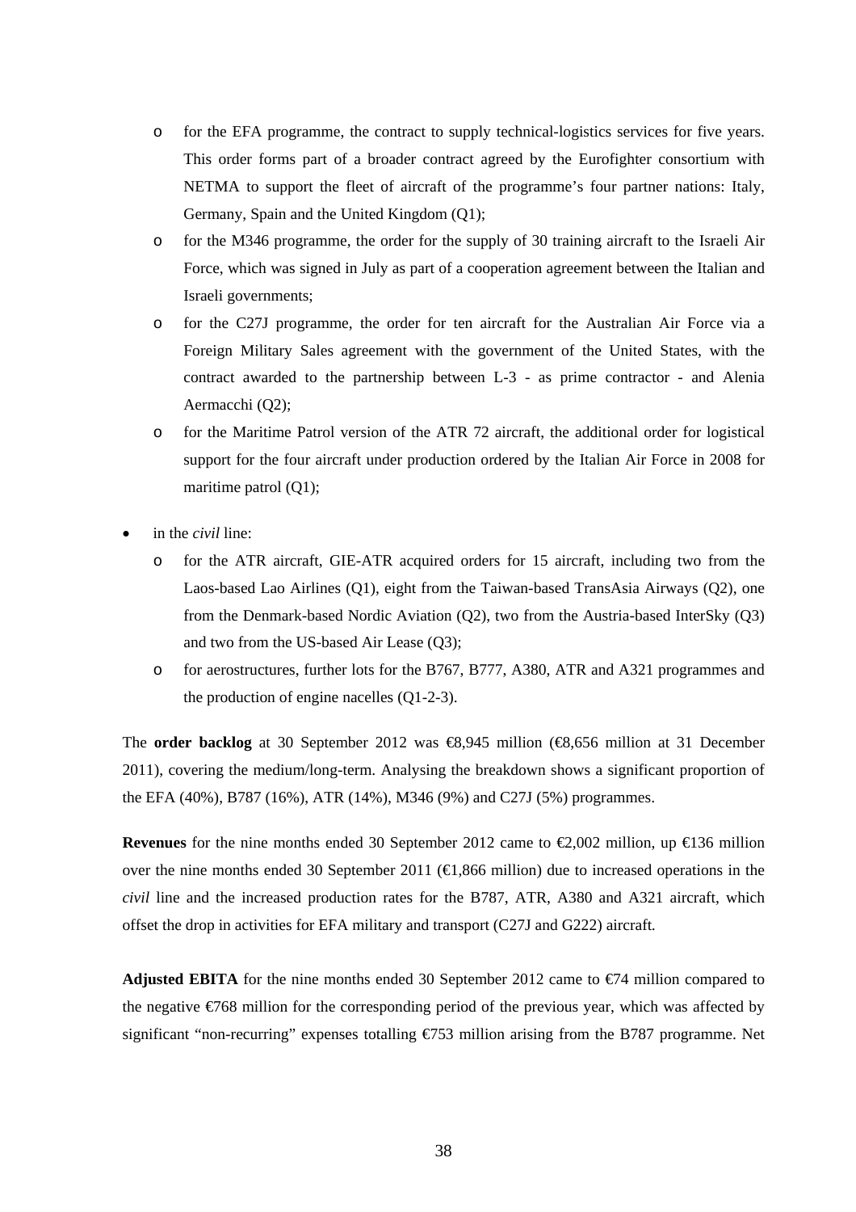- for the EFA programme, the contract to supply technical-logistics services for five years. This order forms part of a broader contract agreed by the Eurofighter consortium with NETMA to support the fleet of aircraft of the programme's four partner nations: Italy, Germany, Spain and the United Kingdom (Q1);
    - for the M346 programme, the order for the supply of 30 training aircraft to the Israeli Air Force, which was signed in July as part of a cooperation agreement between the Italian and Israeli governments;
    - for the C27J programme, the order for ten aircraft for the Australian Air Force via a Foreign Military Sales agreement with the government of the United States, with the contract awarded to the partnership between L-3 - as prime contractor - and Alenia Aermacchi (Q2);
    - for the Maritime Patrol version of the ATR 72 aircraft, the additional order for logistical support for the four aircraft under production ordered by the Italian Air Force in 2008 for maritime patrol (Q1);

- in the *civil* line:
    - for the ATR aircraft, GIE-ATR acquired orders for 15 aircraft, including two from the Laos-based Lao Airlines (Q1), eight from the Taiwan-based TransAsia Airways (Q2), one from the Denmark-based Nordic Aviation (Q2), two from the Austria-based InterSky (Q3) and two from the US-based Air Lease (Q3);
    - for aerostructures, further lots for the B767, B777, A380, ATR and A321 programmes and the production of engine nacelles (Q1-2-3).

The **order backlog** at 30 September 2012 was €8,945 million (€8,656 million at 31 December 2011), covering the medium/long-term. Analysing the breakdown shows a significant proportion of the EFA (40%), B787 (16%), ATR (14%), M346 (9%) and C27J (5%) programmes.

**Revenues** for the nine months ended 30 September 2012 came to €2,002 million, up €136 million over the nine months ended 30 September 2011 (€1,866 million) due to increased operations in the *civil* line and the increased production rates for the B787, ATR, A380 and A321 aircraft, which offset the drop in activities for EFA military and transport (C27J and G222) aircraft.

**Adjusted EBITA** for the nine months ended 30 September 2012 came to €74 million compared to the negative €768 million for the corresponding period of the previous year, which was affected by significant "non-recurring" expenses totalling €753 million arising from the B787 programme. Net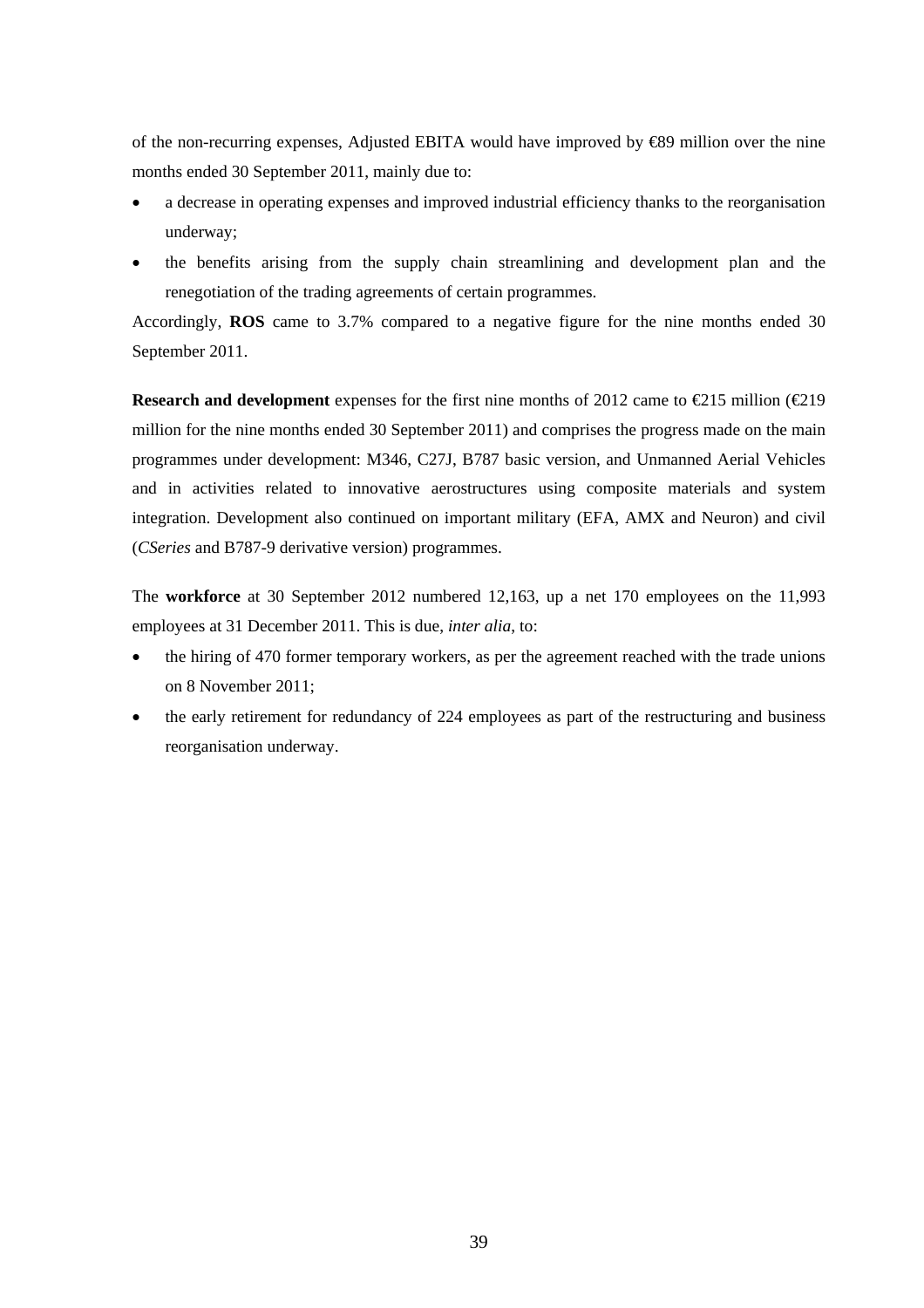of the non-recurring expenses, Adjusted EBITA would have improved by €89 million over the nine months ended 30 September 2011, mainly due to:

- a decrease in operating expenses and improved industrial efficiency thanks to the reorganisation underway;
- the benefits arising from the supply chain streamlining and development plan and the renegotiation of the trading agreements of certain programmes.

Accordingly, **ROS** came to 3.7% compared to a negative figure for the nine months ended 30 September 2011.

**Research and development** expenses for the first nine months of 2012 came to €215 million (€219 million for the nine months ended 30 September 2011) and comprises the progress made on the main programmes under development: M346, C27J, B787 basic version, and Unmanned Aerial Vehicles and in activities related to innovative aerostructures using composite materials and system integration. Development also continued on important military (EFA, AMX and Neuron) and civil (*CSeries* and B787-9 derivative version) programmes.

The **workforce** at 30 September 2012 numbered 12,163, up a net 170 employees on the 11,993 employees at 31 December 2011. This is due, *inter alia*, to:

- the hiring of 470 former temporary workers, as per the agreement reached with the trade unions on 8 November 2011;
- the early retirement for redundancy of 224 employees as part of the restructuring and business reorganisation underway.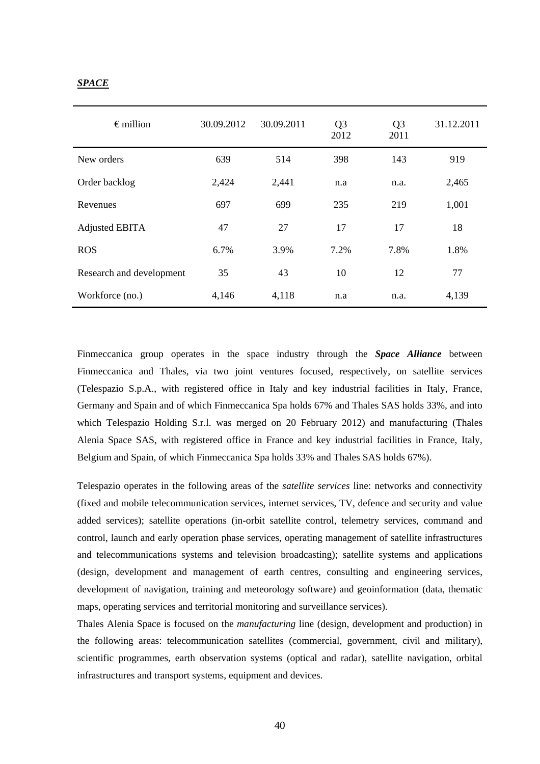***SPACE***

| € million | 30.09.2012 | 30.09.2011 | Q3 2012 | Q3 2011 | 31.12.2011 |
|---|---|---|---|---|---|
| New orders | 639 | 514 | 398 | 143 | 919 |
| Order backlog | 2,424 | 2,441 | n.a | n.a. | 2,465 |
| Revenues | 697 | 699 | 235 | 219 | 1,001 |
| Adjusted EBITA | 47 | 27 | 17 | 17 | 18 |
| ROS | 6.7% | 3.9% | 7.2% | 7.8% | 1.8% |
| Research and development | 35 | 43 | 10 | 12 | 77 |
| Workforce (no.) | 4,146 | 4,118 | n.a | n.a. | 4,139 |

Finmeccanica group operates in the space industry through the ***Space Alliance*** between Finmeccanica and Thales, via two joint ventures focused, respectively, on satellite services (Telespazio S.p.A., with registered office in Italy and key industrial facilities in Italy, France, Germany and Spain and of which Finmeccanica Spa holds 67% and Thales SAS holds 33%, and into which Telespazio Holding S.r.l. was merged on 20 February 2012) and manufacturing (Thales Alenia Space SAS, with registered office in France and key industrial facilities in France, Italy, Belgium and Spain, of which Finmeccanica Spa holds 33% and Thales SAS holds 67%).

Telespazio operates in the following areas of the *satellite services* line: networks and connectivity (fixed and mobile telecommunication services, internet services, TV, defence and security and value added services); satellite operations (in-orbit satellite control, telemetry services, command and control, launch and early operation phase services, operating management of satellite infrastructures and telecommunications systems and television broadcasting); satellite systems and applications (design, development and management of earth centres, consulting and engineering services, development of navigation, training and meteorology software) and geoinformation (data, thematic maps, operating services and territorial monitoring and surveillance services).

Thales Alenia Space is focused on the *manufacturing* line (design, development and production) in the following areas: telecommunication satellites (commercial, government, civil and military), scientific programmes, earth observation systems (optical and radar), satellite navigation, orbital infrastructures and transport systems, equipment and devices.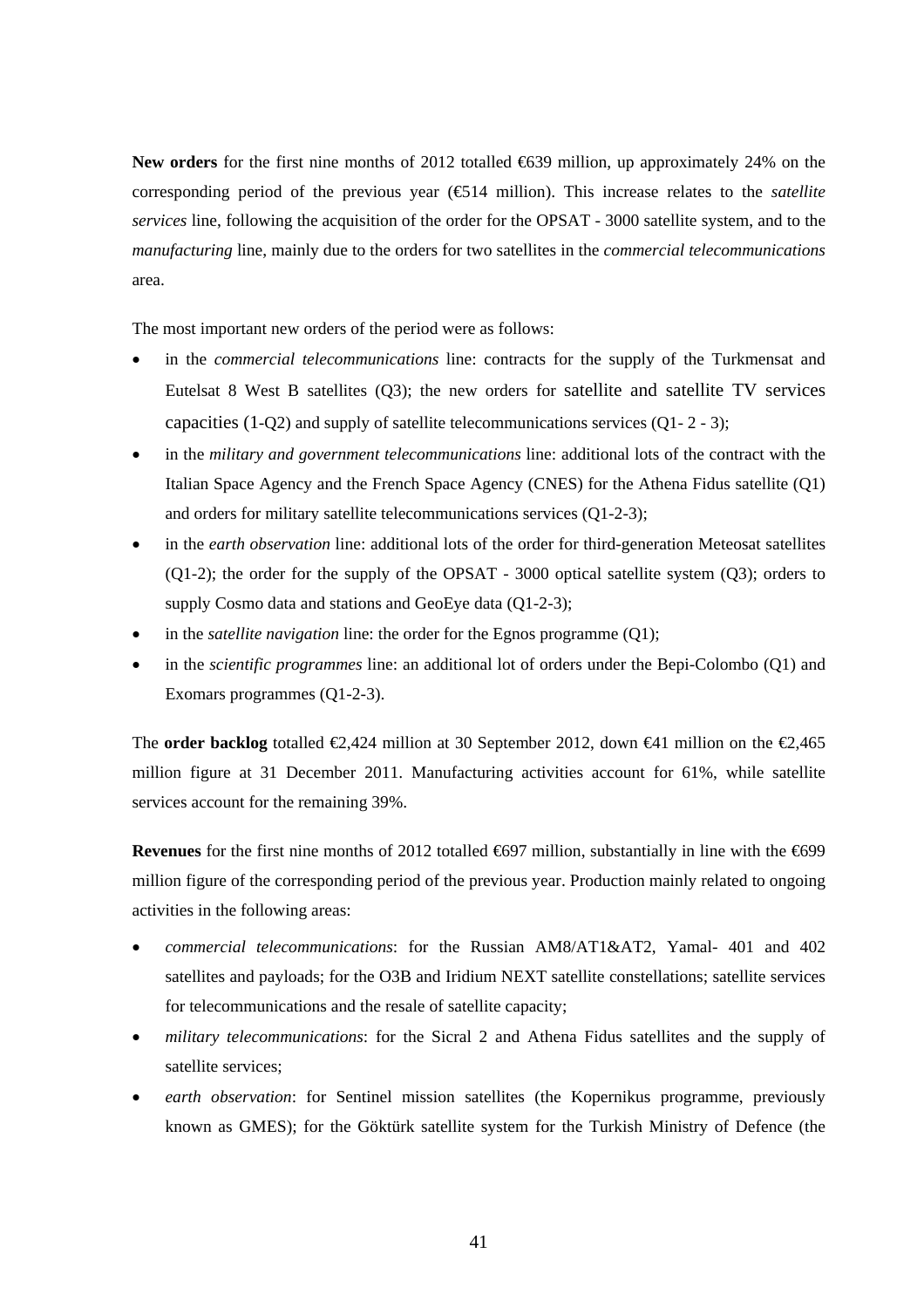**New orders** for the first nine months of 2012 totalled €639 million, up approximately 24% on the corresponding period of the previous year (€514 million). This increase relates to the *satellite services* line, following the acquisition of the order for the OPSAT - 3000 satellite system, and to the *manufacturing* line, mainly due to the orders for two satellites in the *commercial telecommunications* area.

The most important new orders of the period were as follows:

- in the *commercial telecommunications* line: contracts for the supply of the Turkmensat and Eutelsat 8 West B satellites (Q3); the new orders for satellite and satellite TV services capacities (1-Q2) and supply of satellite telecommunications services (Q1- 2 - 3);
- in the *military and government telecommunications* line: additional lots of the contract with the Italian Space Agency and the French Space Agency (CNES) for the Athena Fidus satellite (Q1) and orders for military satellite telecommunications services (Q1-2-3);
- in the *earth observation* line: additional lots of the order for third-generation Meteosat satellites (Q1-2); the order for the supply of the OPSAT - 3000 optical satellite system (Q3); orders to supply Cosmo data and stations and GeoEye data (Q1-2-3);
- in the *satellite navigation* line: the order for the Egnos programme (Q1);
- in the *scientific programmes* line: an additional lot of orders under the Bepi-Colombo (Q1) and Exomars programmes (Q1-2-3).

The **order backlog** totalled €2,424 million at 30 September 2012, down €41 million on the €2,465 million figure at 31 December 2011. Manufacturing activities account for 61%, while satellite services account for the remaining 39%.

**Revenues** for the first nine months of 2012 totalled €697 million, substantially in line with the €699 million figure of the corresponding period of the previous year. Production mainly related to ongoing activities in the following areas:

- *commercial telecommunications*: for the Russian AM8/AT1&AT2, Yamal- 401 and 402 satellites and payloads; for the O3B and Iridium NEXT satellite constellations; satellite services for telecommunications and the resale of satellite capacity;
- *military telecommunications*: for the Sicral 2 and Athena Fidus satellites and the supply of satellite services;
- *earth observation*: for Sentinel mission satellites (the Kopernikus programme, previously known as GMES); for the Göktürk satellite system for the Turkish Ministry of Defence (the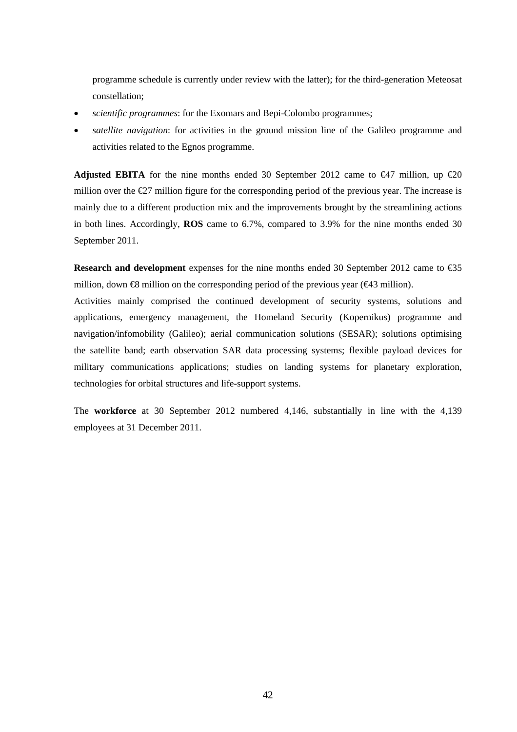programme schedule is currently under review with the latter); for the third-generation Meteosat constellation;

- *scientific programmes*: for the Exomars and Bepi-Colombo programmes;
- *satellite navigation*: for activities in the ground mission line of the Galileo programme and activities related to the Egnos programme.

**Adjusted EBITA** for the nine months ended 30 September 2012 came to €47 million, up €20 million over the €27 million figure for the corresponding period of the previous year. The increase is mainly due to a different production mix and the improvements brought by the streamlining actions in both lines. Accordingly, **ROS** came to 6.7%, compared to 3.9% for the nine months ended 30 September 2011.

**Research and development** expenses for the nine months ended 30 September 2012 came to €35 million, down €8 million on the corresponding period of the previous year (€43 million).
Activities mainly comprised the continued development of security systems, solutions and applications, emergency management, the Homeland Security (Kopernikus) programme and navigation/infomobility (Galileo); aerial communication solutions (SESAR); solutions optimising the satellite band; earth observation SAR data processing systems; flexible payload devices for military communications applications; studies on landing systems for planetary exploration, technologies for orbital structures and life-support systems.

The **workforce** at 30 September 2012 numbered 4,146, substantially in line with the 4,139 employees at 31 December 2011.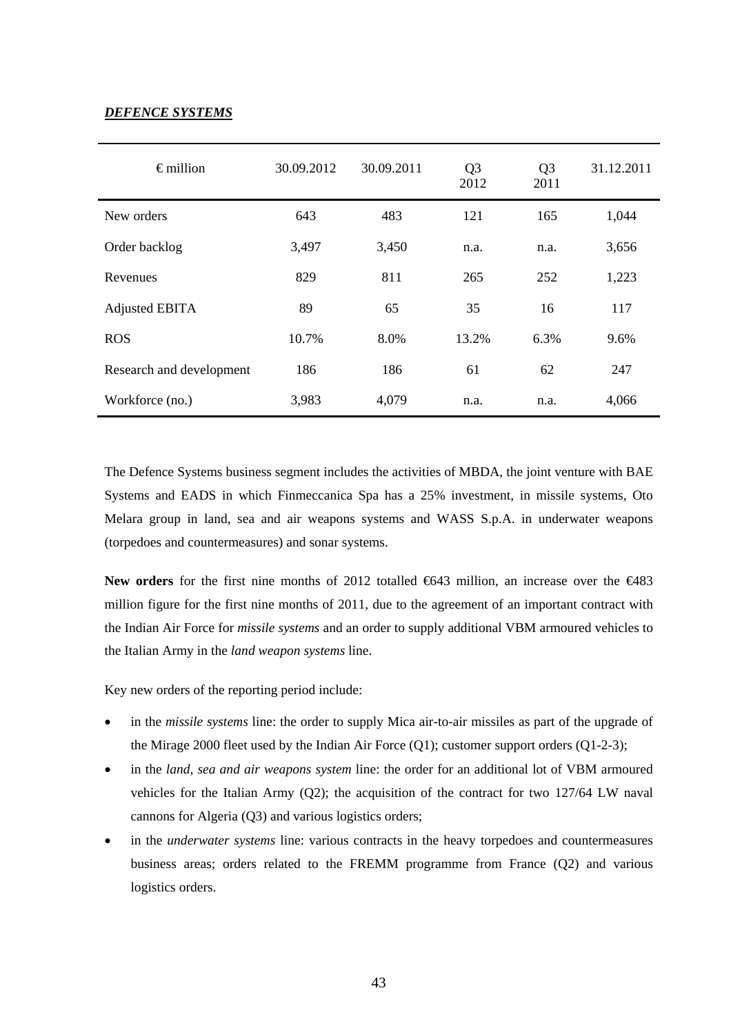***DEFENCE SYSTEMS***

| € million | 30.09.2012 | 30.09.2011 | Q3 2012 | Q3 2011 | 31.12.2011 |
|---|---|---|---|---|---|
| New orders | 643 | 483 | 121 | 165 | 1,044 |
| Order backlog | 3,497 | 3,450 | n.a. | n.a. | 3,656 |
| Revenues | 829 | 811 | 265 | 252 | 1,223 |
| Adjusted EBITA | 89 | 65 | 35 | 16 | 117 |
| ROS | 10.7% | 8.0% | 13.2% | 6.3% | 9.6% |
| Research and development | 186 | 186 | 61 | 62 | 247 |
| Workforce (no.) | 3,983 | 4,079 | n.a. | n.a. | 4,066 |

The Defence Systems business segment includes the activities of MBDA, the joint venture with BAE Systems and EADS in which Finmeccanica Spa has a 25% investment, in missile systems, Oto Melara group in land, sea and air weapons systems and WASS S.p.A. in underwater weapons (torpedoes and countermeasures) and sonar systems.

**New orders** for the first nine months of 2012 totalled €643 million, an increase over the €483 million figure for the first nine months of 2011, due to the agreement of an important contract with the Indian Air Force for *missile systems* and an order to supply additional VBM armoured vehicles to the Italian Army in the *land weapon systems* line.

Key new orders of the reporting period include:

- in the *missile systems* line: the order to supply Mica air-to-air missiles as part of the upgrade of the Mirage 2000 fleet used by the Indian Air Force (Q1); customer support orders (Q1-2-3);
- in the *land, sea and air weapons system* line: the order for an additional lot of VBM armoured vehicles for the Italian Army (Q2); the acquisition of the contract for two 127/64 LW naval cannons for Algeria (Q3) and various logistics orders;
- in the *underwater systems* line: various contracts in the heavy torpedoes and countermeasures business areas; orders related to the FREMM programme from France (Q2) and various logistics orders.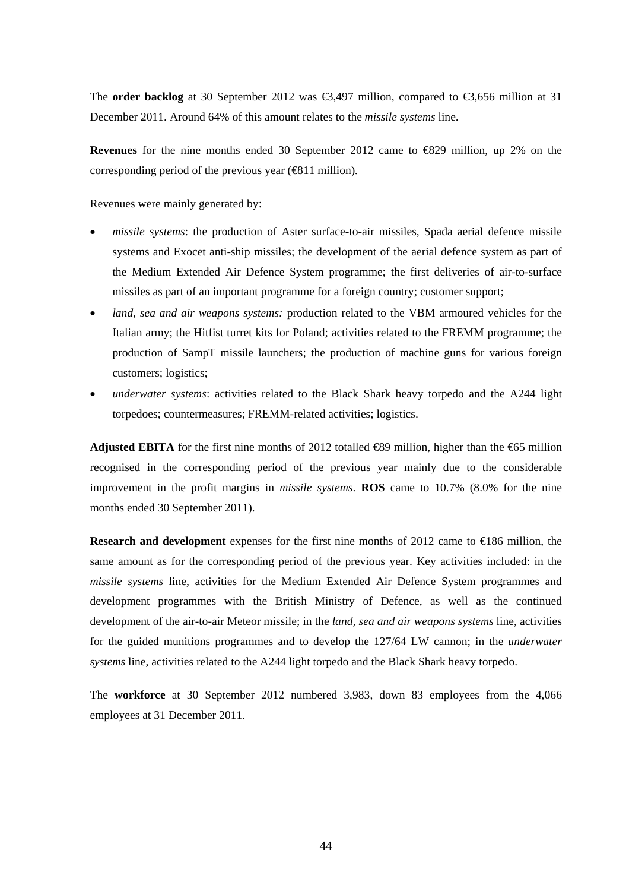The **order backlog** at 30 September 2012 was €3,497 million, compared to €3,656 million at 31 December 2011. Around 64% of this amount relates to the *missile systems* line.

**Revenues** for the nine months ended 30 September 2012 came to €829 million, up 2% on the corresponding period of the previous year (€811 million).

Revenues were mainly generated by:

- *missile systems*: the production of Aster surface-to-air missiles, Spada aerial defence missile systems and Exocet anti-ship missiles; the development of the aerial defence system as part of the Medium Extended Air Defence System programme; the first deliveries of air-to-surface missiles as part of an important programme for a foreign country; customer support;
- *land, sea and air weapons systems:* production related to the VBM armoured vehicles for the Italian army; the Hitfist turret kits for Poland; activities related to the FREMM programme; the production of SampT missile launchers; the production of machine guns for various foreign customers; logistics;
- *underwater systems*: activities related to the Black Shark heavy torpedo and the A244 light torpedoes; countermeasures; FREMM-related activities; logistics.

**Adjusted EBITA** for the first nine months of 2012 totalled €89 million, higher than the €65 million recognised in the corresponding period of the previous year mainly due to the considerable improvement in the profit margins in *missile systems*. **ROS** came to 10.7% (8.0% for the nine months ended 30 September 2011).

**Research and development** expenses for the first nine months of 2012 came to €186 million, the same amount as for the corresponding period of the previous year. Key activities included: in the *missile systems* line, activities for the Medium Extended Air Defence System programmes and development programmes with the British Ministry of Defence, as well as the continued development of the air-to-air Meteor missile; in the *land, sea and air weapons systems* line, activities for the guided munitions programmes and to develop the 127/64 LW cannon; in the *underwater systems* line, activities related to the A244 light torpedo and the Black Shark heavy torpedo.

The **workforce** at 30 September 2012 numbered 3,983, down 83 employees from the 4,066 employees at 31 December 2011.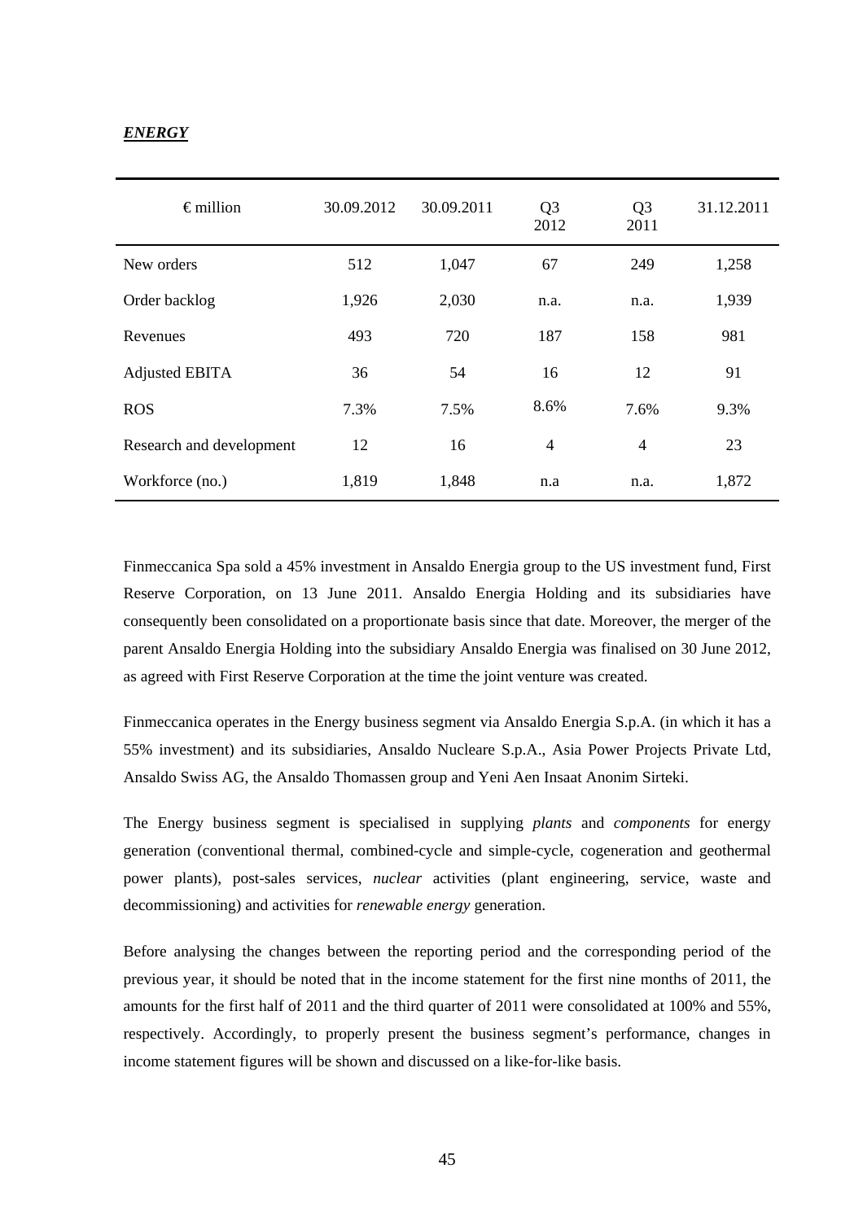***ENERGY***

| € million | 30.09.2012 | 30.09.2011 | Q3 2012 | Q3 2011 | 31.12.2011 |
|---|---|---|---|---|---|
| New orders | 512 | 1,047 | 67 | 249 | 1,258 |
| Order backlog | 1,926 | 2,030 | n.a. | n.a. | 1,939 |
| Revenues | 493 | 720 | 187 | 158 | 981 |
| Adjusted EBITA | 36 | 54 | 16 | 12 | 91 |
| ROS | 7.3% | 7.5% | 8.6% | 7.6% | 9.3% |
| Research and development | 12 | 16 | 4 | 4 | 23 |
| Workforce (no.) | 1,819 | 1,848 | n.a | n.a. | 1,872 |

Finmeccanica Spa sold a 45% investment in Ansaldo Energia group to the US investment fund, First Reserve Corporation, on 13 June 2011. Ansaldo Energia Holding and its subsidiaries have consequently been consolidated on a proportionate basis since that date. Moreover, the merger of the parent Ansaldo Energia Holding into the subsidiary Ansaldo Energia was finalised on 30 June 2012, as agreed with First Reserve Corporation at the time the joint venture was created.

Finmeccanica operates in the Energy business segment via Ansaldo Energia S.p.A. (in which it has a 55% investment) and its subsidiaries, Ansaldo Nucleare S.p.A., Asia Power Projects Private Ltd, Ansaldo Swiss AG, the Ansaldo Thomassen group and Yeni Aen Insaat Anonim Sirteki.

The Energy business segment is specialised in supplying *plants* and *components* for energy generation (conventional thermal, combined-cycle and simple-cycle, cogeneration and geothermal power plants), post-sales services, *nuclear* activities (plant engineering, service, waste and decommissioning) and activities for *renewable energy* generation.

Before analysing the changes between the reporting period and the corresponding period of the previous year, it should be noted that in the income statement for the first nine months of 2011, the amounts for the first half of 2011 and the third quarter of 2011 were consolidated at 100% and 55%, respectively. Accordingly, to properly present the business segment's performance, changes in income statement figures will be shown and discussed on a like-for-like basis.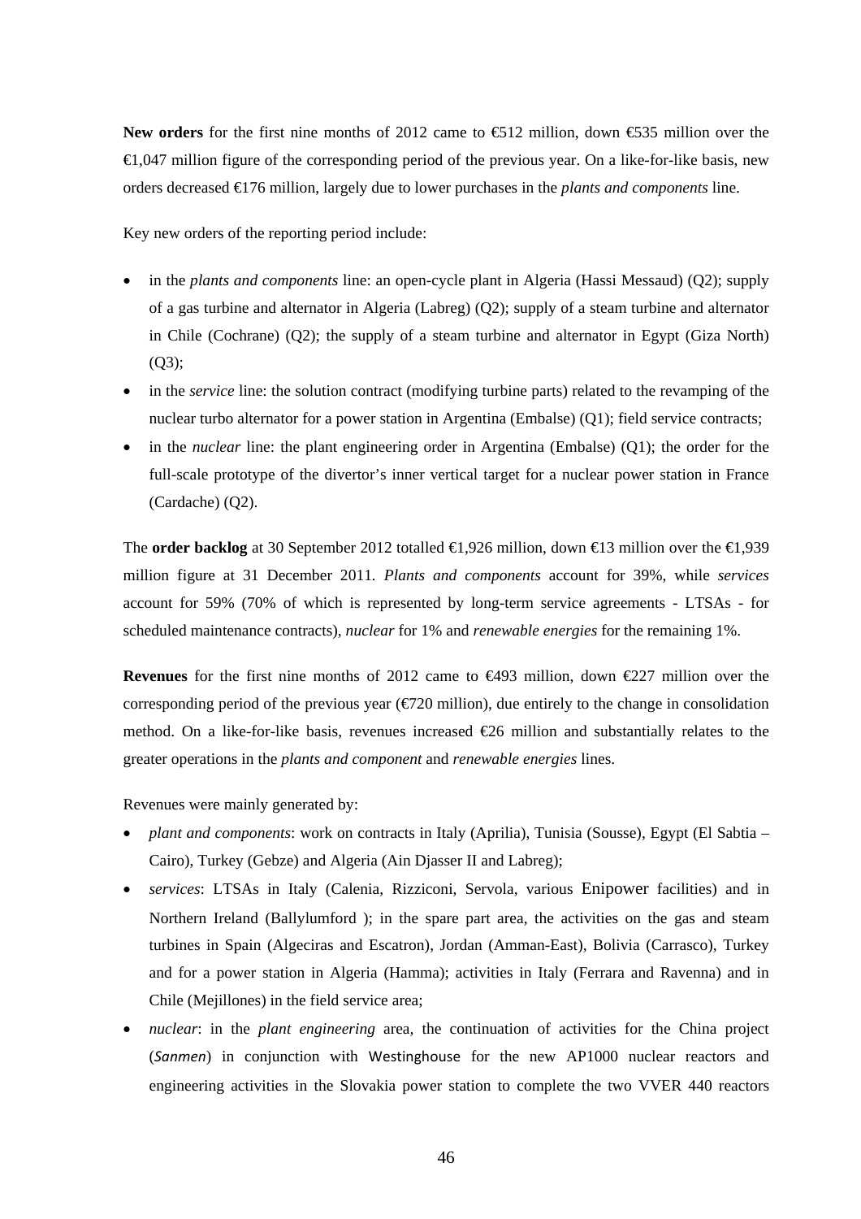**New orders** for the first nine months of 2012 came to €512 million, down €535 million over the €1,047 million figure of the corresponding period of the previous year. On a like-for-like basis, new orders decreased €176 million, largely due to lower purchases in the *plants and components* line.

Key new orders of the reporting period include:

- in the *plants and components* line: an open-cycle plant in Algeria (Hassi Messaud) (Q2); supply of a gas turbine and alternator in Algeria (Labreg) (Q2); supply of a steam turbine and alternator in Chile (Cochrane) (Q2); the supply of a steam turbine and alternator in Egypt (Giza North) (Q3);
- in the *service* line: the solution contract (modifying turbine parts) related to the revamping of the nuclear turbo alternator for a power station in Argentina (Embalse) (Q1); field service contracts;
- in the *nuclear* line: the plant engineering order in Argentina (Embalse) (Q1); the order for the full-scale prototype of the divertor's inner vertical target for a nuclear power station in France (Cardache) (Q2).

The **order backlog** at 30 September 2012 totalled €1,926 million, down €13 million over the €1,939 million figure at 31 December 2011. *Plants and components* account for 39%, while *services* account for 59% (70% of which is represented by long-term service agreements - LTSAs - for scheduled maintenance contracts), *nuclear* for 1% and *renewable energies* for the remaining 1%.

**Revenues** for the first nine months of 2012 came to €493 million, down €227 million over the corresponding period of the previous year (€720 million), due entirely to the change in consolidation method. On a like-for-like basis, revenues increased €26 million and substantially relates to the greater operations in the *plants and component* and *renewable energies* lines.

Revenues were mainly generated by:

- *plant and components*: work on contracts in Italy (Aprilia), Tunisia (Sousse), Egypt (El Sabtia – Cairo), Turkey (Gebze) and Algeria (Ain Djasser II and Labreg);
- *services*: LTSAs in Italy (Calenia, Rizziconi, Servola, various Enipower facilities) and in Northern Ireland (Ballylumford ); in the spare part area, the activities on the gas and steam turbines in Spain (Algeciras and Escatron), Jordan (Amman-East), Bolivia (Carrasco), Turkey and for a power station in Algeria (Hamma); activities in Italy (Ferrara and Ravenna) and in Chile (Mejillones) in the field service area;
- *nuclear*: in the *plant engineering* area, the continuation of activities for the China project (*Sanmen*) in conjunction with Westinghouse for the new AP1000 nuclear reactors and engineering activities in the Slovakia power station to complete the two VVER 440 reactors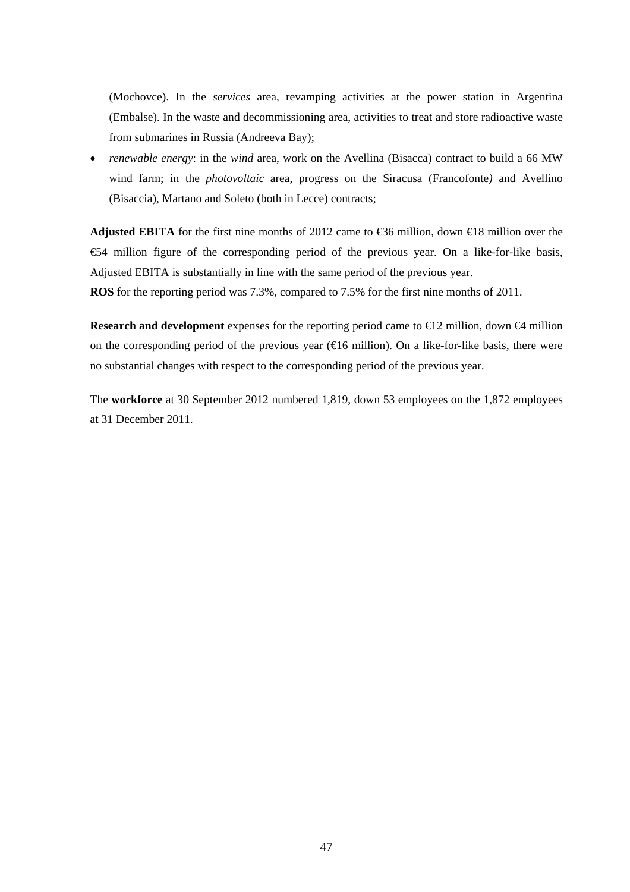(Mochovce). In the *services* area, revamping activities at the power station in Argentina (Embalse). In the waste and decommissioning area, activities to treat and store radioactive waste from submarines in Russia (Andreeva Bay);

- *renewable energy*: in the *wind* area, work on the Avellina (Bisacca) contract to build a 66 MW wind farm; in the *photovoltaic* area, progress on the Siracusa (Francofonte*)* and Avellino (Bisaccia), Martano and Soleto (both in Lecce) contracts;

**Adjusted EBITA** for the first nine months of 2012 came to €36 million, down €18 million over the €54 million figure of the corresponding period of the previous year. On a like-for-like basis, Adjusted EBITA is substantially in line with the same period of the previous year.
**ROS** for the reporting period was 7.3%, compared to 7.5% for the first nine months of 2011.

**Research and development** expenses for the reporting period came to €12 million, down €4 million on the corresponding period of the previous year (€16 million). On a like-for-like basis, there were no substantial changes with respect to the corresponding period of the previous year.

The **workforce** at 30 September 2012 numbered 1,819, down 53 employees on the 1,872 employees at 31 December 2011.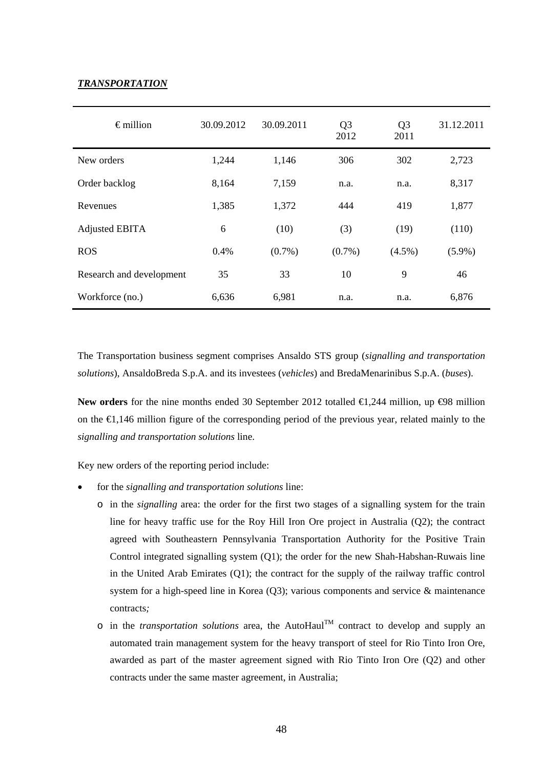***TRANSPORTATION***

| € million | 30.09.2012 | 30.09.2011 | Q3 2012 | Q3 2011 | 31.12.2011 |
|---|---|---|---|---|---|
| New orders | 1,244 | 1,146 | 306 | 302 | 2,723 |
| Order backlog | 8,164 | 7,159 | n.a. | n.a. | 8,317 |
| Revenues | 1,385 | 1,372 | 444 | 419 | 1,877 |
| Adjusted EBITA | 6 | (10) | (3) | (19) | (110) |
| ROS | 0.4% | (0.7%) | (0.7%) | (4.5%) | (5.9%) |
| Research and development | 35 | 33 | 10 | 9 | 46 |
| Workforce (no.) | 6,636 | 6,981 | n.a. | n.a. | 6,876 |

The Transportation business segment comprises Ansaldo STS group (*signalling and transportation solutions*), AnsaldoBreda S.p.A. and its investees (*vehicles*) and BredaMenarinibus S.p.A. (*buses*).

**New orders** for the nine months ended 30 September 2012 totalled €1,244 million, up €98 million on the €1,146 million figure of the corresponding period of the previous year, related mainly to the *signalling and transportation solutions* line.

Key new orders of the reporting period include:

- for the *signalling and transportation solutions* line:
  - in the *signalling* area: the order for the first two stages of a signalling system for the train line for heavy traffic use for the Roy Hill Iron Ore project in Australia (Q2); the contract agreed with Southeastern Pennsylvania Transportation Authority for the Positive Train Control integrated signalling system (Q1); the order for the new Shah-Habshan-Ruwais line in the United Arab Emirates (Q1); the contract for the supply of the railway traffic control system for a high-speed line in Korea (Q3); various components and service & maintenance contracts*;*
  - in the *transportation solutions* area, the AutoHaul™ contract to develop and supply an automated train management system for the heavy transport of steel for Rio Tinto Iron Ore, awarded as part of the master agreement signed with Rio Tinto Iron Ore (Q2) and other contracts under the same master agreement, in Australia;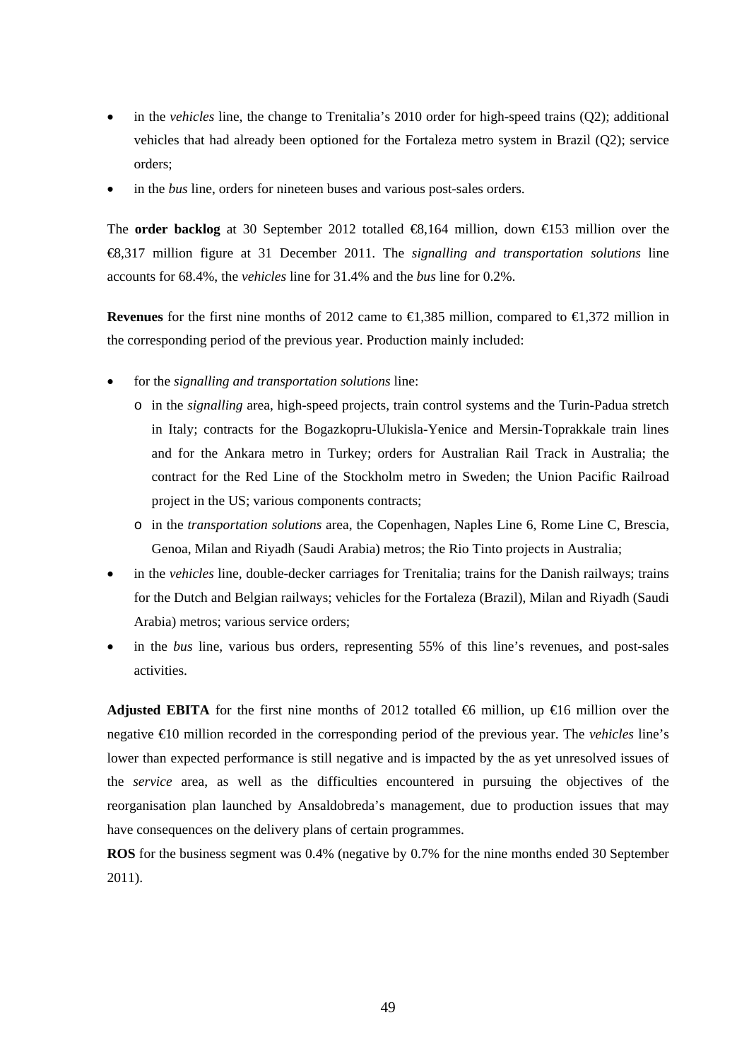- in the *vehicles* line, the change to Trenitalia's 2010 order for high-speed trains (Q2); additional vehicles that had already been optioned for the Fortaleza metro system in Brazil (Q2); service orders;
- in the *bus* line, orders for nineteen buses and various post-sales orders.

The **order backlog** at 30 September 2012 totalled €8,164 million, down €153 million over the €8,317 million figure at 31 December 2011. The *signalling and transportation solutions* line accounts for 68.4%, the *vehicles* line for 31.4% and the *bus* line for 0.2%.

**Revenues** for the first nine months of 2012 came to €1,385 million, compared to €1,372 million in the corresponding period of the previous year. Production mainly included:

- for the *signalling and transportation solutions* line:
  - in the *signalling* area, high-speed projects, train control systems and the Turin-Padua stretch in Italy; contracts for the Bogazkopru-Ulukisla-Yenice and Mersin-Toprakkale train lines and for the Ankara metro in Turkey; orders for Australian Rail Track in Australia; the contract for the Red Line of the Stockholm metro in Sweden; the Union Pacific Railroad project in the US; various components contracts;
  - in the *transportation solutions* area, the Copenhagen, Naples Line 6, Rome Line C, Brescia, Genoa, Milan and Riyadh (Saudi Arabia) metros; the Rio Tinto projects in Australia;
- in the *vehicles* line, double-decker carriages for Trenitalia; trains for the Danish railways; trains for the Dutch and Belgian railways; vehicles for the Fortaleza (Brazil), Milan and Riyadh (Saudi Arabia) metros; various service orders;
- in the *bus* line, various bus orders, representing 55% of this line's revenues, and post-sales activities.

**Adjusted EBITA** for the first nine months of 2012 totalled €6 million, up €16 million over the negative €10 million recorded in the corresponding period of the previous year. The *vehicles* line's lower than expected performance is still negative and is impacted by the as yet unresolved issues of the *service* area, as well as the difficulties encountered in pursuing the objectives of the reorganisation plan launched by Ansaldobreda's management, due to production issues that may have consequences on the delivery plans of certain programmes.

**ROS** for the business segment was 0.4% (negative by 0.7% for the nine months ended 30 September 2011).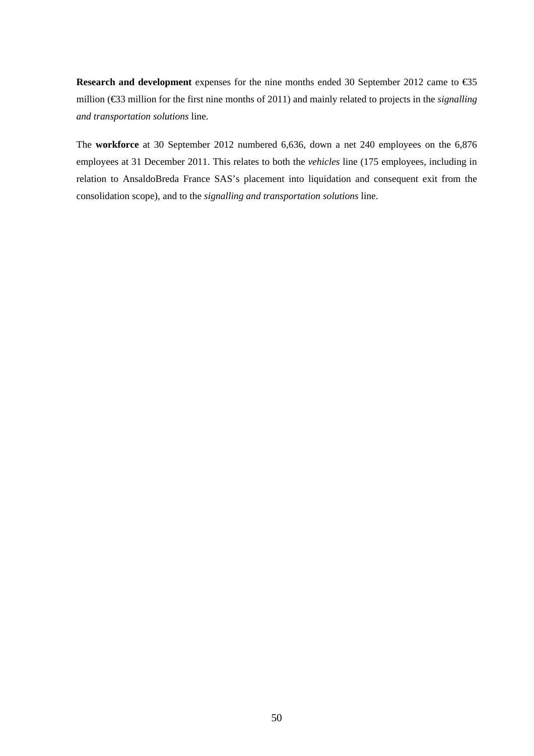**Research and development** expenses for the nine months ended 30 September 2012 came to €35 million (€33 million for the first nine months of 2011) and mainly related to projects in the *signalling and transportation solutions* line.

The **workforce** at 30 September 2012 numbered 6,636, down a net 240 employees on the 6,876 employees at 31 December 2011. This relates to both the *vehicles* line (175 employees, including in relation to AnsaldoBreda France SAS's placement into liquidation and consequent exit from the consolidation scope), and to the *signalling and transportation solutions* line.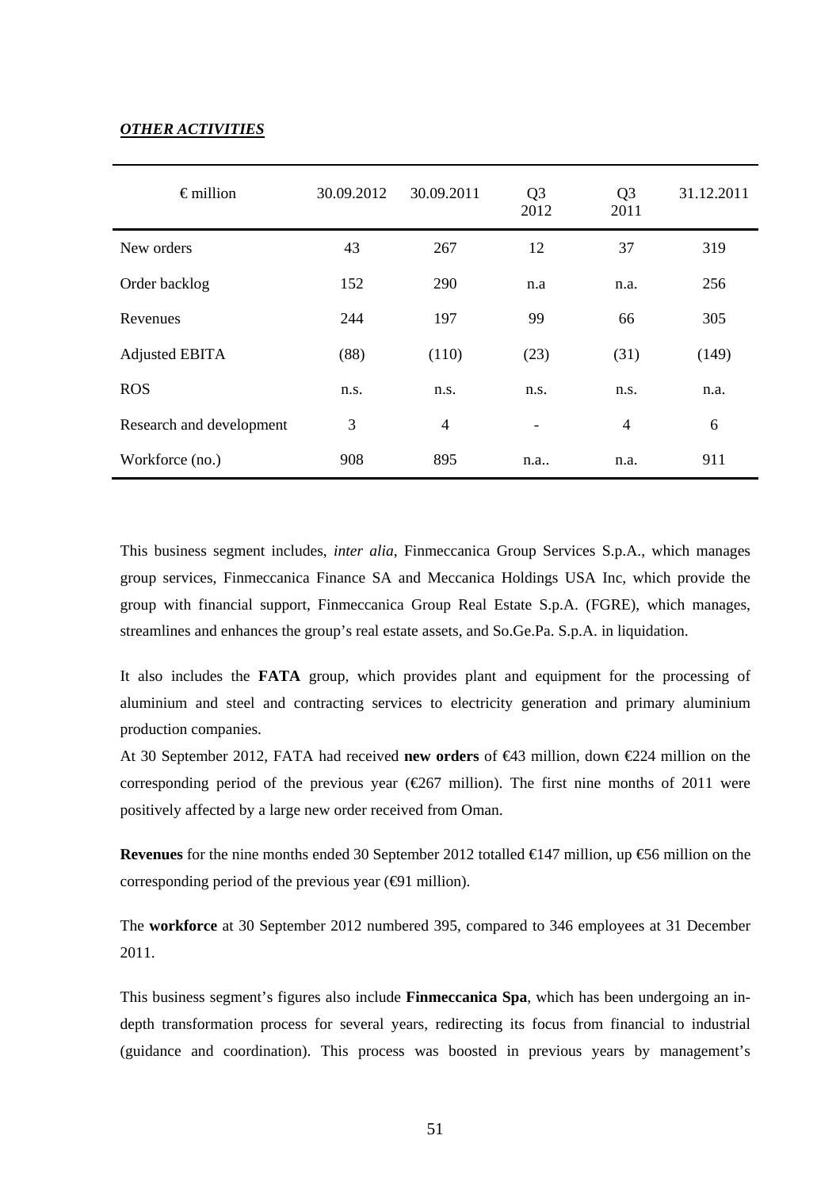***OTHER ACTIVITIES***

| € million | 30.09.2012 | 30.09.2011 | Q3 2012 | Q3 2011 | 31.12.2011 |
|---|---|---|---|---|---|
| New orders | 43 | 267 | 12 | 37 | 319 |
| Order backlog | 152 | 290 | n.a | n.a. | 256 |
| Revenues | 244 | 197 | 99 | 66 | 305 |
| Adjusted EBITA | (88) | (110) | (23) | (31) | (149) |
| ROS | n.s. | n.s. | n.s. | n.s. | n.a. |
| Research and development | 3 | 4 | - | 4 | 6 |
| Workforce (no.) | 908 | 895 | n.a.. | n.a. | 911 |

This business segment includes, *inter alia*, Finmeccanica Group Services S.p.A., which manages group services, Finmeccanica Finance SA and Meccanica Holdings USA Inc, which provide the group with financial support, Finmeccanica Group Real Estate S.p.A. (FGRE), which manages, streamlines and enhances the group's real estate assets, and So.Ge.Pa. S.p.A. in liquidation.

It also includes the **FATA** group, which provides plant and equipment for the processing of aluminium and steel and contracting services to electricity generation and primary aluminium production companies.
At 30 September 2012, FATA had received **new orders** of €43 million, down €224 million on the corresponding period of the previous year (€267 million). The first nine months of 2011 were positively affected by a large new order received from Oman.

**Revenues** for the nine months ended 30 September 2012 totalled €147 million, up €56 million on the corresponding period of the previous year (€91 million).

The **workforce** at 30 September 2012 numbered 395, compared to 346 employees at 31 December 2011.

This business segment's figures also include **Finmeccanica Spa**, which has been undergoing an in-depth transformation process for several years, redirecting its focus from financial to industrial (guidance and coordination). This process was boosted in previous years by management's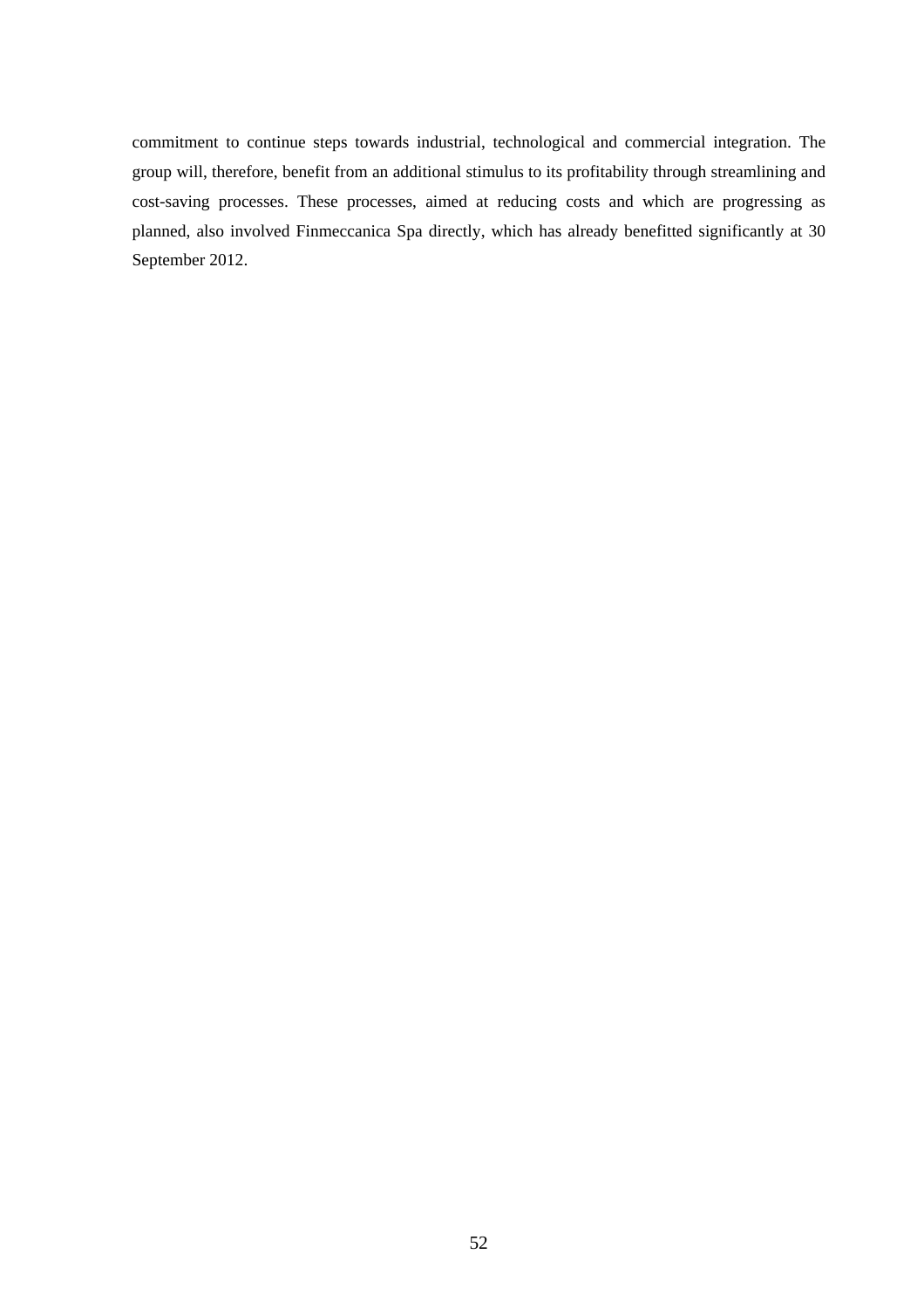commitment to continue steps towards industrial, technological and commercial integration. The group will, therefore, benefit from an additional stimulus to its profitability through streamlining and cost-saving processes. These processes, aimed at reducing costs and which are progressing as planned, also involved Finmeccanica Spa directly, which has already benefitted significantly at 30 September 2012.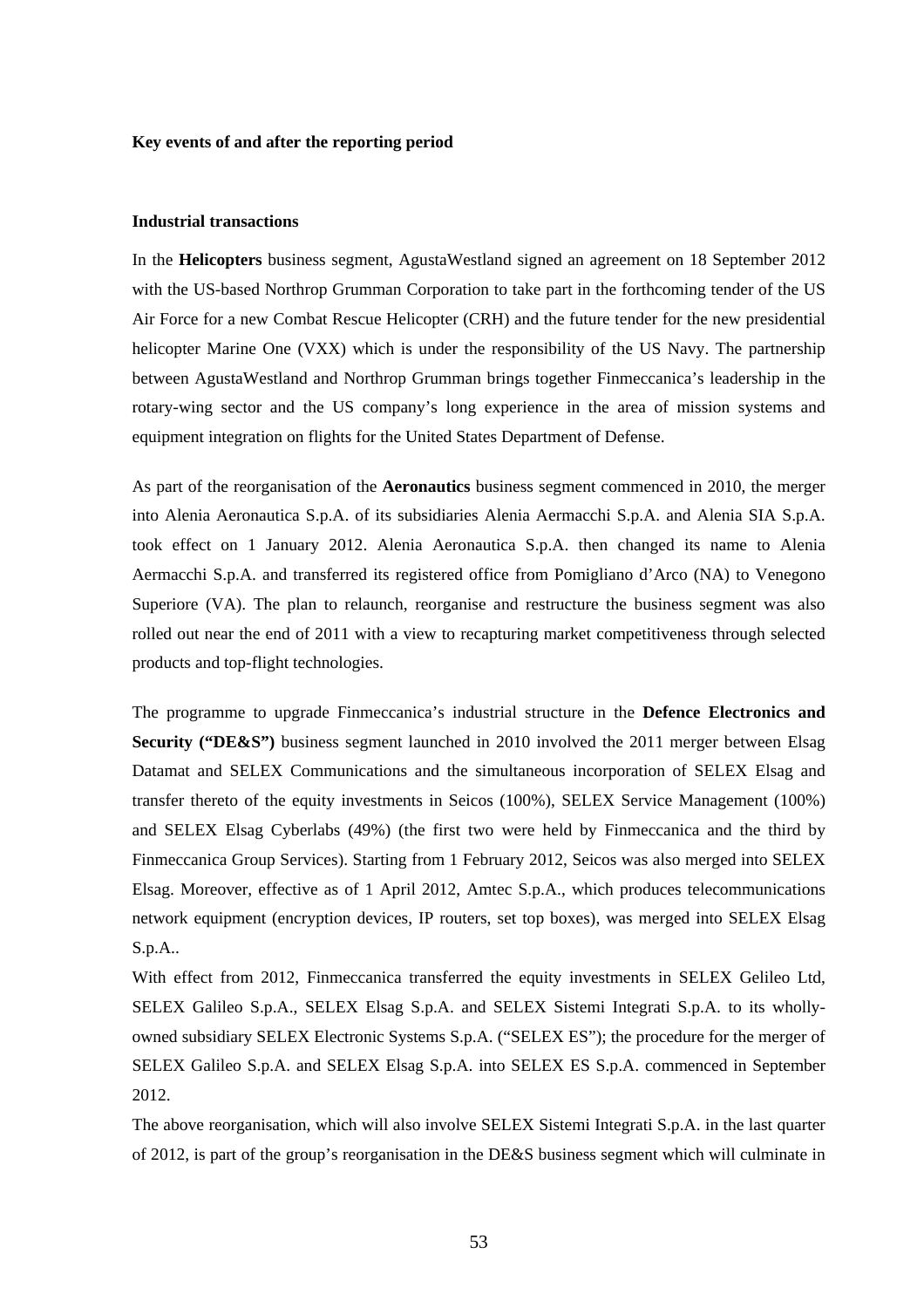**Key events of and after the reporting period**

**Industrial transactions**

In the **Helicopters** business segment, AgustaWestland signed an agreement on 18 September 2012 with the US-based Northrop Grumman Corporation to take part in the forthcoming tender of the US Air Force for a new Combat Rescue Helicopter (CRH) and the future tender for the new presidential helicopter Marine One (VXX) which is under the responsibility of the US Navy. The partnership between AgustaWestland and Northrop Grumman brings together Finmeccanica's leadership in the rotary-wing sector and the US company's long experience in the area of mission systems and equipment integration on flights for the United States Department of Defense.

As part of the reorganisation of the **Aeronautics** business segment commenced in 2010, the merger into Alenia Aeronautica S.p.A. of its subsidiaries Alenia Aermacchi S.p.A. and Alenia SIA S.p.A. took effect on 1 January 2012. Alenia Aeronautica S.p.A. then changed its name to Alenia Aermacchi S.p.A. and transferred its registered office from Pomigliano d'Arco (NA) to Venegono Superiore (VA). The plan to relaunch, reorganise and restructure the business segment was also rolled out near the end of 2011 with a view to recapturing market competitiveness through selected products and top-flight technologies.

The programme to upgrade Finmeccanica's industrial structure in the **Defence Electronics and Security ("DE&S")** business segment launched in 2010 involved the 2011 merger between Elsag Datamat and SELEX Communications and the simultaneous incorporation of SELEX Elsag and transfer thereto of the equity investments in Seicos (100%), SELEX Service Management (100%) and SELEX Elsag Cyberlabs (49%) (the first two were held by Finmeccanica and the third by Finmeccanica Group Services). Starting from 1 February 2012, Seicos was also merged into SELEX Elsag. Moreover, effective as of 1 April 2012, Amtec S.p.A., which produces telecommunications network equipment (encryption devices, IP routers, set top boxes), was merged into SELEX Elsag S.p.A..

With effect from 2012, Finmeccanica transferred the equity investments in SELEX Gelileo Ltd, SELEX Galileo S.p.A., SELEX Elsag S.p.A. and SELEX Sistemi Integrati S.p.A. to its wholly-owned subsidiary SELEX Electronic Systems S.p.A. ("SELEX ES"); the procedure for the merger of SELEX Galileo S.p.A. and SELEX Elsag S.p.A. into SELEX ES S.p.A. commenced in September 2012.

The above reorganisation, which will also involve SELEX Sistemi Integrati S.p.A. in the last quarter of 2012, is part of the group's reorganisation in the DE&S business segment which will culminate in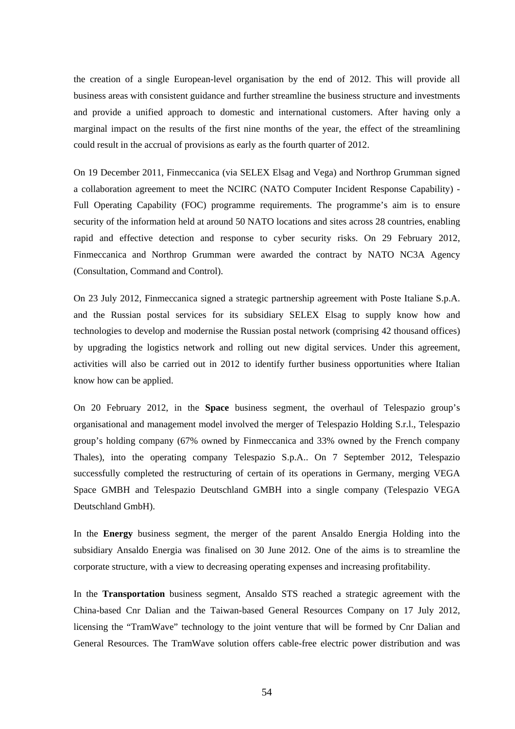the creation of a single European-level organisation by the end of 2012. This will provide all business areas with consistent guidance and further streamline the business structure and investments and provide a unified approach to domestic and international customers. After having only a marginal impact on the results of the first nine months of the year, the effect of the streamlining could result in the accrual of provisions as early as the fourth quarter of 2012.

On 19 December 2011, Finmeccanica (via SELEX Elsag and Vega) and Northrop Grumman signed a collaboration agreement to meet the NCIRC (NATO Computer Incident Response Capability) - Full Operating Capability (FOC) programme requirements. The programme's aim is to ensure security of the information held at around 50 NATO locations and sites across 28 countries, enabling rapid and effective detection and response to cyber security risks. On 29 February 2012, Finmeccanica and Northrop Grumman were awarded the contract by NATO NC3A Agency (Consultation, Command and Control).

On 23 July 2012, Finmeccanica signed a strategic partnership agreement with Poste Italiane S.p.A. and the Russian postal services for its subsidiary SELEX Elsag to supply know how and technologies to develop and modernise the Russian postal network (comprising 42 thousand offices) by upgrading the logistics network and rolling out new digital services. Under this agreement, activities will also be carried out in 2012 to identify further business opportunities where Italian know how can be applied.

On 20 February 2012, in the **Space** business segment, the overhaul of Telespazio group's organisational and management model involved the merger of Telespazio Holding S.r.l., Telespazio group's holding company (67% owned by Finmeccanica and 33% owned by the French company Thales), into the operating company Telespazio S.p.A.. On 7 September 2012, Telespazio successfully completed the restructuring of certain of its operations in Germany, merging VEGA Space GMBH and Telespazio Deutschland GMBH into a single company (Telespazio VEGA Deutschland GmbH).

In the **Energy** business segment, the merger of the parent Ansaldo Energia Holding into the subsidiary Ansaldo Energia was finalised on 30 June 2012. One of the aims is to streamline the corporate structure, with a view to decreasing operating expenses and increasing profitability.

In the **Transportation** business segment, Ansaldo STS reached a strategic agreement with the China-based Cnr Dalian and the Taiwan-based General Resources Company on 17 July 2012, licensing the "TramWave" technology to the joint venture that will be formed by Cnr Dalian and General Resources. The TramWave solution offers cable-free electric power distribution and was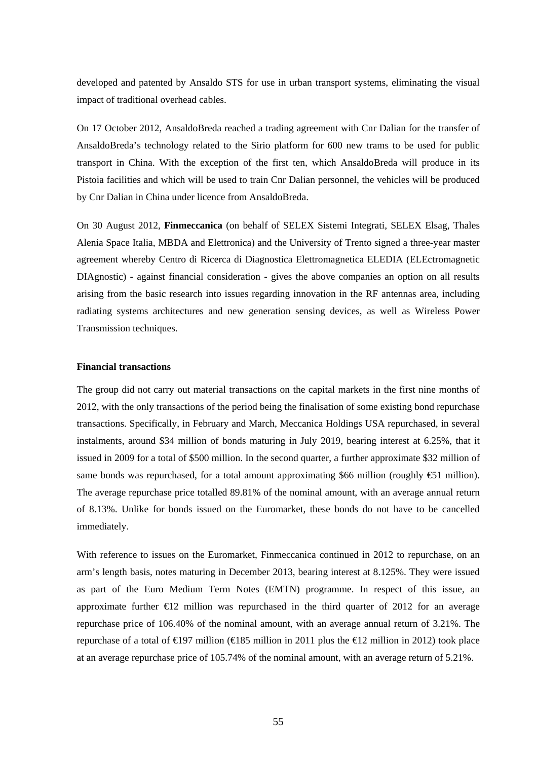developed and patented by Ansaldo STS for use in urban transport systems, eliminating the visual impact of traditional overhead cables.

On 17 October 2012, AnsaldoBreda reached a trading agreement with Cnr Dalian for the transfer of AnsaldoBreda's technology related to the Sirio platform for 600 new trams to be used for public transport in China. With the exception of the first ten, which AnsaldoBreda will produce in its Pistoia facilities and which will be used to train Cnr Dalian personnel, the vehicles will be produced by Cnr Dalian in China under licence from AnsaldoBreda.

On 30 August 2012, **Finmeccanica** (on behalf of SELEX Sistemi Integrati, SELEX Elsag, Thales Alenia Space Italia, MBDA and Elettronica) and the University of Trento signed a three-year master agreement whereby Centro di Ricerca di Diagnostica Elettromagnetica ELEDIA (ELEctromagnetic DIAgnostic) - against financial consideration - gives the above companies an option on all results arising from the basic research into issues regarding innovation in the RF antennas area, including radiating systems architectures and new generation sensing devices, as well as Wireless Power Transmission techniques.

**Financial transactions**

The group did not carry out material transactions on the capital markets in the first nine months of 2012, with the only transactions of the period being the finalisation of some existing bond repurchase transactions. Specifically, in February and March, Meccanica Holdings USA repurchased, in several instalments, around \$34 million of bonds maturing in July 2019, bearing interest at 6.25%, that it issued in 2009 for a total of \$500 million. In the second quarter, a further approximate \$32 million of same bonds was repurchased, for a total amount approximating \$66 million (roughly €51 million). The average repurchase price totalled 89.81% of the nominal amount, with an average annual return of 8.13%. Unlike for bonds issued on the Euromarket, these bonds do not have to be cancelled immediately.

With reference to issues on the Euromarket, Finmeccanica continued in 2012 to repurchase, on an arm's length basis, notes maturing in December 2013, bearing interest at 8.125%. They were issued as part of the Euro Medium Term Notes (EMTN) programme. In respect of this issue, an approximate further €12 million was repurchased in the third quarter of 2012 for an average repurchase price of 106.40% of the nominal amount, with an average annual return of 3.21%. The repurchase of a total of €197 million (€185 million in 2011 plus the €12 million in 2012) took place at an average repurchase price of 105.74% of the nominal amount, with an average return of 5.21%.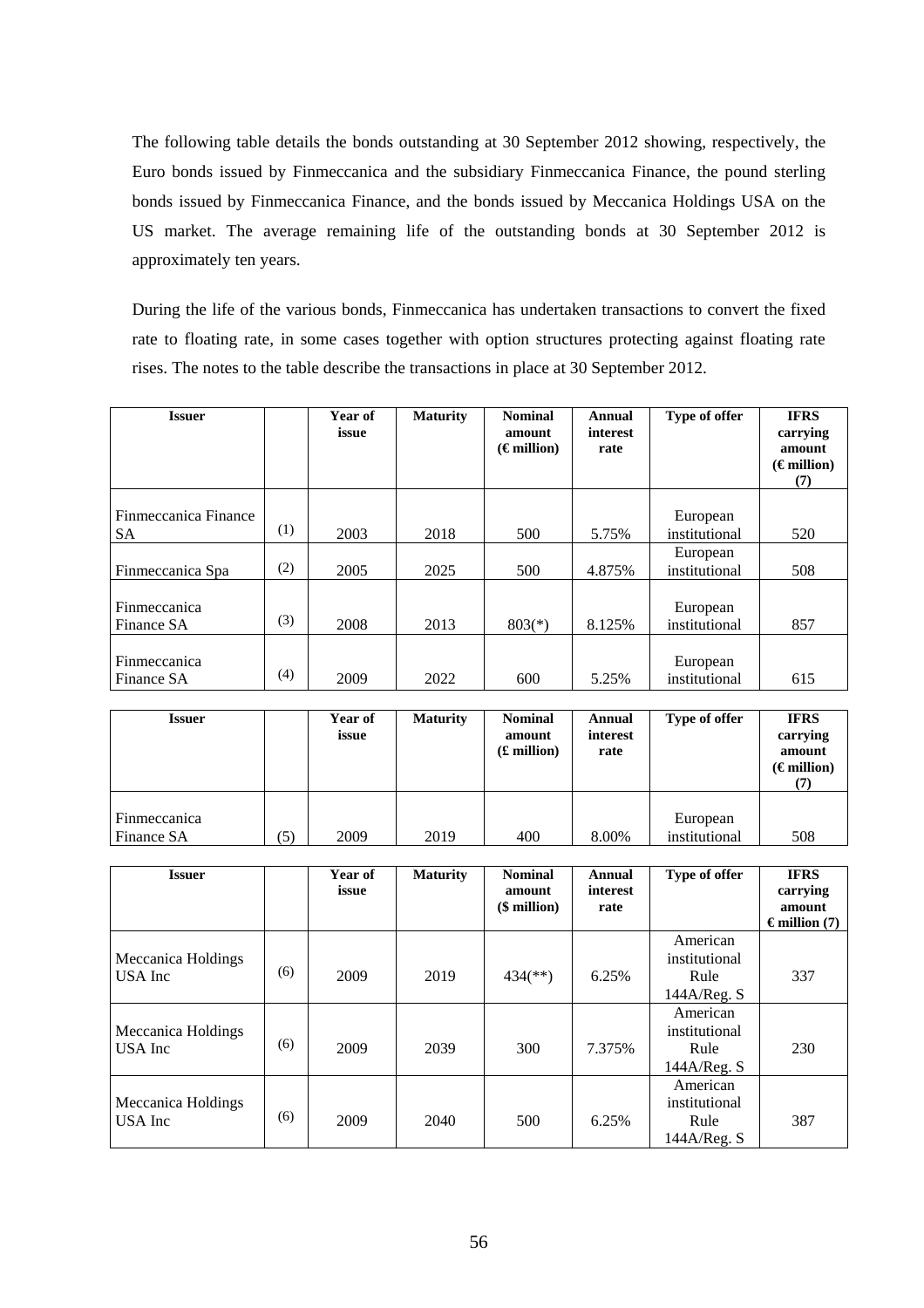The following table details the bonds outstanding at 30 September 2012 showing, respectively, the Euro bonds issued by Finmeccanica and the subsidiary Finmeccanica Finance, the pound sterling bonds issued by Finmeccanica Finance, and the bonds issued by Meccanica Holdings USA on the US market. The average remaining life of the outstanding bonds at 30 September 2012 is approximately ten years.

During the life of the various bonds, Finmeccanica has undertaken transactions to convert the fixed rate to floating rate, in some cases together with option structures protecting against floating rate rises. The notes to the table describe the transactions in place at 30 September 2012.

| Issuer | | Year of issue | Maturity | Nominal amount (€ million) | Annual interest rate | Type of offer | IFRS carrying amount (€ million) (7) |
|---|---|---|---|---|---|---|---|
| Finmeccanica Finance SA | (1) | 2003 | 2018 | 500 | 5.75% | European institutional | 520 |
| Finmeccanica Spa | (2) | 2005 | 2025 | 500 | 4.875% | European institutional | 508 |
| Finmeccanica Finance SA | (3) | 2008 | 2013 | 803(*) | 8.125% | European institutional | 857 |
| Finmeccanica Finance SA | (4) | 2009 | 2022 | 600 | 5.25% | European institutional | 615 |

| Issuer | | Year of issue | Maturity | Nominal amount (£ million) | Annual interest rate | Type of offer | IFRS carrying amount (€ million) (7) |
|---|---|---|---|---|---|---|---|
| Finmeccanica Finance SA | (5) | 2009 | 2019 | 400 | 8.00% | European institutional | 508 |

| Issuer | | Year of issue | Maturity | Nominal amount ($ million) | Annual interest rate | Type of offer | IFRS carrying amount € million (7) |
|---|---|---|---|---|---|---|---|
| Meccanica Holdings USA Inc | (6) | 2009 | 2019 | 434(**) | 6.25% | American institutional Rule 144A/Reg. S | 337 |
| Meccanica Holdings USA Inc | (6) | 2009 | 2039 | 300 | 7.375% | American institutional Rule 144A/Reg. S | 230 |
| Meccanica Holdings USA Inc | (6) | 2009 | 2040 | 500 | 6.25% | American institutional Rule 144A/Reg. S | 387 |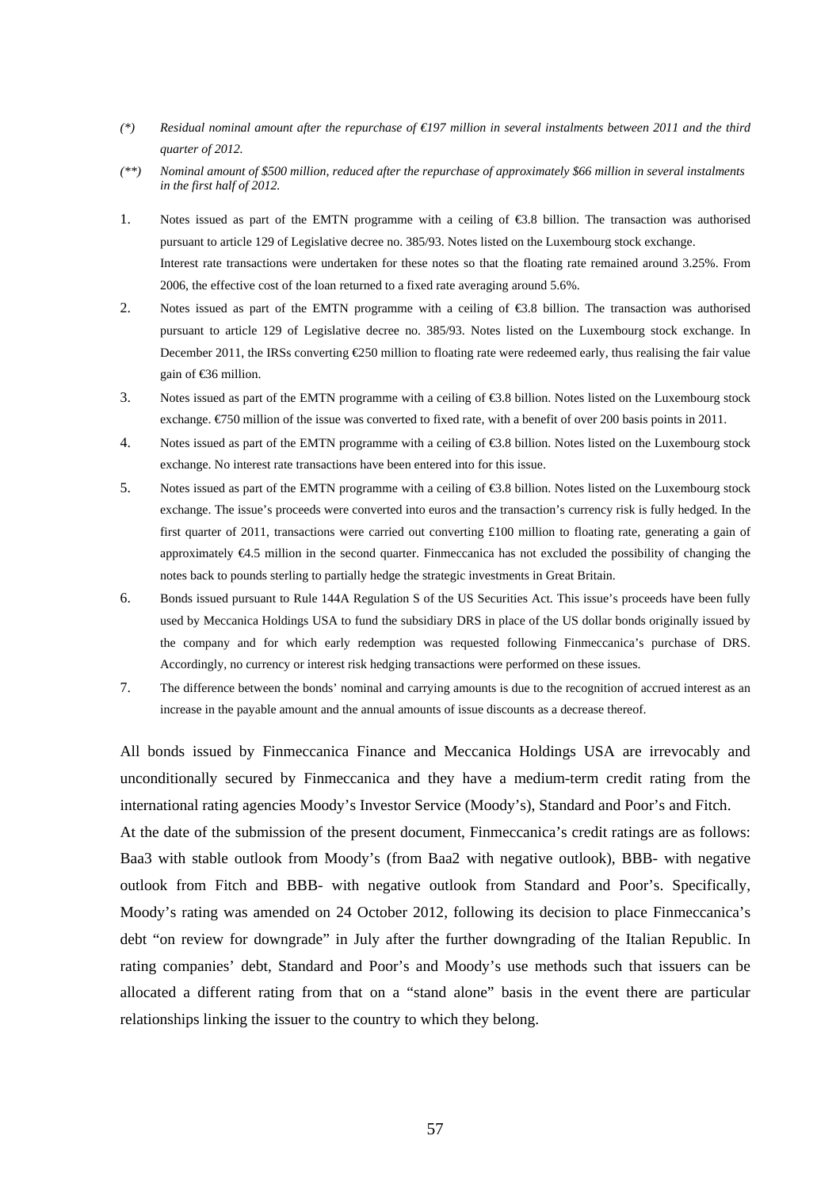*(\*) Residual nominal amount after the repurchase of €197 million in several instalments between 2011 and the third quarter of 2012.*

*(\*\*) Nominal amount of $500 million, reduced after the repurchase of approximately $66 million in several instalments in the first half of 2012.*

1. Notes issued as part of the EMTN programme with a ceiling of €3.8 billion. The transaction was authorised pursuant to article 129 of Legislative decree no. 385/93. Notes listed on the Luxembourg stock exchange. Interest rate transactions were undertaken for these notes so that the floating rate remained around 3.25%. From 2006, the effective cost of the loan returned to a fixed rate averaging around 5.6%.
2. Notes issued as part of the EMTN programme with a ceiling of €3.8 billion. The transaction was authorised pursuant to article 129 of Legislative decree no. 385/93. Notes listed on the Luxembourg stock exchange. In December 2011, the IRSs converting €250 million to floating rate were redeemed early, thus realising the fair value gain of €36 million.
3. Notes issued as part of the EMTN programme with a ceiling of €3.8 billion. Notes listed on the Luxembourg stock exchange. €750 million of the issue was converted to fixed rate, with a benefit of over 200 basis points in 2011.
4. Notes issued as part of the EMTN programme with a ceiling of €3.8 billion. Notes listed on the Luxembourg stock exchange. No interest rate transactions have been entered into for this issue.
5. Notes issued as part of the EMTN programme with a ceiling of €3.8 billion. Notes listed on the Luxembourg stock exchange. The issue's proceeds were converted into euros and the transaction's currency risk is fully hedged. In the first quarter of 2011, transactions were carried out converting £100 million to floating rate, generating a gain of approximately €4.5 million in the second quarter. Finmeccanica has not excluded the possibility of changing the notes back to pounds sterling to partially hedge the strategic investments in Great Britain.
6. Bonds issued pursuant to Rule 144A Regulation S of the US Securities Act. This issue's proceeds have been fully used by Meccanica Holdings USA to fund the subsidiary DRS in place of the US dollar bonds originally issued by the company and for which early redemption was requested following Finmeccanica's purchase of DRS. Accordingly, no currency or interest risk hedging transactions were performed on these issues.
7. The difference between the bonds' nominal and carrying amounts is due to the recognition of accrued interest as an increase in the payable amount and the annual amounts of issue discounts as a decrease thereof.

All bonds issued by Finmeccanica Finance and Meccanica Holdings USA are irrevocably and unconditionally secured by Finmeccanica and they have a medium-term credit rating from the international rating agencies Moody's Investor Service (Moody's), Standard and Poor's and Fitch.

At the date of the submission of the present document, Finmeccanica's credit ratings are as follows: Baa3 with stable outlook from Moody's (from Baa2 with negative outlook), BBB- with negative outlook from Fitch and BBB- with negative outlook from Standard and Poor's. Specifically, Moody's rating was amended on 24 October 2012, following its decision to place Finmeccanica's debt "on review for downgrade" in July after the further downgrading of the Italian Republic. In rating companies' debt, Standard and Poor's and Moody's use methods such that issuers can be allocated a different rating from that on a "stand alone" basis in the event there are particular relationships linking the issuer to the country to which they belong.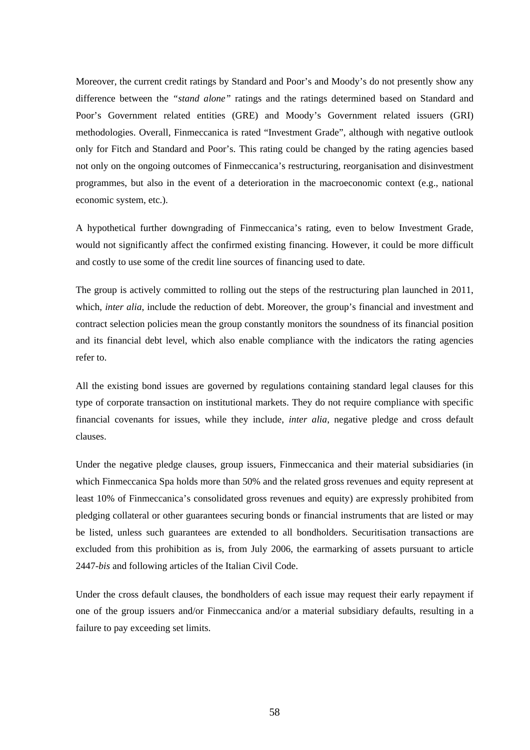Moreover, the current credit ratings by Standard and Poor's and Moody's do not presently show any difference between the *"stand alone"* ratings and the ratings determined based on Standard and Poor's Government related entities (GRE) and Moody's Government related issuers (GRI) methodologies. Overall, Finmeccanica is rated "Investment Grade", although with negative outlook only for Fitch and Standard and Poor's. This rating could be changed by the rating agencies based not only on the ongoing outcomes of Finmeccanica's restructuring, reorganisation and disinvestment programmes, but also in the event of a deterioration in the macroeconomic context (e.g., national economic system, etc.).

A hypothetical further downgrading of Finmeccanica's rating, even to below Investment Grade, would not significantly affect the confirmed existing financing. However, it could be more difficult and costly to use some of the credit line sources of financing used to date.

The group is actively committed to rolling out the steps of the restructuring plan launched in 2011, which, *inter alia*, include the reduction of debt. Moreover, the group's financial and investment and contract selection policies mean the group constantly monitors the soundness of its financial position and its financial debt level, which also enable compliance with the indicators the rating agencies refer to.

All the existing bond issues are governed by regulations containing standard legal clauses for this type of corporate transaction on institutional markets. They do not require compliance with specific financial covenants for issues, while they include, *inter alia*, negative pledge and cross default clauses.

Under the negative pledge clauses, group issuers, Finmeccanica and their material subsidiaries (in which Finmeccanica Spa holds more than 50% and the related gross revenues and equity represent at least 10% of Finmeccanica's consolidated gross revenues and equity) are expressly prohibited from pledging collateral or other guarantees securing bonds or financial instruments that are listed or may be listed, unless such guarantees are extended to all bondholders. Securitisation transactions are excluded from this prohibition as is, from July 2006, the earmarking of assets pursuant to article 2447-*bis* and following articles of the Italian Civil Code.

Under the cross default clauses, the bondholders of each issue may request their early repayment if one of the group issuers and/or Finmeccanica and/or a material subsidiary defaults, resulting in a failure to pay exceeding set limits.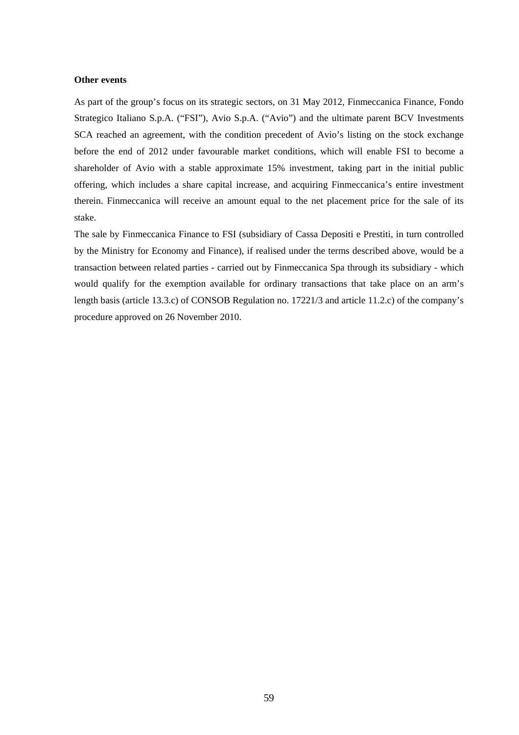**Other events**

As part of the group's focus on its strategic sectors, on 31 May 2012, Finmeccanica Finance, Fondo Strategico Italiano S.p.A. ("FSI"), Avio S.p.A. ("Avio") and the ultimate parent BCV Investments SCA reached an agreement, with the condition precedent of Avio's listing on the stock exchange before the end of 2012 under favourable market conditions, which will enable FSI to become a shareholder of Avio with a stable approximate 15% investment, taking part in the initial public offering, which includes a share capital increase, and acquiring Finmeccanica's entire investment therein. Finmeccanica will receive an amount equal to the net placement price for the sale of its stake.

The sale by Finmeccanica Finance to FSI (subsidiary of Cassa Depositi e Prestiti, in turn controlled by the Ministry for Economy and Finance), if realised under the terms described above, would be a transaction between related parties - carried out by Finmeccanica Spa through its subsidiary - which would qualify for the exemption available for ordinary transactions that take place on an arm's length basis (article 13.3.c) of CONSOB Regulation no. 17221/3 and article 11.2.c) of the company's procedure approved on 26 November 2010.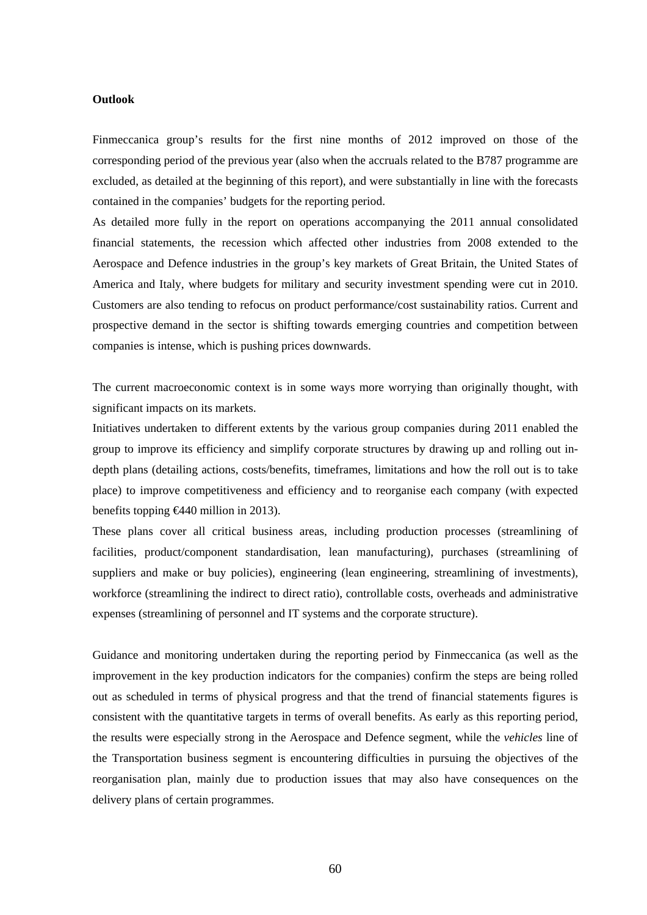**Outlook**

Finmeccanica group's results for the first nine months of 2012 improved on those of the corresponding period of the previous year (also when the accruals related to the B787 programme are excluded, as detailed at the beginning of this report), and were substantially in line with the forecasts contained in the companies' budgets for the reporting period.

As detailed more fully in the report on operations accompanying the 2011 annual consolidated financial statements, the recession which affected other industries from 2008 extended to the Aerospace and Defence industries in the group's key markets of Great Britain, the United States of America and Italy, where budgets for military and security investment spending were cut in 2010. Customers are also tending to refocus on product performance/cost sustainability ratios. Current and prospective demand in the sector is shifting towards emerging countries and competition between companies is intense, which is pushing prices downwards.

The current macroeconomic context is in some ways more worrying than originally thought, with significant impacts on its markets.

Initiatives undertaken to different extents by the various group companies during 2011 enabled the group to improve its efficiency and simplify corporate structures by drawing up and rolling out in-depth plans (detailing actions, costs/benefits, timeframes, limitations and how the roll out is to take place) to improve competitiveness and efficiency and to reorganise each company (with expected benefits topping €440 million in 2013).

These plans cover all critical business areas, including production processes (streamlining of facilities, product/component standardisation, lean manufacturing), purchases (streamlining of suppliers and make or buy policies), engineering (lean engineering, streamlining of investments), workforce (streamlining the indirect to direct ratio), controllable costs, overheads and administrative expenses (streamlining of personnel and IT systems and the corporate structure).

Guidance and monitoring undertaken during the reporting period by Finmeccanica (as well as the improvement in the key production indicators for the companies) confirm the steps are being rolled out as scheduled in terms of physical progress and that the trend of financial statements figures is consistent with the quantitative targets in terms of overall benefits. As early as this reporting period, the results were especially strong in the Aerospace and Defence segment, while the *vehicles* line of the Transportation business segment is encountering difficulties in pursuing the objectives of the reorganisation plan, mainly due to production issues that may also have consequences on the delivery plans of certain programmes.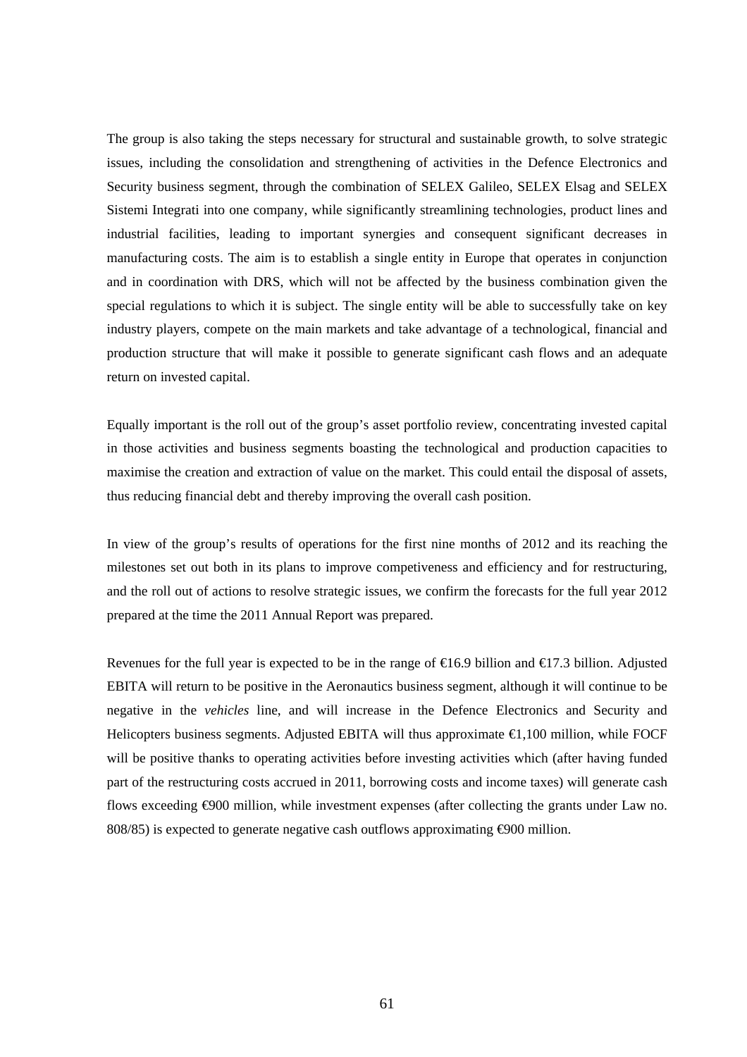The group is also taking the steps necessary for structural and sustainable growth, to solve strategic issues, including the consolidation and strengthening of activities in the Defence Electronics and Security business segment, through the combination of SELEX Galileo, SELEX Elsag and SELEX Sistemi Integrati into one company, while significantly streamlining technologies, product lines and industrial facilities, leading to important synergies and consequent significant decreases in manufacturing costs. The aim is to establish a single entity in Europe that operates in conjunction and in coordination with DRS, which will not be affected by the business combination given the special regulations to which it is subject. The single entity will be able to successfully take on key industry players, compete on the main markets and take advantage of a technological, financial and production structure that will make it possible to generate significant cash flows and an adequate return on invested capital.

Equally important is the roll out of the group's asset portfolio review, concentrating invested capital in those activities and business segments boasting the technological and production capacities to maximise the creation and extraction of value on the market. This could entail the disposal of assets, thus reducing financial debt and thereby improving the overall cash position.

In view of the group's results of operations for the first nine months of 2012 and its reaching the milestones set out both in its plans to improve competiveness and efficiency and for restructuring, and the roll out of actions to resolve strategic issues, we confirm the forecasts for the full year 2012 prepared at the time the 2011 Annual Report was prepared.

Revenues for the full year is expected to be in the range of €16.9 billion and €17.3 billion. Adjusted EBITA will return to be positive in the Aeronautics business segment, although it will continue to be negative in the *vehicles* line, and will increase in the Defence Electronics and Security and Helicopters business segments. Adjusted EBITA will thus approximate €1,100 million, while FOCF will be positive thanks to operating activities before investing activities which (after having funded part of the restructuring costs accrued in 2011, borrowing costs and income taxes) will generate cash flows exceeding €900 million, while investment expenses (after collecting the grants under Law no. 808/85) is expected to generate negative cash outflows approximating €900 million.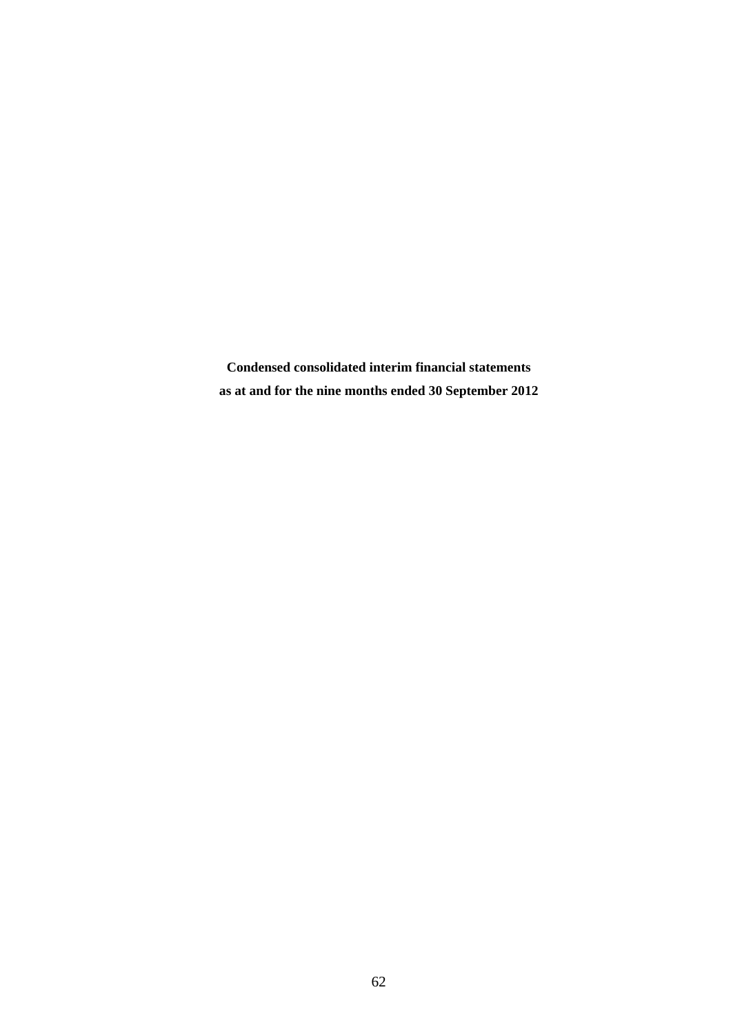**Condensed consolidated interim financial statements**

**as at and for the nine months ended 30 September 2012**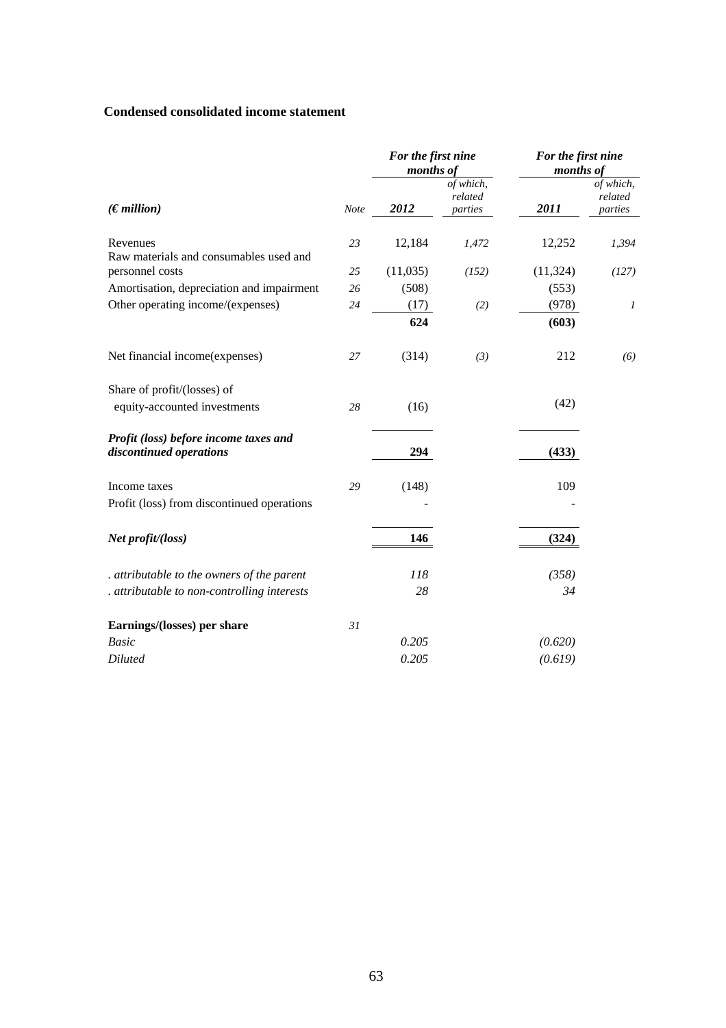**Condensed consolidated income statement**

| (€ million) | Note | For the first nine months of 2012 | of which, related parties | For the first nine months of 2011 | of which, related parties |
|---|---|---|---|---|---|
| Revenues | 23 | 12,184 | *1,472* | 12,252 | *1,394* |
| Raw materials and consumables used and personnel costs | 25 | (11,035) | *(152)* | (11,324) | *(127)* |
| Amortisation, depreciation and impairment | 26 | (508) | | (553) | |
| Other operating income/(expenses) | 24 | (17) | *(2)* | (978) | *1* |
| | | **624** | | **(603)** | |
| Net financial income(expenses) | 27 | (314) | *(3)* | 212 | *(6)* |
| Share of profit/(losses) of equity-accounted investments | 28 | (16) | | (42) | |
| ***Profit (loss) before income taxes and discontinued operations*** | | **294** | | **(433)** | |
| Income taxes | 29 | (148) | | 109 | |
| Profit (loss) from discontinued operations | | - | | - | |
| ***Net profit/(loss)*** | | **146** | | **(324)** | |
| *. attributable to the owners of the parent* | | *118* | | *(358)* | |
| *. attributable to non-controlling interests* | | *28* | | *34* | |
| **Earnings/(losses) per share** | 31 | | | | |
| *Basic* | | *0.205* | | *(0.620)* | |
| *Diluted* | | *0.205* | | *(0.619)* | |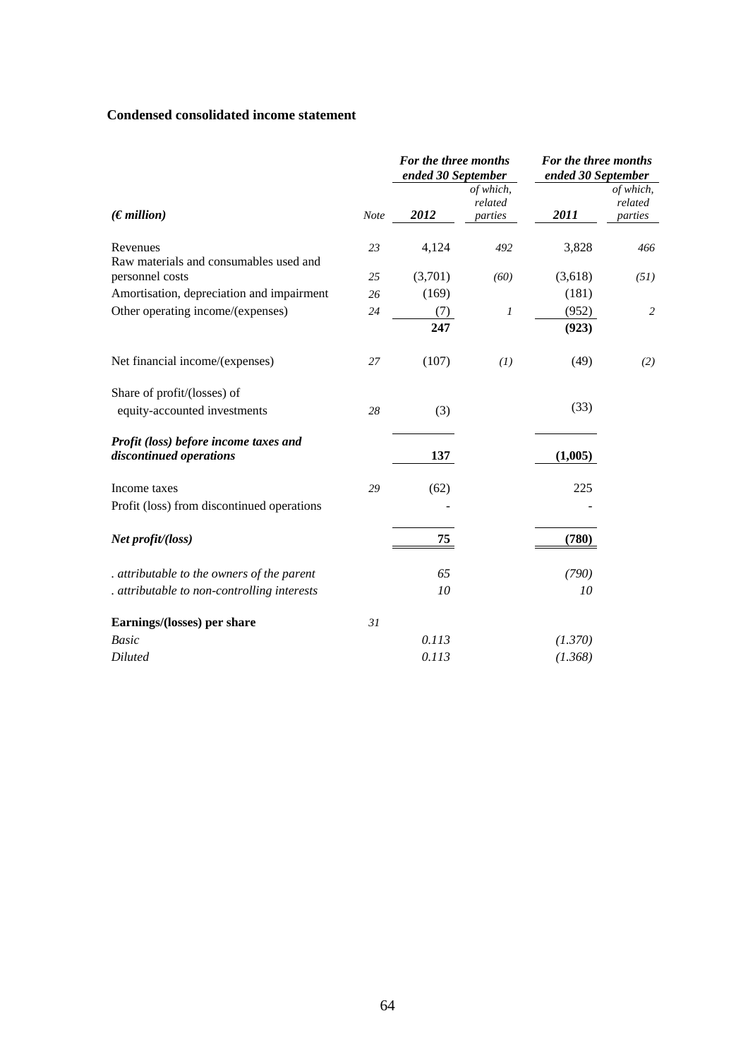**Condensed consolidated income statement**

| *(€ million)* | *Note* | ***For the three months ended 30 September*** | | ***For the three months ended 30 September*** | |
|---|---|---|---|---|---|
| | | ***2012*** | *of which, related parties* | ***2011*** | *of which, related parties* |
| Revenues | *23* | 4,124 | *492* | 3,828 | *466* |
| Raw materials and consumables used and personnel costs | *25* | (3,701) | *(60)* | (3,618) | *(51)* |
| Amortisation, depreciation and impairment | *26* | (169) | | (181) | |
| Other operating income/(expenses) | *24* | (7) | *1* | (952) | *2* |
| | | **247** | | **(923)** | |
| Net financial income/(expenses) | *27* | (107) | *(1)* | (49) | *(2)* |
| Share of profit/(losses) of equity-accounted investments | *28* | (3) | | (33) | |
| ***Profit (loss) before income taxes and discontinued operations*** | | **137** | | **(1,005)** | |
| Income taxes | *29* | (62) | | 225 | |
| Profit (loss) from discontinued operations | | - | | - | |
| ***Net profit/(loss)*** | | **75** | | **(780)** | |
| *. attributable to the owners of the parent* | | *65* | | *(790)* | |
| *. attributable to non-controlling interests* | | *10* | | *10* | |
| **Earnings/(losses) per share** | *31* | | | | |
| *Basic* | | *0.113* | | *(1.370)* | |
| *Diluted* | | *0.113* | | *(1.368)* | |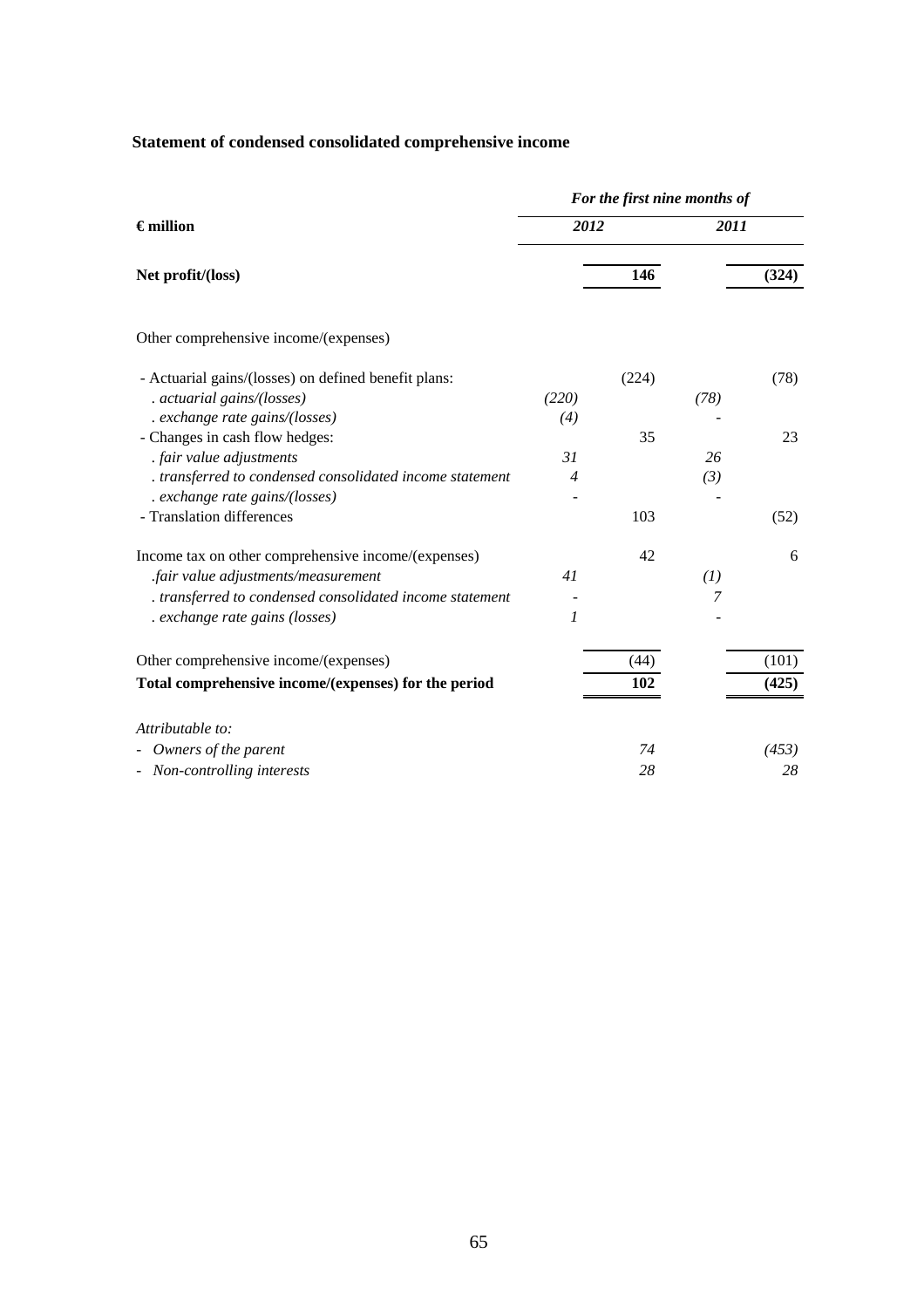### Statement of condensed consolidated comprehensive income

| € million | *For the first nine months of* | | | |
|---|---|---|---|---|
| | *2012* | | *2011* | |
| **Net profit/(loss)** | | **146** | | **(324)** |
| | | | | |
| Other comprehensive income/(expenses) | | | | |
| - Actuarial gains/(losses) on defined benefit plans: | | (224) | | (78) |
| *. actuarial gains/(losses)* | *(220)* | | *(78)* | |
| *. exchange rate gains/(losses)* | *(4)* | | - | |
| - Changes in cash flow hedges: | | 35 | | 23 |
| *. fair value adjustments* | *31* | | *26* | |
| *. transferred to condensed consolidated income statement* | *4* | | *(3)* | |
| *. exchange rate gains/(losses)* | - | | - | |
| - Translation differences | | 103 | | (52) |
| Income tax on other comprehensive income/(expenses) | | 42 | | 6 |
| *.fair value adjustments/measurement* | *41* | | *(1)* | |
| *. transferred to condensed consolidated income statement* | - | | *7* | |
| *. exchange rate gains (losses)* | *1* | | - | |
| Other comprehensive income/(expenses) | | (44) | | (101) |
| **Total comprehensive income/(expenses) for the period** | | **102** | | **(425)** |
| *Attributable to:* | | | | |
| - *Owners of the parent* | | *74* | | *(453)* |
| - *Non-controlling interests* | | *28* | | *28* |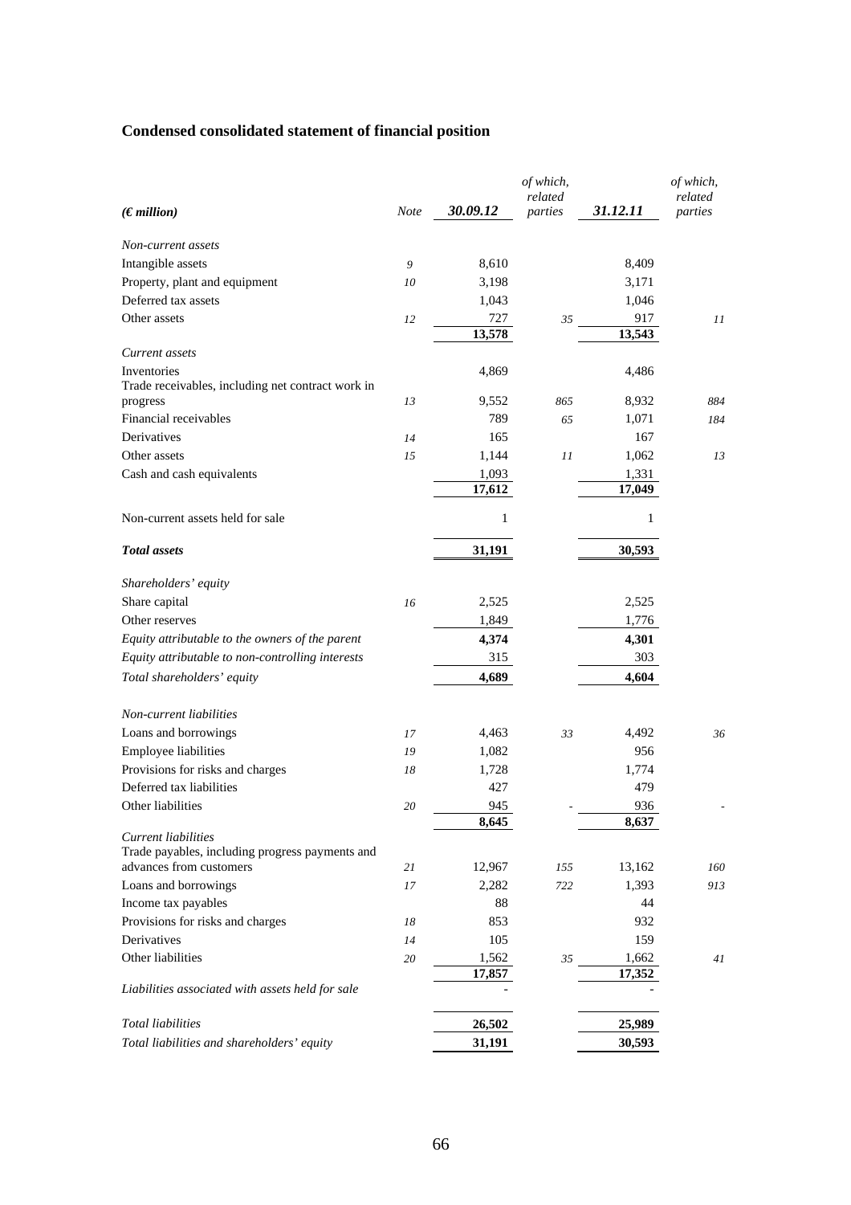## Condensed consolidated statement of financial position

| *(€ million)* | *Note* | ***30.09.12*** | *of which, related parties* | ***31.12.11*** | *of which, related parties* |
|---|---|---|---|---|---|
| *Non-current assets* | | | | | |
| Intangible assets | *9* | 8,610 | | 8,409 | |
| Property, plant and equipment | *10* | 3,198 | | 3,171 | |
| Deferred tax assets | | 1,043 | | 1,046 | |
| Other assets | *12* | 727 | *35* | 917 | *11* |
| | | 13,578 | | 13,543 | |
| *Current assets* | | | | | |
| Inventories | | 4,869 | | 4,486 | |
| Trade receivables, including net contract work in progress | *13* | 9,552 | *865* | 8,932 | *884* |
| Financial receivables | | 789 | *65* | 1,071 | *184* |
| Derivatives | *14* | 165 | | 167 | |
| Other assets | *15* | 1,144 | *11* | 1,062 | *13* |
| Cash and cash equivalents | | 1,093 | | 1,331 | |
| | | 17,612 | | 17,049 | |
| Non-current assets held for sale | | 1 | | 1 | |
| ***Total assets*** | | **31,191** | | **30,593** | |
| *Shareholders' equity* | | | | | |
| Share capital | *16* | 2,525 | | 2,525 | |
| Other reserves | | 1,849 | | 1,776 | |
| *Equity attributable to the owners of the parent* | | **4,374** | | **4,301** | |
| *Equity attributable to non-controlling interests* | | 315 | | 303 | |
| *Total shareholders' equity* | | **4,689** | | **4,604** | |
| *Non-current liabilities* | | | | | |
| Loans and borrowings | *17* | 4,463 | *33* | 4,492 | *36* |
| Employee liabilities | *19* | 1,082 | | 956 | |
| Provisions for risks and charges | *18* | 1,728 | | 1,774 | |
| Deferred tax liabilities | | 427 | | 479 | |
| Other liabilities | *20* | 945 | - | 936 | - |
| | | 8,645 | | 8,637 | |
| *Current liabilities* | | | | | |
| Trade payables, including progress payments and advances from customers | *21* | 12,967 | *155* | 13,162 | *160* |
| Loans and borrowings | *17* | 2,282 | *722* | 1,393 | *913* |
| Income tax payables | | 88 | | 44 | |
| Provisions for risks and charges | *18* | 853 | | 932 | |
| Derivatives | *14* | 105 | | 159 | |
| Other liabilities | *20* | 1,562 | *35* | 1,662 | *41* |
| | | 17,857 | | 17,352 | |
| *Liabilities associated with assets held for sale* | | - | | - | |
| *Total liabilities* | | **26,502** | | **25,989** | |
| *Total liabilities and shareholders' equity* | | **31,191** | | **30,593** | |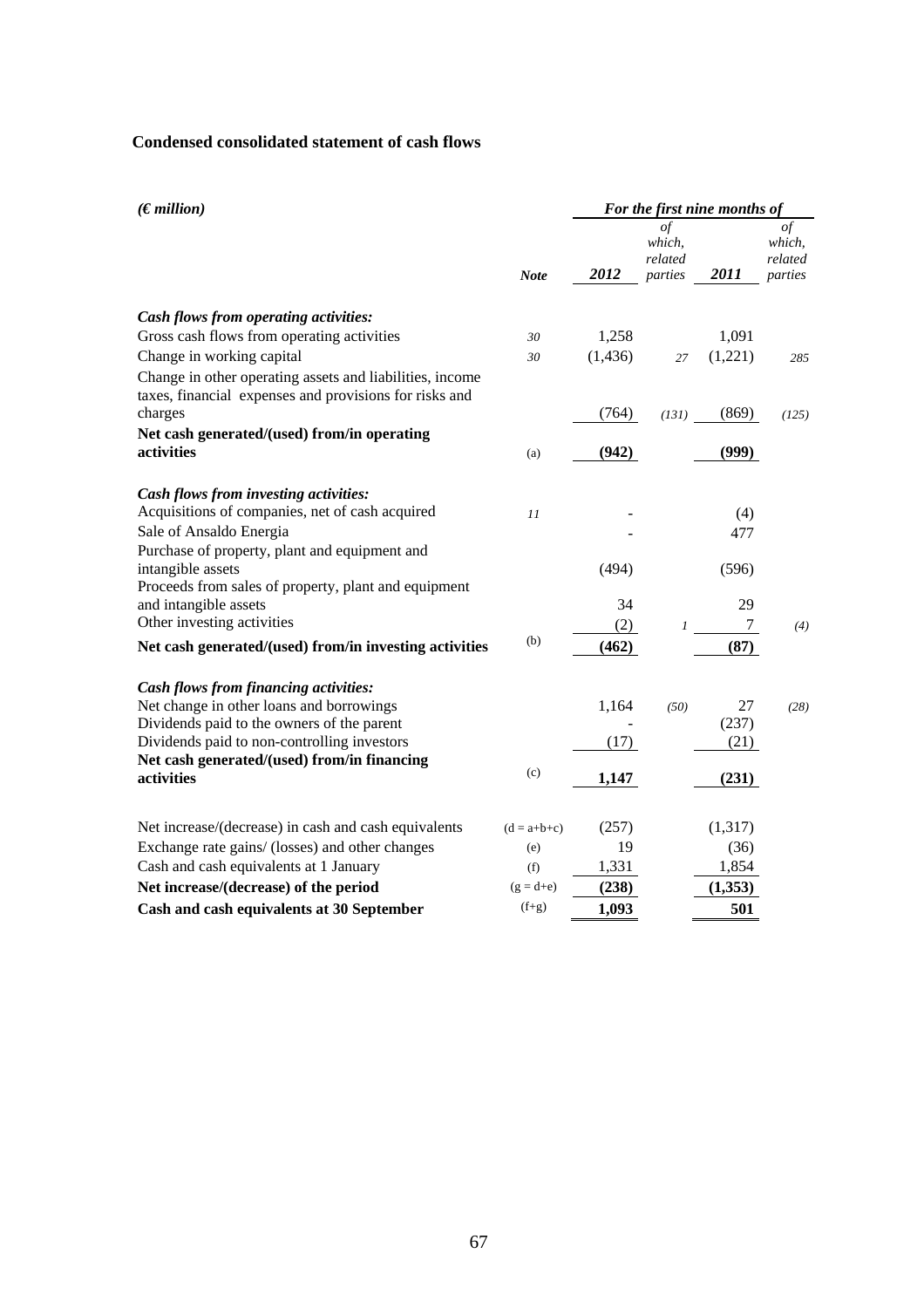## Condensed consolidated statement of cash flows

| *(€ million)* | | *For the first nine months of* | | | |
|---|---|---|---|---|---|
| | ***Note*** | ***2012*** | *of which, related parties* | ***2011*** | *of which, related parties* |
| ***Cash flows from operating activities:*** | | | | | |
| Gross cash flows from operating activities | *30* | 1,258 | | 1,091 | |
| Change in working capital | *30* | (1,436) | *27* | (1,221) | *285* |
| Change in other operating assets and liabilities, income taxes, financial expenses and provisions for risks and charges | | (764) | *(131)* | (869) | *(125)* |
| **Net cash generated/(used) from/in operating activities** | (a) | **(942)** | | **(999)** | |
| ***Cash flows from investing activities:*** | | | | | |
| Acquisitions of companies, net of cash acquired | *11* | - | | (4) | |
| Sale of Ansaldo Energia | | - | | 477 | |
| Purchase of property, plant and equipment and intangible assets | | (494) | | (596) | |
| Proceeds from sales of property, plant and equipment and intangible assets | | 34 | | 29 | |
| Other investing activities | | (2) | *1* | 7 | *(4)* |
| **Net cash generated/(used) from/in investing activities** | (b) | **(462)** | | **(87)** | |
| ***Cash flows from financing activities:*** | | | | | |
| Net change in other loans and borrowings | | 1,164 | *(50)* | 27 | *(28)* |
| Dividends paid to the owners of the parent | | - | | (237) | |
| Dividends paid to non-controlling investors | | (17) | | (21) | |
| **Net cash generated/(used) from/in financing activities** | (c) | **1,147** | | **(231)** | |
| Net increase/(decrease) in cash and cash equivalents | (d = a+b+c) | (257) | | (1,317) | |
| Exchange rate gains/ (losses) and other changes | (e) | 19 | | (36) | |
| Cash and cash equivalents at 1 January | (f) | 1,331 | | 1,854 | |
| **Net increase/(decrease) of the period** | (g = d+e) | **(238)** | | **(1,353)** | |
| **Cash and cash equivalents at 30 September** | (f+g) | **1,093** | | **501** | |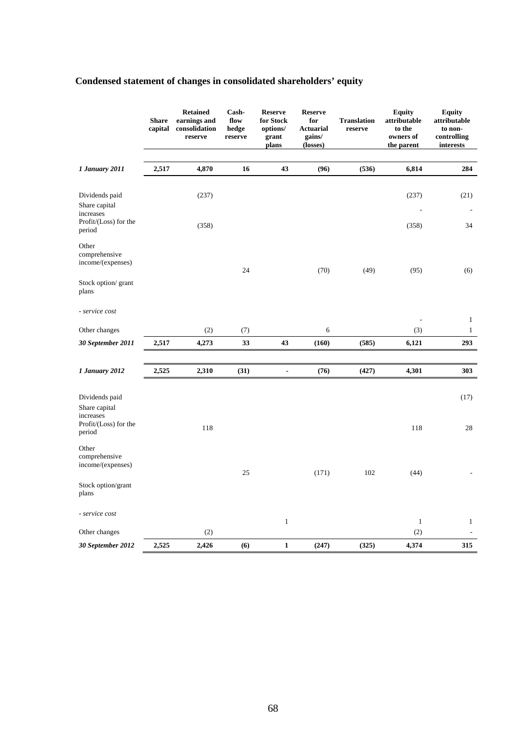# Condensed statement of changes in consolidated shareholders' equity

| | Share capital | Retained earnings and consolidation reserve | Cash-flow hedge reserve | Reserve for Stock options/ grant plans | Reserve for Actuarial gains/ (losses) | Translation reserve | Equity attributable to the owners of the parent | Equity attributable to non-controlling interests |
|---|---|---|---|---|---|---|---|---|
| ***1 January 2011*** | **2,517** | **4,870** | **16** | **43** | **(96)** | **(536)** | **6,814** | **284** |
| Dividends paid | | (237) | | | | | (237) | (21) |
| Share capital increases | | | | | | | - | - |
| Profit/(Loss) for the period | | (358) | | | | | (358) | 34 |
| Other comprehensive income/(expenses) | | | 24 | | (70) | (49) | (95) | (6) |
| Stock option/ grant plans | | | | | | | | |
| *- service cost* | | | | | | | - | 1 |
| Other changes | | (2) | (7) | | 6 | | (3) | 1 |
| ***30 September 2011*** | **2,517** | **4,273** | **33** | **43** | **(160)** | **(585)** | **6,121** | **293** |
| ***1 January 2012*** | **2,525** | **2,310** | **(31)** | **-** | **(76)** | **(427)** | **4,301** | **303** |
| Dividends paid | | | | | | | | (17) |
| Share capital increases | | | | | | | | |
| Profit/(Loss) for the period | | 118 | | | | | 118 | 28 |
| Other comprehensive income/(expenses) | | | 25 | | (171) | 102 | (44) | - |
| Stock option/grant plans | | | | | | | | |
| *- service cost* | | | | 1 | | | 1 | 1 |
| Other changes | | (2) | | | | | (2) | - |
| ***30 September 2012*** | **2,525** | **2,426** | **(6)** | **1** | **(247)** | **(325)** | **4,374** | **315** |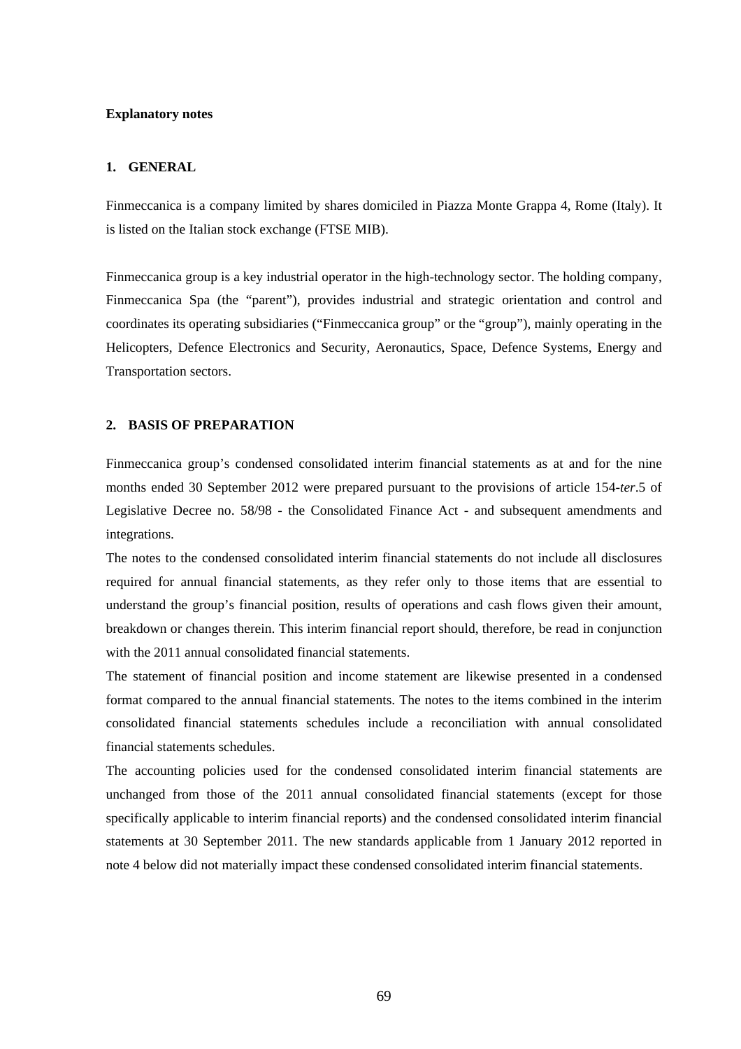**Explanatory notes**

## 1. GENERAL

Finmeccanica is a company limited by shares domiciled in Piazza Monte Grappa 4, Rome (Italy). It is listed on the Italian stock exchange (FTSE MIB).

Finmeccanica group is a key industrial operator in the high-technology sector. The holding company, Finmeccanica Spa (the "parent"), provides industrial and strategic orientation and control and coordinates its operating subsidiaries ("Finmeccanica group" or the "group"), mainly operating in the Helicopters, Defence Electronics and Security, Aeronautics, Space, Defence Systems, Energy and Transportation sectors.

## 2. BASIS OF PREPARATION

Finmeccanica group's condensed consolidated interim financial statements as at and for the nine months ended 30 September 2012 were prepared pursuant to the provisions of article 154-*ter*.5 of Legislative Decree no. 58/98 - the Consolidated Finance Act - and subsequent amendments and integrations.

The notes to the condensed consolidated interim financial statements do not include all disclosures required for annual financial statements, as they refer only to those items that are essential to understand the group's financial position, results of operations and cash flows given their amount, breakdown or changes therein. This interim financial report should, therefore, be read in conjunction with the 2011 annual consolidated financial statements.

The statement of financial position and income statement are likewise presented in a condensed format compared to the annual financial statements. The notes to the items combined in the interim consolidated financial statements schedules include a reconciliation with annual consolidated financial statements schedules.

The accounting policies used for the condensed consolidated interim financial statements are unchanged from those of the 2011 annual consolidated financial statements (except for those specifically applicable to interim financial reports) and the condensed consolidated interim financial statements at 30 September 2011. The new standards applicable from 1 January 2012 reported in note 4 below did not materially impact these condensed consolidated interim financial statements.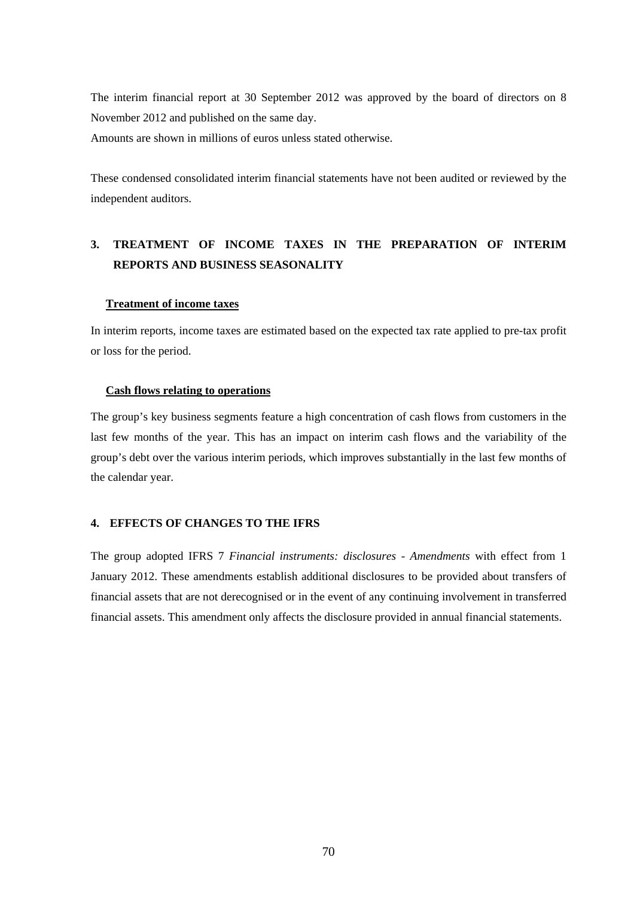The interim financial report at 30 September 2012 was approved by the board of directors on 8 November 2012 and published on the same day.

Amounts are shown in millions of euros unless stated otherwise.

These condensed consolidated interim financial statements have not been audited or reviewed by the independent auditors.

## 3. TREATMENT OF INCOME TAXES IN THE PREPARATION OF INTERIM REPORTS AND BUSINESS SEASONALITY

**Treatment of income taxes**

In interim reports, income taxes are estimated based on the expected tax rate applied to pre-tax profit or loss for the period.

**Cash flows relating to operations**

The group's key business segments feature a high concentration of cash flows from customers in the last few months of the year. This has an impact on interim cash flows and the variability of the group's debt over the various interim periods, which improves substantially in the last few months of the calendar year.

## 4. EFFECTS OF CHANGES TO THE IFRS

The group adopted IFRS 7 *Financial instruments: disclosures - Amendments* with effect from 1 January 2012. These amendments establish additional disclosures to be provided about transfers of financial assets that are not derecognised or in the event of any continuing involvement in transferred financial assets. This amendment only affects the disclosure provided in annual financial statements.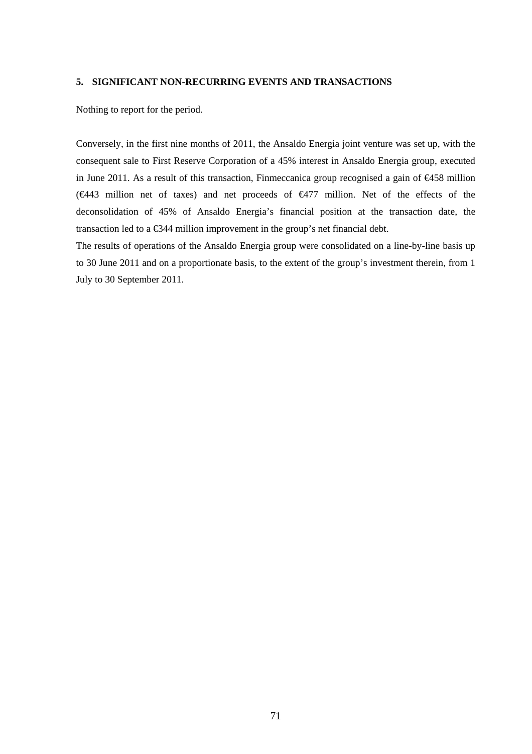## 5. SIGNIFICANT NON-RECURRING EVENTS AND TRANSACTIONS

Nothing to report for the period.

Conversely, in the first nine months of 2011, the Ansaldo Energia joint venture was set up, with the consequent sale to First Reserve Corporation of a 45% interest in Ansaldo Energia group, executed in June 2011. As a result of this transaction, Finmeccanica group recognised a gain of €458 million (€443 million net of taxes) and net proceeds of €477 million. Net of the effects of the deconsolidation of 45% of Ansaldo Energia's financial position at the transaction date, the transaction led to a €344 million improvement in the group's net financial debt.

The results of operations of the Ansaldo Energia group were consolidated on a line-by-line basis up to 30 June 2011 and on a proportionate basis, to the extent of the group's investment therein, from 1 July to 30 September 2011.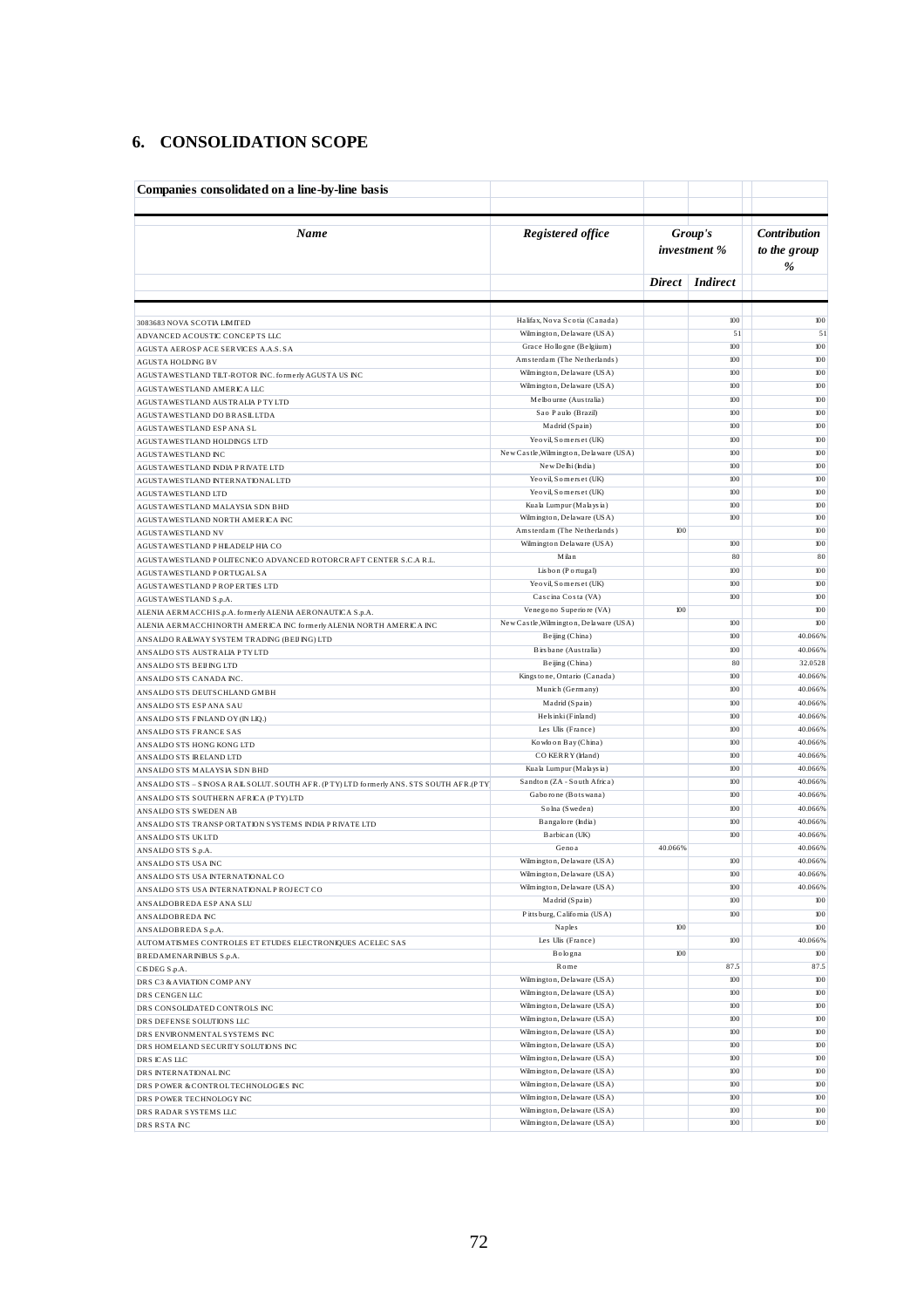## 6. CONSOLIDATION SCOPE

**Companies consolidated on a line-by-line basis**

| *Name* | *Registered office* | *Group's investment %* | | *Contribution to the group %* |
|---|---|---|---|---|
| | | *Direct* | *Indirect* | |
| 3083683 NOVA SCOTIA LIMITED | Halifax, Nova Scotia (Canada) | | 100 | 100 |
| ADVANCED ACOUSTIC CONCEPTS LLC | Wilmington, Delaware (USA) | | 51 | 51 |
| AGUSTA AEROSPACE SERVICES A.A.S. SA | Grace Hollogne (Belgium) | | 100 | 100 |
| AGUSTA HOLDING BV | Amsterdam (The Netherlands) | | 100 | 100 |
| AGUSTAWESTLAND TILT-ROTOR INC. formerly AGUSTA US INC | Wilmington, Delaware (USA) | | 100 | 100 |
| AGUSTAWESTLAND AMERICA LLC | Wilmington, Delaware (USA) | | 100 | 100 |
| AGUSTAWESTLAND AUSTRALIA PTY LTD | Melbourne (Australia) | | 100 | 100 |
| AGUSTAWESTLAND DO BRASIL LTDA | Sao Paulo (Brazil) | | 100 | 100 |
| AGUSTAWESTLAND ESPANA SL | Madrid (Spain) | | 100 | 100 |
| AGUSTAWESTLAND HOLDINGS LTD | Yeovil, Somerset (UK) | | 100 | 100 |
| AGUSTAWESTLAND INC | New Castle, Wilmington, Delaware (USA) | | 100 | 100 |
| AGUSTAWESTLAND INDIA PRIVATE LTD | New Delhi (India) | | 100 | 100 |
| AGUSTAWESTLAND INTERNATIONAL LTD | Yeovil, Somerset (UK) | | 100 | 100 |
| AGUSTAWESTLAND LTD | Yeovil, Somerset (UK) | | 100 | 100 |
| AGUSTAWESTLAND MALAYSIA SDN BHD | Kuala Lumpur (Malaysia) | | 100 | 100 |
| AGUSTAWESTLAND NORTH AMERICA INC | Wilmington, Delaware (USA) | | 100 | 100 |
| AGUSTAWESTLAND NV | Amsterdam (The Netherlands) | 100 | | 100 |
| AGUSTAWESTLAND PHILADELPHIA CO | Wilmington Delaware (USA) | | 100 | 100 |
| AGUSTAWESTLAND POLITECNICO ADVANCED ROTORCRAFT CENTER S.C.A R.L. | Milan | | 80 | 80 |
| AGUSTAWESTLAND PORTUGAL SA | Lisbon (Portugal) | | 100 | 100 |
| AGUSTAWESTLAND PROPERTIES LTD | Yeovil, Somerset (UK) | | 100 | 100 |
| AGUSTAWESTLAND S.p.A. | Cascina Costa (VA) | | 100 | 100 |
| ALENIA AERMACCHI S.p.A. formerly ALENIA AERONAUTICA S.p.A. | Venegono Superiore (VA) | 100 | | 100 |
| ALENIA AERMACCHI NORTH AMERICA INC formerly ALENIA NORTH AMERICA INC | New Castle, Wilmington, Delaware (USA) | | 100 | 100 |
| ANSALDO RAILWAY SYSTEM TRADING (BEIJING) LTD | Beijing (China) | | 100 | 40.066% |
| ANSALDO STS AUSTRALIA PTY LTD | Birsbane (Australia) | | 100 | 40.066% |
| ANSALDO STS BEIJING LTD | Beijing (China) | | 80 | 32.0528 |
| ANSALDO STS CANADA INC. | Kingstone, Ontario (Canada) | | 100 | 40.066% |
| ANSALDO STS DEUTSCHLAND GMBH | Munich (Germany) | | 100 | 40.066% |
| ANSALDO STS ESPANA SAU | Madrid (Spain) | | 100 | 40.066% |
| ANSALDO STS FINLAND OY (IN LIQ.) | Helsinki (Finland) | | 100 | 40.066% |
| ANSALDO STS FRANCE SAS | Les Ulis (France) | | 100 | 40.066% |
| ANSALDO STS HONG KONG LTD | Kowloon Bay (China) | | 100 | 40.066% |
| ANSALDO STS IRELAND LTD | CO KERRY (Irland) | | 100 | 40.066% |
| ANSALDO STS MALAYSIA SDN BHD | Kuala Lumpur (Malaysia) | | 100 | 40.066% |
| ANSALDO STS – SINOSA RAIL SOLUT. SOUTH AFR. (PTY) LTD formerly ANS. STS SOUTH AFR.(PTY | Sandton (ZA - South Africa) | | 100 | 40.066% |
| ANSALDO STS SOUTHERN AFRICA (PTY) LTD | Gaborone (Botswana) | | 100 | 40.066% |
| ANSALDO STS SWEDEN AB | Solna (Sweden) | | 100 | 40.066% |
| ANSALDO STS TRANSPORTATION SYSTEMS INDIA PRIVATE LTD | Bangalore (India) | | 100 | 40.066% |
| ANSALDO STS UK LTD | Barbican (UK) | | 100 | 40.066% |
| ANSALDO STS S.p.A. | Genoa | 40.066% | | 40.066% |
| ANSALDO STS USA INC | Wilmington, Delaware (USA) | | 100 | 40.066% |
| ANSALDO STS USA INTERNATIONAL CO | Wilmington, Delaware (USA) | | 100 | 40.066% |
| ANSALDO STS USA INTERNATIONAL PROJECT CO | Wilmington, Delaware (USA) | | 100 | 40.066% |
| ANSALDOBREDA ESPANA SLU | Madrid (Spain) | | 100 | 100 |
| ANSALDOBREDA INC | Pittsburg, California (USA) | | 100 | 100 |
| ANSALDOBREDA S.p.A. | Naples | 100 | | 100 |
| AUTOMATISMES CONTROLES ET ETUDES ELECTRONIQUES ACELEC SAS | Les Ulis (France) | | 100 | 40.066% |
| BREDAMENARINIBUS S.p.A. | Bologna | 100 | | 100 |
| CISDEG S.p.A. | Rome | | 87.5 | 87.5 |
| DRS C3 & AVIATION COMPANY | Wilmington, Delaware (USA) | | 100 | 100 |
| DRS CENGEN LLC | Wilmington, Delaware (USA) | | 100 | 100 |
| DRS CONSOLIDATED CONTROLS INC | Wilmington, Delaware (USA) | | 100 | 100 |
| DRS DEFENSE SOLUTIONS LLC | Wilmington, Delaware (USA) | | 100 | 100 |
| DRS ENVIRONMENTAL SYSTEMS INC | Wilmington, Delaware (USA) | | 100 | 100 |
| DRS HOMELAND SECURITY SOLUTIONS INC | Wilmington, Delaware (USA) | | 100 | 100 |
| DRS ICAS LLC | Wilmington, Delaware (USA) | | 100 | 100 |
| DRS INTERNATIONAL INC | Wilmington, Delaware (USA) | | 100 | 100 |
| DRS POWER & CONTROL TECHNOLOGIES INC | Wilmington, Delaware (USA) | | 100 | 100 |
| DRS POWER TECHNOLOGY INC | Wilmington, Delaware (USA) | | 100 | 100 |
| DRS RADAR SYSTEMS LLC | Wilmington, Delaware (USA) | | 100 | 100 |
| DRS RSTA INC | Wilmington, Delaware (USA) | | 100 | 100 |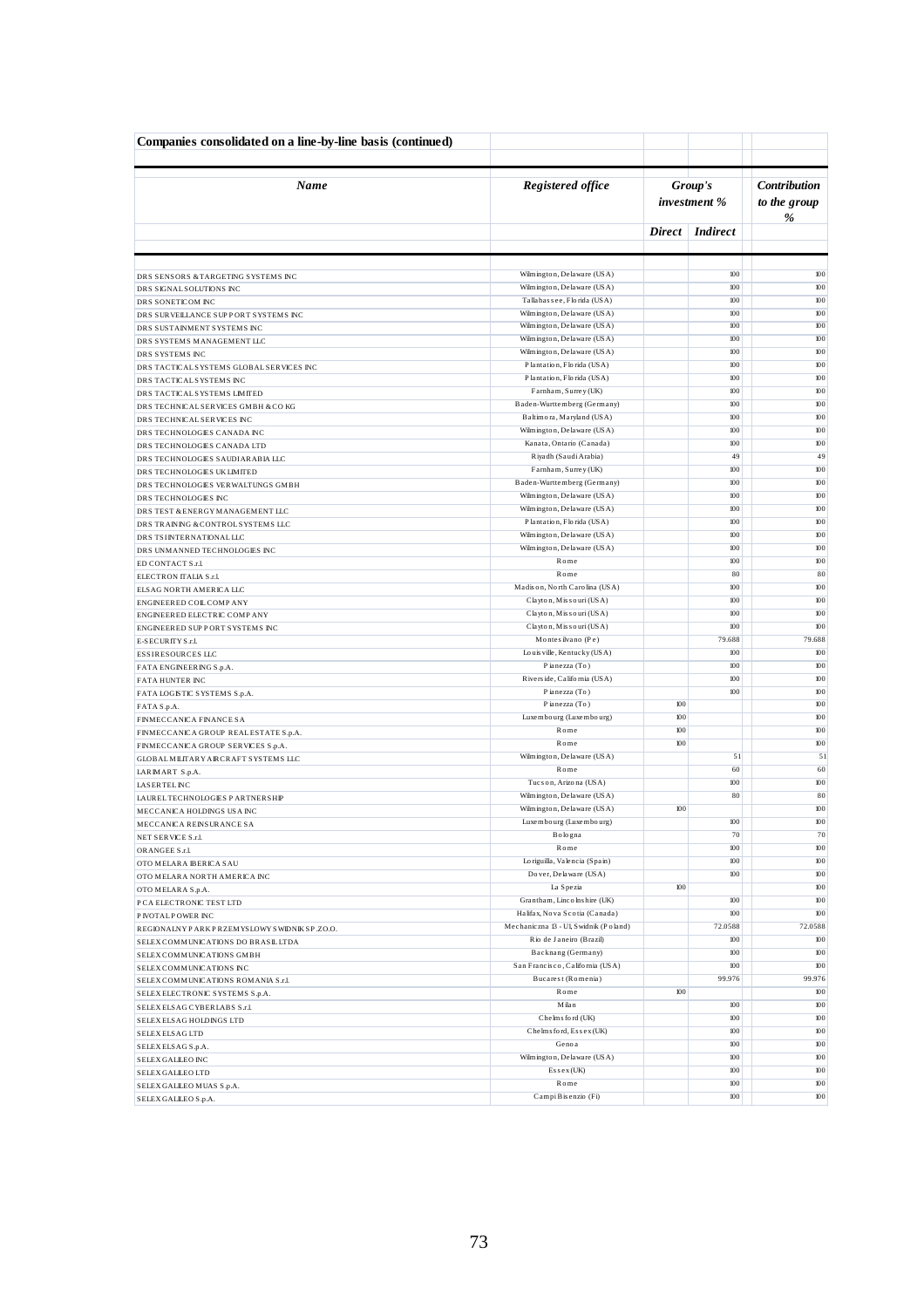**Companies consolidated on a line-by-line basis (continued)**

| *Name* | *Registered office* | *Group's investment %* | | *Contribution to the group %* |
|---|---|---|---|---|
| | | *Direct* | *Indirect* | |
| DRS SENSORS & TARGETING SYSTEMS INC | Wilmington, Delaware (USA) | | 100 | 100 |
| DRS SIGNAL SOLUTIONS INC | Wilmington, Delaware (USA) | | 100 | 100 |
| DRS SONETICOM INC | Tallahassee, Florida (USA) | | 100 | 100 |
| DRS SURVEILLANCE SUPPORT SYSTEMS INC | Wilmington, Delaware (USA) | | 100 | 100 |
| DRS SUSTAINMENT SYSTEMS INC | Wilmington, Delaware (USA) | | 100 | 100 |
| DRS SYSTEMS MANAGEMENT LLC | Wilmington, Delaware (USA) | | 100 | 100 |
| DRS SYSTEMS INC | Wilmington, Delaware (USA) | | 100 | 100 |
| DRS TACTICAL SYSTEMS GLOBAL SERVICES INC | Plantation, Florida (USA) | | 100 | 100 |
| DRS TACTICAL SYSTEMS INC | Plantation, Florida (USA) | | 100 | 100 |
| DRS TACTICAL SYSTEMS LIMITED | Farnham, Surrey (UK) | | 100 | 100 |
| DRS TECHNICAL SERVICES GMBH & CO KG | Baden-Wurttemberg (Germany) | | 100 | 100 |
| DRS TECHNICAL SERVICES INC | Baltimora, Maryland (USA) | | 100 | 100 |
| DRS TECHNOLOGIES CANADA INC | Wilmington, Delaware (USA) | | 100 | 100 |
| DRS TECHNOLOGIES CANADA LTD | Kanata, Ontario (Canada) | | 100 | 100 |
| DRS TECHNOLOGIES SAUDI ARABIA LLC | Riyadh (Saudi Arabia) | | 49 | 49 |
| DRS TECHNOLOGIES UK LIMITED | Farnham, Surrey (UK) | | 100 | 100 |
| DRS TECHNOLOGIES VERWALTUNGS GMBH | Baden-Wurttemberg (Germany) | | 100 | 100 |
| DRS TECHNOLOGIES INC | Wilmington, Delaware (USA) | | 100 | 100 |
| DRS TEST & ENERGY MANAGEMENT LLC | Wilmington, Delaware (USA) | | 100 | 100 |
| DRS TRAINING & CONTROL SYSTEMS LLC | Plantation, Florida (USA) | | 100 | 100 |
| DRS TSI INTERNATIONAL LLC | Wilmington, Delaware (USA) | | 100 | 100 |
| DRS UNMANNED TECHNOLOGIES INC | Wilmington, Delaware (USA) | | 100 | 100 |
| ED CONTACT S.r.l. | Rome | | 100 | 100 |
| ELECTRON ITALIA S.r.l. | Rome | | 80 | 80 |
| ELSAG NORTH AMERICA LLC | Madison, North Carolina (USA) | | 100 | 100 |
| ENGINEERED COIL COMPANY | Clayton, Missouri (USA) | | 100 | 100 |
| ENGINEERED ELECTRIC COMPANY | Clayton, Missouri (USA) | | 100 | 100 |
| ENGINEERED SUPPORT SYSTEMS INC | Clayton, Missouri (USA) | | 100 | 100 |
| E-SECURITY S.r.l. | Montesilvano (Pe) | | 79.688 | 79.688 |
| ESSI RESOURCES LLC | Louisville, Kentucky (USA) | | 100 | 100 |
| FATA ENGINEERING S.p.A. | Pianezza (To) | | 100 | 100 |
| FATA HUNTER INC | Riverside, California (USA) | | 100 | 100 |
| FATA LOGISTIC SYSTEMS S.p.A. | Pianezza (To) | | 100 | 100 |
| FATA S.p.A. | Pianezza (To) | 100 | | 100 |
| FINMECCANICA FINANCE SA | Luxembourg (Luxembourg) | 100 | | 100 |
| FINMECCANICA GROUP REAL ESTATE S.p.A. | Rome | 100 | | 100 |
| FINMECCANICA GROUP SERVICES S.p.A. | Rome | 100 | | 100 |
| GLOBAL MILITARY AIRCRAFT SYSTEMS LLC | Wilmington, Delaware (USA) | | 51 | 51 |
| LARIMART S.p.A. | Rome | | 60 | 60 |
| LASERTEL INC | Tucson, Arizona (USA) | | 100 | 100 |
| LAUREL TECHNOLOGIES PARTNERSHIP | Wilmington, Delaware (USA) | | 80 | 80 |
| MECCANICA HOLDINGS USA INC | Wilmington, Delaware (USA) | 100 | | 100 |
| MECCANICA REINSURANCE SA | Luxembourg (Luxembourg) | | 100 | 100 |
| NET SERVICE S.r.l. | Bologna | | 70 | 70 |
| ORANGEE S.r.l. | Rome | | 100 | 100 |
| OTO MELARA IBERICA SAU | Loriguilla, Valencia (Spain) | | 100 | 100 |
| OTO MELARA NORTH AMERICA INC | Dover, Delaware (USA) | | 100 | 100 |
| OTO MELARA S.p.A. | La Spezia | 100 | | 100 |
| PCA ELECTRONIC TEST LTD | Grantham, Lincolnshire (UK) | | 100 | 100 |
| PIVOTAL POWER INC | Halifax, Nova Scotia (Canada) | | 100 | 100 |
| REGIONALNY PARK PRZEMYSLOWY SWIDNIK SP.ZO.O. | Mechaniczna 13 - Ul, Swidnik (Poland) | | 72.0588 | 72.0588 |
| SELEX COMMUNICATIONS DO BRASIL LTDA | Rio de Janeiro (Brazil) | | 100 | 100 |
| SELEX COMMUNICATIONS GMBH | Backnang (Germany) | | 100 | 100 |
| SELEX COMMUNICATIONS INC | San Francisco, California (USA) | | 100 | 100 |
| SELEX COMMUNICATIONS ROMANIA S.r.l. | Bucarest (Romania) | | 99.976 | 99.976 |
| SELEX ELECTRONIC SYSTEMS S.p.A. | Rome | 100 | | 100 |
| SELEX ELSAG CYBERLABS S.r.l. | Milan | | 100 | 100 |
| SELEX ELSAG HOLDINGS LTD | Chelmsford (UK) | | 100 | 100 |
| SELEX ELSAG LTD | Chelmsford, Essex (UK) | | 100 | 100 |
| SELEX ELSAG S.p.A. | Genoa | | 100 | 100 |
| SELEX GALILEO INC | Wilmington, Delaware (USA) | | 100 | 100 |
| SELEX GALILEO LTD | Essex (UK) | | 100 | 100 |
| SELEX GALILEO MUAS S.p.A. | Rome | | 100 | 100 |
| SELEX GALILEO S.p.A. | Campi Bisenzio (Fi) | | 100 | 100 |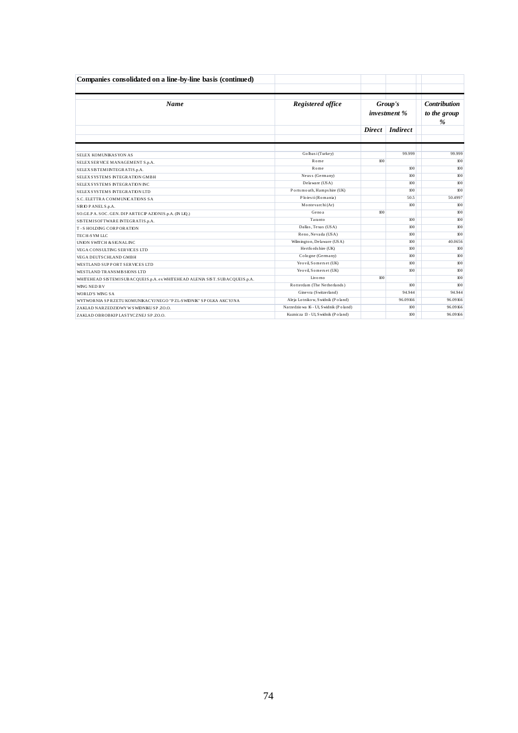**Companies consolidated on a line-by-line basis (continued)**

| *Name* | *Registered office* | *Group's investment %* | | *Contribution to the group %* |
|---|---|---|---|---|
| | | *Direct* | *Indirect* | |
| SELEX KOMUNIKASYON AS | Golbasi (Turkey) | | 99.999 | 99.999 |
| SELEX SERVICE MANAGEMENT S.p.A. | Rome | 100 | | 100 |
| SELEX SISTEMI INTEGRATI S.p.A. | Rome | | 100 | 100 |
| SELEX SYSTEMS INTEGRATION GMBH | Neuss (Germany) | | 100 | 100 |
| SELEX SYSTEMS INTEGRATION INC | Delaware (USA) | | 100 | 100 |
| SELEX SYSTEMS INTEGRATION LTD | Portsmouth, Hampshire (UK) | | 100 | 100 |
| S.C. ELETTRA COMMUNICATIONS SA | Ploiesti (Romania) | | 50.5 | 50.4997 |
| SIRIO PANEL S.p.A. | Montevarchi (Ar) | | 100 | 100 |
| SO.GE.PA. SOC. GEN. DI PARTECIPAZIONI S.p.A. (IN LIQ.) | Genoa | 100 | | 100 |
| SISTEMI SOFTWARE INTEGRATI S.p.A. | Taranto | | 100 | 100 |
| T - S HOLDING CORPORATION | Dallas, Texas (USA) | | 100 | 100 |
| TECH-SYM LLC | Reno, Nevada (USA) | | 100 | 100 |
| UNION SWITCH & SIGNAL INC | Wilmington, Delaware (USA) | | 100 | 40.0656 |
| VEGA CONSULTING SERVICES LTD | Hertfordshire (UK) | | 100 | 100 |
| VEGA DEUTSCHLAND GMBH | Cologne (Germany) | | 100 | 100 |
| WESTLAND SUPPORT SERVICES LTD | Yeovil, Somerset (UK) | | 100 | 100 |
| WESTLAND TRANSMISSIONS LTD | Yeovil, Somerset (UK) | | 100 | 100 |
| WHITEHEAD SISTEMI SUBACQUEI S.p.A. ex WHITEHEAD ALENIA SIST. SUBACQUEI S.p.A. | Livorno | 100 | | 100 |
| WING NED BV | Rotterdam (The Netherlands) | | 100 | 100 |
| WORLD'S WING SA | Ginevra (Switzerland) | | 94.944 | 94.944 |
| WYTWORNIA SPRZETU KOMUNIKACYJNEGO "PZL-SWIDNIK" SPOLKA AKCYJNA | Aleja Lotnikow, Swidnik (Poland) | | 96.09166 | 96.09166 |
| ZAKLAD NARZEDZIOWY W SWIDNIKU SP.ZO.O. | Narzedziowa 16 - Ul, Swidnik (Poland) | | 100 | 96.09166 |
| ZAKLAD OBROBKI PLASTYCZNEJ SP.ZO.O. | Kuznicza 13 - Ul, Swidnik (Poland) | | 100 | 96.09166 |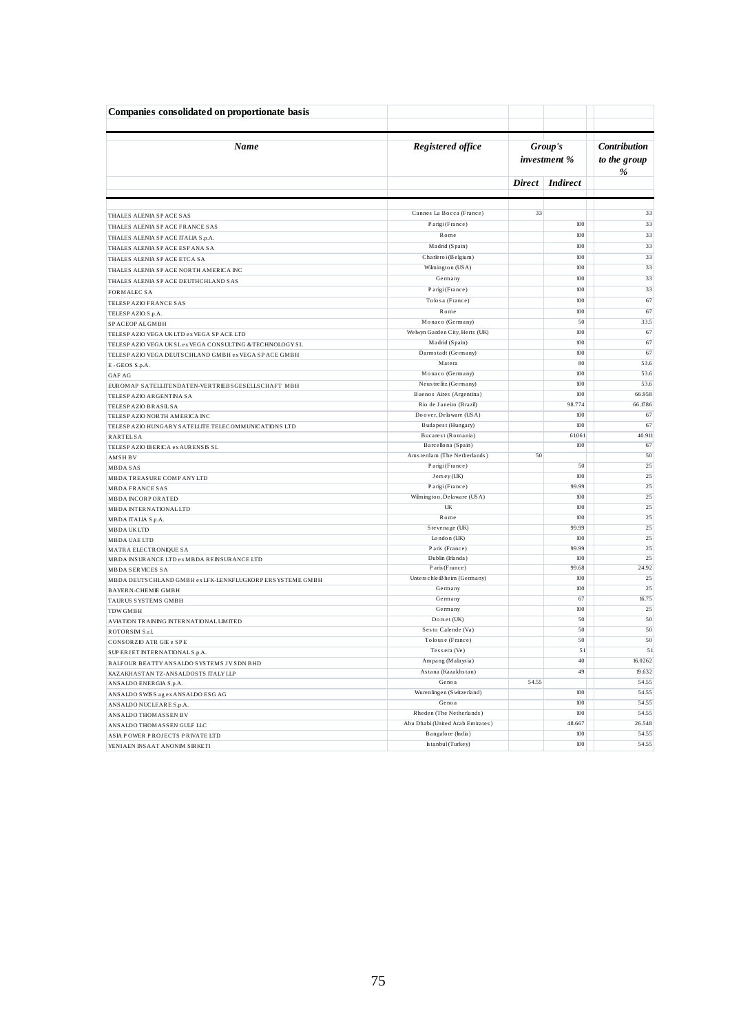## Companies consolidated on proportionate basis

| *Name* | *Registered office* | *Group's investment %* | | *Contribution to the group %* |
|---|---|---|---|---|
| | | *Direct* | *Indirect* | |
| THALES ALENIA SPACE SAS | Cannes La Bocca (France) | 33 | | 33 |
| THALES ALENIA SPACE FRANCE SAS | Parigi (France) | | 100 | 33 |
| THALES ALENIA SPACE ITALIA S.p.A. | Rome | | 100 | 33 |
| THALES ALENIA SPACE ESPANA SA | Madrid (Spain) | | 100 | 33 |
| THALES ALENIA SPACE ETCA SA | Charleroi (Belgium) | | 100 | 33 |
| THALES ALENIA SPACE NORTH AMERICA INC | Wilmington (USA) | | 100 | 33 |
| THALES ALENIA SPACE DEUTHCHLAND SAS | Germany | | 100 | 33 |
| FORMALEC SA | Parigi (France) | | 100 | 33 |
| TELESPAZIO FRANCE SAS | Tolosa (France) | | 100 | 67 |
| TELESPAZIO S.p.A. | Rome | | 100 | 67 |
| SPACEOPAL GMBH | Monaco (Germany) | | 50 | 33.5 |
| TELESPAZIO VEGA UK LTD ex VEGA SPACE LTD | Welwyn Garden City, Herts (UK) | | 100 | 67 |
| TELESPAZIO VEGA UK SL ex VEGA CONSULTING & TECHNOLOGY SL | Madrid (Spain) | | 100 | 67 |
| TELESPAZIO VEGA DEUTSCHLAND GMBH ex VEGA SPACE GMBH | Darmstadt (Germany) | | 100 | 67 |
| E - GEOS S.p.A. | Matera | | 80 | 53.6 |
| GAF AG | Monaco (Germany) | | 100 | 53.6 |
| EUROMAP SATELLITENDATEN-VERTRIEBSGESELLSCHAFT MBH | Neustrelitz (Germany) | | 100 | 53.6 |
| TELESPAZIO ARGENTINA SA | Buenos Aires (Argentina) | | 100 | 66.958 |
| TELESPAZIO BRASIL SA | Rio de Janeiro (Brazil) | | 98.774 | 66.1786 |
| TELESPAZIO NORTH AMERICA INC | Doover, Delaware (USA) | | 100 | 67 |
| TELESPAZIO HUNGARY SATELLITE TELECOMMUNICATIONS LTD | Budapest (Hungary) | | 100 | 67 |
| RARTEL SA | Bucarest (Romania) | | 61.061 | 40.911 |
| TELESPAZIO IBERICA ex AURENSIS SL | Barcellona (Spain) | | 100 | 67 |
| AMSH BV | Amsterdam (The Netherlands) | 50 | | 50 |
| MBDA SAS | Parigi (France) | | 50 | 25 |
| MBDA TREASURE COMPANY LTD | Jersey (UK) | | 100 | 25 |
| MBDA FRANCE SAS | Parigi (France) | | 99.99 | 25 |
| MBDA INCORPORATED | Wilmington, Delaware (USA) | | 100 | 25 |
| MBDA INTERNATIONAL LTD | UK | | 100 | 25 |
| MBDA ITALIA S.p.A. | Rome | | 100 | 25 |
| MBDA UK LTD | Stevenage (UK) | | 99.99 | 25 |
| MBDA UAE LTD | London (UK) | | 100 | 25 |
| MATRA ELECTRONIQUE SA | Paris (France) | | 99.99 | 25 |
| MBDA INSURANCE LTD ex MBDA REINSURANCE LTD | Dublin (Irlanda) | | 100 | 25 |
| MBDA SERVICES SA | Paris (France) | | 99.68 | 24.92 |
| MBDA DEUTSCHLAND GMBH ex LFK-LENKFLUGKORPERSYSTEME GMBH | Unterschleißheim (Germany) | | 100 | 25 |
| BAYERN-CHEMIE GMBH | Germany | | 100 | 25 |
| TAURUS SYSTEMS GMBH | Germany | | 67 | 16.75 |
| TDW GMBH | Germany | | 100 | 25 |
| AVIATION TRAINING INTERNATIONAL LIMITED | Dorset (UK) | | 50 | 50 |
| ROTORSIM S.r.l. | Sesto Calende (Va) | | 50 | 50 |
| CONSORZIO ATR GIE e SPE | Tolouse (France) | | 50 | 50 |
| SUPERJET INTERNATIONAL S.p.A. | Tessera (Ve) | | 51 | 51 |
| BALFOUR BEATTY ANSALDO SYSTEMS JV SDN BHD | Ampang (Malaysia) | | 40 | 16.0262 |
| KAZAKHASTAN TZ-ANSALDOSTS ITALY LLP | Astana (Kazakhstan) | | 49 | 19.632 |
| ANSALDO ENERGIA S.p.A. | Genoa | 54.55 | | 54.55 |
| ANSALDO SWISS ag ex ANSALDO ESG AG | Wurenlingen (Switzerland) | | 100 | 54.55 |
| ANSALDO NUCLEARE S.p.A. | Genoa | | 100 | 54.55 |
| ANSALDO THOMASSEN BV | Rheden (The Netherlands) | | 100 | 54.55 |
| ANSALDO THOMASSEN GULF LLC | Abu Dhabi (United Arab Emirates) | | 48.667 | 26.548 |
| ASIA POWER PROJECTS PRIVATE LTD | Bangalore (India) | | 100 | 54.55 |
| YENIAEN INSAAT ANONIM SIRKETI | Istanbul (Turkey) | | 100 | 54.55 |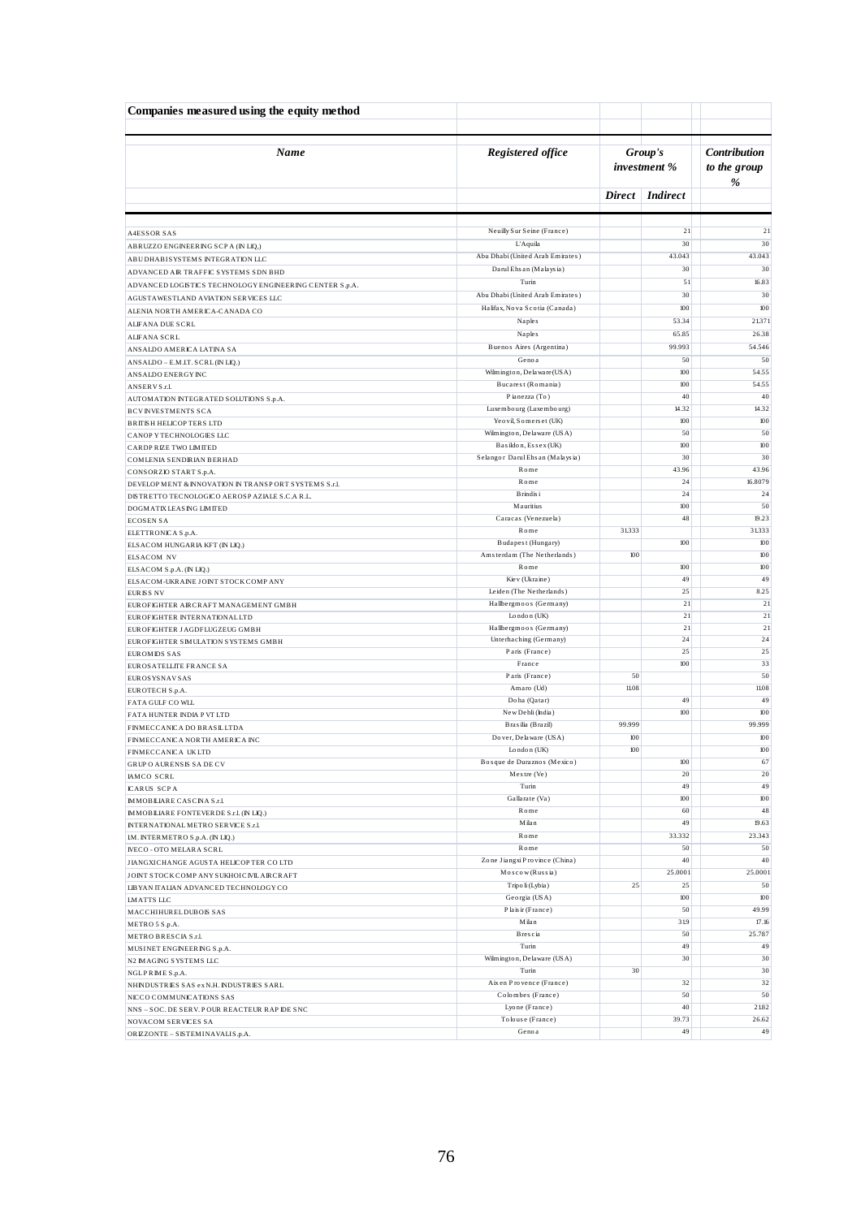## Companies measured using the equity method

| *Name* | *Registered office* | *Group's investment %* | | *Contribution to the group %* |
|---|---|---|---|---|
| | | *Direct* | *Indirect* | |
| A4ESSOR SAS | Neuilly Sur Seine (France) | | 21 | 21 |
| ABRUZZO ENGINEERING SCPA (IN LIQ.) | L'Aquila | | 30 | 30 |
| ABU DHABI SYSTEMS INTEGRATION LLC | Abu Dhabi (United Arab Emirates) | | 43.043 | 43.043 |
| ADVANCED AIR TRAFFIC SYSTEMS SDN BHD | Darul Ehsan (Malaysia) | | 30 | 30 |
| ADVANCED LOGISTICS TECHNOLOGY ENGINEERING CENTER S.p.A. | Turin | | 51 | 16.83 |
| AGUSTAWESTLAND AVIATION SERVICES LLC | Abu Dhabi (United Arab Emirates) | | 30 | 30 |
| ALENIA NORTH AMERICA-CANADA CO | Halifax, Nova Scotia (Canada) | | 100 | 100 |
| ALIFANA DUE SCRL | Naples | | 53.34 | 21.371 |
| ALIFANA SCRL | Naples | | 65.85 | 26.38 |
| ANSALDO AMERICA LATINA SA | Buenos Aires (Argentina) | | 99.993 | 54.546 |
| ANSALDO – E.M.IT. SCRL (IN LIQ.) | Genoa | | 50 | 50 |
| ANSALDO ENERGY INC | Wilmington, Delaware (USA) | | 100 | 54.55 |
| ANSERV S.r.l. | Bucarest (Romania) | | 100 | 54.55 |
| AUTOMATION INTEGRATED SOLUTIONS S.p.A. | Pianezza (To) | | 40 | 40 |
| BCV INVESTMENTS SCA | Luxembourg (Luxembourg) | | 14.32 | 14.32 |
| BRITISH HELICOPTERS LTD | Yeovil, Somerset (UK) | | 100 | 100 |
| CANOPY TECHNOLOGIES LLC | Wilmington, Delaware (USA) | | 50 | 50 |
| CARDPRIZE TWO LIMITED | Basildon, Essex (UK) | | 100 | 100 |
| COMLENIA SENDIRIAN BERHAD | Selangor Darul Ehsan (Malaysia) | | 30 | 30 |
| CONSORZIO START S.p.A. | Rome | | 43.96 | 43.96 |
| DEVELOPMENT & INNOVATION IN TRANSPORT SYSTEMS S.r.l. | Rome | | 24 | 16.8079 |
| DISTRETTO TECNOLOGICO AEROSPAZIALE S.C.A R.L. | Brindisi | | 24 | 24 |
| DOGMATIX LEASING LIMITED | Mauritius | | 100 | 50 |
| ECOSEN SA | Caracas (Venezuela) | | 48 | 19.23 |
| ELETTRONICA S.p.A. | Rome | 31.333 | | 31.333 |
| ELSACOM HUNGARIA KFT (IN LIQ.) | Budapest (Hungary) | | 100 | 100 |
| ELSACOM NV | Amsterdam (The Netherlands) | 100 | | 100 |
| ELSACOM S.p.A. (IN LIQ.) | Rome | | 100 | 100 |
| ELSACOM-UKRAINE JOINT STOCK COMPANY | Kiev (Ukraine) | | 49 | 49 |
| EURISS NV | Leiden (The Netherlands) | | 25 | 8.25 |
| EUROFIGHTER AIRCRAFT MANAGEMENT GMBH | Hallbergmoos (Germany) | | 21 | 21 |
| EUROFIGHTER INTERNATIONAL LTD | London (UK) | | 21 | 21 |
| EUROFIGHTER JAGDFLUGZEUG GMBH | Hallbergmoos (Germany) | | 21 | 21 |
| EUROFIGHTER SIMULATION SYSTEMS GMBH | Unterhaching (Germany) | | 24 | 24 |
| EUROMIDS SAS | Paris (France) | | 25 | 25 |
| EUROSATELLITE FRANCE SA | France | | 100 | 33 |
| EUROSYSNAV SAS | Paris (France) | 50 | | 50 |
| EUROTECH S.p.A. | Amaro (Ud) | 11.08 | | 11.08 |
| FATA GULF CO WLL | Doha (Qatar) | | 49 | 49 |
| FATA HUNTER INDIA PVT LTD | New Dehli (India) | | 100 | 100 |
| FINMECCANICA DO BRASIL LTDA | Brasilia (Brazil) | 99.999 | | 99.999 |
| FINMECCANICA NORTH AMERICA INC | Dover, Delaware (USA) | 100 | | 100 |
| FINMECCANICA UK LTD | London (UK) | 100 | | 100 |
| GRUPO AURENSIS SA DE CV | Bosque de Duraznos (Mexico) | | 100 | 67 |
| IAMCO SCRL | Mestre (Ve) | | 20 | 20 |
| ICARUS SCPA | Turin | | 49 | 49 |
| IMMOBILIARE CASCINA S.r.l. | Gallarate (Va) | | 100 | 100 |
| IMMOBILIARE FONTEVERDE S.r.l. (IN LIQ.) | Rome | | 60 | 48 |
| INTERNATIONAL METRO SERVICE S.r.l. | Milan | | 49 | 19.63 |
| I.M. INTERMETRO S.p.A. (IN LIQ.) | Rome | | 33.332 | 23.343 |
| IVECO - OTO MELARA SCRL | Rome | | 50 | 50 |
| JIANGXI CHANGE AGUSTA HELICOPTER CO LTD | Zone Jiangxi Province (China) | | 40 | 40 |
| JOINT STOCK COMPANY SUKHOI CIVIL AIRCRAFT | Moscow (Russia) | | 25.0001 | 25.0001 |
| LIBYAN ITALIAN ADVANCED TECHNOLOGY CO | Tripoli (Lybia) | 25 | 25 | 50 |
| LMATTS LLC | Georgia (USA) | | 100 | 100 |
| MACCHI HUREL DUBOIS SAS | Plaisir (France) | | 50 | 49.99 |
| METRO 5 S.p.A. | Milan | | 31.9 | 17.16 |
| METRO BRESCIA S.r.l. | Brescia | | 50 | 25.787 |
| MUSINET ENGINEERING S.p.A. | Turin | | 49 | 49 |
| N2 IMAGING SYSTEMS LLC | Wilmington, Delaware (USA) | | 30 | 30 |
| NGL PRIME S.p.A. | Turin | 30 | | 30 |
| NHINDUSTRIES SAS ex N.H. INDUSTRIES SARL | Aix en Provence (France) | | 32 | 32 |
| NICCO COMMUNICATIONS SAS | Colombes (France) | | 50 | 50 |
| NNS – SOC. DE SERV. POUR REACTEUR RAPIDE SNC | Lyone (France) | | 40 | 21.82 |
| NOVACOM SERVICES SA | Tolouse (France) | | 39.73 | 26.62 |
| ORIZZONTE – SISTEMI NAVALI S.p.A. | Genoa | | 49 | 49 |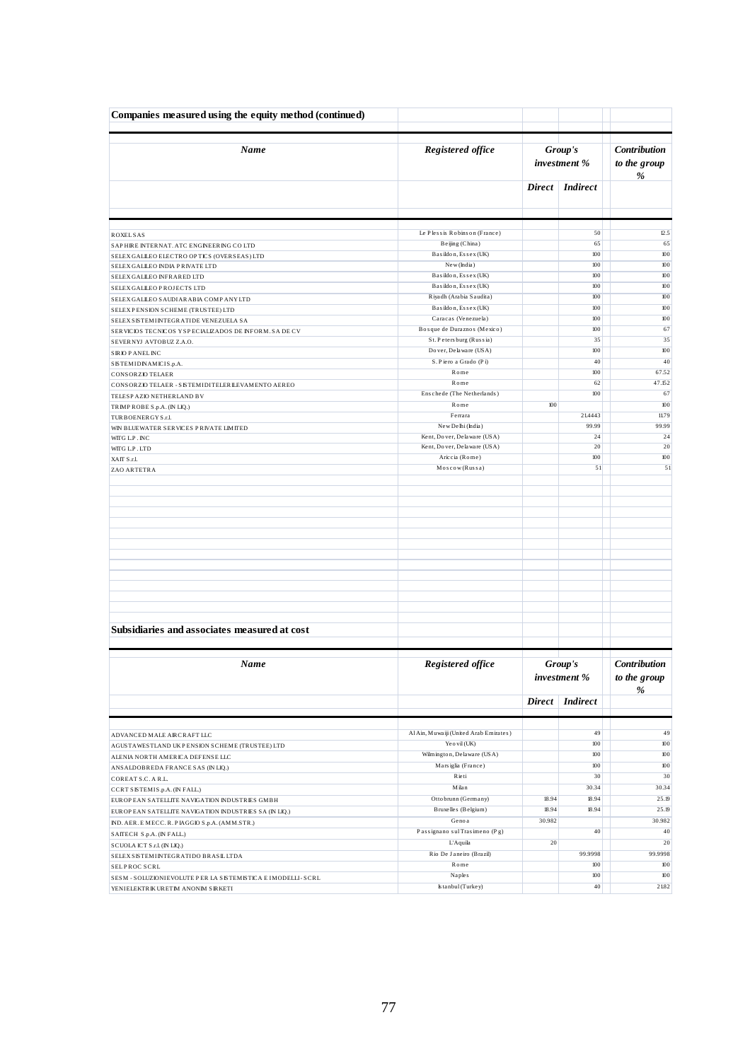## Companies measured using the equity method (continued)

| Name | Registered office | Group's investment % | | Contribution to the group % |
|---|---|---|---|---|
| | | Direct | Indirect | |
| ROXEL SAS | Le Plessis Robinson (France) | | 50 | 12.5 |
| SAPHIRE INTERNAT. ATC ENGINEERING CO LTD | Beijing (China) | | 65 | 65 |
| SELEX GALILEO ELECTRO OPTICS (OVERSEAS) LTD | Basildon, Essex (UK) | | 100 | 100 |
| SELEX GALILEO INDIA PRIVATE LTD | New (India) | | 100 | 100 |
| SELEX GALILEO INFRARED LTD | Basildon, Essex (UK) | | 100 | 100 |
| SELEX GALILEO PROJECTS LTD | Basildon, Essex (UK) | | 100 | 100 |
| SELEX GALILEO SAUDIARABIA COMPANY LTD | Riyadh (Arabia Saudita) | | 100 | 100 |
| SELEX PENSION SCHEME (TRUSTEE) LTD | Basildon, Essex (UK) | | 100 | 100 |
| SELEX SISTEMI INTEGRATI DE VENEZUELA SA | Caracas (Venezuela) | | 100 | 100 |
| SERVICIOS TECNICOS Y SPECIALIZADOS DE INFORM. SA DE CV | Bosque de Duraznos (Mexico) | | 100 | 67 |
| SEVERNYJ AVTOBUZ Z.A.O. | St. Petersburg (Russia) | | 35 | 35 |
| SIRIO PANEL INC | Dover, Delaware (USA) | | 100 | 100 |
| SISTEMI DINAMICI S.p.A. | S. Piero a Grado (Pi) | | 40 | 40 |
| CONSORZIO TELAER | Rome | | 100 | 67.52 |
| CONSORZIO TELAER - SISTEMI DI TELERILEVAMENTO AEREO | Rome | | 62 | 47.152 |
| TELESPAZIO NETHERLAND BV | Enschede (The Netherlands) | | 100 | 67 |
| TRIMPROBE S.p.A. (IN LIQ.) | Rome | 100 | | 100 |
| TURBOENERGY S.r.l. | Ferrara | | 21.4443 | 11.79 |
| WIN BLUEWATER SERVICES PRIVATE LIMITED | New Delhi (India) | | 99.99 | 99.99 |
| WITG L.P. INC | Kent, Dover, Delaware (USA) | | 24 | 24 |
| WITG L.P. LTD | Kent, Dover, Delaware (USA) | | 20 | 20 |
| XAIT S.r.l. | Ariccia (Rome) | | 100 | 100 |
| ZAO ARTETRA | Moscow (Russia) | | 51 | 51 |

## Subsidiaries and associates measured at cost

| Name | Registered office | Group's investment % | | Contribution to the group % |
|---|---|---|---|---|
| | | Direct | Indirect | |
| ADVANCED MALE AIRCRAFT LLC | Al Ain, Muwaiji (United Arab Emirates) | | 49 | 49 |
| AGUSTAWESTLAND UK PENSION SCHEME (TRUSTEE) LTD | Yeovil (UK) | | 100 | 100 |
| ALENIA NORTH AMERICA DEFENSE LLC | Wilmington, Delaware (USA) | | 100 | 100 |
| ANSALDOBREDA FRANCE SAS (IN LIQ.) | Marsiglia (France) | | 100 | 100 |
| COREAT S.C. A R.L. | Rieti | | 30 | 30 |
| CCRT SISTEMI S.p.A. (IN FALL.) | Milan | | 30.34 | 30.34 |
| EUROPEAN SATELLITE NAVIGATION INDUSTRIES GMBH | Ottobrunn (Germany) | 18.94 | 18.94 | 25.19 |
| EUROPEAN SATELLITE NAVIGATION INDUSTRIES SA (IN LIQ.) | Bruxelles (Belgium) | 18.94 | 18.94 | 25.19 |
| IND. AER. E MECC. R. PIAGGIO S.p.A. (AMM.STR.) | Genoa | 30.982 | | 30.982 |
| SAITECH S.p.A. (IN FALL.) | Passignano sul Trasimeno (Pg) | | 40 | 40 |
| SCUOLA ICT S.r.l. (IN LIQ.) | L'Aquila | 20 | | 20 |
| SELEX SISTEMI INTEGRATI DO BRASIL LTDA | Rio De Janeiro (Brazil) | | 99.9998 | 99.9998 |
| SEL PROC SCRL | Rome | | 100 | 100 |
| SESM - SOLUZIONI EVOLUTE PER LA SISTEMISTICA E I MODELLI - SCRL | Naples | | 100 | 100 |
| YENI ELEKTRIK URETIM ANONIM SIRKETI | Istanbul (Turkey) | | 40 | 21.82 |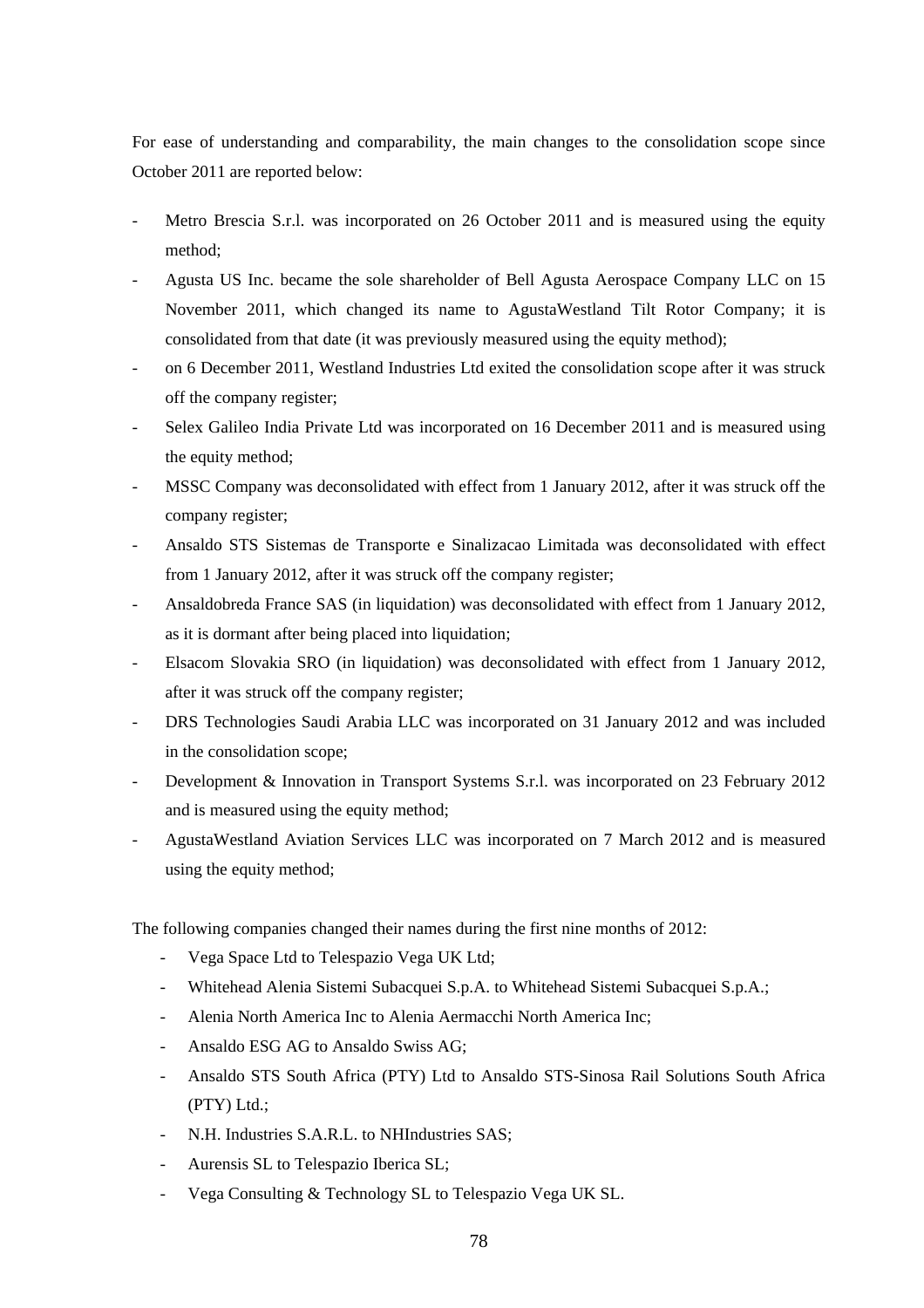For ease of understanding and comparability, the main changes to the consolidation scope since October 2011 are reported below:

- Metro Brescia S.r.l. was incorporated on 26 October 2011 and is measured using the equity method;
- Agusta US Inc. became the sole shareholder of Bell Agusta Aerospace Company LLC on 15 November 2011, which changed its name to AgustaWestland Tilt Rotor Company; it is consolidated from that date (it was previously measured using the equity method);
- on 6 December 2011, Westland Industries Ltd exited the consolidation scope after it was struck off the company register;
- Selex Galileo India Private Ltd was incorporated on 16 December 2011 and is measured using the equity method;
- MSSC Company was deconsolidated with effect from 1 January 2012, after it was struck off the company register;
- Ansaldo STS Sistemas de Transporte e Sinalizacao Limitada was deconsolidated with effect from 1 January 2012, after it was struck off the company register;
- Ansaldobreda France SAS (in liquidation) was deconsolidated with effect from 1 January 2012, as it is dormant after being placed into liquidation;
- Elsacom Slovakia SRO (in liquidation) was deconsolidated with effect from 1 January 2012, after it was struck off the company register;
- DRS Technologies Saudi Arabia LLC was incorporated on 31 January 2012 and was included in the consolidation scope;
- Development & Innovation in Transport Systems S.r.l. was incorporated on 23 February 2012 and is measured using the equity method;
- AgustaWestland Aviation Services LLC was incorporated on 7 March 2012 and is measured using the equity method;

The following companies changed their names during the first nine months of 2012:

- Vega Space Ltd to Telespazio Vega UK Ltd;
- Whitehead Alenia Sistemi Subacquei S.p.A. to Whitehead Sistemi Subacquei S.p.A.;
- Alenia North America Inc to Alenia Aermacchi North America Inc;
- Ansaldo ESG AG to Ansaldo Swiss AG;
- Ansaldo STS South Africa (PTY) Ltd to Ansaldo STS-Sinosa Rail Solutions South Africa (PTY) Ltd.;
- N.H. Industries S.A.R.L. to NHIndustries SAS;
- Aurensis SL to Telespazio Iberica SL;
- Vega Consulting & Technology SL to Telespazio Vega UK SL.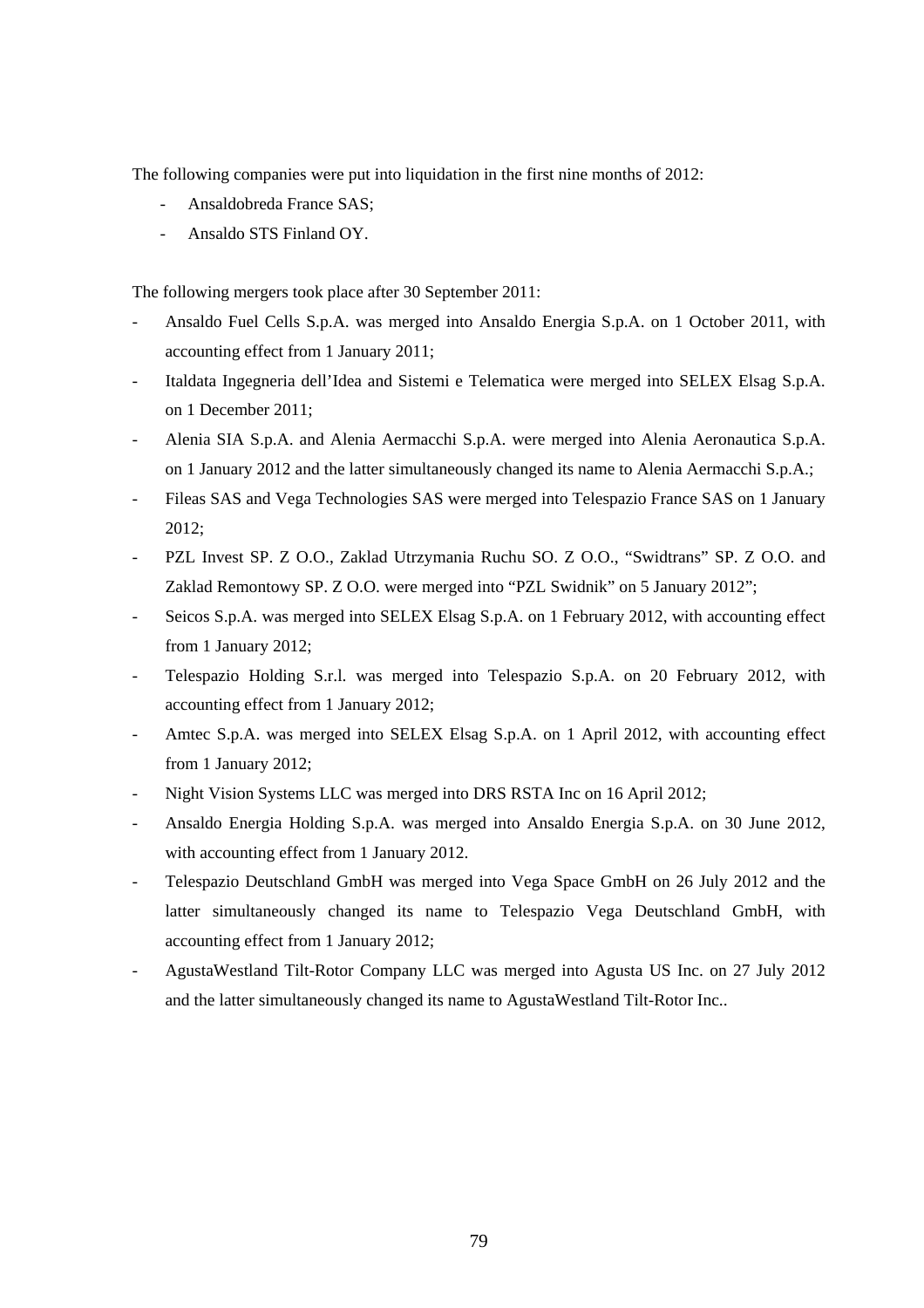The following companies were put into liquidation in the first nine months of 2012:

- Ansaldobreda France SAS;
- Ansaldo STS Finland OY.

The following mergers took place after 30 September 2011:

- Ansaldo Fuel Cells S.p.A. was merged into Ansaldo Energia S.p.A. on 1 October 2011, with accounting effect from 1 January 2011;
- Italdata Ingegneria dell'Idea and Sistemi e Telematica were merged into SELEX Elsag S.p.A. on 1 December 2011;
- Alenia SIA S.p.A. and Alenia Aermacchi S.p.A. were merged into Alenia Aeronautica S.p.A. on 1 January 2012 and the latter simultaneously changed its name to Alenia Aermacchi S.p.A.;
- Fileas SAS and Vega Technologies SAS were merged into Telespazio France SAS on 1 January 2012;
- PZL Invest SP. Z O.O., Zaklad Utrzymania Ruchu SO. Z O.O., "Swidtrans" SP. Z O.O. and Zaklad Remontowy SP. Z O.O. were merged into "PZL Swidnik" on 5 January 2012";
- Seicos S.p.A. was merged into SELEX Elsag S.p.A. on 1 February 2012, with accounting effect from 1 January 2012;
- Telespazio Holding S.r.l. was merged into Telespazio S.p.A. on 20 February 2012, with accounting effect from 1 January 2012;
- Amtec S.p.A. was merged into SELEX Elsag S.p.A. on 1 April 2012, with accounting effect from 1 January 2012;
- Night Vision Systems LLC was merged into DRS RSTA Inc on 16 April 2012;
- Ansaldo Energia Holding S.p.A. was merged into Ansaldo Energia S.p.A. on 30 June 2012, with accounting effect from 1 January 2012.
- Telespazio Deutschland GmbH was merged into Vega Space GmbH on 26 July 2012 and the latter simultaneously changed its name to Telespazio Vega Deutschland GmbH, with accounting effect from 1 January 2012;
- AgustaWestland Tilt-Rotor Company LLC was merged into Agusta US Inc. on 27 July 2012 and the latter simultaneously changed its name to AgustaWestland Tilt-Rotor Inc..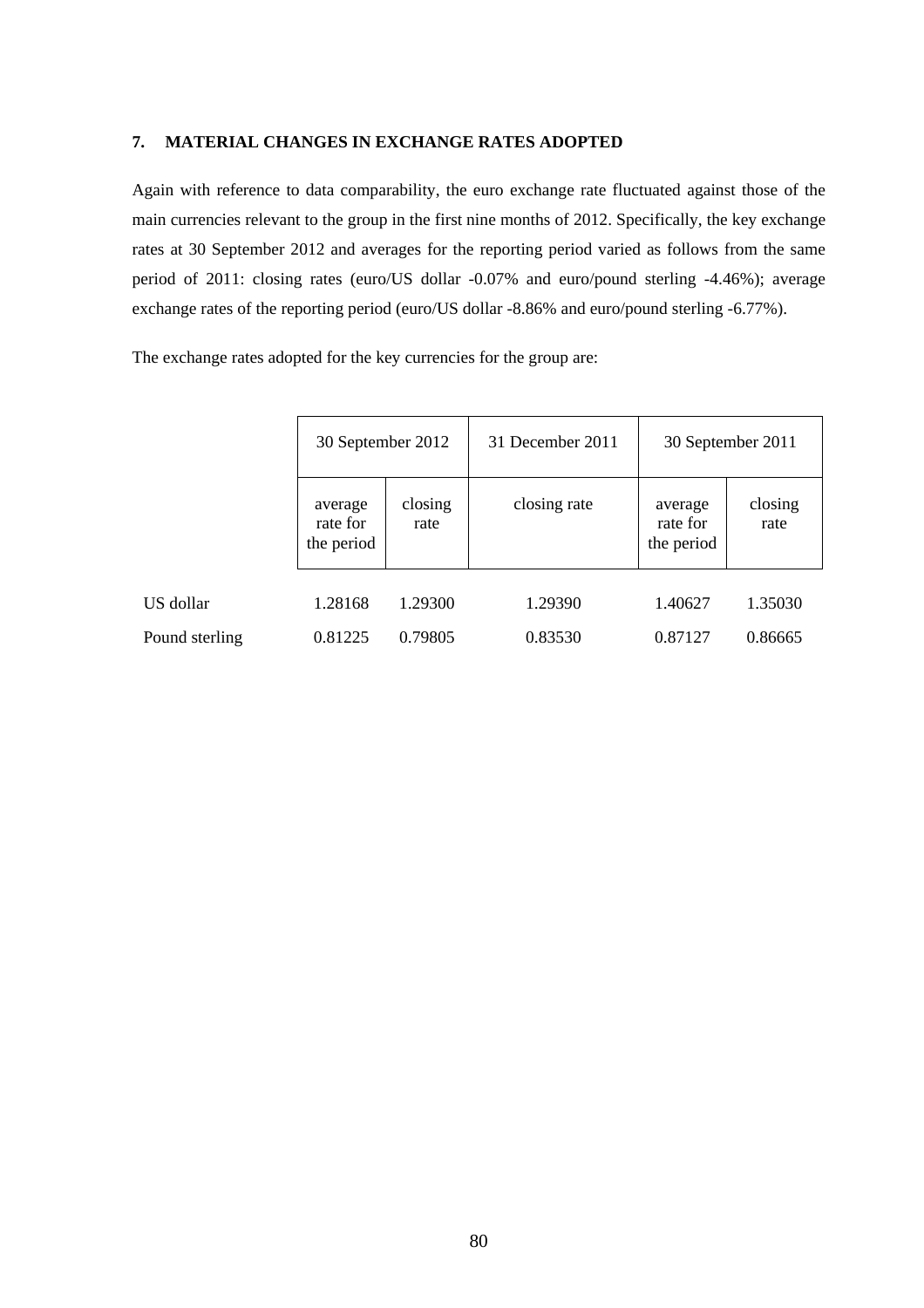## 7. MATERIAL CHANGES IN EXCHANGE RATES ADOPTED

Again with reference to data comparability, the euro exchange rate fluctuated against those of the main currencies relevant to the group in the first nine months of 2012. Specifically, the key exchange rates at 30 September 2012 and averages for the reporting period varied as follows from the same period of 2011: closing rates (euro/US dollar -0.07% and euro/pound sterling -4.46%); average exchange rates of the reporting period (euro/US dollar -8.86% and euro/pound sterling -6.77%).

The exchange rates adopted for the key currencies for the group are:

| | 30 September 2012 | | 31 December 2011 | 30 September 2011 | |
|---|---|---|---|---|---|
| | average rate for the period | closing rate | closing rate | average rate for the period | closing rate |
| US dollar | 1.28168 | 1.29300 | 1.29390 | 1.40627 | 1.35030 |
| Pound sterling | 0.81225 | 0.79805 | 0.83530 | 0.87127 | 0.86665 |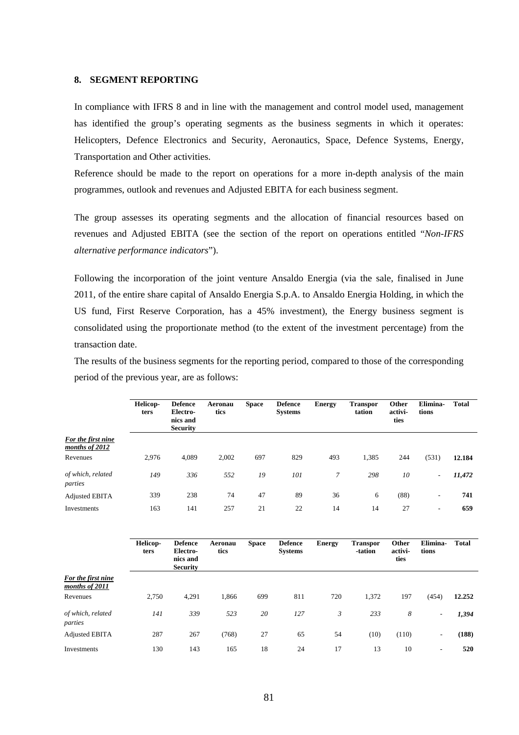## 8. SEGMENT REPORTING

In compliance with IFRS 8 and in line with the management and control model used, management has identified the group's operating segments as the business segments in which it operates: Helicopters, Defence Electronics and Security, Aeronautics, Space, Defence Systems, Energy, Transportation and Other activities.

Reference should be made to the report on operations for a more in-depth analysis of the main programmes, outlook and revenues and Adjusted EBITA for each business segment.

The group assesses its operating segments and the allocation of financial resources based on revenues and Adjusted EBITA (see the section of the report on operations entitled "*Non-IFRS alternative performance indicators*").

Following the incorporation of the joint venture Ansaldo Energia (via the sale, finalised in June 2011, of the entire share capital of Ansaldo Energia S.p.A. to Ansaldo Energia Holding, in which the US fund, First Reserve Corporation, has a 45% investment), the Energy business segment is consolidated using the proportionate method (to the extent of the investment percentage) from the transaction date.

The results of the business segments for the reporting period, compared to those of the corresponding period of the previous year, are as follows:

| | Helicopters | Defence Electronics and Security | Aeronautics | Space | Defence Systems | Energy | Transportation | Other activities | Eliminations | Total |
|---|---|---|---|---|---|---|---|---|---|---|
| ***For the first nine months of 2012*** | | | | | | | | | | |
| Revenues | 2,976 | 4,089 | 2,002 | 697 | 829 | 493 | 1,385 | 244 | (531) | **12.184** |
| *of which, related parties* | *149* | *336* | *552* | *19* | *101* | *7* | *298* | *10* | - | ***11,472*** |
| Adjusted EBITA | 339 | 238 | 74 | 47 | 89 | 36 | 6 | (88) | - | **741** |
| Investments | 163 | 141 | 257 | 21 | 22 | 14 | 14 | 27 | - | **659** |

| | Helicopters | Defence Electronics and Security | Aeronautics | Space | Defence Systems | Energy | Transportation | Other activities | Eliminations | Total |
|---|---|---|---|---|---|---|---|---|---|---|
| ***For the first nine months of 2011*** | | | | | | | | | | |
| Revenues | 2,750 | 4,291 | 1,866 | 699 | 811 | 720 | 1,372 | 197 | (454) | **12.252** |
| *of which, related parties* | *141* | *339* | *523* | *20* | *127* | *3* | *233* | *8* | - | ***1,394*** |
| Adjusted EBITA | 287 | 267 | (768) | 27 | 65 | 54 | (10) | (110) | - | **(188)** |
| Investments | 130 | 143 | 165 | 18 | 24 | 17 | 13 | 10 | - | **520** |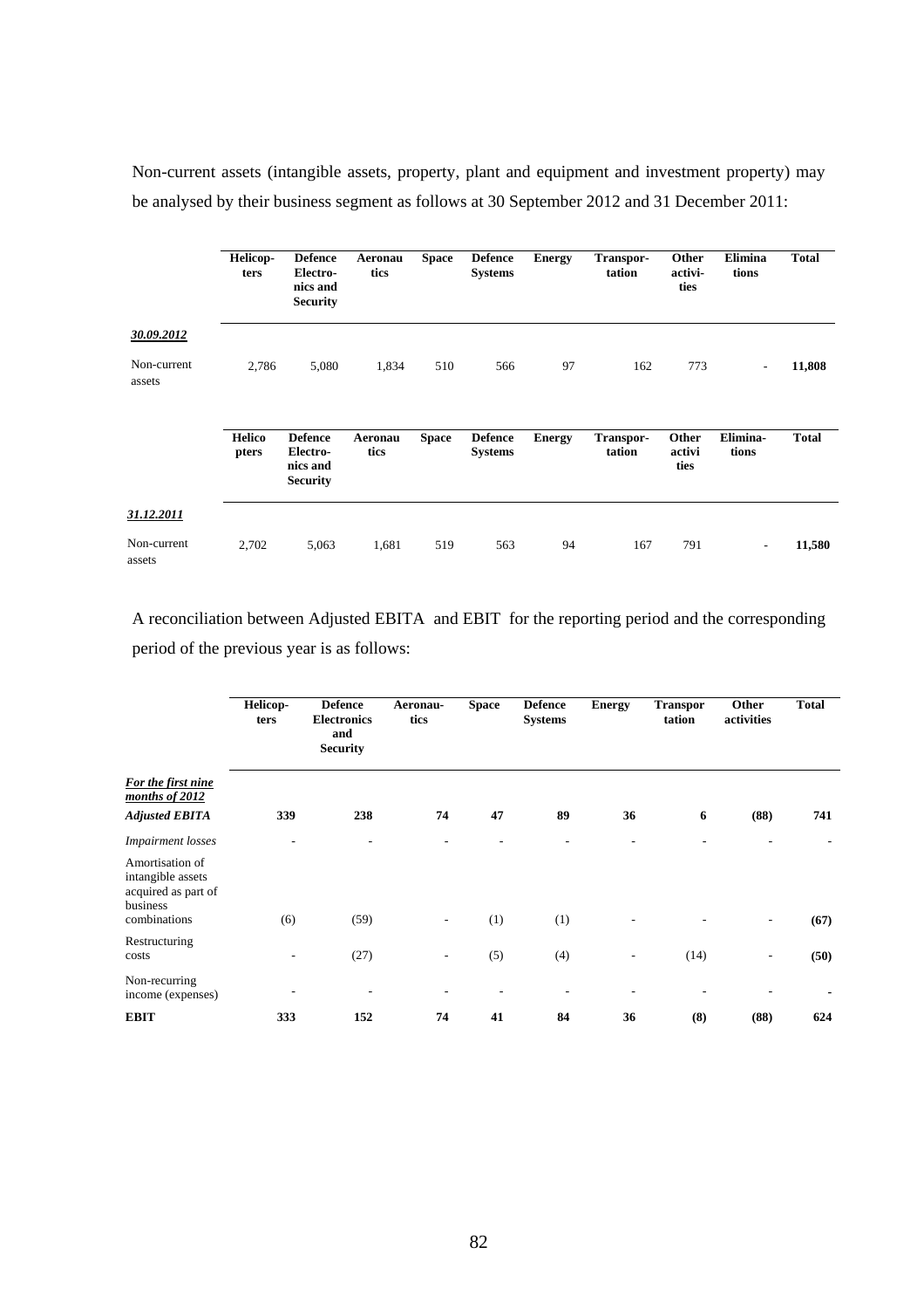Non-current assets (intangible assets, property, plant and equipment and investment property) may be analysed by their business segment as follows at 30 September 2012 and 31 December 2011:

| | Helicopters | Defence Electronics and Security | Aeronautics | Space | Defence Systems | Energy | Transportation | Other activities | Eliminations | Total |
|---|---|---|---|---|---|---|---|---|---|---|
| ***30.09.2012*** | | | | | | | | | | |
| Non-current assets | 2,786 | 5,080 | 1,834 | 510 | 566 | 97 | 162 | 773 | - | **11,808** |

| | Helicopters | Defence Electronics and Security | Aeronautics | Space | Defence Systems | Energy | Transportation | Other activities | Eliminations | Total |
|---|---|---|---|---|---|---|---|---|---|---|
| ***31.12.2011*** | | | | | | | | | | |
| Non-current assets | 2,702 | 5,063 | 1,681 | 519 | 563 | 94 | 167 | 791 | - | **11,580** |

A reconciliation between Adjusted EBITA and EBIT for the reporting period and the corresponding period of the previous year is as follows:

| | Helicopters | Defence Electronics and Security | Aeronautics | Space | Defence Systems | Energy | Transportation | Other activities | Total |
|---|---|---|---|---|---|---|---|---|---|
| ***For the first nine months of 2012*** | | | | | | | | | |
| ***Adjusted EBITA*** | **339** | **238** | **74** | **47** | **89** | **36** | **6** | **(88)** | **741** |
| *Impairment losses* | - | - | - | - | - | - | - | - | - |
| Amortisation of intangible assets acquired as part of business combinations | (6) | (59) | - | (1) | (1) | - | - | - | **(67)** |
| Restructuring costs | - | (27) | - | (5) | (4) | - | (14) | - | **(50)** |
| Non-recurring income (expenses) | - | - | - | - | - | - | - | - | - |
| **EBIT** | **333** | **152** | **74** | **41** | **84** | **36** | **(8)** | **(88)** | **624** |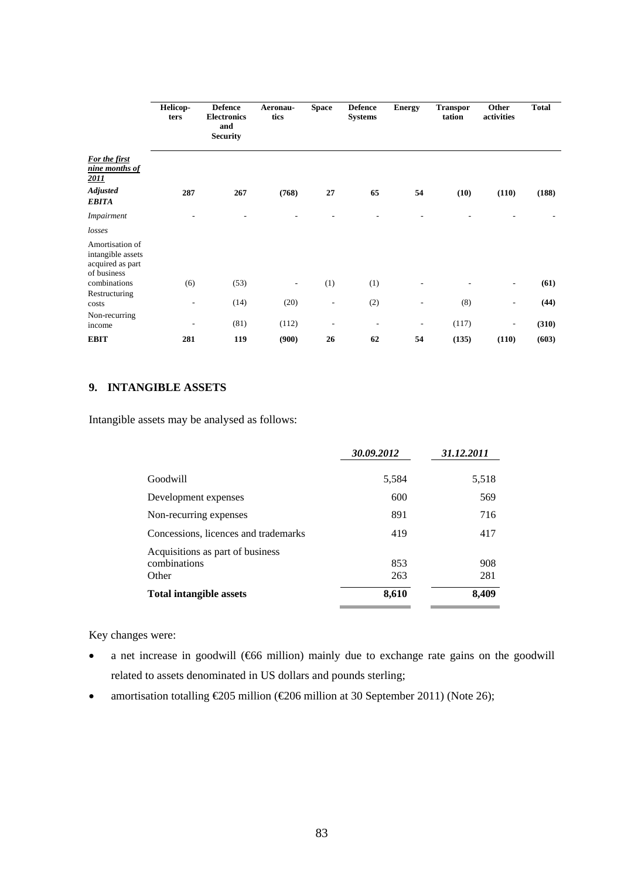| | Helicopters | Defence Electronics and Security | Aeronautics | Space | Defence Systems | Energy | Transportation | Other activities | Total |
|---|---|---|---|---|---|---|---|---|---|
| ***For the first nine months of 2011*** | | | | | | | | | |
| ***Adjusted EBITA*** | **287** | **267** | **(768)** | **27** | **65** | **54** | **(10)** | **(110)** | **(188)** |
| *Impairment losses* | - | - | - | - | - | - | - | - | - |
| Amortisation of intangible assets acquired as part of business combinations | (6) | (53) | - | (1) | (1) | - | - | - | **(61)** |
| Restructuring costs | - | (14) | (20) | - | (2) | - | (8) | - | **(44)** |
| Non-recurring income | - | (81) | (112) | - | - | - | (117) | - | **(310)** |
| **EBIT** | **281** | **119** | **(900)** | **26** | **62** | **54** | **(135)** | **(110)** | **(603)** |

## 9. INTANGIBLE ASSETS

Intangible assets may be analysed as follows:

| | *30.09.2012* | *31.12.2011* |
|---|---|---|
| Goodwill | 5,584 | 5,518 |
| Development expenses | 600 | 569 |
| Non-recurring expenses | 891 | 716 |
| Concessions, licences and trademarks | 419 | 417 |
| Acquisitions as part of business combinations | 853 | 908 |
| Other | 263 | 281 |
| **Total intangible assets** | **8,610** | **8,409** |

Key changes were:

- a net increase in goodwill (€66 million) mainly due to exchange rate gains on the goodwill related to assets denominated in US dollars and pounds sterling;
- amortisation totalling €205 million (€206 million at 30 September 2011) (Note 26);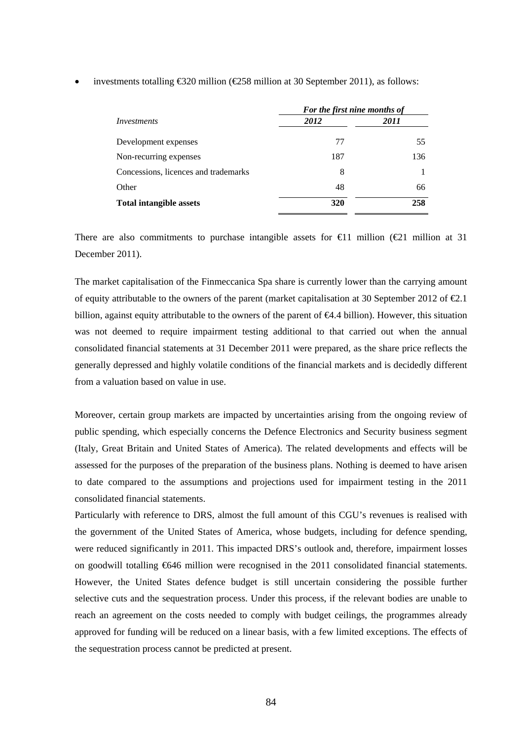- investments totalling €320 million (€258 million at 30 September 2011), as follows:

| *Investments* | *For the first nine months of* | |
|---|---|---|
| | ***2012*** | ***2011*** |
| Development expenses | 77 | 55 |
| Non-recurring expenses | 187 | 136 |
| Concessions, licences and trademarks | 8 | 1 |
| Other | 48 | 66 |
| **Total intangible assets** | **320** | **258** |

There are also commitments to purchase intangible assets for €11 million (€21 million at 31 December 2011).

The market capitalisation of the Finmeccanica Spa share is currently lower than the carrying amount of equity attributable to the owners of the parent (market capitalisation at 30 September 2012 of €2.1 billion, against equity attributable to the owners of the parent of €4.4 billion). However, this situation was not deemed to require impairment testing additional to that carried out when the annual consolidated financial statements at 31 December 2011 were prepared, as the share price reflects the generally depressed and highly volatile conditions of the financial markets and is decidedly different from a valuation based on value in use.

Moreover, certain group markets are impacted by uncertainties arising from the ongoing review of public spending, which especially concerns the Defence Electronics and Security business segment (Italy, Great Britain and United States of America). The related developments and effects will be assessed for the purposes of the preparation of the business plans. Nothing is deemed to have arisen to date compared to the assumptions and projections used for impairment testing in the 2011 consolidated financial statements.

Particularly with reference to DRS, almost the full amount of this CGU's revenues is realised with the government of the United States of America, whose budgets, including for defence spending, were reduced significantly in 2011. This impacted DRS's outlook and, therefore, impairment losses on goodwill totalling €646 million were recognised in the 2011 consolidated financial statements. However, the United States defence budget is still uncertain considering the possible further selective cuts and the sequestration process. Under this process, if the relevant bodies are unable to reach an agreement on the costs needed to comply with budget ceilings, the programmes already approved for funding will be reduced on a linear basis, with a few limited exceptions. The effects of the sequestration process cannot be predicted at present.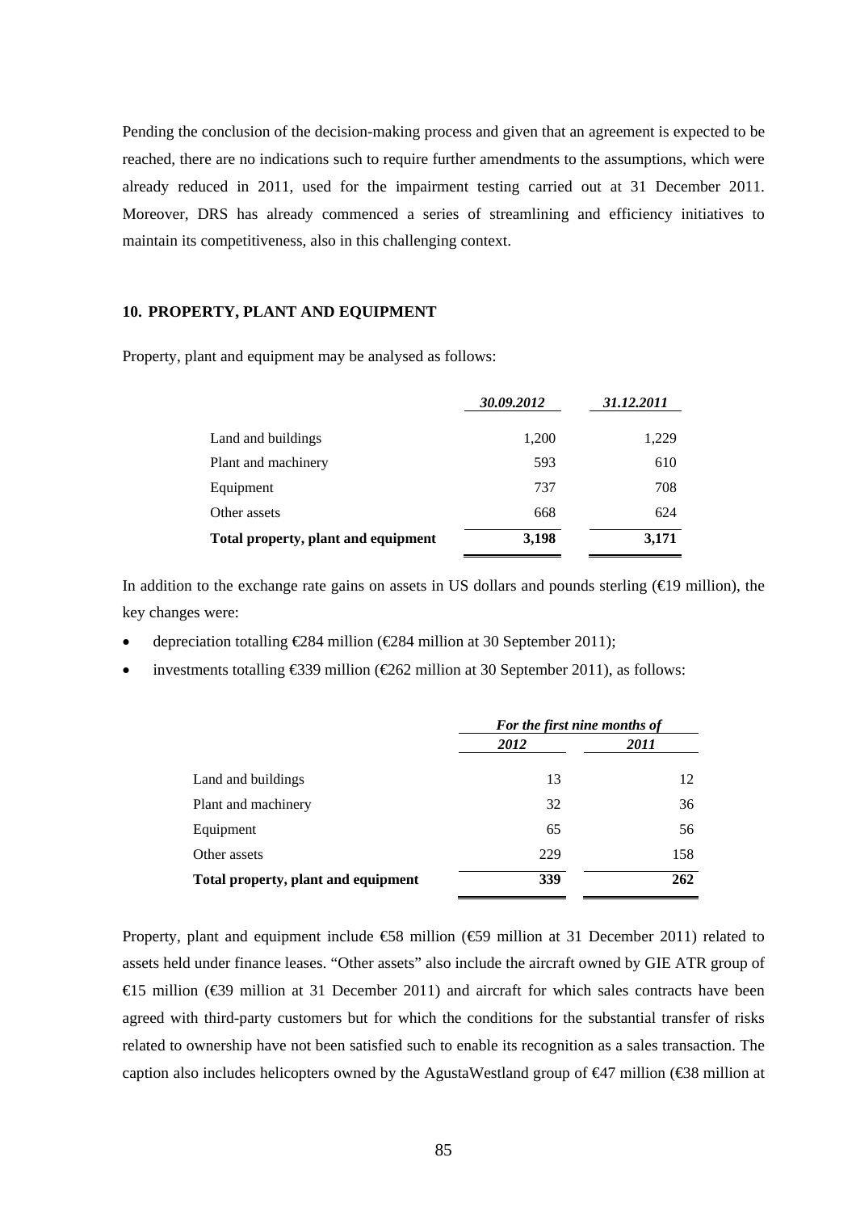Pending the conclusion of the decision-making process and given that an agreement is expected to be reached, there are no indications such to require further amendments to the assumptions, which were already reduced in 2011, used for the impairment testing carried out at 31 December 2011. Moreover, DRS has already commenced a series of streamlining and efficiency initiatives to maintain its competitiveness, also in this challenging context.

## 10. PROPERTY, PLANT AND EQUIPMENT

Property, plant and equipment may be analysed as follows:

| | *30.09.2012* | *31.12.2011* |
|---|---|---|
| Land and buildings | 1,200 | 1,229 |
| Plant and machinery | 593 | 610 |
| Equipment | 737 | 708 |
| Other assets | 668 | 624 |
| **Total property, plant and equipment** | **3,198** | **3,171** |

In addition to the exchange rate gains on assets in US dollars and pounds sterling (€19 million), the key changes were:

- depreciation totalling €284 million (€284 million at 30 September 2011);
- investments totalling €339 million (€262 million at 30 September 2011), as follows:

| | *For the first nine months of* | |
|---|---|---|
| | *2012* | *2011* |
| Land and buildings | 13 | 12 |
| Plant and machinery | 32 | 36 |
| Equipment | 65 | 56 |
| Other assets | 229 | 158 |
| **Total property, plant and equipment** | **339** | **262** |

Property, plant and equipment include €58 million (€59 million at 31 December 2011) related to assets held under finance leases. "Other assets" also include the aircraft owned by GIE ATR group of €15 million (€39 million at 31 December 2011) and aircraft for which sales contracts have been agreed with third-party customers but for which the conditions for the substantial transfer of risks related to ownership have not been satisfied such to enable its recognition as a sales transaction. The caption also includes helicopters owned by the AgustaWestland group of €47 million (€38 million at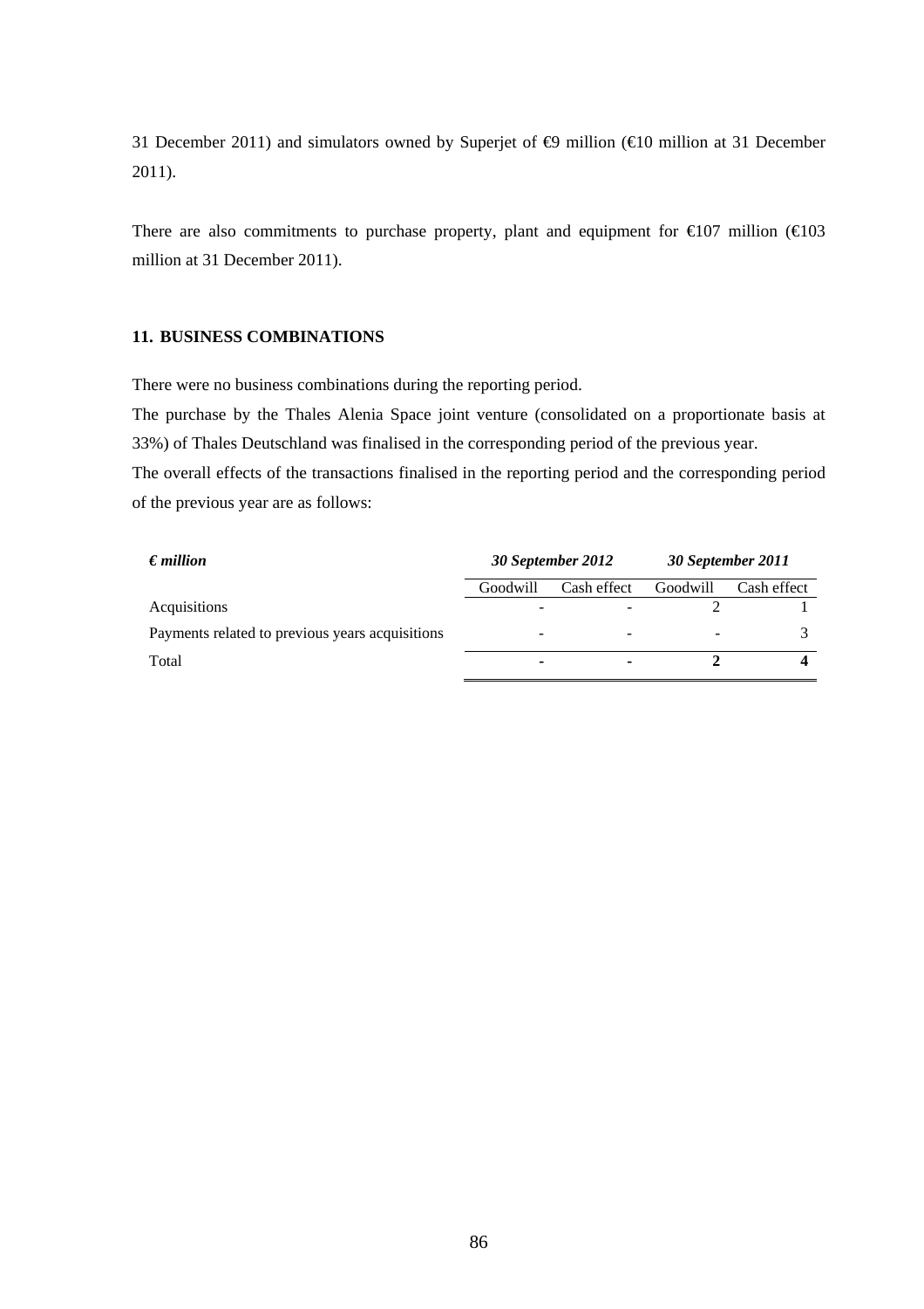31 December 2011) and simulators owned by Superjet of €9 million (€10 million at 31 December 2011).

There are also commitments to purchase property, plant and equipment for €107 million (€103 million at 31 December 2011).

## 11. BUSINESS COMBINATIONS

There were no business combinations during the reporting period.

The purchase by the Thales Alenia Space joint venture (consolidated on a proportionate basis at 33%) of Thales Deutschland was finalised in the corresponding period of the previous year.

The overall effects of the transactions finalised in the reporting period and the corresponding period of the previous year are as follows:

| *€ million* | *30 September 2012* | | *30 September 2011* | |
|---|---|---|---|---|
| | Goodwill | Cash effect | Goodwill | Cash effect |
| Acquisitions | - | - | 2 | 1 |
| Payments related to previous years acquisitions | - | - | - | 3 |
| Total | **-** | **-** | **2** | **4** |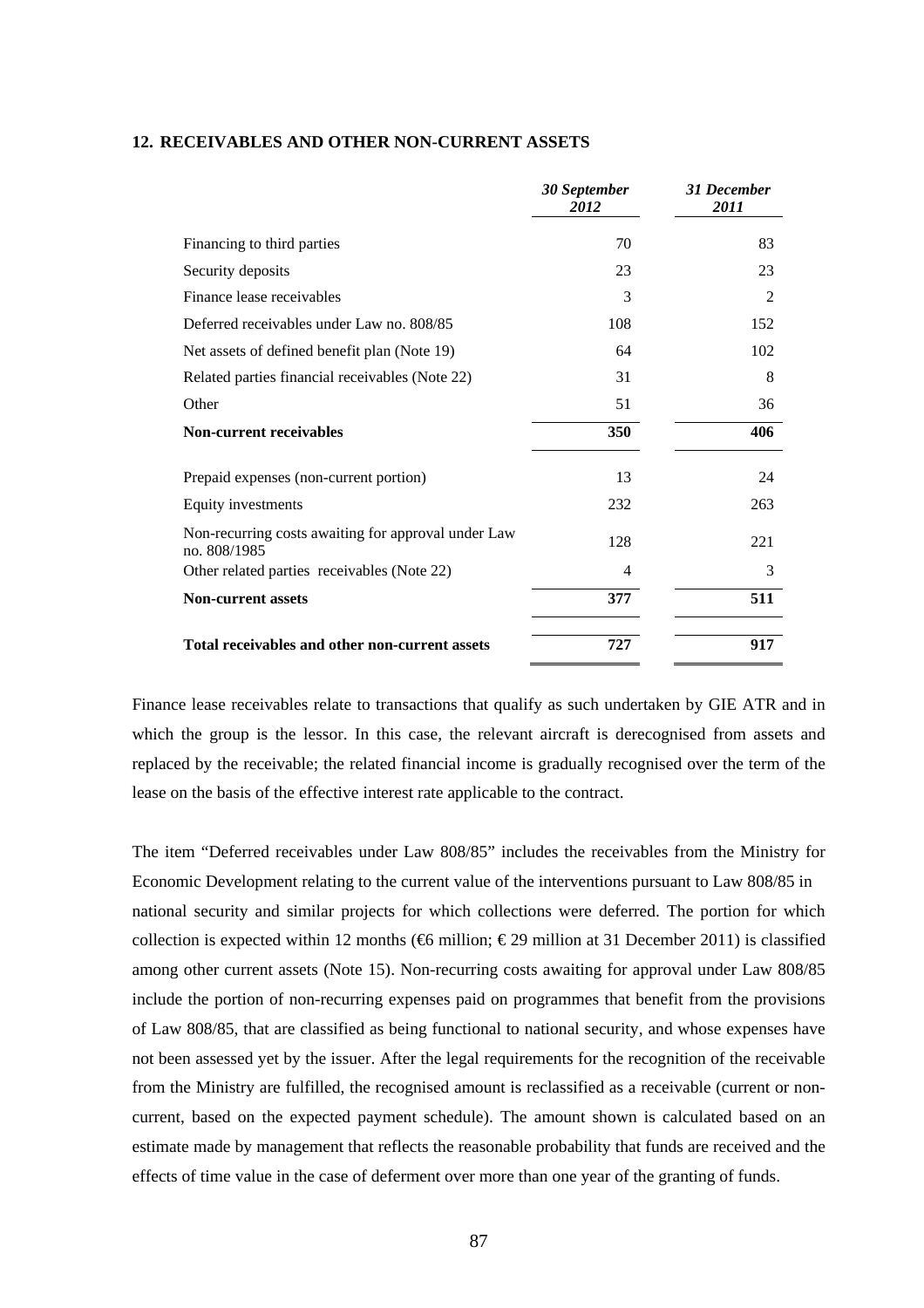## 12. RECEIVABLES AND OTHER NON-CURRENT ASSETS

| | *30 September 2012* | *31 December 2011* |
|---|---|---|
| Financing to third parties | 70 | 83 |
| Security deposits | 23 | 23 |
| Finance lease receivables | 3 | 2 |
| Deferred receivables under Law no. 808/85 | 108 | 152 |
| Net assets of defined benefit plan (Note 19) | 64 | 102 |
| Related parties financial receivables (Note 22) | 31 | 8 |
| Other | 51 | 36 |
| **Non-current receivables** | **350** | **406** |
| Prepaid expenses (non-current portion) | 13 | 24 |
| Equity investments | 232 | 263 |
| Non-recurring costs awaiting for approval under Law no. 808/1985 | 128 | 221 |
| Other related parties receivables (Note 22) | 4 | 3 |
| **Non-current assets** | **377** | **511** |
| **Total receivables and other non-current assets** | **727** | **917** |

Finance lease receivables relate to transactions that qualify as such undertaken by GIE ATR and in which the group is the lessor. In this case, the relevant aircraft is derecognised from assets and replaced by the receivable; the related financial income is gradually recognised over the term of the lease on the basis of the effective interest rate applicable to the contract.

The item "Deferred receivables under Law 808/85" includes the receivables from the Ministry for Economic Development relating to the current value of the interventions pursuant to Law 808/85 in national security and similar projects for which collections were deferred. The portion for which collection is expected within 12 months (€6 million; € 29 million at 31 December 2011) is classified among other current assets (Note 15). Non-recurring costs awaiting for approval under Law 808/85 include the portion of non-recurring expenses paid on programmes that benefit from the provisions of Law 808/85, that are classified as being functional to national security, and whose expenses have not been assessed yet by the issuer. After the legal requirements for the recognition of the receivable from the Ministry are fulfilled, the recognised amount is reclassified as a receivable (current or non-current, based on the expected payment schedule). The amount shown is calculated based on an estimate made by management that reflects the reasonable probability that funds are received and the effects of time value in the case of deferment over more than one year of the granting of funds.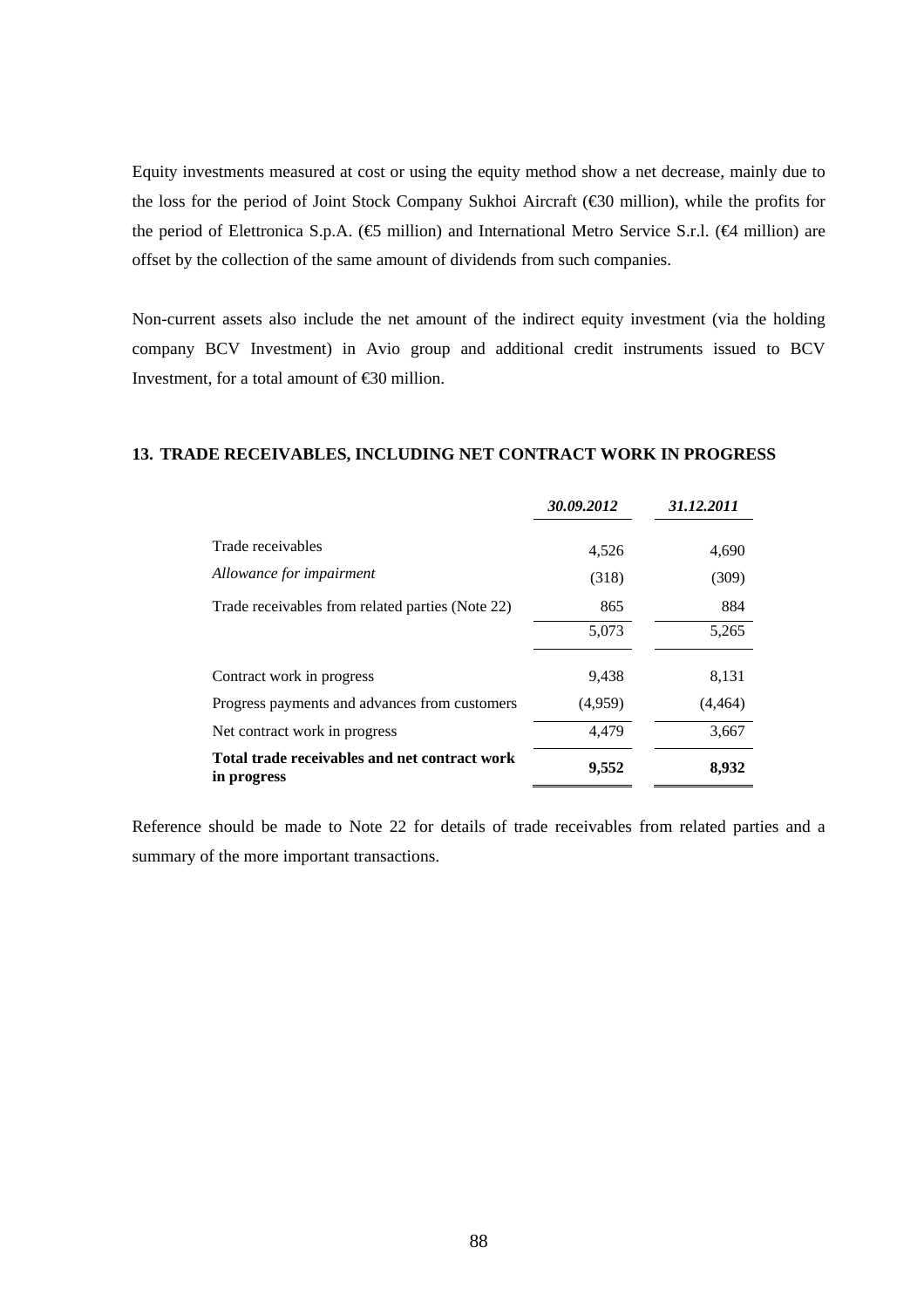Equity investments measured at cost or using the equity method show a net decrease, mainly due to the loss for the period of Joint Stock Company Sukhoi Aircraft (€30 million), while the profits for the period of Elettronica S.p.A. (€5 million) and International Metro Service S.r.l. (€4 million) are offset by the collection of the same amount of dividends from such companies.

Non-current assets also include the net amount of the indirect equity investment (via the holding company BCV Investment) in Avio group and additional credit instruments issued to BCV Investment, for a total amount of €30 million.

## 13. TRADE RECEIVABLES, INCLUDING NET CONTRACT WORK IN PROGRESS

| | *30.09.2012* | *31.12.2011* |
|---|---|---|
| Trade receivables | 4,526 | 4,690 |
| *Allowance for impairment* | (318) | (309) |
| Trade receivables from related parties (Note 22) | 865 | 884 |
| | 5,073 | 5,265 |
| Contract work in progress | 9,438 | 8,131 |
| Progress payments and advances from customers | (4,959) | (4,464) |
| Net contract work in progress | 4,479 | 3,667 |
| **Total trade receivables and net contract work in progress** | **9,552** | **8,932** |

Reference should be made to Note 22 for details of trade receivables from related parties and a summary of the more important transactions.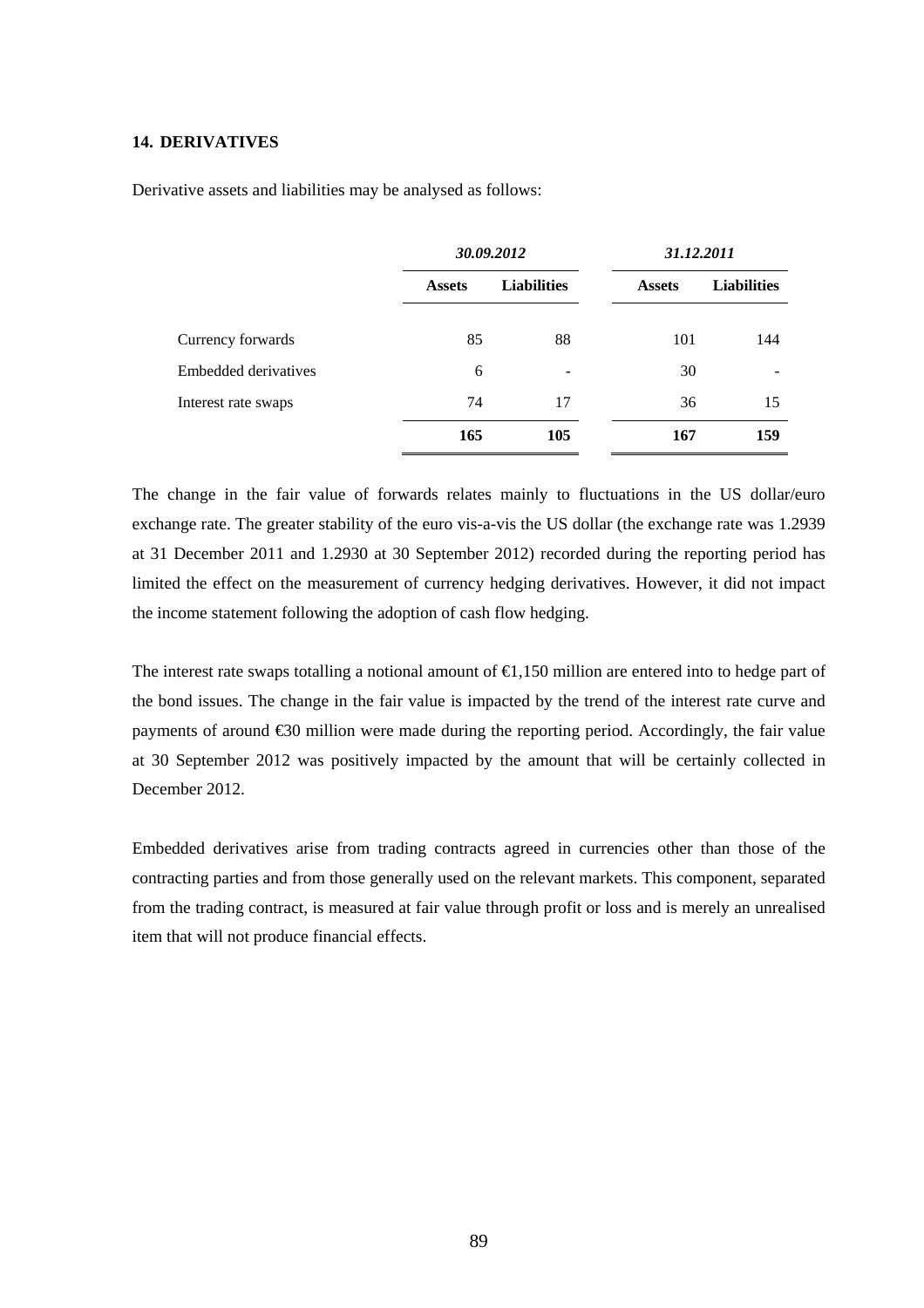## 14. DERIVATIVES

Derivative assets and liabilities may be analysed as follows:

| | *30.09.2012* | | *31.12.2011* | |
|---|---|---|---|---|
| | **Assets** | **Liabilities** | **Assets** | **Liabilities** |
| Currency forwards | 85 | 88 | 101 | 144 |
| Embedded derivatives | 6 | - | 30 | - |
| Interest rate swaps | 74 | 17 | 36 | 15 |
| | **165** | **105** | **167** | **159** |

The change in the fair value of forwards relates mainly to fluctuations in the US dollar/euro exchange rate. The greater stability of the euro vis-a-vis the US dollar (the exchange rate was 1.2939 at 31 December 2011 and 1.2930 at 30 September 2012) recorded during the reporting period has limited the effect on the measurement of currency hedging derivatives. However, it did not impact the income statement following the adoption of cash flow hedging.

The interest rate swaps totalling a notional amount of €1,150 million are entered into to hedge part of the bond issues. The change in the fair value is impacted by the trend of the interest rate curve and payments of around €30 million were made during the reporting period. Accordingly, the fair value at 30 September 2012 was positively impacted by the amount that will be certainly collected in December 2012.

Embedded derivatives arise from trading contracts agreed in currencies other than those of the contracting parties and from those generally used on the relevant markets. This component, separated from the trading contract, is measured at fair value through profit or loss and is merely an unrealised item that will not produce financial effects.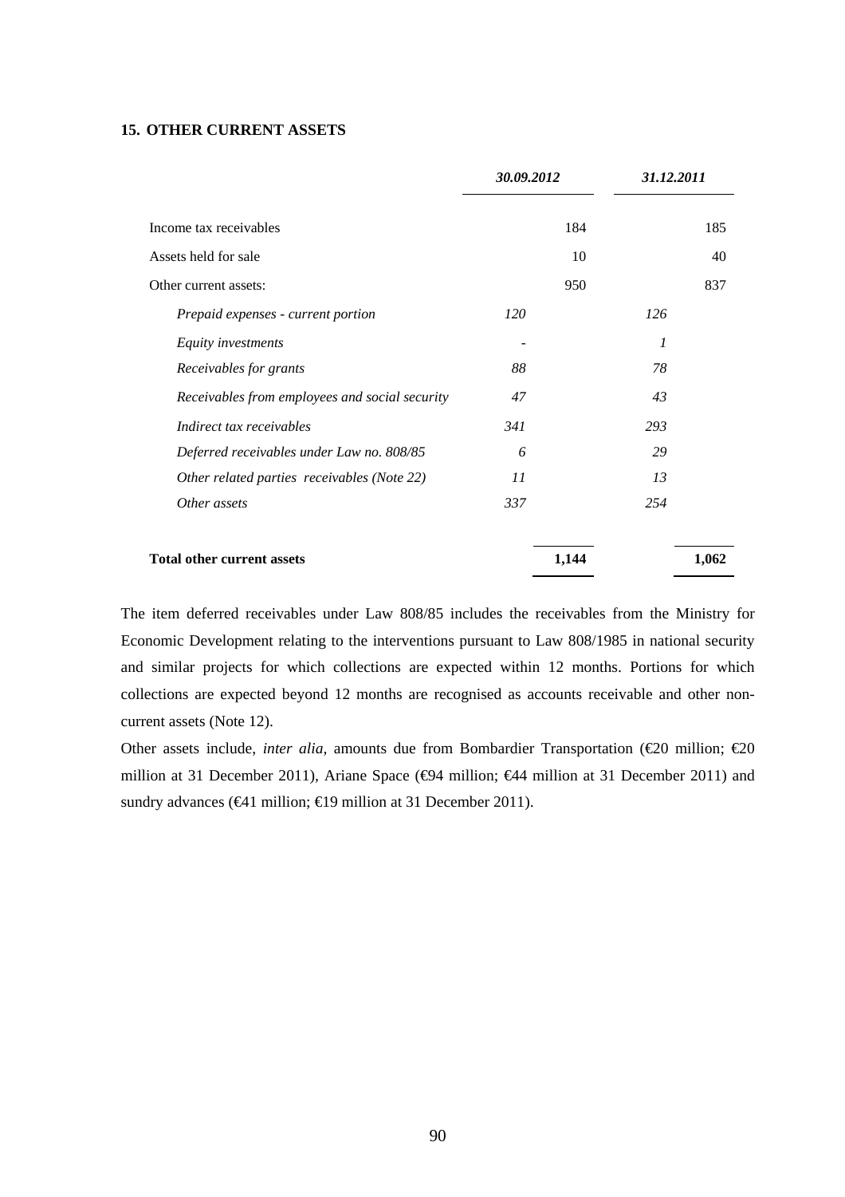## 15. OTHER CURRENT ASSETS

| | *30.09.2012* | | *31.12.2011* | |
|---|---|---|---|---|
| Income tax receivables | | 184 | | 185 |
| Assets held for sale | | 10 | | 40 |
| Other current assets: | | 950 | | 837 |
| *Prepaid expenses - current portion* | *120* | | *126* | |
| *Equity investments* | - | | *1* | |
| *Receivables for grants* | *88* | | *78* | |
| *Receivables from employees and social security* | *47* | | *43* | |
| *Indirect tax receivables* | *341* | | *293* | |
| *Deferred receivables under Law no. 808/85* | *6* | | *29* | |
| *Other related parties receivables (Note 22)* | *11* | | *13* | |
| *Other assets* | *337* | | *254* | |
| **Total other current assets** | | **1,144** | | **1,062** |

The item deferred receivables under Law 808/85 includes the receivables from the Ministry for Economic Development relating to the interventions pursuant to Law 808/1985 in national security and similar projects for which collections are expected within 12 months. Portions for which collections are expected beyond 12 months are recognised as accounts receivable and other non-current assets (Note 12).

Other assets include, *inter alia*, amounts due from Bombardier Transportation (€20 million; €20 million at 31 December 2011), Ariane Space (€94 million; €44 million at 31 December 2011) and sundry advances (€41 million; €19 million at 31 December 2011).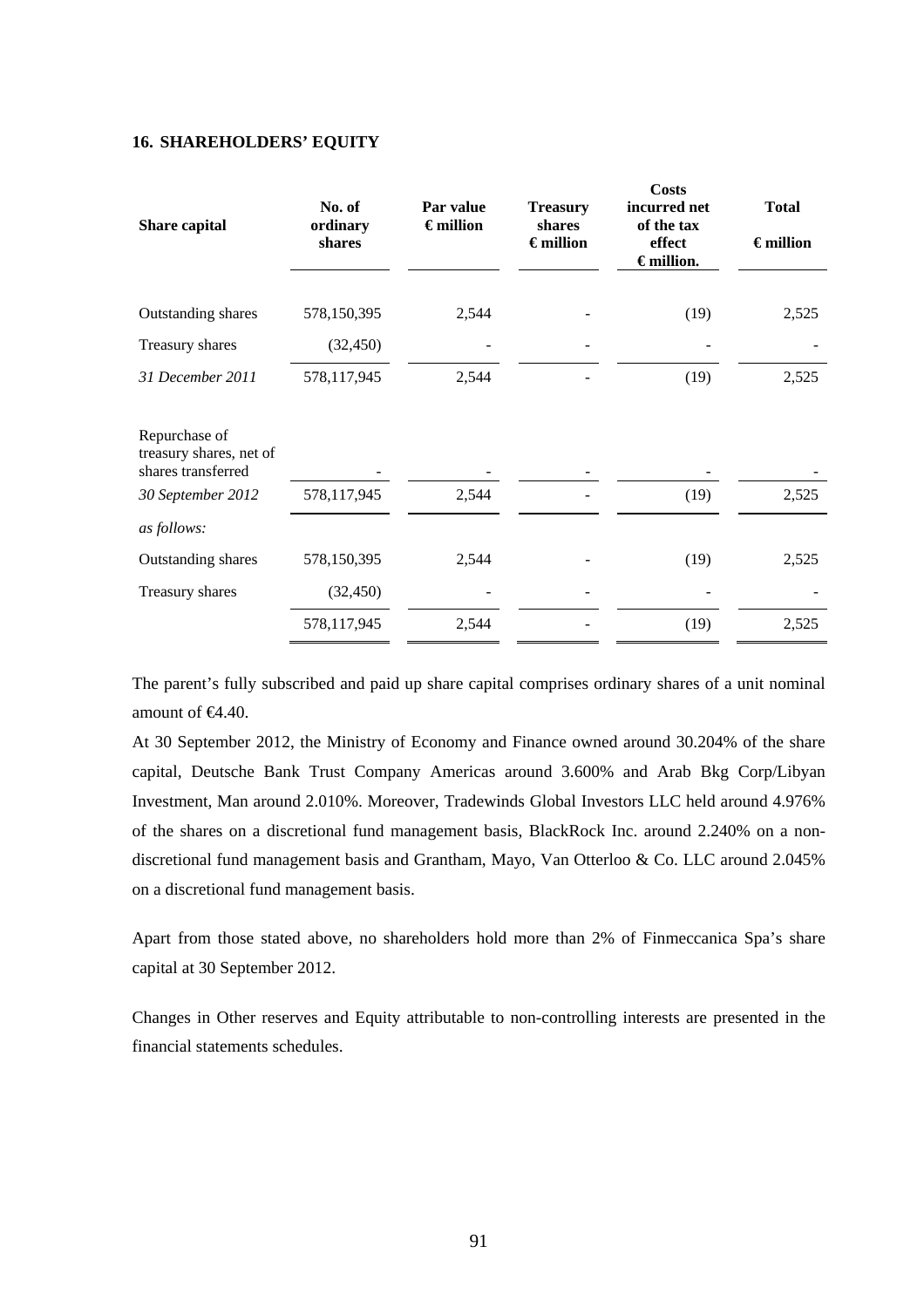## 16. SHAREHOLDERS' EQUITY

| Share capital | No. of ordinary shares | Par value € million | Treasury shares € million | Costs incurred net of the tax effect € million. | Total € million |
|---|---|---|---|---|---|
| Outstanding shares | 578,150,395 | 2,544 | - | (19) | 2,525 |
| Treasury shares | (32,450) | - | - | - | - |
| *31 December 2011* | 578,117,945 | 2,544 | - | (19) | 2,525 |
| Repurchase of treasury shares, net of shares transferred | - | - | - | - | - |
| *30 September 2012* | 578,117,945 | 2,544 | - | (19) | 2,525 |
| *as follows:* | | | | | |
| Outstanding shares | 578,150,395 | 2,544 | - | (19) | 2,525 |
| Treasury shares | (32,450) | - | - | - | - |
| | 578,117,945 | 2,544 | - | (19) | 2,525 |

The parent's fully subscribed and paid up share capital comprises ordinary shares of a unit nominal amount of €4.40.

At 30 September 2012, the Ministry of Economy and Finance owned around 30.204% of the share capital, Deutsche Bank Trust Company Americas around 3.600% and Arab Bkg Corp/Libyan Investment, Man around 2.010%. Moreover, Tradewinds Global Investors LLC held around 4.976% of the shares on a discretional fund management basis, BlackRock Inc. around 2.240% on a non-discretional fund management basis and Grantham, Mayo, Van Otterloo & Co. LLC around 2.045% on a discretional fund management basis.

Apart from those stated above, no shareholders hold more than 2% of Finmeccanica Spa's share capital at 30 September 2012.

Changes in Other reserves and Equity attributable to non-controlling interests are presented in the financial statements schedules.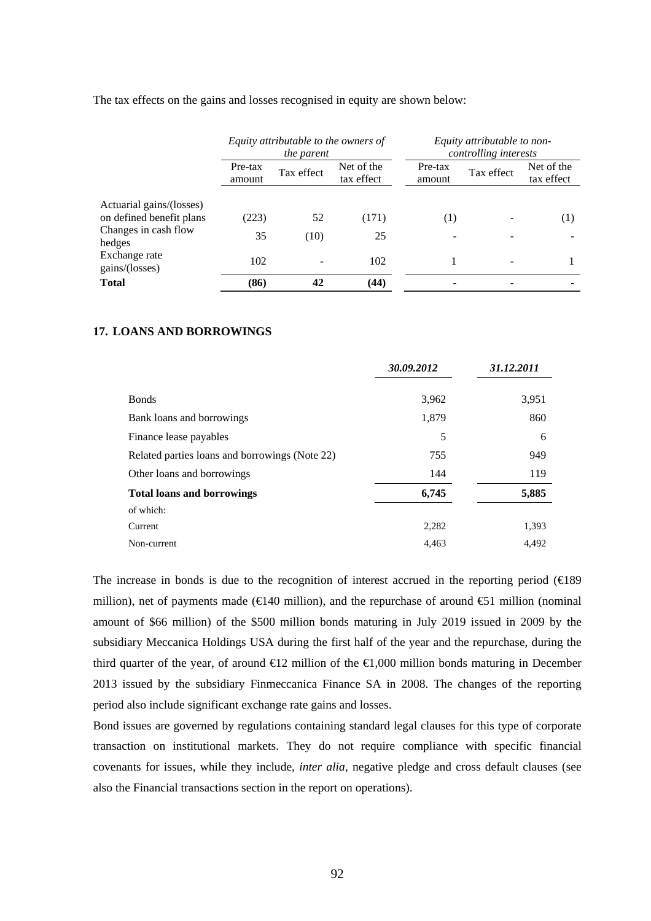The tax effects on the gains and losses recognised in equity are shown below:

| | *Equity attributable to the owners of the parent* | | | *Equity attributable to non-controlling interests* | | |
|---|---|---|---|---|---|---|
| | Pre-tax amount | Tax effect | Net of the tax effect | Pre-tax amount | Tax effect | Net of the tax effect |
| Actuarial gains/(losses) on defined benefit plans | (223) | 52 | (171) | (1) | - | (1) |
| Changes in cash flow hedges | 35 | (10) | 25 | - | - | - |
| Exchange rate gains/(losses) | 102 | - | 102 | 1 | - | 1 |
| **Total** | **(86)** | **42** | **(44)** | **-** | **-** | **-** |

### 17. LOANS AND BORROWINGS

| | *30.09.2012* | *31.12.2011* |
|---|---|---|
| Bonds | 3,962 | 3,951 |
| Bank loans and borrowings | 1,879 | 860 |
| Finance lease payables | 5 | 6 |
| Related parties loans and borrowings (Note 22) | 755 | 949 |
| Other loans and borrowings | 144 | 119 |
| **Total loans and borrowings** | **6,745** | **5,885** |
| of which: | | |
| Current | 2,282 | 1,393 |
| Non-current | 4,463 | 4,492 |

The increase in bonds is due to the recognition of interest accrued in the reporting period (€189 million), net of payments made (€140 million), and the repurchase of around €51 million (nominal amount of $66 million) of the $500 million bonds maturing in July 2019 issued in 2009 by the subsidiary Meccanica Holdings USA during the first half of the year and the repurchase, during the third quarter of the year, of around €12 million of the €1,000 million bonds maturing in December 2013 issued by the subsidiary Finmeccanica Finance SA in 2008. The changes of the reporting period also include significant exchange rate gains and losses.

Bond issues are governed by regulations containing standard legal clauses for this type of corporate transaction on institutional markets. They do not require compliance with specific financial covenants for issues, while they include, *inter alia*, negative pledge and cross default clauses (see also the Financial transactions section in the report on operations).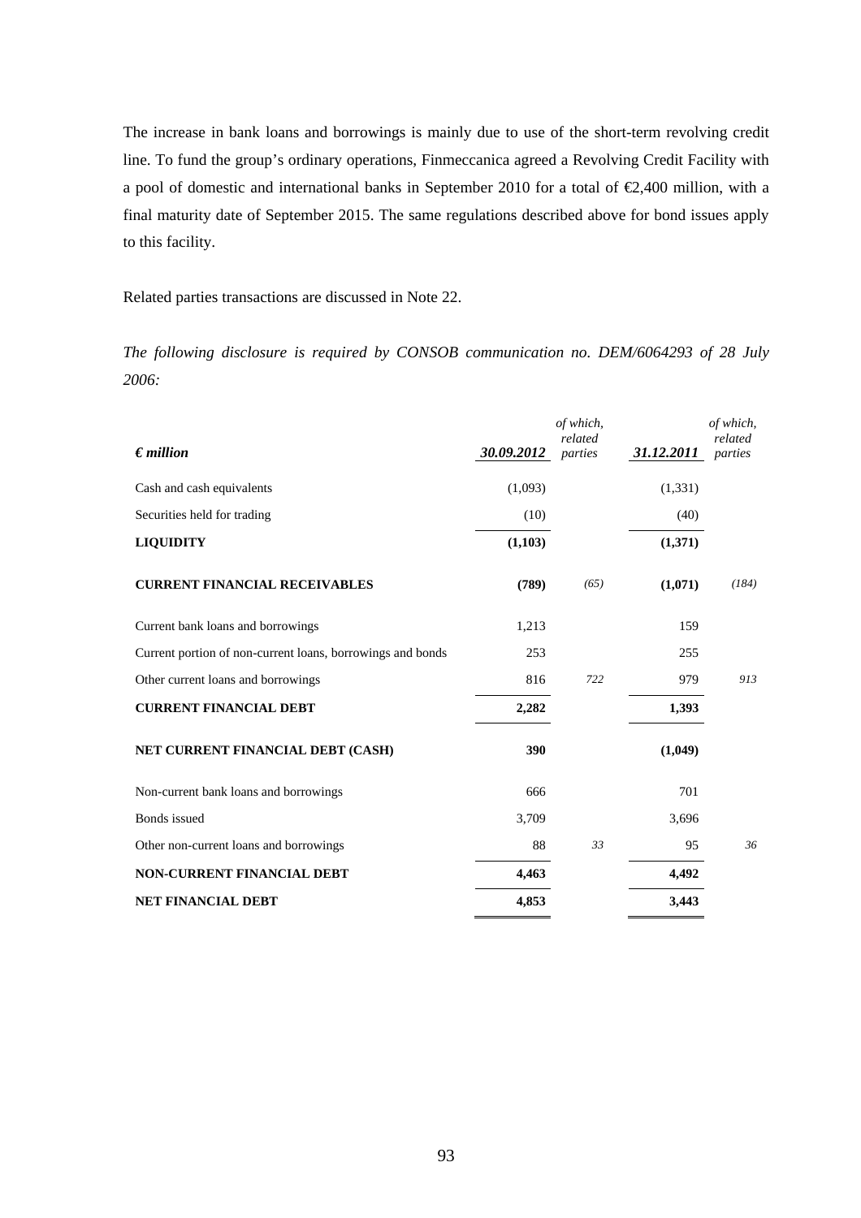The increase in bank loans and borrowings is mainly due to use of the short-term revolving credit line. To fund the group's ordinary operations, Finmeccanica agreed a Revolving Credit Facility with a pool of domestic and international banks in September 2010 for a total of €2,400 million, with a final maturity date of September 2015. The same regulations described above for bond issues apply to this facility.

Related parties transactions are discussed in Note 22.

*The following disclosure is required by CONSOB communication no. DEM/6064293 of 28 July 2006:*

| *€ million* | *30.09.2012* | *of which, related parties* | *31.12.2011* | *of which, related parties* |
|---|---|---|---|---|
| Cash and cash equivalents | (1,093) | | (1,331) | |
| Securities held for trading | (10) | | (40) | |
| **LIQUIDITY** | **(1,103)** | | **(1,371)** | |
| **CURRENT FINANCIAL RECEIVABLES** | **(789)** | *(65)* | **(1,071)** | *(184)* |
| Current bank loans and borrowings | 1,213 | | 159 | |
| Current portion of non-current loans, borrowings and bonds | 253 | | 255 | |
| Other current loans and borrowings | 816 | *722* | 979 | *913* |
| **CURRENT FINANCIAL DEBT** | **2,282** | | **1,393** | |
| **NET CURRENT FINANCIAL DEBT (CASH)** | **390** | | **(1,049)** | |
| Non-current bank loans and borrowings | 666 | | 701 | |
| Bonds issued | 3,709 | | 3,696 | |
| Other non-current loans and borrowings | 88 | *33* | 95 | *36* |
| **NON-CURRENT FINANCIAL DEBT** | **4,463** | | **4,492** | |
| **NET FINANCIAL DEBT** | **4,853** | | **3,443** | |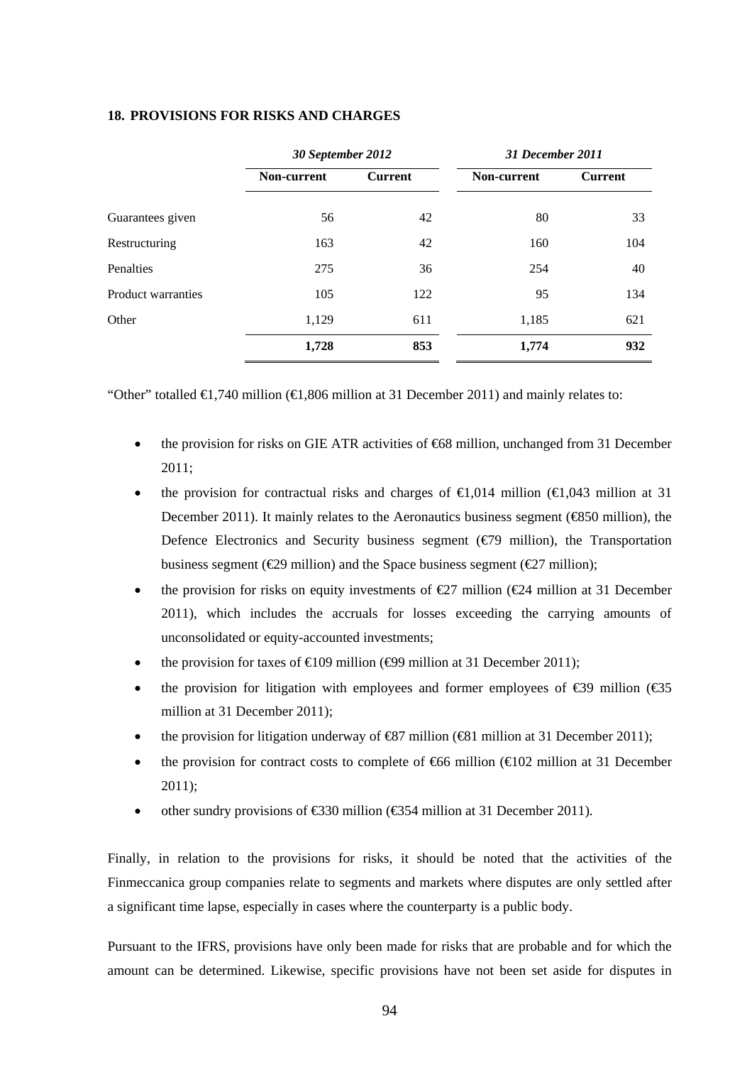## 18. PROVISIONS FOR RISKS AND CHARGES

| | *30 September 2012* | | *31 December 2011* | |
|---|---|---|---|---|
| | **Non-current** | **Current** | **Non-current** | **Current** |
| Guarantees given | 56 | 42 | 80 | 33 |
| Restructuring | 163 | 42 | 160 | 104 |
| Penalties | 275 | 36 | 254 | 40 |
| Product warranties | 105 | 122 | 95 | 134 |
| Other | 1,129 | 611 | 1,185 | 621 |
| | **1,728** | **853** | **1,774** | **932** |

"Other" totalled €1,740 million (€1,806 million at 31 December 2011) and mainly relates to:

- the provision for risks on GIE ATR activities of €68 million, unchanged from 31 December 2011;
- the provision for contractual risks and charges of €1,014 million (€1,043 million at 31 December 2011). It mainly relates to the Aeronautics business segment (€850 million), the Defence Electronics and Security business segment (€79 million), the Transportation business segment (€29 million) and the Space business segment (€27 million);
- the provision for risks on equity investments of €27 million (€24 million at 31 December 2011), which includes the accruals for losses exceeding the carrying amounts of unconsolidated or equity-accounted investments;
- the provision for taxes of €109 million (€99 million at 31 December 2011);
- the provision for litigation with employees and former employees of €39 million (€35 million at 31 December 2011);
- the provision for litigation underway of €87 million (€81 million at 31 December 2011);
- the provision for contract costs to complete of €66 million (€102 million at 31 December 2011);
- other sundry provisions of €330 million (€354 million at 31 December 2011).

Finally, in relation to the provisions for risks, it should be noted that the activities of the Finmeccanica group companies relate to segments and markets where disputes are only settled after a significant time lapse, especially in cases where the counterparty is a public body.

Pursuant to the IFRS, provisions have only been made for risks that are probable and for which the amount can be determined. Likewise, specific provisions have not been set aside for disputes in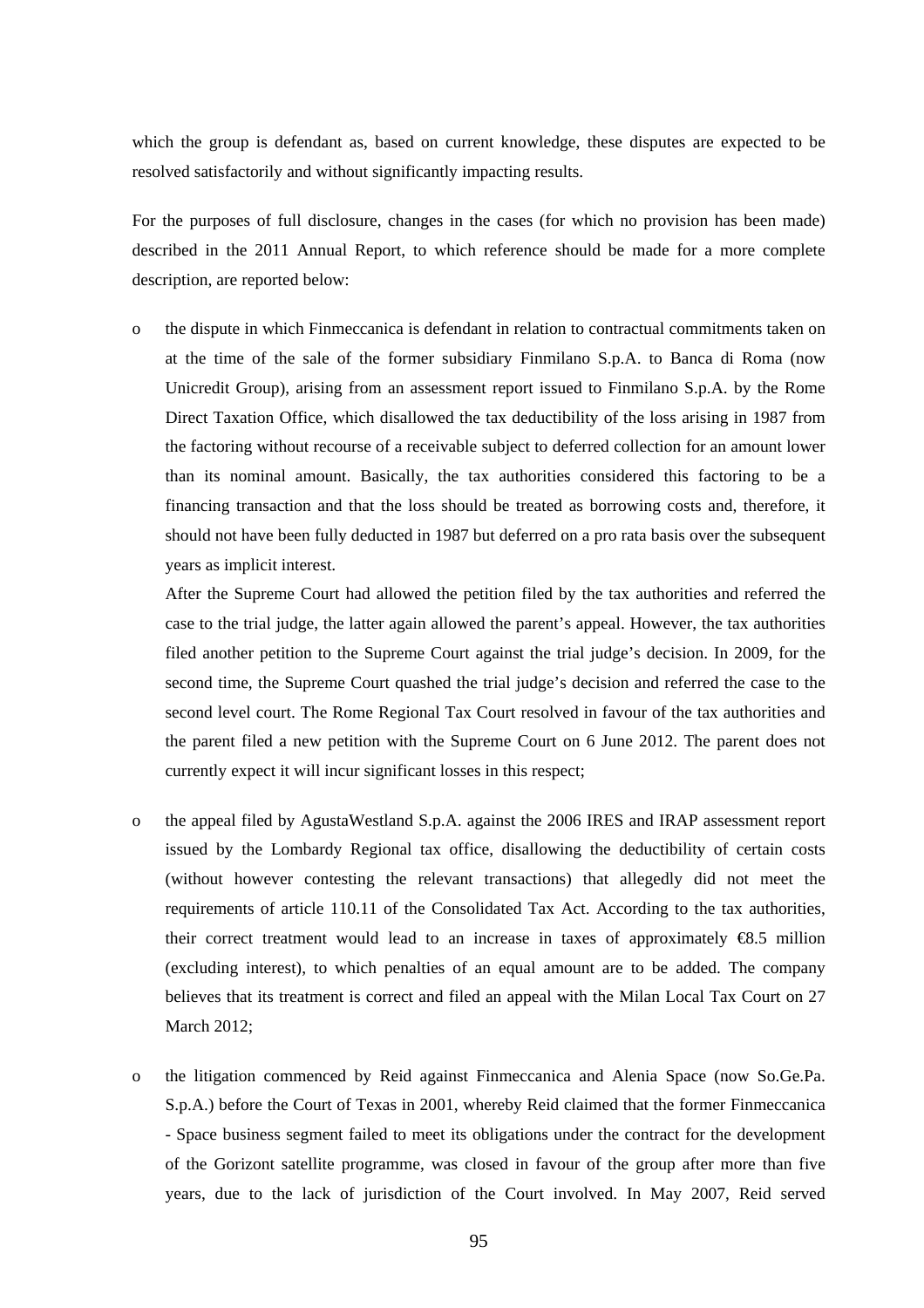which the group is defendant as, based on current knowledge, these disputes are expected to be resolved satisfactorily and without significantly impacting results.

For the purposes of full disclosure, changes in the cases (for which no provision has been made) described in the 2011 Annual Report, to which reference should be made for a more complete description, are reported below:

- the dispute in which Finmeccanica is defendant in relation to contractual commitments taken on at the time of the sale of the former subsidiary Finmilano S.p.A. to Banca di Roma (now Unicredit Group), arising from an assessment report issued to Finmilano S.p.A. by the Rome Direct Taxation Office, which disallowed the tax deductibility of the loss arising in 1987 from the factoring without recourse of a receivable subject to deferred collection for an amount lower than its nominal amount. Basically, the tax authorities considered this factoring to be a financing transaction and that the loss should be treated as borrowing costs and, therefore, it should not have been fully deducted in 1987 but deferred on a pro rata basis over the subsequent years as implicit interest.

  After the Supreme Court had allowed the petition filed by the tax authorities and referred the case to the trial judge, the latter again allowed the parent's appeal. However, the tax authorities filed another petition to the Supreme Court against the trial judge's decision. In 2009, for the second time, the Supreme Court quashed the trial judge's decision and referred the case to the second level court. The Rome Regional Tax Court resolved in favour of the tax authorities and the parent filed a new petition with the Supreme Court on 6 June 2012. The parent does not currently expect it will incur significant losses in this respect;

- the appeal filed by AgustaWestland S.p.A. against the 2006 IRES and IRAP assessment report issued by the Lombardy Regional tax office, disallowing the deductibility of certain costs (without however contesting the relevant transactions) that allegedly did not meet the requirements of article 110.11 of the Consolidated Tax Act. According to the tax authorities, their correct treatment would lead to an increase in taxes of approximately €8.5 million (excluding interest), to which penalties of an equal amount are to be added. The company believes that its treatment is correct and filed an appeal with the Milan Local Tax Court on 27 March 2012;

- the litigation commenced by Reid against Finmeccanica and Alenia Space (now So.Ge.Pa. S.p.A.) before the Court of Texas in 2001, whereby Reid claimed that the former Finmeccanica - Space business segment failed to meet its obligations under the contract for the development of the Gorizont satellite programme, was closed in favour of the group after more than five years, due to the lack of jurisdiction of the Court involved. In May 2007, Reid served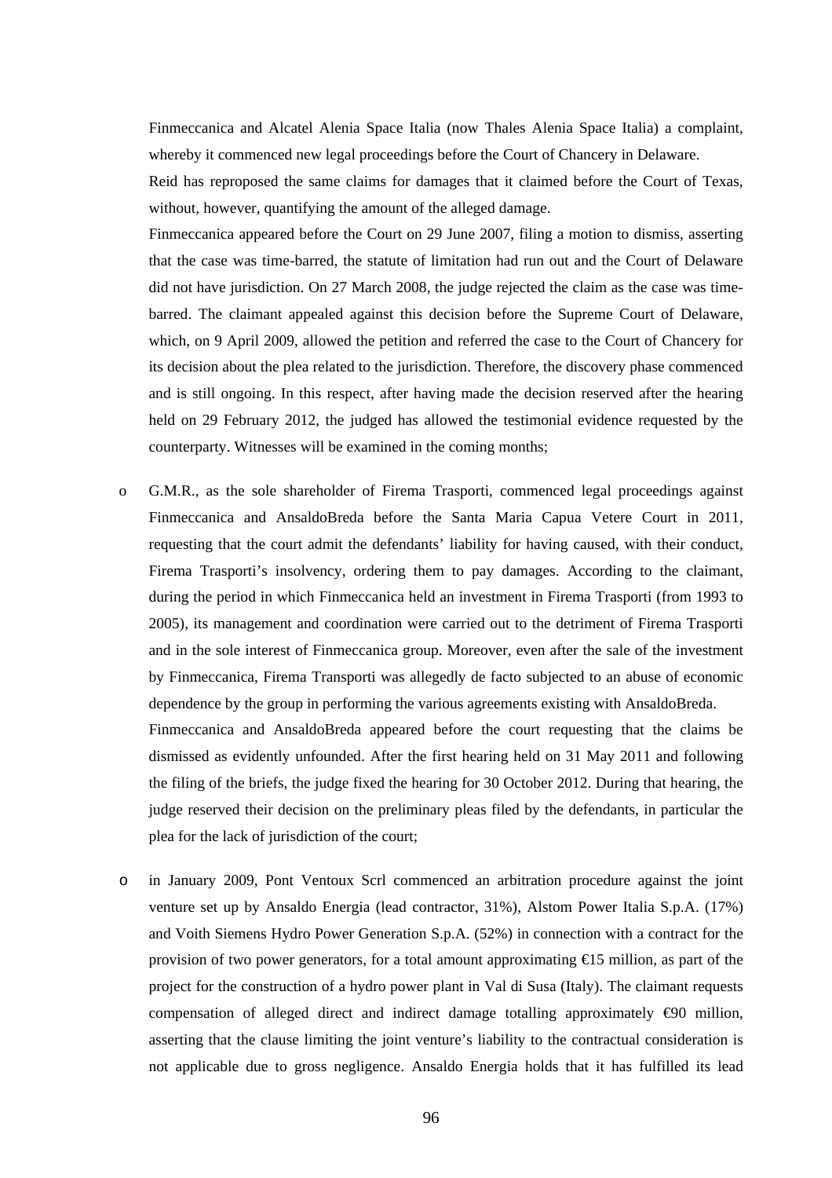Finmeccanica and Alcatel Alenia Space Italia (now Thales Alenia Space Italia) a complaint, whereby it commenced new legal proceedings before the Court of Chancery in Delaware.

Reid has reproposed the same claims for damages that it claimed before the Court of Texas, without, however, quantifying the amount of the alleged damage.

Finmeccanica appeared before the Court on 29 June 2007, filing a motion to dismiss, asserting that the case was time-barred, the statute of limitation had run out and the Court of Delaware did not have jurisdiction. On 27 March 2008, the judge rejected the claim as the case was time-barred. The claimant appealed against this decision before the Supreme Court of Delaware, which, on 9 April 2009, allowed the petition and referred the case to the Court of Chancery for its decision about the plea related to the jurisdiction. Therefore, the discovery phase commenced and is still ongoing. In this respect, after having made the decision reserved after the hearing held on 29 February 2012, the judged has allowed the testimonial evidence requested by the counterparty. Witnesses will be examined in the coming months;

- G.M.R., as the sole shareholder of Firema Trasporti, commenced legal proceedings against Finmeccanica and AnsaldoBreda before the Santa Maria Capua Vetere Court in 2011, requesting that the court admit the defendants' liability for having caused, with their conduct, Firema Trasporti's insolvency, ordering them to pay damages. According to the claimant, during the period in which Finmeccanica held an investment in Firema Trasporti (from 1993 to 2005), its management and coordination were carried out to the detriment of Firema Trasporti and in the sole interest of Finmeccanica group. Moreover, even after the sale of the investment by Finmeccanica, Firema Transporti was allegedly de facto subjected to an abuse of economic dependence by the group in performing the various agreements existing with AnsaldoBreda.

  Finmeccanica and AnsaldoBreda appeared before the court requesting that the claims be dismissed as evidently unfounded. After the first hearing held on 31 May 2011 and following the filing of the briefs, the judge fixed the hearing for 30 October 2012. During that hearing, the judge reserved their decision on the preliminary pleas filed by the defendants, in particular the plea for the lack of jurisdiction of the court;

- in January 2009, Pont Ventoux Scrl commenced an arbitration procedure against the joint venture set up by Ansaldo Energia (lead contractor, 31%), Alstom Power Italia S.p.A. (17%) and Voith Siemens Hydro Power Generation S.p.A. (52%) in connection with a contract for the provision of two power generators, for a total amount approximating €15 million, as part of the project for the construction of a hydro power plant in Val di Susa (Italy). The claimant requests compensation of alleged direct and indirect damage totalling approximately €90 million, asserting that the clause limiting the joint venture's liability to the contractual consideration is not applicable due to gross negligence. Ansaldo Energia holds that it has fulfilled its lead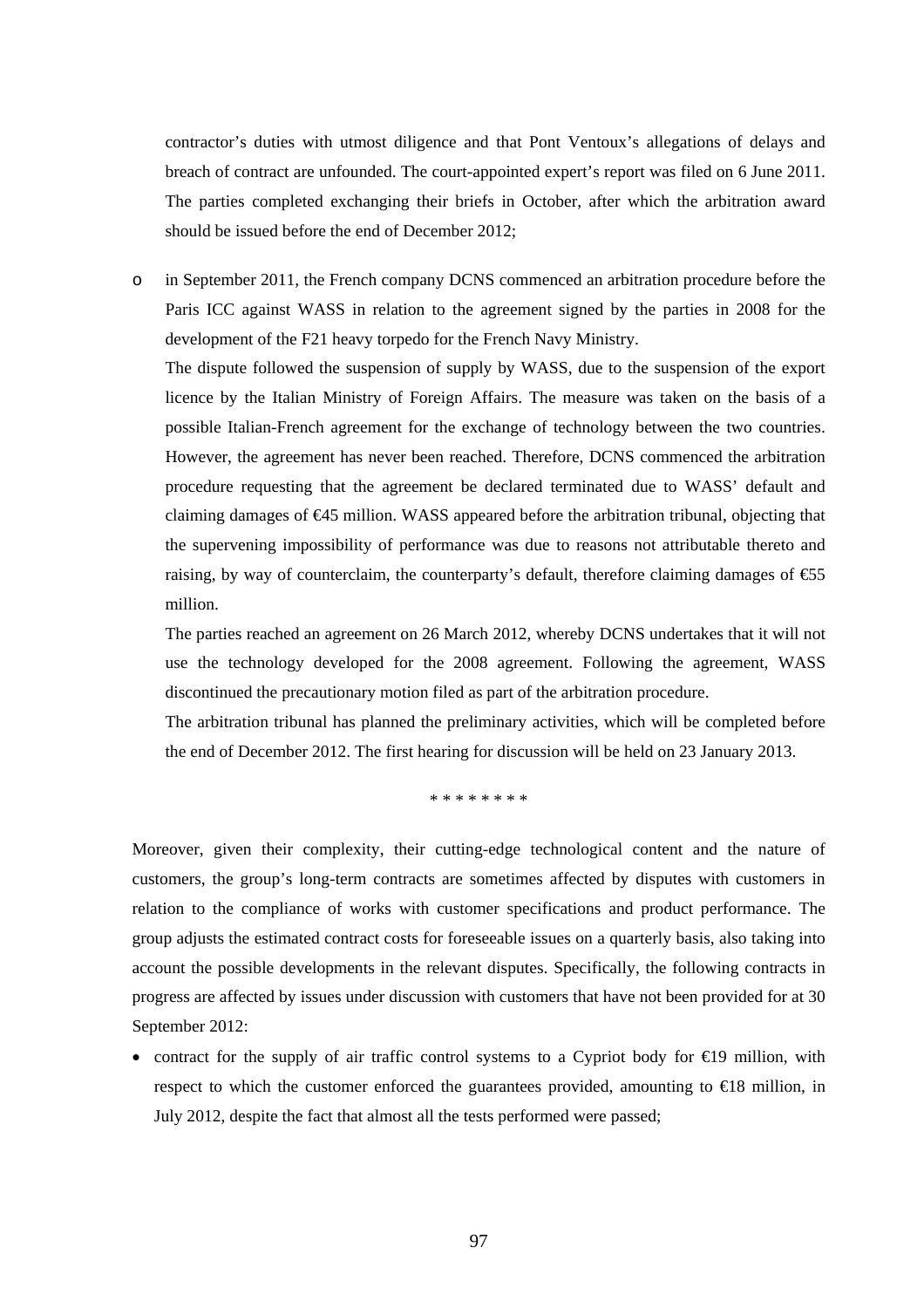contractor's duties with utmost diligence and that Pont Ventoux's allegations of delays and breach of contract are unfounded. The court-appointed expert's report was filed on 6 June 2011. The parties completed exchanging their briefs in October, after which the arbitration award should be issued before the end of December 2012;

- in September 2011, the French company DCNS commenced an arbitration procedure before the Paris ICC against WASS in relation to the agreement signed by the parties in 2008 for the development of the F21 heavy torpedo for the French Navy Ministry.

  The dispute followed the suspension of supply by WASS, due to the suspension of the export licence by the Italian Ministry of Foreign Affairs. The measure was taken on the basis of a possible Italian-French agreement for the exchange of technology between the two countries. However, the agreement has never been reached. Therefore, DCNS commenced the arbitration procedure requesting that the agreement be declared terminated due to WASS' default and claiming damages of €45 million. WASS appeared before the arbitration tribunal, objecting that the supervening impossibility of performance was due to reasons not attributable thereto and raising, by way of counterclaim, the counterparty's default, therefore claiming damages of €55 million.

  The parties reached an agreement on 26 March 2012, whereby DCNS undertakes that it will not use the technology developed for the 2008 agreement. Following the agreement, WASS discontinued the precautionary motion filed as part of the arbitration procedure.

  The arbitration tribunal has planned the preliminary activities, which will be completed before the end of December 2012. The first hearing for discussion will be held on 23 January 2013.

\* \* \* \* \* \* \* \*

Moreover, given their complexity, their cutting-edge technological content and the nature of customers, the group's long-term contracts are sometimes affected by disputes with customers in relation to the compliance of works with customer specifications and product performance. The group adjusts the estimated contract costs for foreseeable issues on a quarterly basis, also taking into account the possible developments in the relevant disputes. Specifically, the following contracts in progress are affected by issues under discussion with customers that have not been provided for at 30 September 2012:

- contract for the supply of air traffic control systems to a Cypriot body for €19 million, with respect to which the customer enforced the guarantees provided, amounting to €18 million, in July 2012, despite the fact that almost all the tests performed were passed;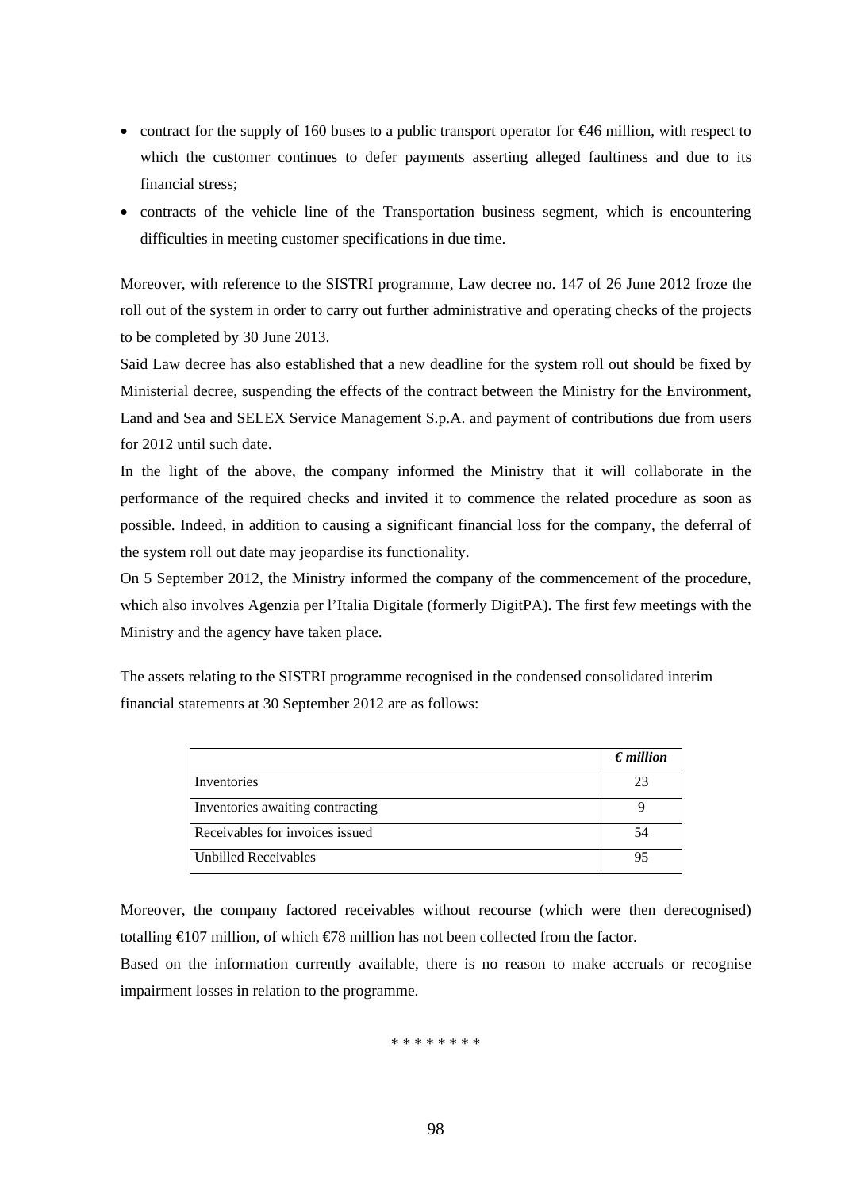- contract for the supply of 160 buses to a public transport operator for €46 million, with respect to which the customer continues to defer payments asserting alleged faultiness and due to its financial stress;
- contracts of the vehicle line of the Transportation business segment, which is encountering difficulties in meeting customer specifications in due time.

Moreover, with reference to the SISTRI programme, Law decree no. 147 of 26 June 2012 froze the roll out of the system in order to carry out further administrative and operating checks of the projects to be completed by 30 June 2013.

Said Law decree has also established that a new deadline for the system roll out should be fixed by Ministerial decree, suspending the effects of the contract between the Ministry for the Environment, Land and Sea and SELEX Service Management S.p.A. and payment of contributions due from users for 2012 until such date.

In the light of the above, the company informed the Ministry that it will collaborate in the performance of the required checks and invited it to commence the related procedure as soon as possible. Indeed, in addition to causing a significant financial loss for the company, the deferral of the system roll out date may jeopardise its functionality.

On 5 September 2012, the Ministry informed the company of the commencement of the procedure, which also involves Agenzia per l'Italia Digitale (formerly DigitPA). The first few meetings with the Ministry and the agency have taken place.

The assets relating to the SISTRI programme recognised in the condensed consolidated interim financial statements at 30 September 2012 are as follows:

| | *€ million* |
|---|---|
| Inventories | 23 |
| Inventories awaiting contracting | 9 |
| Receivables for invoices issued | 54 |
| Unbilled Receivables | 95 |

Moreover, the company factored receivables without recourse (which were then derecognised) totalling €107 million, of which €78 million has not been collected from the factor.

Based on the information currently available, there is no reason to make accruals or recognise impairment losses in relation to the programme.

\* \* \* \* \* \* \* \*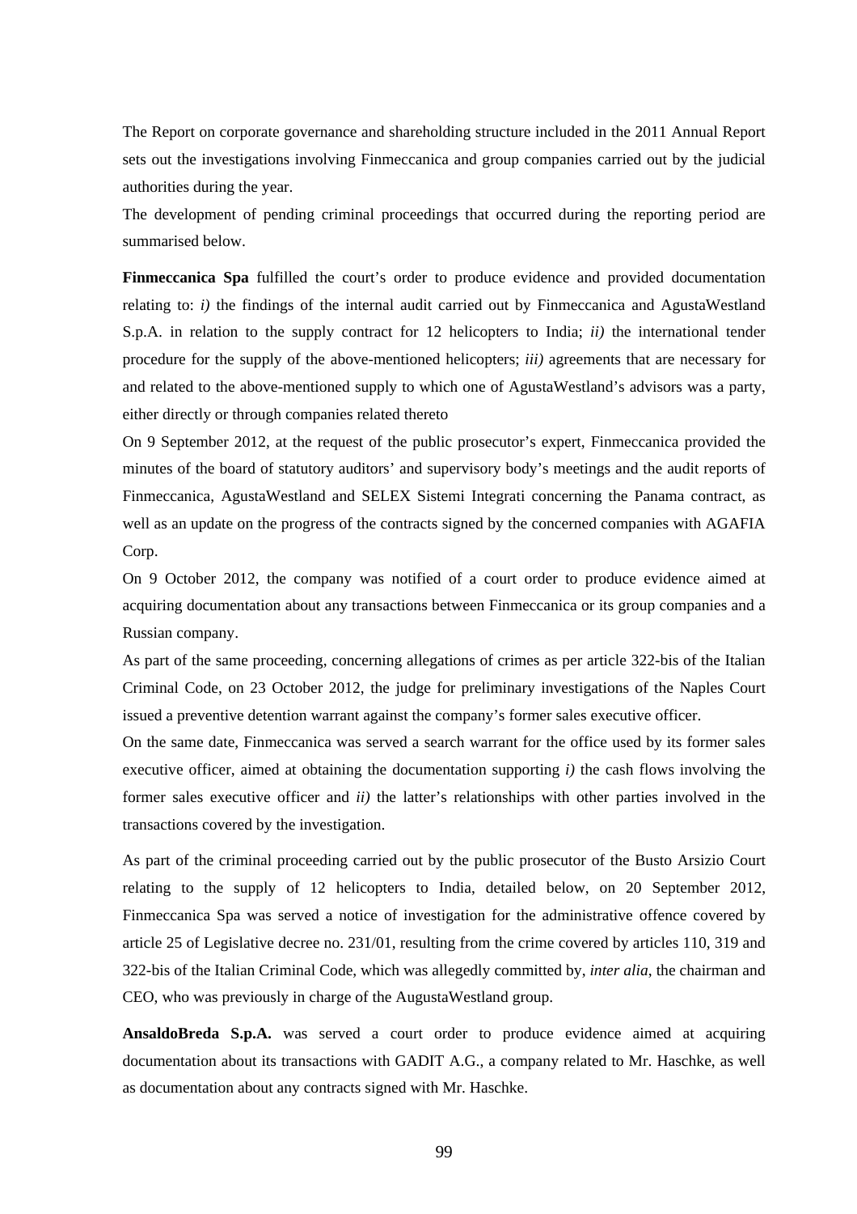The Report on corporate governance and shareholding structure included in the 2011 Annual Report sets out the investigations involving Finmeccanica and group companies carried out by the judicial authorities during the year.

The development of pending criminal proceedings that occurred during the reporting period are summarised below.

**Finmeccanica Spa** fulfilled the court's order to produce evidence and provided documentation relating to: *i)* the findings of the internal audit carried out by Finmeccanica and AgustaWestland S.p.A. in relation to the supply contract for 12 helicopters to India; *ii)* the international tender procedure for the supply of the above-mentioned helicopters; *iii)* agreements that are necessary for and related to the above-mentioned supply to which one of AgustaWestland's advisors was a party, either directly or through companies related thereto

On 9 September 2012, at the request of the public prosecutor's expert, Finmeccanica provided the minutes of the board of statutory auditors' and supervisory body's meetings and the audit reports of Finmeccanica, AgustaWestland and SELEX Sistemi Integrati concerning the Panama contract, as well as an update on the progress of the contracts signed by the concerned companies with AGAFIA Corp.

On 9 October 2012, the company was notified of a court order to produce evidence aimed at acquiring documentation about any transactions between Finmeccanica or its group companies and a Russian company.

As part of the same proceeding, concerning allegations of crimes as per article 322-bis of the Italian Criminal Code, on 23 October 2012, the judge for preliminary investigations of the Naples Court issued a preventive detention warrant against the company's former sales executive officer.

On the same date, Finmeccanica was served a search warrant for the office used by its former sales executive officer, aimed at obtaining the documentation supporting *i)* the cash flows involving the former sales executive officer and *ii)* the latter's relationships with other parties involved in the transactions covered by the investigation.

As part of the criminal proceeding carried out by the public prosecutor of the Busto Arsizio Court relating to the supply of 12 helicopters to India, detailed below, on 20 September 2012, Finmeccanica Spa was served a notice of investigation for the administrative offence covered by article 25 of Legislative decree no. 231/01, resulting from the crime covered by articles 110, 319 and 322-bis of the Italian Criminal Code, which was allegedly committed by, *inter alia*, the chairman and CEO, who was previously in charge of the AugustaWestland group.

**AnsaldoBreda S.p.A.** was served a court order to produce evidence aimed at acquiring documentation about its transactions with GADIT A.G., a company related to Mr. Haschke, as well as documentation about any contracts signed with Mr. Haschke.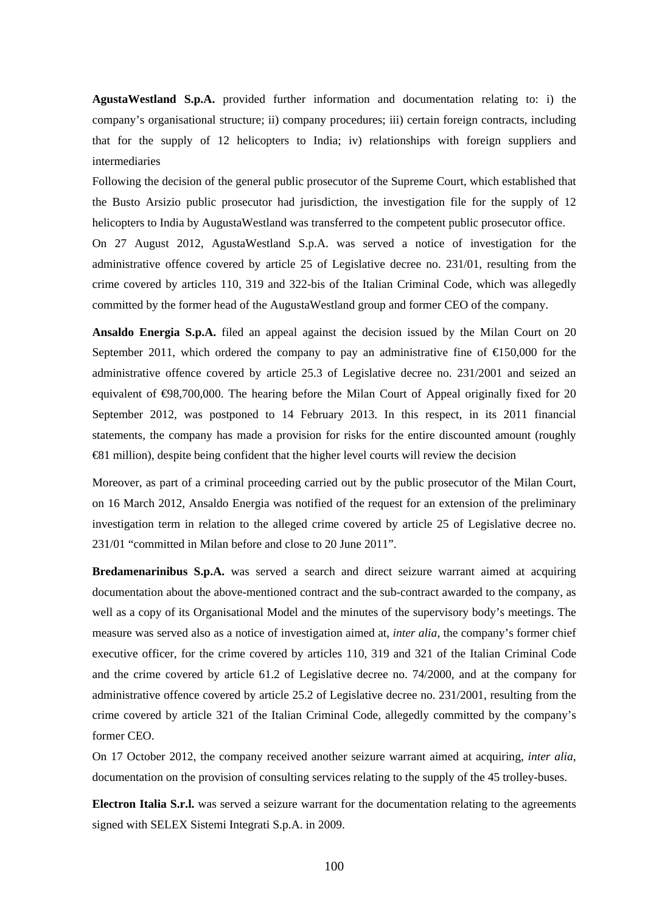**AgustaWestland S.p.A.** provided further information and documentation relating to: i) the company's organisational structure; ii) company procedures; iii) certain foreign contracts, including that for the supply of 12 helicopters to India; iv) relationships with foreign suppliers and intermediaries

Following the decision of the general public prosecutor of the Supreme Court, which established that the Busto Arsizio public prosecutor had jurisdiction, the investigation file for the supply of 12 helicopters to India by AugustaWestland was transferred to the competent public prosecutor office.

On 27 August 2012, AgustaWestland S.p.A. was served a notice of investigation for the administrative offence covered by article 25 of Legislative decree no. 231/01, resulting from the crime covered by articles 110, 319 and 322-bis of the Italian Criminal Code, which was allegedly committed by the former head of the AugustaWestland group and former CEO of the company.

**Ansaldo Energia S.p.A.** filed an appeal against the decision issued by the Milan Court on 20 September 2011, which ordered the company to pay an administrative fine of €150,000 for the administrative offence covered by article 25.3 of Legislative decree no. 231/2001 and seized an equivalent of €98,700,000. The hearing before the Milan Court of Appeal originally fixed for 20 September 2012, was postponed to 14 February 2013. In this respect, in its 2011 financial statements, the company has made a provision for risks for the entire discounted amount (roughly €81 million), despite being confident that the higher level courts will review the decision

Moreover, as part of a criminal proceeding carried out by the public prosecutor of the Milan Court, on 16 March 2012, Ansaldo Energia was notified of the request for an extension of the preliminary investigation term in relation to the alleged crime covered by article 25 of Legislative decree no. 231/01 "committed in Milan before and close to 20 June 2011".

**Bredamenarinibus S.p.A.** was served a search and direct seizure warrant aimed at acquiring documentation about the above-mentioned contract and the sub-contract awarded to the company, as well as a copy of its Organisational Model and the minutes of the supervisory body's meetings. The measure was served also as a notice of investigation aimed at, *inter alia*, the company's former chief executive officer, for the crime covered by articles 110, 319 and 321 of the Italian Criminal Code and the crime covered by article 61.2 of Legislative decree no. 74/2000, and at the company for administrative offence covered by article 25.2 of Legislative decree no. 231/2001, resulting from the crime covered by article 321 of the Italian Criminal Code, allegedly committed by the company's former CEO.

On 17 October 2012, the company received another seizure warrant aimed at acquiring, *inter alia*, documentation on the provision of consulting services relating to the supply of the 45 trolley-buses.

**Electron Italia S.r.l.** was served a seizure warrant for the documentation relating to the agreements signed with SELEX Sistemi Integrati S.p.A. in 2009.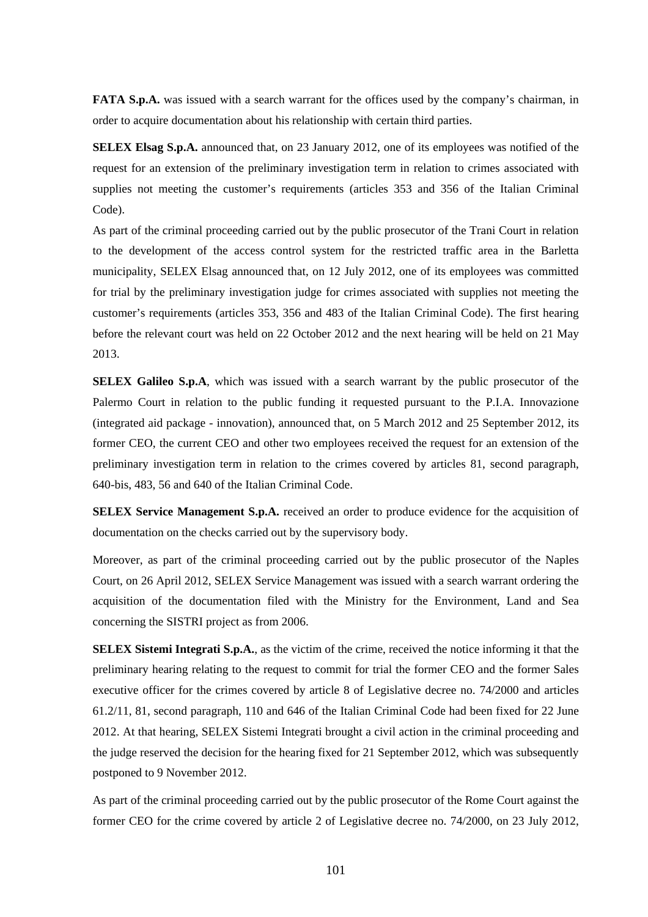**FATA S.p.A.** was issued with a search warrant for the offices used by the company's chairman, in order to acquire documentation about his relationship with certain third parties.

**SELEX Elsag S.p.A.** announced that, on 23 January 2012, one of its employees was notified of the request for an extension of the preliminary investigation term in relation to crimes associated with supplies not meeting the customer's requirements (articles 353 and 356 of the Italian Criminal Code).

As part of the criminal proceeding carried out by the public prosecutor of the Trani Court in relation to the development of the access control system for the restricted traffic area in the Barletta municipality, SELEX Elsag announced that, on 12 July 2012, one of its employees was committed for trial by the preliminary investigation judge for crimes associated with supplies not meeting the customer's requirements (articles 353, 356 and 483 of the Italian Criminal Code). The first hearing before the relevant court was held on 22 October 2012 and the next hearing will be held on 21 May 2013.

**SELEX Galileo S.p.A**, which was issued with a search warrant by the public prosecutor of the Palermo Court in relation to the public funding it requested pursuant to the P.I.A. Innovazione (integrated aid package - innovation), announced that, on 5 March 2012 and 25 September 2012, its former CEO, the current CEO and other two employees received the request for an extension of the preliminary investigation term in relation to the crimes covered by articles 81, second paragraph, 640-bis, 483, 56 and 640 of the Italian Criminal Code.

**SELEX Service Management S.p.A.** received an order to produce evidence for the acquisition of documentation on the checks carried out by the supervisory body.

Moreover, as part of the criminal proceeding carried out by the public prosecutor of the Naples Court, on 26 April 2012, SELEX Service Management was issued with a search warrant ordering the acquisition of the documentation filed with the Ministry for the Environment, Land and Sea concerning the SISTRI project as from 2006.

**SELEX Sistemi Integrati S.p.A.**, as the victim of the crime, received the notice informing it that the preliminary hearing relating to the request to commit for trial the former CEO and the former Sales executive officer for the crimes covered by article 8 of Legislative decree no. 74/2000 and articles 61.2/11, 81, second paragraph, 110 and 646 of the Italian Criminal Code had been fixed for 22 June 2012. At that hearing, SELEX Sistemi Integrati brought a civil action in the criminal proceeding and the judge reserved the decision for the hearing fixed for 21 September 2012, which was subsequently postponed to 9 November 2012.

As part of the criminal proceeding carried out by the public prosecutor of the Rome Court against the former CEO for the crime covered by article 2 of Legislative decree no. 74/2000, on 23 July 2012,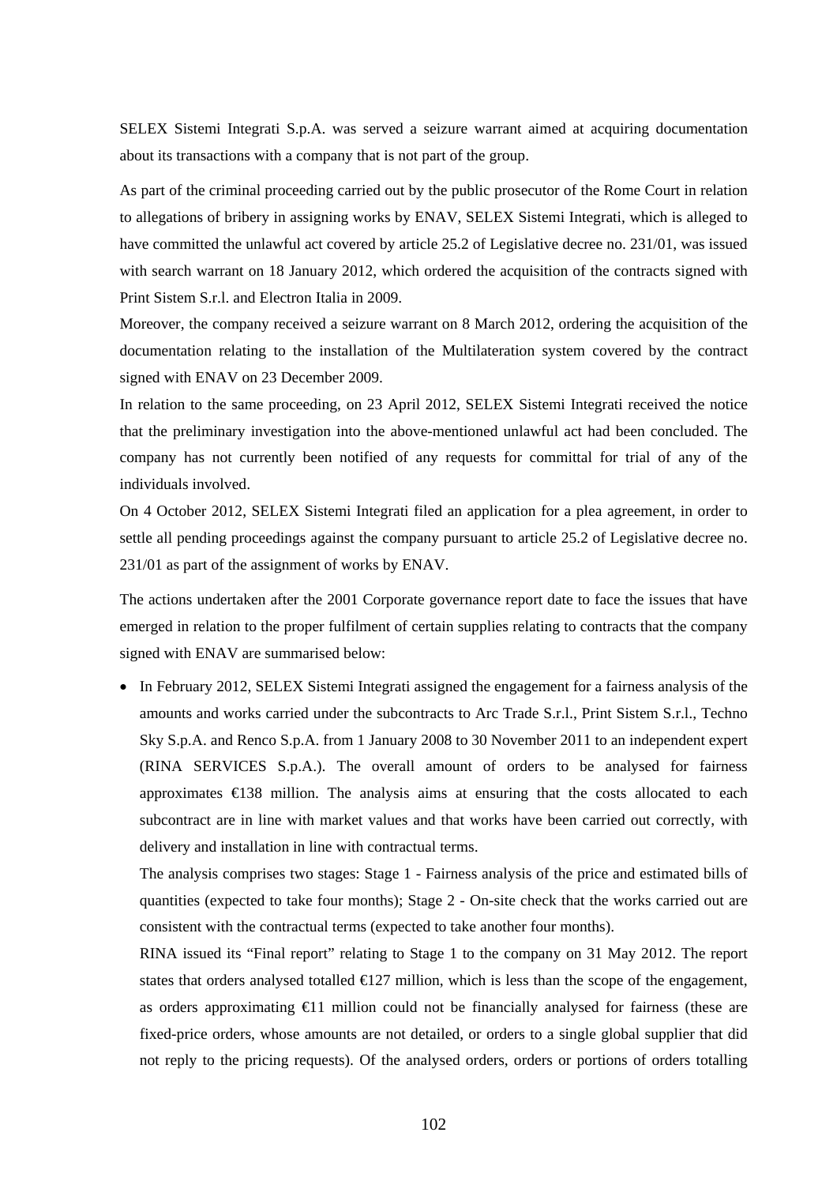SELEX Sistemi Integrati S.p.A. was served a seizure warrant aimed at acquiring documentation about its transactions with a company that is not part of the group.

As part of the criminal proceeding carried out by the public prosecutor of the Rome Court in relation to allegations of bribery in assigning works by ENAV, SELEX Sistemi Integrati, which is alleged to have committed the unlawful act covered by article 25.2 of Legislative decree no. 231/01, was issued with search warrant on 18 January 2012, which ordered the acquisition of the contracts signed with Print Sistem S.r.l. and Electron Italia in 2009.

Moreover, the company received a seizure warrant on 8 March 2012, ordering the acquisition of the documentation relating to the installation of the Multilateration system covered by the contract signed with ENAV on 23 December 2009.

In relation to the same proceeding, on 23 April 2012, SELEX Sistemi Integrati received the notice that the preliminary investigation into the above-mentioned unlawful act had been concluded. The company has not currently been notified of any requests for committal for trial of any of the individuals involved.

On 4 October 2012, SELEX Sistemi Integrati filed an application for a plea agreement, in order to settle all pending proceedings against the company pursuant to article 25.2 of Legislative decree no. 231/01 as part of the assignment of works by ENAV.

The actions undertaken after the 2001 Corporate governance report date to face the issues that have emerged in relation to the proper fulfilment of certain supplies relating to contracts that the company signed with ENAV are summarised below:

- In February 2012, SELEX Sistemi Integrati assigned the engagement for a fairness analysis of the amounts and works carried under the subcontracts to Arc Trade S.r.l., Print Sistem S.r.l., Techno Sky S.p.A. and Renco S.p.A. from 1 January 2008 to 30 November 2011 to an independent expert (RINA SERVICES S.p.A.). The overall amount of orders to be analysed for fairness approximates €138 million. The analysis aims at ensuring that the costs allocated to each subcontract are in line with market values and that works have been carried out correctly, with delivery and installation in line with contractual terms.

  The analysis comprises two stages: Stage 1 - Fairness analysis of the price and estimated bills of quantities (expected to take four months); Stage 2 - On-site check that the works carried out are consistent with the contractual terms (expected to take another four months).

  RINA issued its "Final report" relating to Stage 1 to the company on 31 May 2012. The report states that orders analysed totalled €127 million, which is less than the scope of the engagement, as orders approximating €11 million could not be financially analysed for fairness (these are fixed-price orders, whose amounts are not detailed, or orders to a single global supplier that did not reply to the pricing requests). Of the analysed orders, orders or portions of orders totalling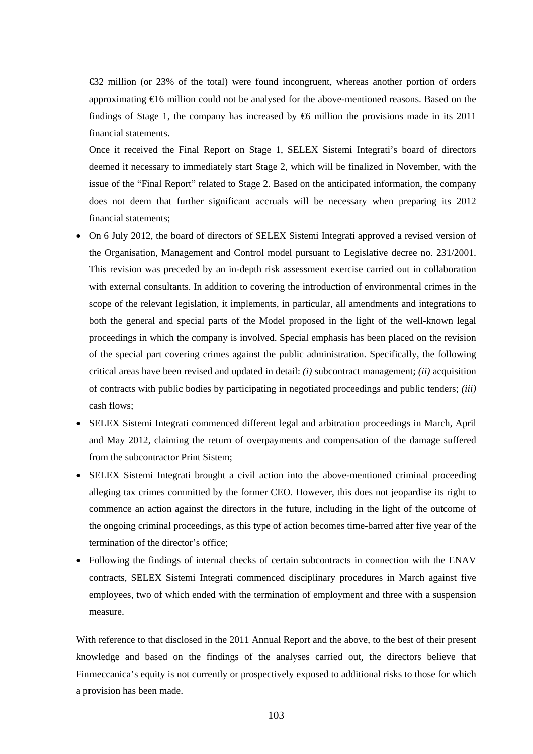€32 million (or 23% of the total) were found incongruent, whereas another portion of orders approximating €16 million could not be analysed for the above-mentioned reasons. Based on the findings of Stage 1, the company has increased by €6 million the provisions made in its 2011 financial statements.

Once it received the Final Report on Stage 1, SELEX Sistemi Integrati's board of directors deemed it necessary to immediately start Stage 2, which will be finalized in November, with the issue of the "Final Report" related to Stage 2. Based on the anticipated information, the company does not deem that further significant accruals will be necessary when preparing its 2012 financial statements;

- On 6 July 2012, the board of directors of SELEX Sistemi Integrati approved a revised version of the Organisation, Management and Control model pursuant to Legislative decree no. 231/2001. This revision was preceded by an in-depth risk assessment exercise carried out in collaboration with external consultants. In addition to covering the introduction of environmental crimes in the scope of the relevant legislation, it implements, in particular, all amendments and integrations to both the general and special parts of the Model proposed in the light of the well-known legal proceedings in which the company is involved. Special emphasis has been placed on the revision of the special part covering crimes against the public administration. Specifically, the following critical areas have been revised and updated in detail: *(i)* subcontract management; *(ii)* acquisition of contracts with public bodies by participating in negotiated proceedings and public tenders; *(iii)* cash flows;
- SELEX Sistemi Integrati commenced different legal and arbitration proceedings in March, April and May 2012, claiming the return of overpayments and compensation of the damage suffered from the subcontractor Print Sistem;
- SELEX Sistemi Integrati brought a civil action into the above-mentioned criminal proceeding alleging tax crimes committed by the former CEO. However, this does not jeopardise its right to commence an action against the directors in the future, including in the light of the outcome of the ongoing criminal proceedings, as this type of action becomes time-barred after five year of the termination of the director's office;
- Following the findings of internal checks of certain subcontracts in connection with the ENAV contracts, SELEX Sistemi Integrati commenced disciplinary procedures in March against five employees, two of which ended with the termination of employment and three with a suspension measure.

With reference to that disclosed in the 2011 Annual Report and the above, to the best of their present knowledge and based on the findings of the analyses carried out, the directors believe that Finmeccanica's equity is not currently or prospectively exposed to additional risks to those for which a provision has been made.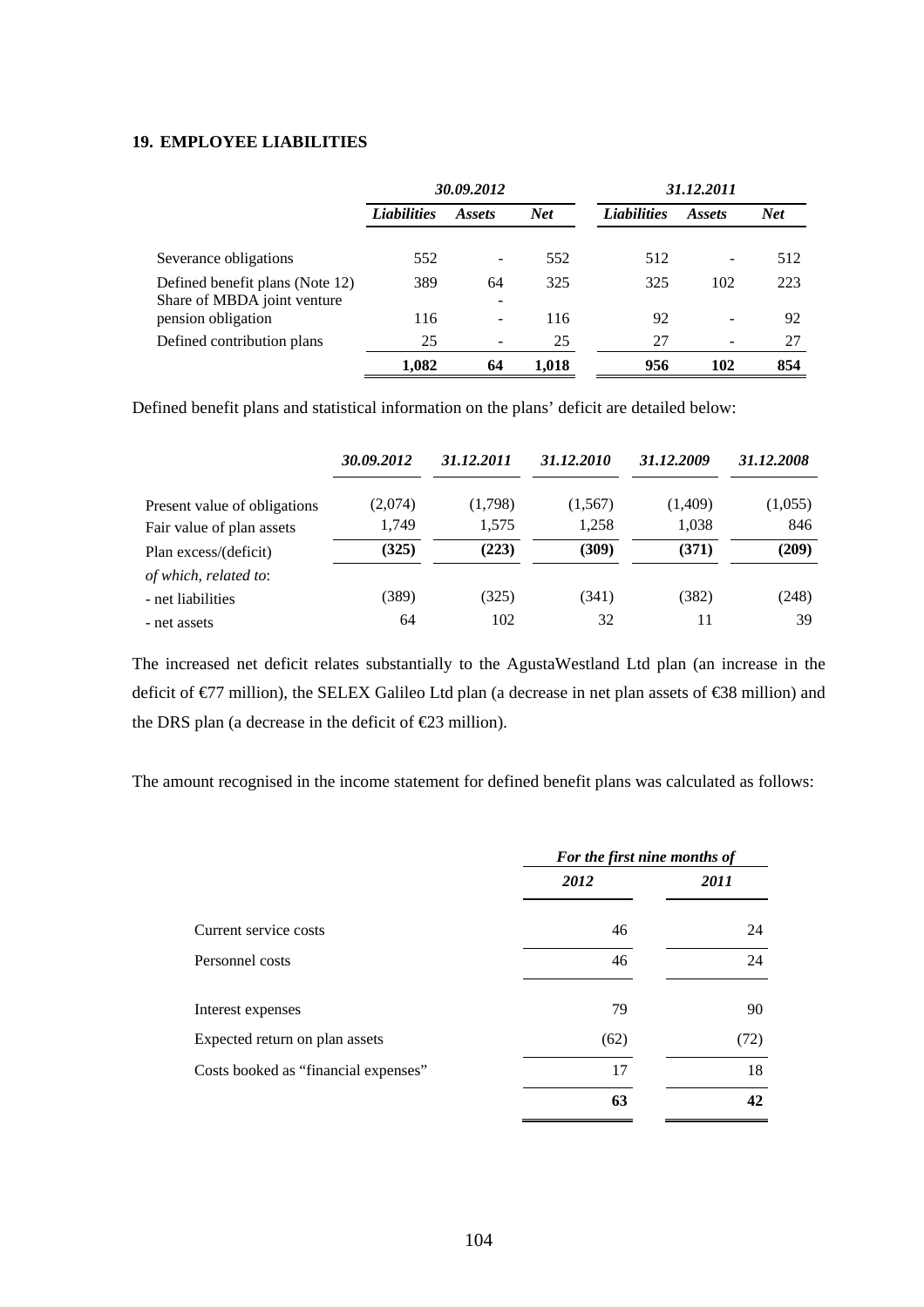## 19. EMPLOYEE LIABILITIES

| | *30.09.2012* | | | *31.12.2011* | | |
|---|---|---|---|---|---|---|
| | ***Liabilities*** | ***Assets*** | ***Net*** | ***Liabilities*** | ***Assets*** | ***Net*** |
| Severance obligations | 552 | - | 552 | 512 | - | 512 |
| Defined benefit plans (Note 12) | 389 | 64 | 325 | 325 | 102 | 223 |
| Share of MBDA joint venture pension obligation | 116 | - | 116 | 92 | - | 92 |
| Defined contribution plans | 25 | - | 25 | 27 | - | 27 |
| | **1,082** | **64** | **1,018** | **956** | **102** | **854** |

Defined benefit plans and statistical information on the plans' deficit are detailed below:

| | *30.09.2012* | *31.12.2011* | *31.12.2010* | *31.12.2009* | *31.12.2008* |
|---|---|---|---|---|---|
| Present value of obligations | (2,074) | (1,798) | (1,567) | (1,409) | (1,055) |
| Fair value of plan assets | 1,749 | 1,575 | 1,258 | 1,038 | 846 |
| Plan excess/(deficit) | **(325)** | **(223)** | **(309)** | **(371)** | **(209)** |
| *of which, related to*: | | | | | |
| - net liabilities | (389) | (325) | (341) | (382) | (248) |
| - net assets | 64 | 102 | 32 | 11 | 39 |

The increased net deficit relates substantially to the AgustaWestland Ltd plan (an increase in the deficit of €77 million), the SELEX Galileo Ltd plan (a decrease in net plan assets of €38 million) and the DRS plan (a decrease in the deficit of €23 million).

The amount recognised in the income statement for defined benefit plans was calculated as follows:

| | *For the first nine months of* | |
|---|---|---|
| | ***2012*** | ***2011*** |
| Current service costs | 46 | 24 |
| Personnel costs | 46 | 24 |
| Interest expenses | 79 | 90 |
| Expected return on plan assets | (62) | (72) |
| Costs booked as "financial expenses" | 17 | 18 |
| | **63** | **42** |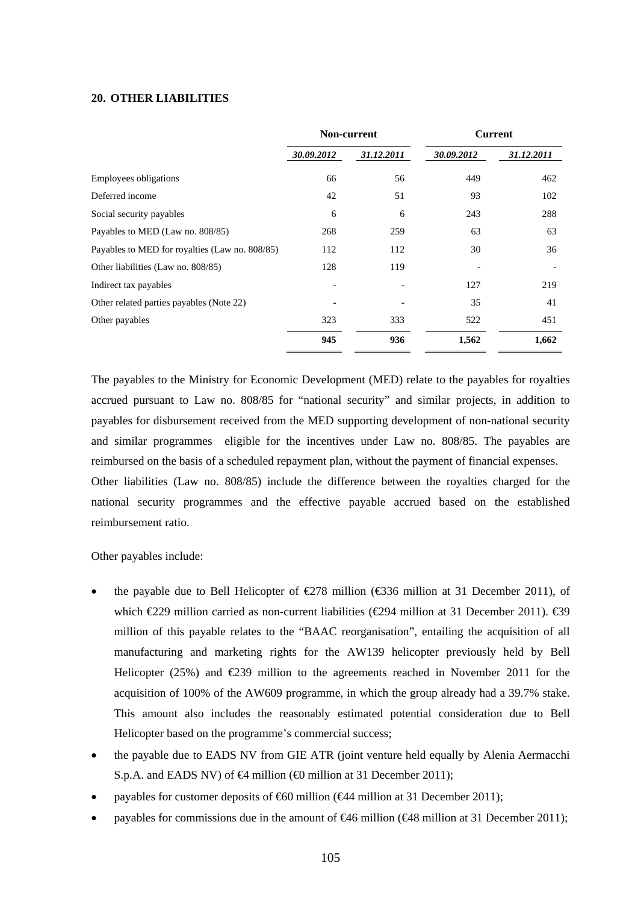## 20. OTHER LIABILITIES

| | Non-current | | Current | |
|---|---|---|---|---|
| | *30.09.2012* | *31.12.2011* | *30.09.2012* | *31.12.2011* |
| Employees obligations | 66 | 56 | 449 | 462 |
| Deferred income | 42 | 51 | 93 | 102 |
| Social security payables | 6 | 6 | 243 | 288 |
| Payables to MED (Law no. 808/85) | 268 | 259 | 63 | 63 |
| Payables to MED for royalties (Law no. 808/85) | 112 | 112 | 30 | 36 |
| Other liabilities (Law no. 808/85) | 128 | 119 | - | - |
| Indirect tax payables | - | - | 127 | 219 |
| Other related parties payables (Note 22) | - | - | 35 | 41 |
| Other payables | 323 | 333 | 522 | 451 |
| | **945** | **936** | **1,562** | **1,662** |

The payables to the Ministry for Economic Development (MED) relate to the payables for royalties accrued pursuant to Law no. 808/85 for "national security" and similar projects, in addition to payables for disbursement received from the MED supporting development of non-national security and similar programmes eligible for the incentives under Law no. 808/85. The payables are reimbursed on the basis of a scheduled repayment plan, without the payment of financial expenses.
Other liabilities (Law no. 808/85) include the difference between the royalties charged for the national security programmes and the effective payable accrued based on the established reimbursement ratio.

Other payables include:

- the payable due to Bell Helicopter of €278 million (€336 million at 31 December 2011), of which €229 million carried as non-current liabilities (€294 million at 31 December 2011). €39 million of this payable relates to the "BAAC reorganisation", entailing the acquisition of all manufacturing and marketing rights for the AW139 helicopter previously held by Bell Helicopter (25%) and €239 million to the agreements reached in November 2011 for the acquisition of 100% of the AW609 programme, in which the group already had a 39.7% stake. This amount also includes the reasonably estimated potential consideration due to Bell Helicopter based on the programme's commercial success;
- the payable due to EADS NV from GIE ATR (joint venture held equally by Alenia Aermacchi S.p.A. and EADS NV) of €4 million (€0 million at 31 December 2011);
- payables for customer deposits of €60 million (€44 million at 31 December 2011);
- payables for commissions due in the amount of €46 million (€48 million at 31 December 2011);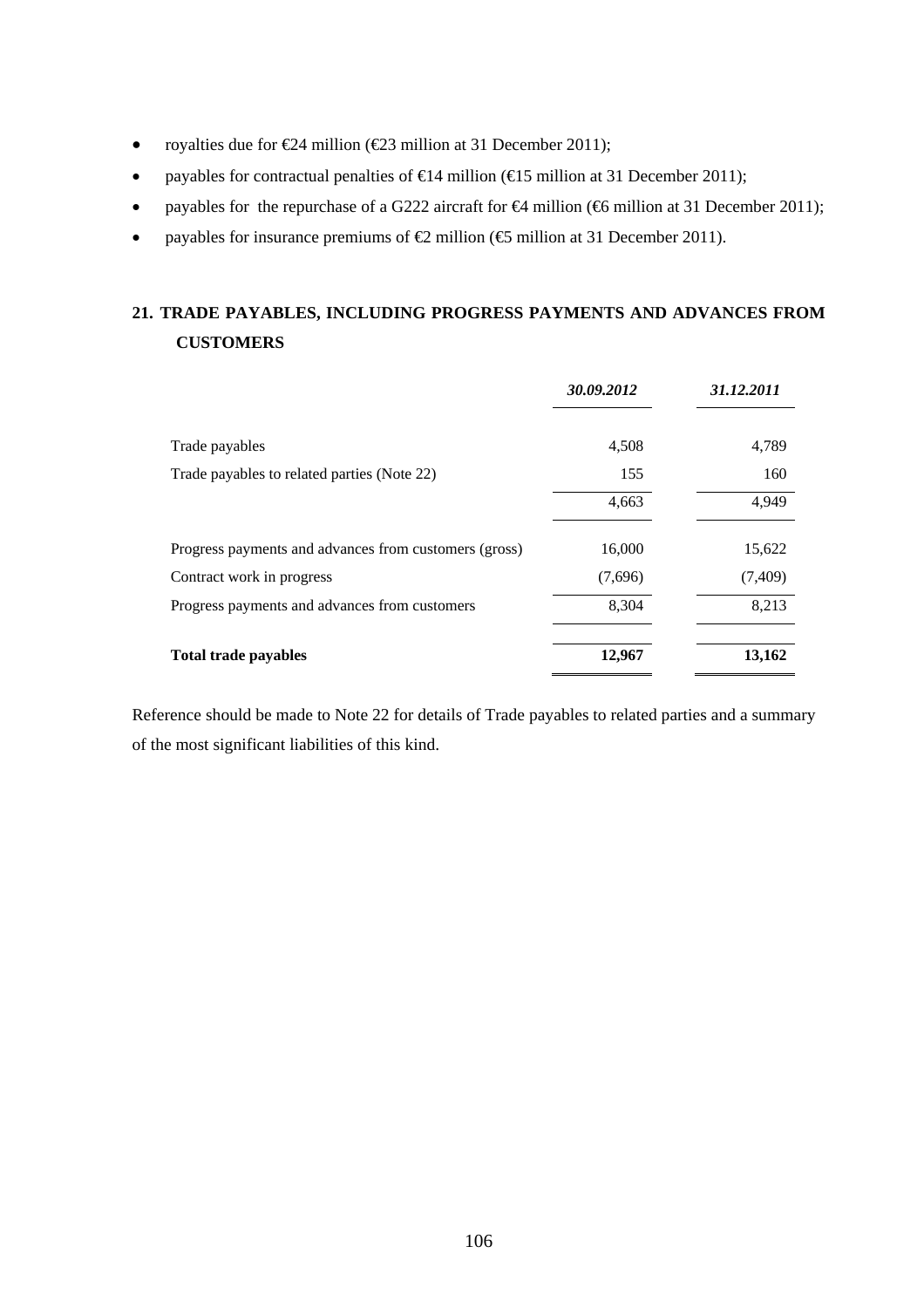- royalties due for €24 million (€23 million at 31 December 2011);
- payables for contractual penalties of €14 million (€15 million at 31 December 2011);
- payables for the repurchase of a G222 aircraft for €4 million (€6 million at 31 December 2011);
- payables for insurance premiums of €2 million (€5 million at 31 December 2011).

## 21. TRADE PAYABLES, INCLUDING PROGRESS PAYMENTS AND ADVANCES FROM CUSTOMERS

| | *30.09.2012* | *31.12.2011* |
|---|---|---|
| Trade payables | 4,508 | 4,789 |
| Trade payables to related parties (Note 22) | 155 | 160 |
| | 4,663 | 4,949 |
| Progress payments and advances from customers (gross) | 16,000 | 15,622 |
| Contract work in progress | (7,696) | (7,409) |
| Progress payments and advances from customers | 8,304 | 8,213 |
| **Total trade payables** | **12,967** | **13,162** |

Reference should be made to Note 22 for details of Trade payables to related parties and a summary of the most significant liabilities of this kind.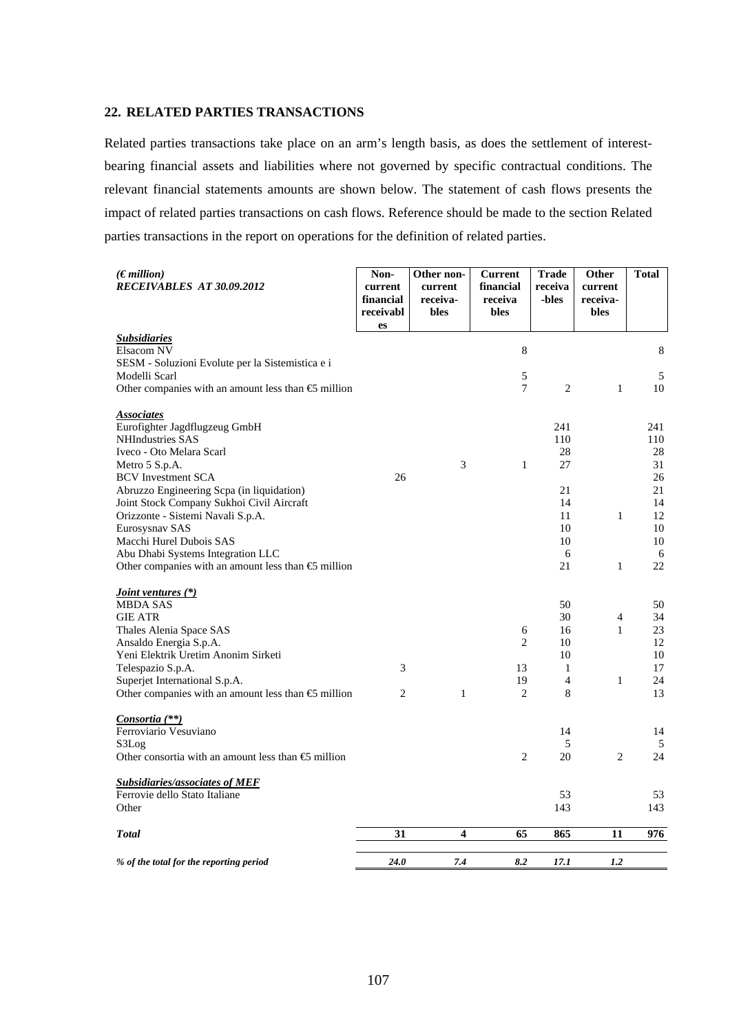## 22. RELATED PARTIES TRANSACTIONS

Related parties transactions take place on an arm's length basis, as does the settlement of interest-bearing financial assets and liabilities where not governed by specific contractual conditions. The relevant financial statements amounts are shown below. The statement of cash flows presents the impact of related parties transactions on cash flows. Reference should be made to the section Related parties transactions in the report on operations for the definition of related parties.

| *(€ million)* ***RECEIVABLES AT 30.09.2012*** | Non-current financial receivables | Other non-current receivables | Current financial receivables | Trade receivables | Other current receivables | Total |
|---|---|---|---|---|---|---|
| ***Subsidiaries*** | | | | | | |
| Elsacom NV | | | 8 | | | 8 |
| SESM - Soluzioni Evolute per la Sistemistica e i Modelli Scarl | | | 5 | | | 5 |
| Other companies with an amount less than €5 million | | | 7 | 2 | 1 | 10 |
| ***Associates*** | | | | | | |
| Eurofighter Jagdflugzeug GmbH | | | | 241 | | 241 |
| NHIndustries SAS | | | | 110 | | 110 |
| Iveco - Oto Melara Scarl | | | | 28 | | 28 |
| Metro 5 S.p.A. | | 3 | 1 | 27 | | 31 |
| BCV Investment SCA | 26 | | | | | 26 |
| Abruzzo Engineering Scpa (in liquidation) | | | | 21 | | 21 |
| Joint Stock Company Sukhoi Civil Aircraft | | | | 14 | | 14 |
| Orizzonte - Sistemi Navali S.p.A. | | | | 11 | 1 | 12 |
| Eurosysnav SAS | | | | 10 | | 10 |
| Macchi Hurel Dubois SAS | | | | 10 | | 10 |
| Abu Dhabi Systems Integration LLC | | | | 6 | | 6 |
| Other companies with an amount less than €5 million | | | | 21 | 1 | 22 |
| ***Joint ventures (\*)*** | | | | | | |
| MBDA SAS | | | | 50 | | 50 |
| GIE ATR | | | | 30 | 4 | 34 |
| Thales Alenia Space SAS | | | 6 | 16 | 1 | 23 |
| Ansaldo Energia S.p.A. | | | 2 | 10 | | 12 |
| Yeni Elektrik Uretim Anonim Sirketi | | | | 10 | | 10 |
| Telespazio S.p.A. | 3 | | 13 | 1 | | 17 |
| Superjet International S.p.A. | | | 19 | 4 | 1 | 24 |
| Other companies with an amount less than €5 million | 2 | 1 | 2 | 8 | | 13 |
| ***Consortia (\*\*)*** | | | | | | |
| Ferroviario Vesuviano | | | | 14 | | 14 |
| S3Log | | | | 5 | | 5 |
| Other consortia with an amount less than €5 million | | | 2 | 20 | 2 | 24 |
| ***Subsidiaries/associates of MEF*** | | | | | | |
| Ferrovie dello Stato Italiane | | | | 53 | | 53 |
| Other | | | | 143 | | 143 |
| ***Total*** | **31** | **4** | **65** | **865** | **11** | **976** |
| ***% of the total for the reporting period*** | ***24.0*** | ***7.4*** | ***8.2*** | ***17.1*** | ***1.2*** | |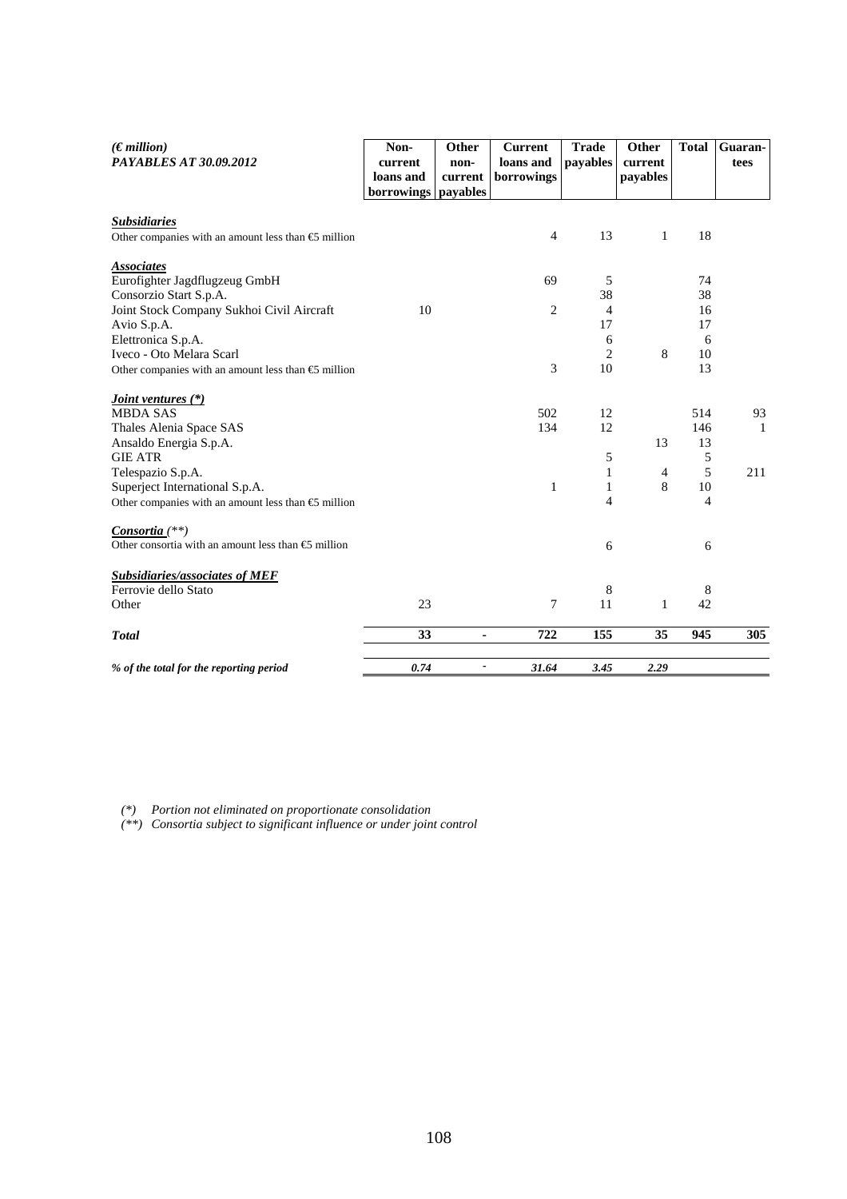| (€ million) PAYABLES AT 30.09.2012 | Non-current loans and borrowings | Other non-current payables | Current loans and borrowings | Trade payables | Other current payables | Total | Guaran-tees |
|---|---|---|---|---|---|---|---|
| ***Subsidiaries*** | | | | | | | |
| Other companies with an amount less than €5 million | | | 4 | 13 | 1 | 18 | |
| ***Associates*** | | | | | | | |
| Eurofighter Jagdflugzeug GmbH | | | 69 | 5 | | 74 | |
| Consorzio Start S.p.A. | | | | 38 | | 38 | |
| Joint Stock Company Sukhoi Civil Aircraft | 10 | | 2 | 4 | | 16 | |
| Avio S.p.A. | | | | 17 | | 17 | |
| Elettronica S.p.A. | | | | 6 | | 6 | |
| Iveco - Oto Melara Scarl | | | | 2 | 8 | 10 | |
| Other companies with an amount less than €5 million | | | 3 | 10 | | 13 | |
| ***Joint ventures (*)*** | | | | | | | |
| MBDA SAS | | | 502 | 12 | | 514 | 93 |
| Thales Alenia Space SAS | | | 134 | 12 | | 146 | 1 |
| Ansaldo Energia S.p.A. | | | | | 13 | 13 | |
| GIE ATR | | | | 5 | | 5 | |
| Telespazio S.p.A. | | | | 1 | 4 | 5 | 211 |
| Superjet International S.p.A. | | | 1 | 1 | 8 | 10 | |
| Other companies with an amount less than €5 million | | | | 4 | | 4 | |
| ***Consortia (**)*** | | | | | | | |
| Other consortia with an amount less than €5 million | | | | 6 | | 6 | |
| ***Subsidiaries/associates of MEF*** | | | | | | | |
| Ferrovie dello Stato | | | | 8 | | 8 | |
| Other | 23 | | 7 | 11 | 1 | 42 | |
| ***Total*** | **33** | **-** | **722** | **155** | **35** | **945** | **305** |
| ***% of the total for the reporting period*** | ***0.74*** | ***-*** | ***31.64*** | ***3.45*** | ***2.29*** | | |

*(\*) Portion not eliminated on proportionate consolidation*

*(\*\*) Consortia subject to significant influence or under joint control*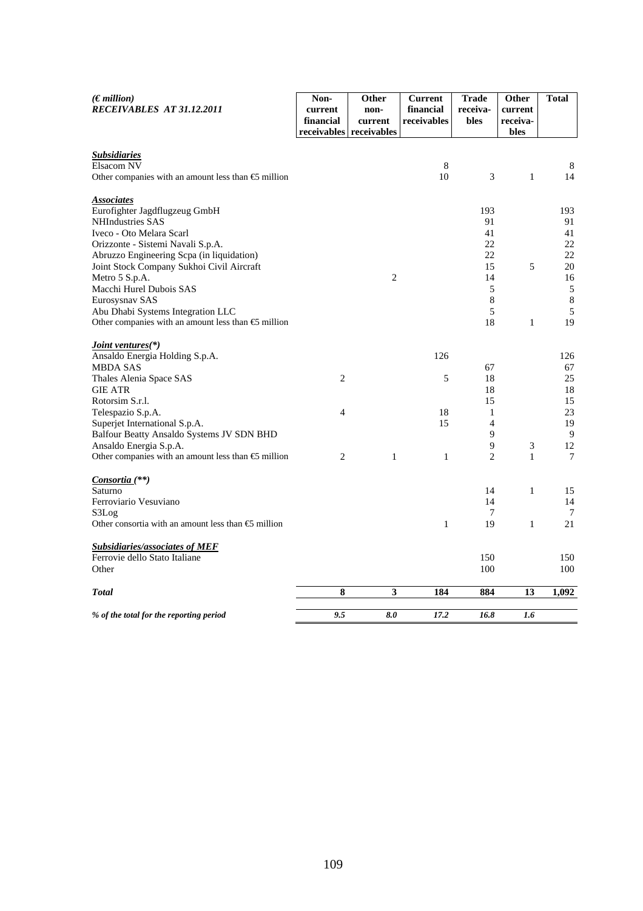| *(€ million)* ***RECEIVABLES AT 31.12.2011*** | **Non-current financial receivables** | **Other non-current receivables** | **Current financial receivables** | **Trade receiva-bles** | **Other current receiva-bles** | **Total** |
|---|---|---|---|---|---|---|
| ***Subsidiaries*** | | | | | | |
| Elsacom NV | | | 8 | | | 8 |
| Other companies with an amount less than €5 million | | | 10 | 3 | 1 | 14 |
| ***Associates*** | | | | | | |
| Eurofighter Jagdflugzeug GmbH | | | | 193 | | 193 |
| NHIndustries SAS | | | | 91 | | 91 |
| Iveco - Oto Melara Scarl | | | | 41 | | 41 |
| Orizzonte - Sistemi Navali S.p.A. | | | | 22 | | 22 |
| Abruzzo Engineering Scpa (in liquidation) | | | | 22 | | 22 |
| Joint Stock Company Sukhoi Civil Aircraft | | | | 15 | 5 | 20 |
| Metro 5 S.p.A. | | 2 | | 14 | | 16 |
| Macchi Hurel Dubois SAS | | | | 5 | | 5 |
| Eurosysnav SAS | | | | 8 | | 8 |
| Abu Dhabi Systems Integration LLC | | | | 5 | | 5 |
| Other companies with an amount less than €5 million | | | | 18 | 1 | 19 |
| ***Joint ventures(*)*** | | | | | | |
| Ansaldo Energia Holding S.p.A. | | | 126 | | | 126 |
| MBDA SAS | | | | 67 | | 67 |
| Thales Alenia Space SAS | 2 | | 5 | 18 | | 25 |
| GIE ATR | | | | 18 | | 18 |
| Rotorsim S.r.l. | | | | 15 | | 15 |
| Telespazio S.p.A. | 4 | | 18 | 1 | | 23 |
| Superjet International S.p.A. | | | 15 | 4 | | 19 |
| Balfour Beatty Ansaldo Systems JV SDN BHD | | | | 9 | | 9 |
| Ansaldo Energia S.p.A. | | | | 9 | 3 | 12 |
| Other companies with an amount less than €5 million | 2 | 1 | 1 | 2 | 1 | 7 |
| ***Consortia (**)*** | | | | | | |
| Saturno | | | | 14 | 1 | 15 |
| Ferroviario Vesuviano | | | | 14 | | 14 |
| S3Log | | | | 7 | | 7 |
| Other consortia with an amount less than €5 million | | | 1 | 19 | 1 | 21 |
| ***Subsidiaries/associates of MEF*** | | | | | | |
| Ferrovie dello Stato Italiane | | | | 150 | | 150 |
| Other | | | | 100 | | 100 |
| ***Total*** | **8** | **3** | **184** | **884** | **13** | **1,092** |
| ***% of the total for the reporting period*** | ***9.5*** | ***8.0*** | ***17.2*** | ***16.8*** | ***1.6*** | |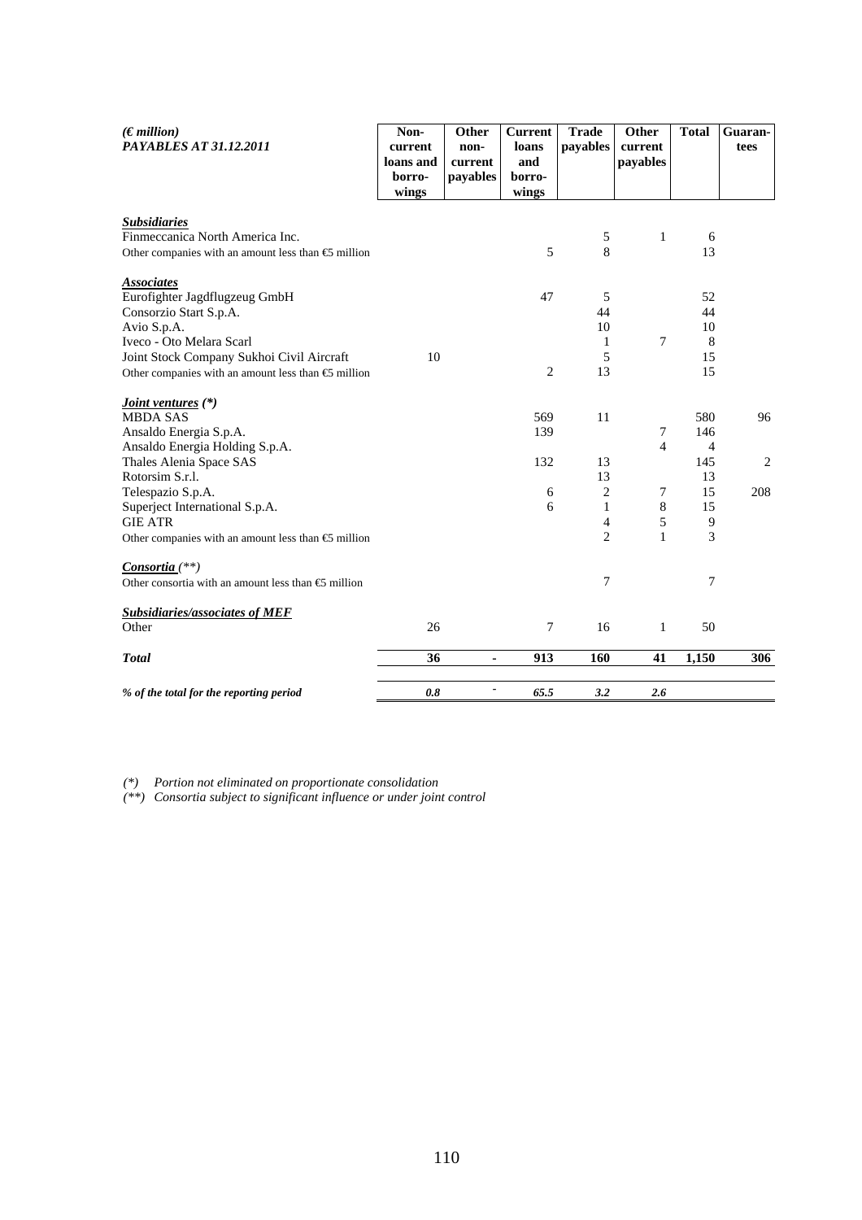| *(€ million)* *PAYABLES AT 31.12.2011* | Non-current loans and borrowings | Other non-current payables | Current loans and borrowings | Trade payables | Other current payables | Total | Guarantees |
|---|---|---|---|---|---|---|---|
| ***Subsidiaries*** | | | | | | | |
| Finmeccanica North America Inc. | | | | 5 | 1 | 6 | |
| Other companies with an amount less than €5 million | | | 5 | 8 | | 13 | |
| ***Associates*** | | | | | | | |
| Eurofighter Jagdflugzeug GmbH | | | 47 | 5 | | 52 | |
| Consorzio Start S.p.A. | | | | 44 | | 44 | |
| Avio S.p.A. | | | | 10 | | 10 | |
| Iveco - Oto Melara Scarl | | | | 1 | 7 | 8 | |
| Joint Stock Company Sukhoi Civil Aircraft | 10 | | | 5 | | 15 | |
| Other companies with an amount less than €5 million | | | 2 | 13 | | 15 | |
| ***Joint ventures (\*)*** | | | | | | | |
| MBDA SAS | | | 569 | 11 | | 580 | 96 |
| Ansaldo Energia S.p.A. | | | 139 | | 7 | 146 | |
| Ansaldo Energia Holding S.p.A. | | | | | 4 | 4 | |
| Thales Alenia Space SAS | | | 132 | 13 | | 145 | 2 |
| Rotorsim S.r.l. | | | | 13 | | 13 | |
| Telespazio S.p.A. | | | 6 | 2 | 7 | 15 | 208 |
| Superject International S.p.A. | | | 6 | 1 | 8 | 15 | |
| GIE ATR | | | | 4 | 5 | 9 | |
| Other companies with an amount less than €5 million | | | | 2 | 1 | 3 | |
| ***Consortia (\*\*)*** | | | | | | | |
| Other consortia with an amount less than €5 million | | | | 7 | | 7 | |
| ***Subsidiaries/associates of MEF*** | | | | | | | |
| Other | 26 | | 7 | 16 | 1 | 50 | |
| ***Total*** | **36** | **-** | **913** | **160** | **41** | **1,150** | **306** |
| ***% of the total for the reporting period*** | ***0.8*** | - | ***65.5*** | ***3.2*** | ***2.6*** | | |

*(\*) Portion not eliminated on proportionate consolidation*

*(\*\*) Consortia subject to significant influence or under joint control*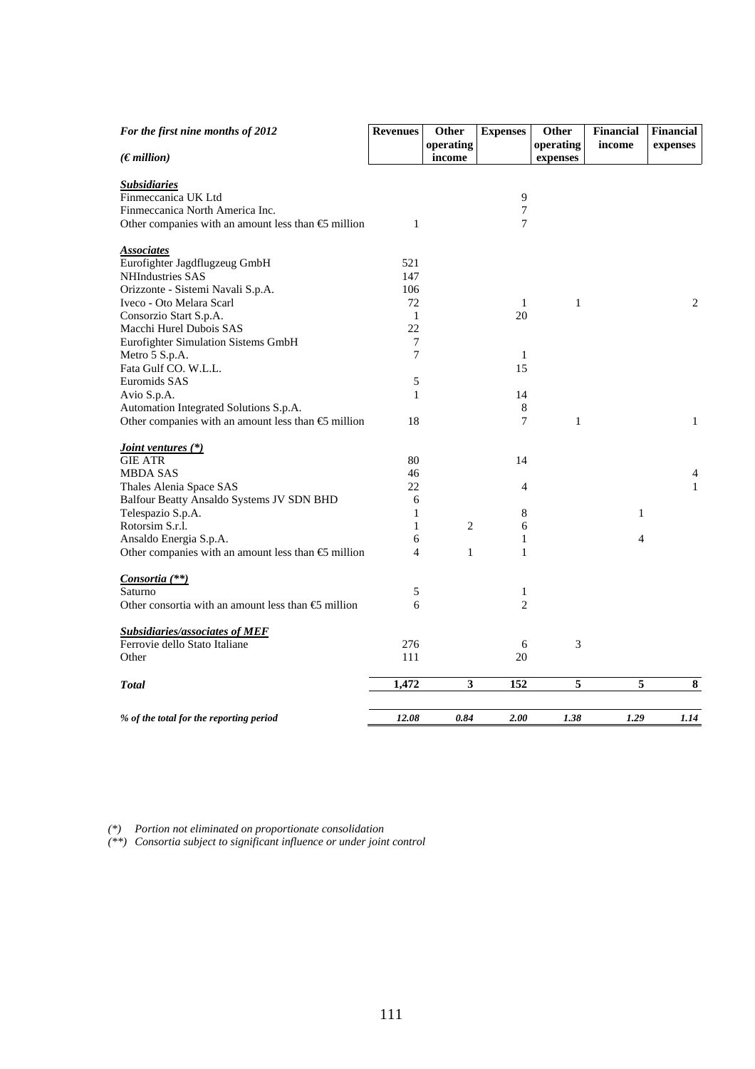| *For the first nine months of 2012* <br> *(€ million)* | **Revenues** | **Other operating income** | **Expenses** | **Other operating expenses** | **Financial income** | **Financial expenses** |
|---|---|---|---|---|---|---|
| ***Subsidiaries*** | | | | | | |
| Finmeccanica UK Ltd | | | 9 | | | |
| Finmeccanica North America Inc. | | | 7 | | | |
| Other companies with an amount less than €5 million | 1 | | 7 | | | |
| ***Associates*** | | | | | | |
| Eurofighter Jagdflugzeug GmbH | 521 | | | | | |
| NHIndustries SAS | 147 | | | | | |
| Orizzonte - Sistemi Navali S.p.A. | 106 | | | | | |
| Iveco - Oto Melara Scarl | 72 | | 1 | 1 | | 2 |
| Consorzio Start S.p.A. | 1 | | 20 | | | |
| Macchi Hurel Dubois SAS | 22 | | | | | |
| Eurofighter Simulation Sistems GmbH | 7 | | | | | |
| Metro 5 S.p.A. | 7 | | 1 | | | |
| Fata Gulf CO. W.L.L. | | | 15 | | | |
| Euromids SAS | 5 | | | | | |
| Avio S.p.A. | 1 | | 14 | | | |
| Automation Integrated Solutions S.p.A. | | | 8 | | | |
| Other companies with an amount less than €5 million | 18 | | 7 | 1 | | 1 |
| ***Joint ventures (\*)*** | | | | | | |
| GIE ATR | 80 | | 14 | | | |
| MBDA SAS | 46 | | | | | 4 |
| Thales Alenia Space SAS | 22 | | 4 | | | 1 |
| Balfour Beatty Ansaldo Systems JV SDN BHD | 6 | | | | | |
| Telespazio S.p.A. | 1 | | 8 | | 1 | |
| Rotorsim S.r.l. | 1 | 2 | 6 | | | |
| Ansaldo Energia S.p.A. | 6 | | 1 | | 4 | |
| Other companies with an amount less than €5 million | 4 | 1 | 1 | | | |
| ***Consortia (\*\*)*** | | | | | | |
| Saturno | 5 | | 1 | | | |
| Other consortia with an amount less than €5 million | 6 | | 2 | | | |
| ***Subsidiaries/associates of MEF*** | | | | | | |
| Ferrovie dello Stato Italiane | 276 | | 6 | 3 | | |
| Other | 111 | | 20 | | | |
| ***Total*** | **1,472** | **3** | **152** | **5** | **5** | **8** |
| ***% of the total for the reporting period*** | ***12.08*** | ***0.84*** | ***2.00*** | ***1.38*** | ***1.29*** | ***1.14*** |

*(\*) Portion not eliminated on proportionate consolidation*

*(\*\*) Consortia subject to significant influence or under joint control*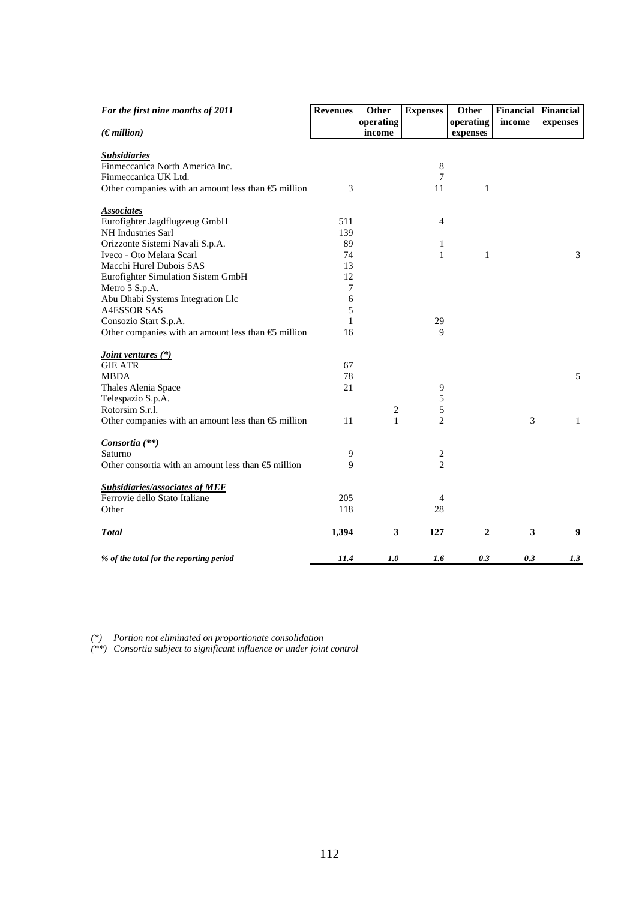| *For the first nine months of 2011* <br> *(€ million)* | Revenues | Other operating income | Expenses | Other operating expenses | Financial income | Financial expenses |
|---|---|---|---|---|---|---|
| ***Subsidiaries*** | | | | | | |
| Finmeccanica North America Inc. | | | 8 | | | |
| Finmeccanica UK Ltd. | | | 7 | | | |
| Other companies with an amount less than €5 million | 3 | | 11 | 1 | | |
| ***Associates*** | | | | | | |
| Eurofighter Jagdflugzeug GmbH | 511 | | 4 | | | |
| NH Industries Sarl | 139 | | | | | |
| Orizzonte Sistemi Navali S.p.A. | 89 | | 1 | | | |
| Iveco - Oto Melara Scarl | 74 | | 1 | 1 | | 3 |
| Macchi Hurel Dubois SAS | 13 | | | | | |
| Eurofighter Simulation Sistem GmbH | 12 | | | | | |
| Metro 5 S.p.A. | 7 | | | | | |
| Abu Dhabi Systems Integration Llc | 6 | | | | | |
| A4ESSOR SAS | 5 | | | | | |
| Consozio Start S.p.A. | 1 | | 29 | | | |
| Other companies with an amount less than €5 million | 16 | | 9 | | | |
| ***Joint ventures (\*)*** | | | | | | |
| GIE ATR | 67 | | | | | |
| MBDA | 78 | | | | | 5 |
| Thales Alenia Space | 21 | | 9 | | | |
| Telespazio S.p.A. | | | 5 | | | |
| Rotorsim S.r.l. | | 2 | 5 | | | |
| Other companies with an amount less than €5 million | 11 | 1 | 2 | | 3 | 1 |
| ***Consortia (\*\*)*** | | | | | | |
| Saturno | 9 | | 2 | | | |
| Other consortia with an amount less than €5 million | 9 | | 2 | | | |
| ***Subsidiaries/associates of MEF*** | | | | | | |
| Ferrovie dello Stato Italiane | 205 | | 4 | | | |
| Other | 118 | | 28 | | | |
| ***Total*** | **1,394** | **3** | **127** | **2** | **3** | **9** |
| ***% of the total for the reporting period*** | ***11.4*** | ***1.0*** | ***1.6*** | ***0.3*** | ***0.3*** | ***1.3*** |

*(\*) Portion not eliminated on proportionate consolidation*

*(\*\*) Consortia subject to significant influence or under joint control*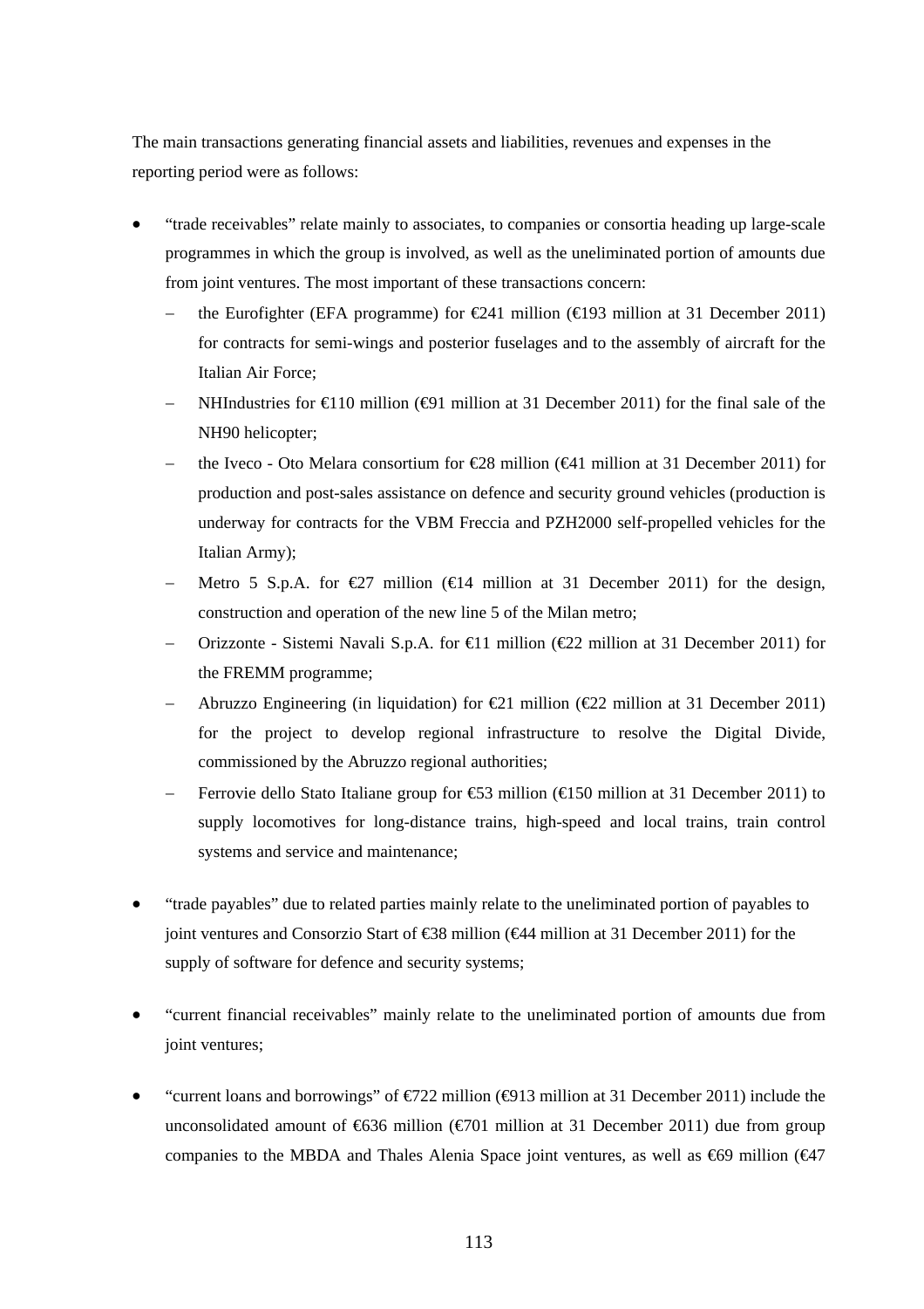The main transactions generating financial assets and liabilities, revenues and expenses in the reporting period were as follows:

- "trade receivables" relate mainly to associates, to companies or consortia heading up large-scale programmes in which the group is involved, as well as the uneliminated portion of amounts due from joint ventures. The most important of these transactions concern:
  - the Eurofighter (EFA programme) for €241 million (€193 million at 31 December 2011) for contracts for semi-wings and posterior fuselages and to the assembly of aircraft for the Italian Air Force;
  - NHIndustries for €110 million (€91 million at 31 December 2011) for the final sale of the NH90 helicopter;
  - the Iveco - Oto Melara consortium for €28 million (€41 million at 31 December 2011) for production and post-sales assistance on defence and security ground vehicles (production is underway for contracts for the VBM Freccia and PZH2000 self-propelled vehicles for the Italian Army);
  - Metro 5 S.p.A. for €27 million (€14 million at 31 December 2011) for the design, construction and operation of the new line 5 of the Milan metro;
  - Orizzonte - Sistemi Navali S.p.A. for €11 million (€22 million at 31 December 2011) for the FREMM programme;
  - Abruzzo Engineering (in liquidation) for €21 million (€22 million at 31 December 2011) for the project to develop regional infrastructure to resolve the Digital Divide, commissioned by the Abruzzo regional authorities;
  - Ferrovie dello Stato Italiane group for €53 million (€150 million at 31 December 2011) to supply locomotives for long-distance trains, high-speed and local trains, train control systems and service and maintenance;

- "trade payables" due to related parties mainly relate to the uneliminated portion of payables to joint ventures and Consorzio Start of €38 million (€44 million at 31 December 2011) for the supply of software for defence and security systems;

- "current financial receivables" mainly relate to the uneliminated portion of amounts due from joint ventures;

- "current loans and borrowings" of €722 million (€913 million at 31 December 2011) include the unconsolidated amount of €636 million (€701 million at 31 December 2011) due from group companies to the MBDA and Thales Alenia Space joint ventures, as well as €69 million (€47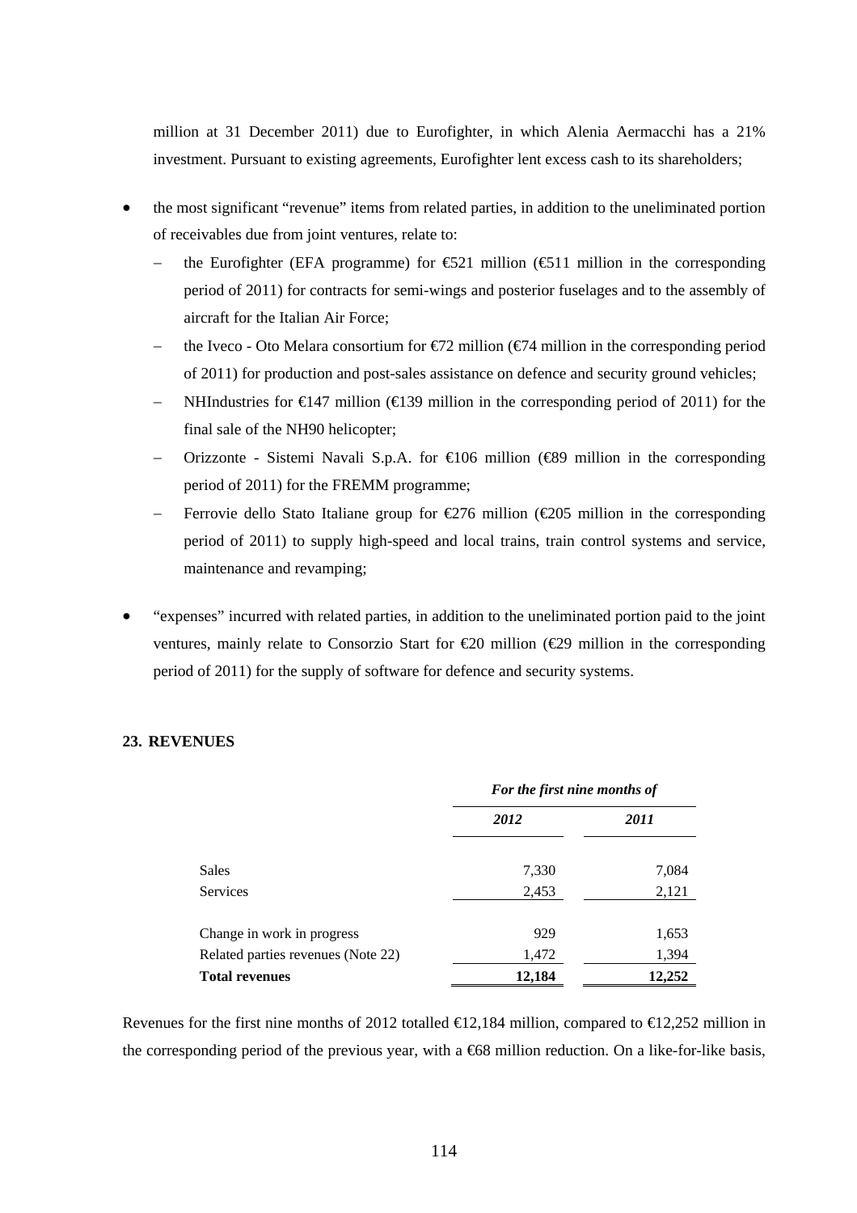million at 31 December 2011) due to Eurofighter, in which Alenia Aermacchi has a 21% investment. Pursuant to existing agreements, Eurofighter lent excess cash to its shareholders;

- the most significant "revenue" items from related parties, in addition to the uneliminated portion of receivables due from joint ventures, relate to:
  - the Eurofighter (EFA programme) for €521 million (€511 million in the corresponding period of 2011) for contracts for semi-wings and posterior fuselages and to the assembly of aircraft for the Italian Air Force;
  - the Iveco - Oto Melara consortium for €72 million (€74 million in the corresponding period of 2011) for production and post-sales assistance on defence and security ground vehicles;
  - NHIndustries for €147 million (€139 million in the corresponding period of 2011) for the final sale of the NH90 helicopter;
  - Orizzonte - Sistemi Navali S.p.A. for €106 million (€89 million in the corresponding period of 2011) for the FREMM programme;
  - Ferrovie dello Stato Italiane group for €276 million (€205 million in the corresponding period of 2011) to supply high-speed and local trains, train control systems and service, maintenance and revamping;
- "expenses" incurred with related parties, in addition to the uneliminated portion paid to the joint ventures, mainly relate to Consorzio Start for €20 million (€29 million in the corresponding period of 2011) for the supply of software for defence and security systems.

## 23. REVENUES

| | *For the first nine months of* | |
|---|---|---|
| | *2012* | *2011* |
| Sales | 7,330 | 7,084 |
| Services | 2,453 | 2,121 |
| Change in work in progress | 929 | 1,653 |
| Related parties revenues (Note 22) | 1,472 | 1,394 |
| **Total revenues** | **12,184** | **12,252** |

Revenues for the first nine months of 2012 totalled €12,184 million, compared to €12,252 million in the corresponding period of the previous year, with a €68 million reduction. On a like-for-like basis,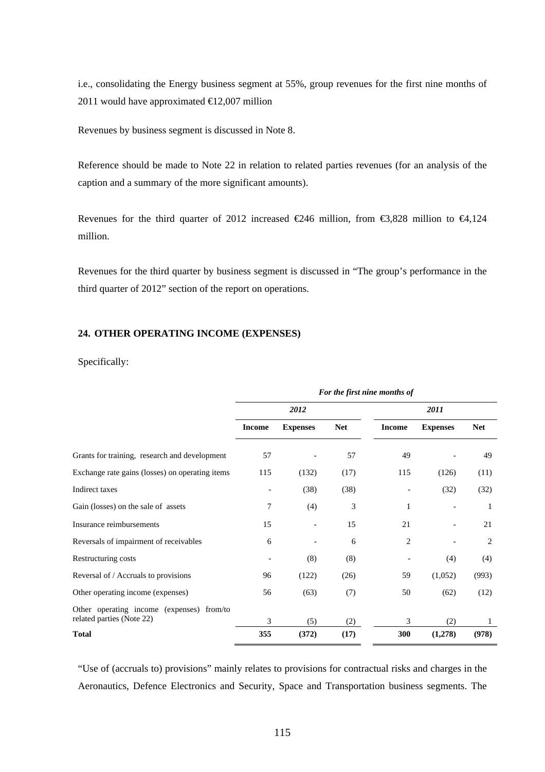i.e., consolidating the Energy business segment at 55%, group revenues for the first nine months of 2011 would have approximated €12,007 million

Revenues by business segment is discussed in Note 8.

Reference should be made to Note 22 in relation to related parties revenues (for an analysis of the caption and a summary of the more significant amounts).

Revenues for the third quarter of 2012 increased €246 million, from €3,828 million to €4,124 million.

Revenues for the third quarter by business segment is discussed in "The group's performance in the third quarter of 2012" section of the report on operations.

## 24. OTHER OPERATING INCOME (EXPENSES)

Specifically:

| | *For the first nine months of* | | | | | |
|---|---|---|---|---|---|---|
| | *2012* | | | *2011* | | |
| | **Income** | **Expenses** | **Net** | **Income** | **Expenses** | **Net** |
| Grants for training, research and development | 57 | - | 57 | 49 | - | 49 |
| Exchange rate gains (losses) on operating items | 115 | (132) | (17) | 115 | (126) | (11) |
| Indirect taxes | - | (38) | (38) | - | (32) | (32) |
| Gain (losses) on the sale of assets | 7 | (4) | 3 | 1 | - | 1 |
| Insurance reimbursements | 15 | - | 15 | 21 | - | 21 |
| Reversals of impairment of receivables | 6 | - | 6 | 2 | - | 2 |
| Restructuring costs | - | (8) | (8) | - | (4) | (4) |
| Reversal of / Accruals to provisions | 96 | (122) | (26) | 59 | (1,052) | (993) |
| Other operating income (expenses) | 56 | (63) | (7) | 50 | (62) | (12) |
| Other operating income (expenses) from/to related parties (Note 22) | 3 | (5) | (2) | 3 | (2) | 1 |
| **Total** | **355** | **(372)** | **(17)** | **300** | **(1,278)** | **(978)** |

"Use of (accruals to) provisions" mainly relates to provisions for contractual risks and charges in the Aeronautics, Defence Electronics and Security, Space and Transportation business segments. The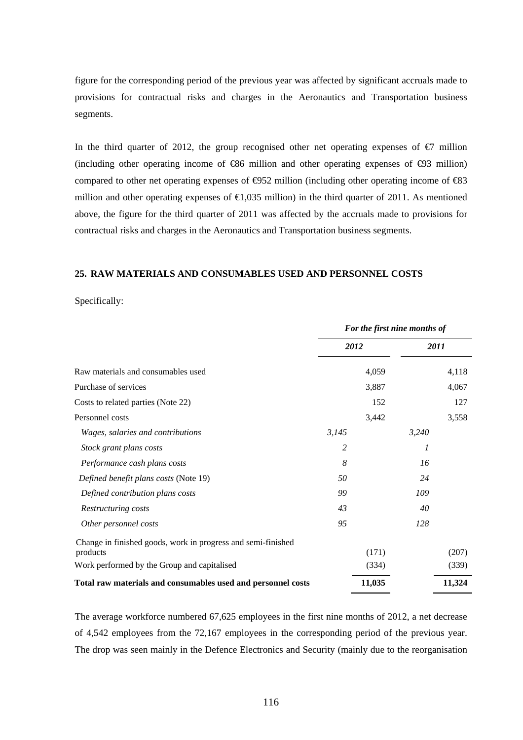figure for the corresponding period of the previous year was affected by significant accruals made to provisions for contractual risks and charges in the Aeronautics and Transportation business segments.

In the third quarter of 2012, the group recognised other net operating expenses of €7 million (including other operating income of €86 million and other operating expenses of €93 million) compared to other net operating expenses of €952 million (including other operating income of €83 million and other operating expenses of €1,035 million) in the third quarter of 2011. As mentioned above, the figure for the third quarter of 2011 was affected by the accruals made to provisions for contractual risks and charges in the Aeronautics and Transportation business segments.

## 25. RAW MATERIALS AND CONSUMABLES USED AND PERSONNEL COSTS

Specifically:

| | *For the first nine months of* | | | |
|---|---|---|---|---|
| | *2012* | | *2011* | |
| Raw materials and consumables used | | 4,059 | | 4,118 |
| Purchase of services | | 3,887 | | 4,067 |
| Costs to related parties (Note 22) | | 152 | | 127 |
| Personnel costs | | 3,442 | | 3,558 |
| *Wages, salaries and contributions* | *3,145* | | *3,240* | |
| *Stock grant plans costs* | *2* | | *1* | |
| *Performance cash plans costs* | *8* | | *16* | |
| *Defined benefit plans costs* (Note 19) | *50* | | *24* | |
| *Defined contribution plans costs* | *99* | | *109* | |
| *Restructuring costs* | *43* | | *40* | |
| *Other personnel costs* | *95* | | *128* | |
| Change in finished goods, work in progress and semi-finished products | | (171) | | (207) |
| Work performed by the Group and capitalised | | (334) | | (339) |
| **Total raw materials and consumables used and personnel costs** | | **11,035** | | **11,324** |

The average workforce numbered 67,625 employees in the first nine months of 2012, a net decrease of 4,542 employees from the 72,167 employees in the corresponding period of the previous year. The drop was seen mainly in the Defence Electronics and Security (mainly due to the reorganisation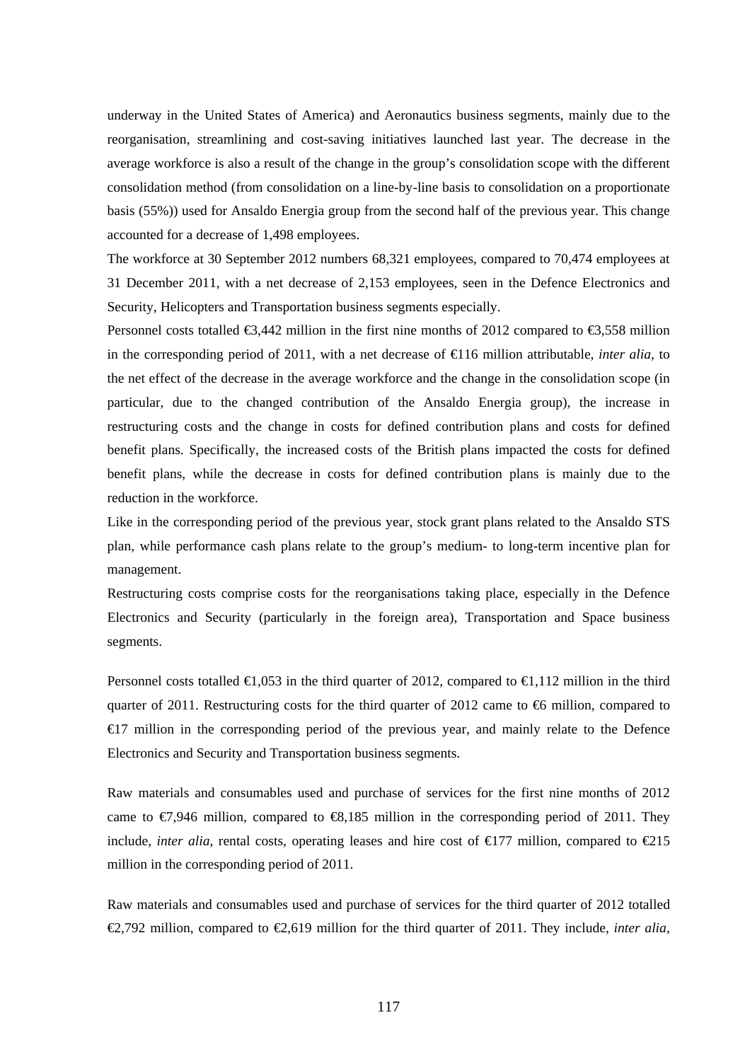underway in the United States of America) and Aeronautics business segments, mainly due to the reorganisation, streamlining and cost-saving initiatives launched last year. The decrease in the average workforce is also a result of the change in the group's consolidation scope with the different consolidation method (from consolidation on a line-by-line basis to consolidation on a proportionate basis (55%)) used for Ansaldo Energia group from the second half of the previous year. This change accounted for a decrease of 1,498 employees.

The workforce at 30 September 2012 numbers 68,321 employees, compared to 70,474 employees at 31 December 2011, with a net decrease of 2,153 employees, seen in the Defence Electronics and Security, Helicopters and Transportation business segments especially.

Personnel costs totalled €3,442 million in the first nine months of 2012 compared to €3,558 million in the corresponding period of 2011, with a net decrease of €116 million attributable, *inter alia*, to the net effect of the decrease in the average workforce and the change in the consolidation scope (in particular, due to the changed contribution of the Ansaldo Energia group), the increase in restructuring costs and the change in costs for defined contribution plans and costs for defined benefit plans. Specifically, the increased costs of the British plans impacted the costs for defined benefit plans, while the decrease in costs for defined contribution plans is mainly due to the reduction in the workforce.

Like in the corresponding period of the previous year, stock grant plans related to the Ansaldo STS plan, while performance cash plans relate to the group's medium- to long-term incentive plan for management.

Restructuring costs comprise costs for the reorganisations taking place, especially in the Defence Electronics and Security (particularly in the foreign area), Transportation and Space business segments.

Personnel costs totalled €1,053 in the third quarter of 2012, compared to €1,112 million in the third quarter of 2011. Restructuring costs for the third quarter of 2012 came to €6 million, compared to €17 million in the corresponding period of the previous year, and mainly relate to the Defence Electronics and Security and Transportation business segments.

Raw materials and consumables used and purchase of services for the first nine months of 2012 came to €7,946 million, compared to €8,185 million in the corresponding period of 2011. They include, *inter alia*, rental costs, operating leases and hire cost of €177 million, compared to €215 million in the corresponding period of 2011.

Raw materials and consumables used and purchase of services for the third quarter of 2012 totalled €2,792 million, compared to €2,619 million for the third quarter of 2011. They include, *inter alia*,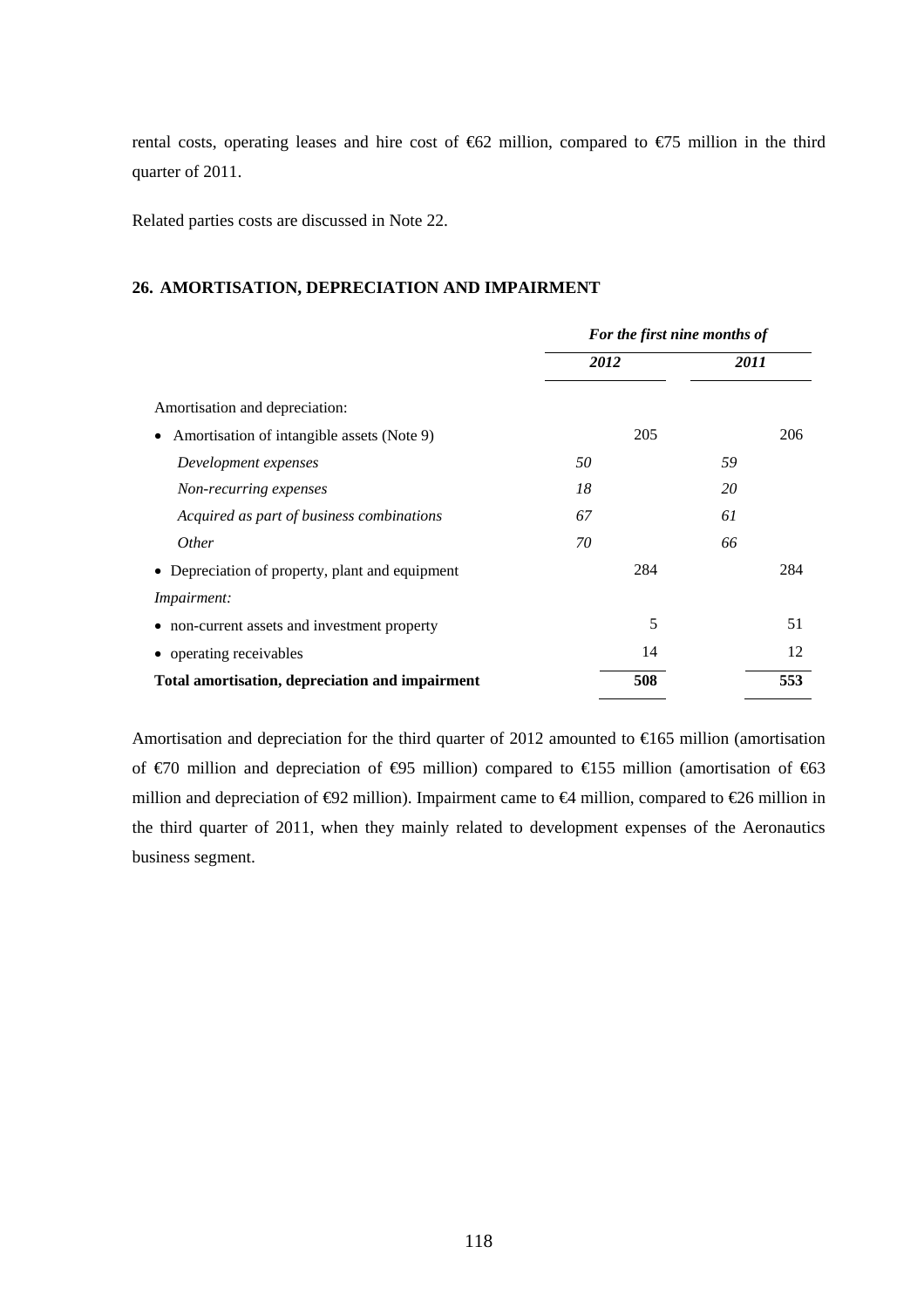rental costs, operating leases and hire cost of €62 million, compared to €75 million in the third quarter of 2011.

Related parties costs are discussed in Note 22.

## 26. AMORTISATION, DEPRECIATION AND IMPAIRMENT

| | *For the first nine months of* | | | |
|---|---|---|---|---|
| | *2012* | | *2011* | |
| Amortisation and depreciation: | | | | |
| • Amortisation of intangible assets (Note 9) | | 205 | | 206 |
| *Development expenses* | *50* | | *59* | |
| *Non-recurring expenses* | *18* | | *20* | |
| *Acquired as part of business combinations* | *67* | | *61* | |
| *Other* | *70* | | *66* | |
| • Depreciation of property, plant and equipment | | 284 | | 284 |
| *Impairment:* | | | | |
| • non-current assets and investment property | | 5 | | 51 |
| • operating receivables | | 14 | | 12 |
| **Total amortisation, depreciation and impairment** | | **508** | | **553** |

Amortisation and depreciation for the third quarter of 2012 amounted to €165 million (amortisation of €70 million and depreciation of €95 million) compared to €155 million (amortisation of €63 million and depreciation of €92 million). Impairment came to €4 million, compared to €26 million in the third quarter of 2011, when they mainly related to development expenses of the Aeronautics business segment.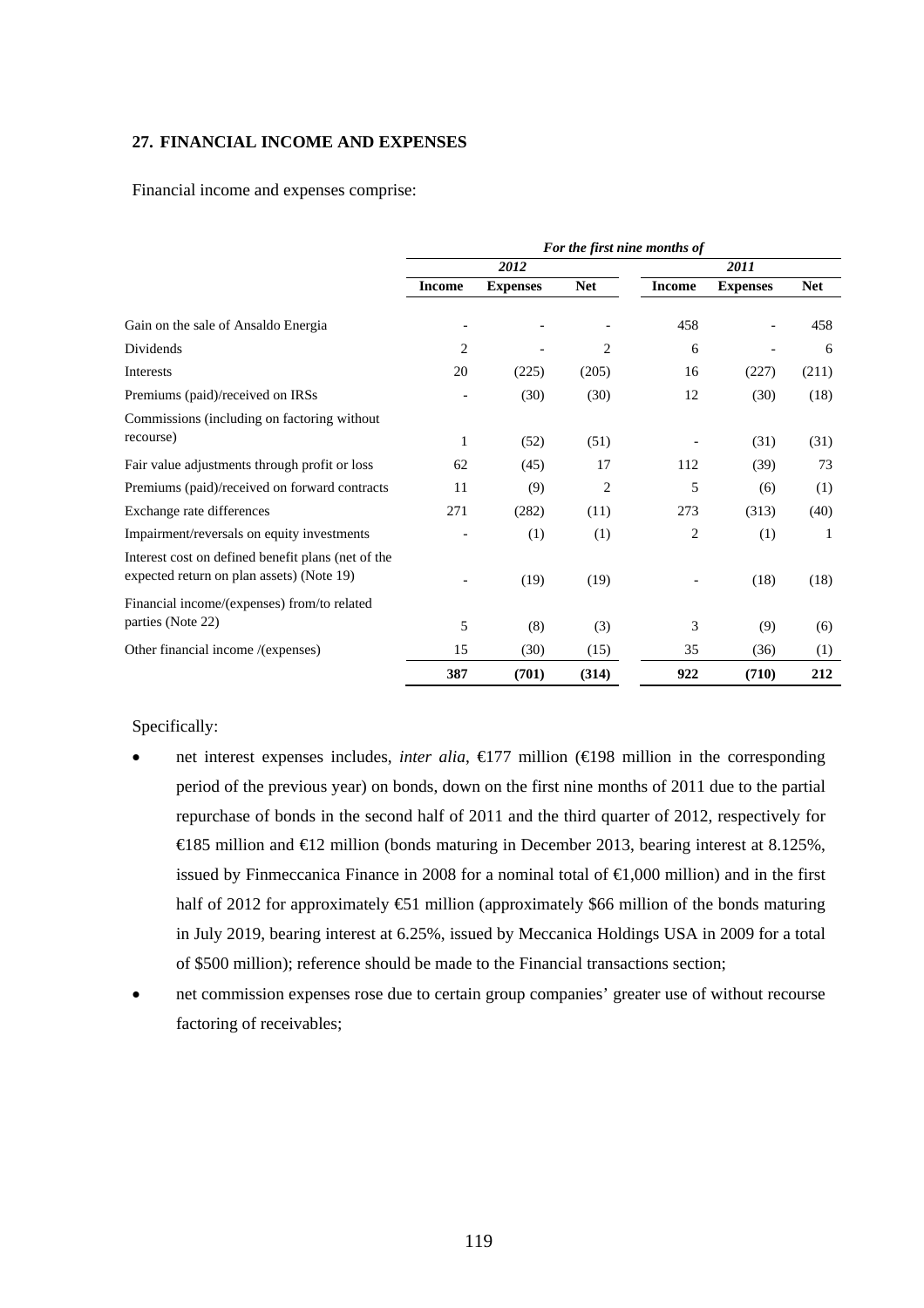## 27. FINANCIAL INCOME AND EXPENSES

Financial income and expenses comprise:

| | *For the first nine months of* | | | | | |
|---|---|---|---|---|---|---|
| | *2012* | | | *2011* | | |
| | **Income** | **Expenses** | **Net** | **Income** | **Expenses** | **Net** |
| Gain on the sale of Ansaldo Energia | - | - | - | 458 | - | 458 |
| Dividends | 2 | - | 2 | 6 | - | 6 |
| Interests | 20 | (225) | (205) | 16 | (227) | (211) |
| Premiums (paid)/received on IRSs | - | (30) | (30) | 12 | (30) | (18) |
| Commissions (including on factoring without recourse) | 1 | (52) | (51) | - | (31) | (31) |
| Fair value adjustments through profit or loss | 62 | (45) | 17 | 112 | (39) | 73 |
| Premiums (paid)/received on forward contracts | 11 | (9) | 2 | 5 | (6) | (1) |
| Exchange rate differences | 271 | (282) | (11) | 273 | (313) | (40) |
| Impairment/reversals on equity investments | - | (1) | (1) | 2 | (1) | 1 |
| Interest cost on defined benefit plans (net of the expected return on plan assets) (Note 19) | - | (19) | (19) | - | (18) | (18) |
| Financial income/(expenses) from/to related parties (Note 22) | 5 | (8) | (3) | 3 | (9) | (6) |
| Other financial income /(expenses) | 15 | (30) | (15) | 35 | (36) | (1) |
| | **387** | **(701)** | **(314)** | **922** | **(710)** | **212** |

Specifically:

- net interest expenses includes, *inter alia*, €177 million (€198 million in the corresponding period of the previous year) on bonds, down on the first nine months of 2011 due to the partial repurchase of bonds in the second half of 2011 and the third quarter of 2012, respectively for €185 million and €12 million (bonds maturing in December 2013, bearing interest at 8.125%, issued by Finmeccanica Finance in 2008 for a nominal total of €1,000 million) and in the first half of 2012 for approximately €51 million (approximately $66 million of the bonds maturing in July 2019, bearing interest at 6.25%, issued by Meccanica Holdings USA in 2009 for a total of $500 million); reference should be made to the Financial transactions section;
- net commission expenses rose due to certain group companies' greater use of without recourse factoring of receivables;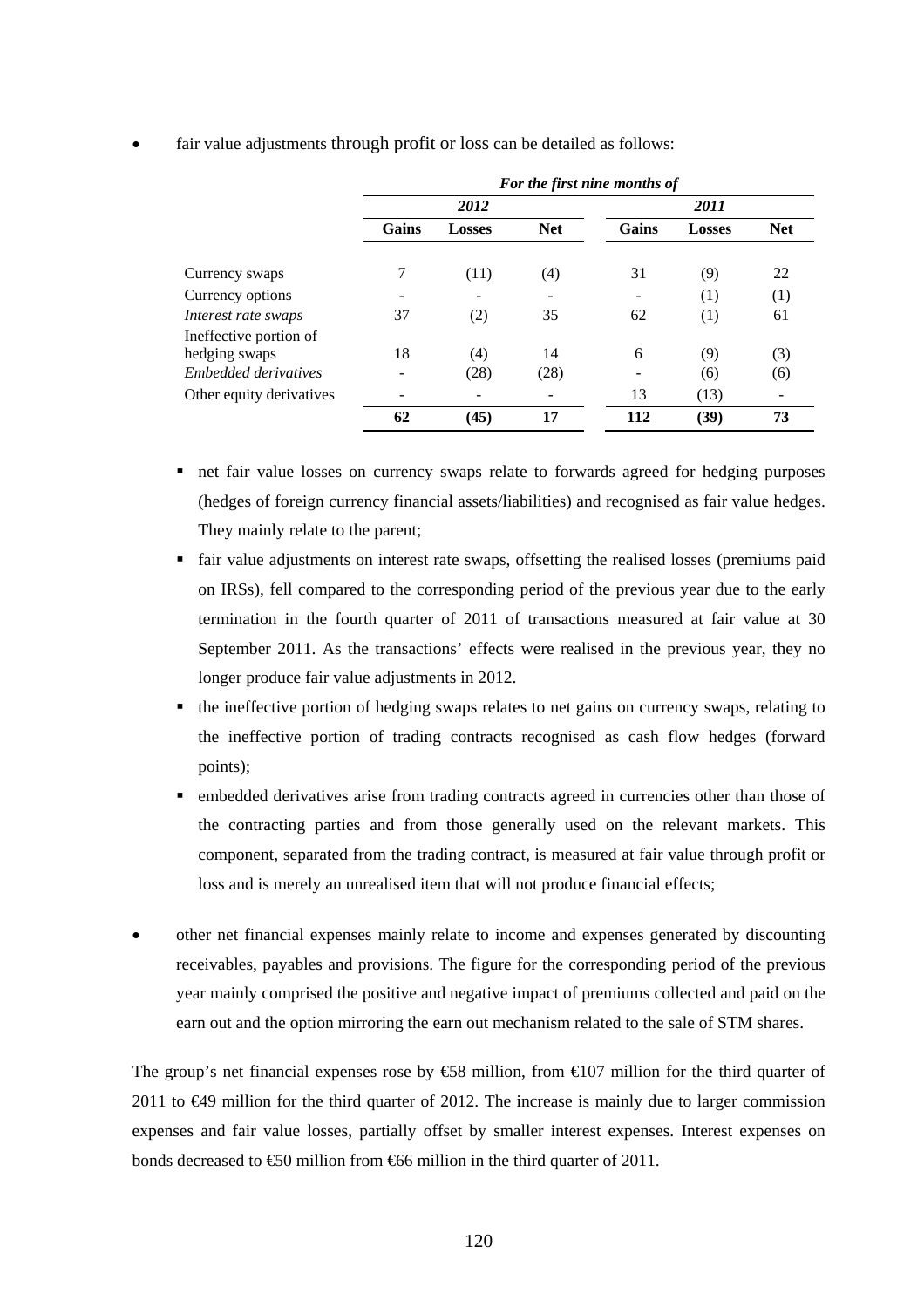- fair value adjustments through profit or loss can be detailed as follows:

| | *For the first nine months of* | | | | | |
|---|---|---|---|---|---|---|
| | *2012* | | | *2011* | | |
| | **Gains** | **Losses** | **Net** | **Gains** | **Losses** | **Net** |
| Currency swaps | 7 | (11) | (4) | 31 | (9) | 22 |
| Currency options | - | - | - | - | (1) | (1) |
| *Interest rate swaps* | 37 | (2) | 35 | 62 | (1) | 61 |
| Ineffective portion of hedging swaps | 18 | (4) | 14 | 6 | (9) | (3) |
| *Embedded derivatives* | - | (28) | (28) | - | (6) | (6) |
| Other equity derivatives | - | - | - | 13 | (13) | - |
| | **62** | **(45)** | **17** | **112** | **(39)** | **73** |

  - net fair value losses on currency swaps relate to forwards agreed for hedging purposes (hedges of foreign currency financial assets/liabilities) and recognised as fair value hedges. They mainly relate to the parent;
  - fair value adjustments on interest rate swaps, offsetting the realised losses (premiums paid on IRSs), fell compared to the corresponding period of the previous year due to the early termination in the fourth quarter of 2011 of transactions measured at fair value at 30 September 2011. As the transactions' effects were realised in the previous year, they no longer produce fair value adjustments in 2012.
  - the ineffective portion of hedging swaps relates to net gains on currency swaps, relating to the ineffective portion of trading contracts recognised as cash flow hedges (forward points);
  - embedded derivatives arise from trading contracts agreed in currencies other than those of the contracting parties and from those generally used on the relevant markets. This component, separated from the trading contract, is measured at fair value through profit or loss and is merely an unrealised item that will not produce financial effects;

- other net financial expenses mainly relate to income and expenses generated by discounting receivables, payables and provisions. The figure for the corresponding period of the previous year mainly comprised the positive and negative impact of premiums collected and paid on the earn out and the option mirroring the earn out mechanism related to the sale of STM shares.

The group's net financial expenses rose by €58 million, from €107 million for the third quarter of 2011 to €49 million for the third quarter of 2012. The increase is mainly due to larger commission expenses and fair value losses, partially offset by smaller interest expenses. Interest expenses on bonds decreased to €50 million from €66 million in the third quarter of 2011.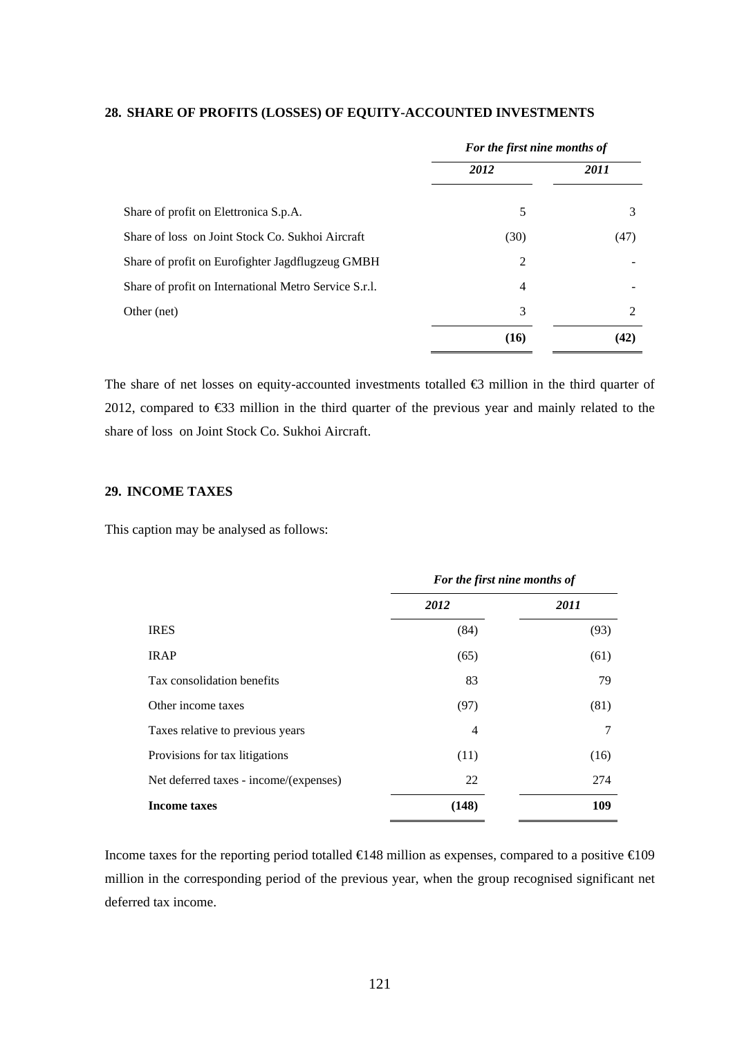## 28. SHARE OF PROFITS (LOSSES) OF EQUITY-ACCOUNTED INVESTMENTS

| | *For the first nine months of* | |
|---|---|---|
| | ***2012*** | ***2011*** |
| Share of profit on Elettronica S.p.A. | 5 | 3 |
| Share of loss on Joint Stock Co. Sukhoi Aircraft | (30) | (47) |
| Share of profit on Eurofighter Jagdflugzeug GMBH | 2 | - |
| Share of profit on International Metro Service S.r.l. | 4 | - |
| Other (net) | 3 | 2 |
| | **(16)** | **(42)** |

The share of net losses on equity-accounted investments totalled €3 million in the third quarter of 2012, compared to €33 million in the third quarter of the previous year and mainly related to the share of loss on Joint Stock Co. Sukhoi Aircraft.

## 29. INCOME TAXES

This caption may be analysed as follows:

| | *For the first nine months of* | |
|---|---|---|
| | ***2012*** | ***2011*** |
| IRES | (84) | (93) |
| IRAP | (65) | (61) |
| Tax consolidation benefits | 83 | 79 |
| Other income taxes | (97) | (81) |
| Taxes relative to previous years | 4 | 7 |
| Provisions for tax litigations | (11) | (16) |
| Net deferred taxes - income/(expenses) | 22 | 274 |
| **Income taxes** | **(148)** | **109** |

Income taxes for the reporting period totalled €148 million as expenses, compared to a positive €109 million in the corresponding period of the previous year, when the group recognised significant net deferred tax income.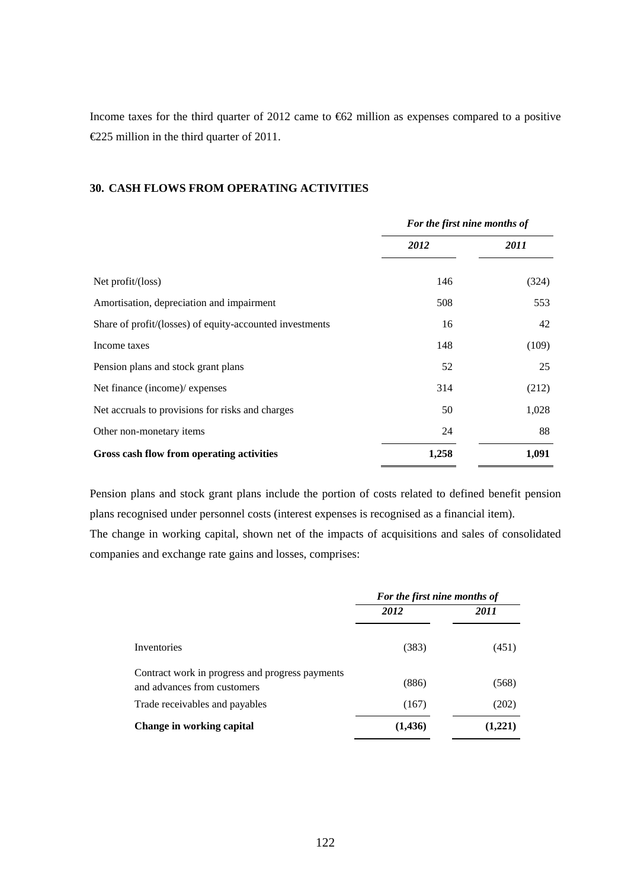Income taxes for the third quarter of 2012 came to €62 million as expenses compared to a positive €225 million in the third quarter of 2011.

## 30. CASH FLOWS FROM OPERATING ACTIVITIES

| | *For the first nine months of* | |
|---|---|---|
| | ***2012*** | ***2011*** |
| Net profit/(loss) | 146 | (324) |
| Amortisation, depreciation and impairment | 508 | 553 |
| Share of profit/(losses) of equity-accounted investments | 16 | 42 |
| Income taxes | 148 | (109) |
| Pension plans and stock grant plans | 52 | 25 |
| Net finance (income)/ expenses | 314 | (212) |
| Net accruals to provisions for risks and charges | 50 | 1,028 |
| Other non-monetary items | 24 | 88 |
| **Gross cash flow from operating activities** | **1,258** | **1,091** |

Pension plans and stock grant plans include the portion of costs related to defined benefit pension plans recognised under personnel costs (interest expenses is recognised as a financial item).

The change in working capital, shown net of the impacts of acquisitions and sales of consolidated companies and exchange rate gains and losses, comprises:

| | *For the first nine months of* | |
|---|---|---|
| | ***2012*** | ***2011*** |
| Inventories | (383) | (451) |
| Contract work in progress and progress payments and advances from customers | (886) | (568) |
| Trade receivables and payables | (167) | (202) |
| **Change in working capital** | **(1,436)** | **(1,221)** |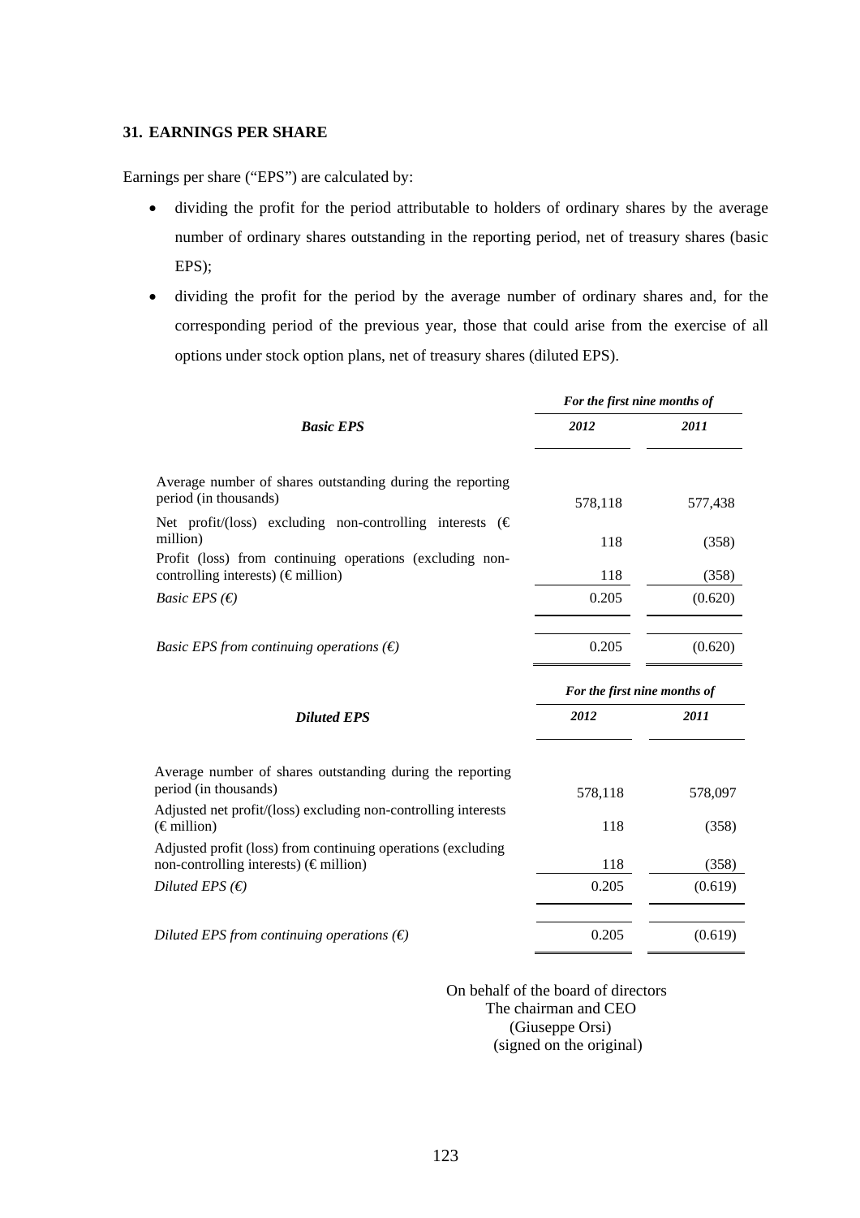## 31. EARNINGS PER SHARE

Earnings per share ("EPS") are calculated by:

- dividing the profit for the period attributable to holders of ordinary shares by the average number of ordinary shares outstanding in the reporting period, net of treasury shares (basic EPS);
- dividing the profit for the period by the average number of ordinary shares and, for the corresponding period of the previous year, those that could arise from the exercise of all options under stock option plans, net of treasury shares (diluted EPS).

| | *For the first nine months of* | |
|---|---|---|
| ***Basic EPS*** | ***2012*** | ***2011*** |
| Average number of shares outstanding during the reporting period (in thousands) | 578,118 | 577,438 |
| Net profit/(loss) excluding non-controlling interests (€ million) | 118 | (358) |
| Profit (loss) from continuing operations (excluding non-controlling interests) (€ million) | 118 | (358) |
| *Basic EPS (€)* | 0.205 | (0.620) |
| *Basic EPS from continuing operations (€)* | 0.205 | (0.620) |

| | *For the first nine months of* | |
|---|---|---|
| ***Diluted EPS*** | ***2012*** | ***2011*** |
| Average number of shares outstanding during the reporting period (in thousands) | 578,118 | 578,097 |
| Adjusted net profit/(loss) excluding non-controlling interests (€ million) | 118 | (358) |
| Adjusted profit (loss) from continuing operations (excluding non-controlling interests) (€ million) | 118 | (358) |
| *Diluted EPS (€)* | 0.205 | (0.619) |
| *Diluted EPS from continuing operations (€)* | 0.205 | (0.619) |

On behalf of the board of directors
The chairman and CEO
(Giuseppe Orsi)
(signed on the original)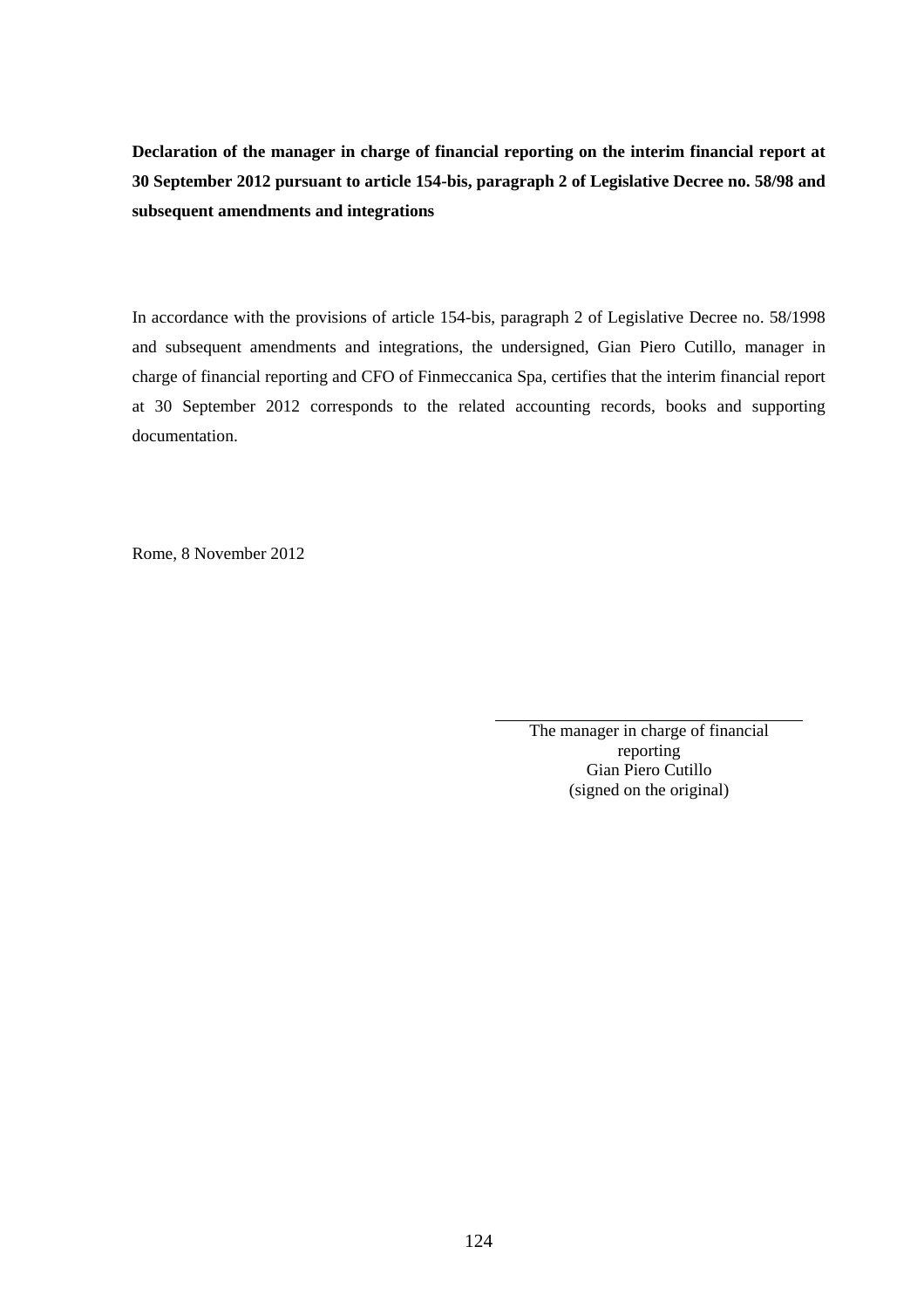**Declaration of the manager in charge of financial reporting on the interim financial report at 30 September 2012 pursuant to article 154-bis, paragraph 2 of Legislative Decree no. 58/98 and subsequent amendments and integrations**

In accordance with the provisions of article 154-bis, paragraph 2 of Legislative Decree no. 58/1998 and subsequent amendments and integrations, the undersigned, Gian Piero Cutillo, manager in charge of financial reporting and CFO of Finmeccanica Spa, certifies that the interim financial report at 30 September 2012 corresponds to the related accounting records, books and supporting documentation.

Rome, 8 November 2012

The manager in charge of financial reporting
Gian Piero Cutillo
(signed on the original)